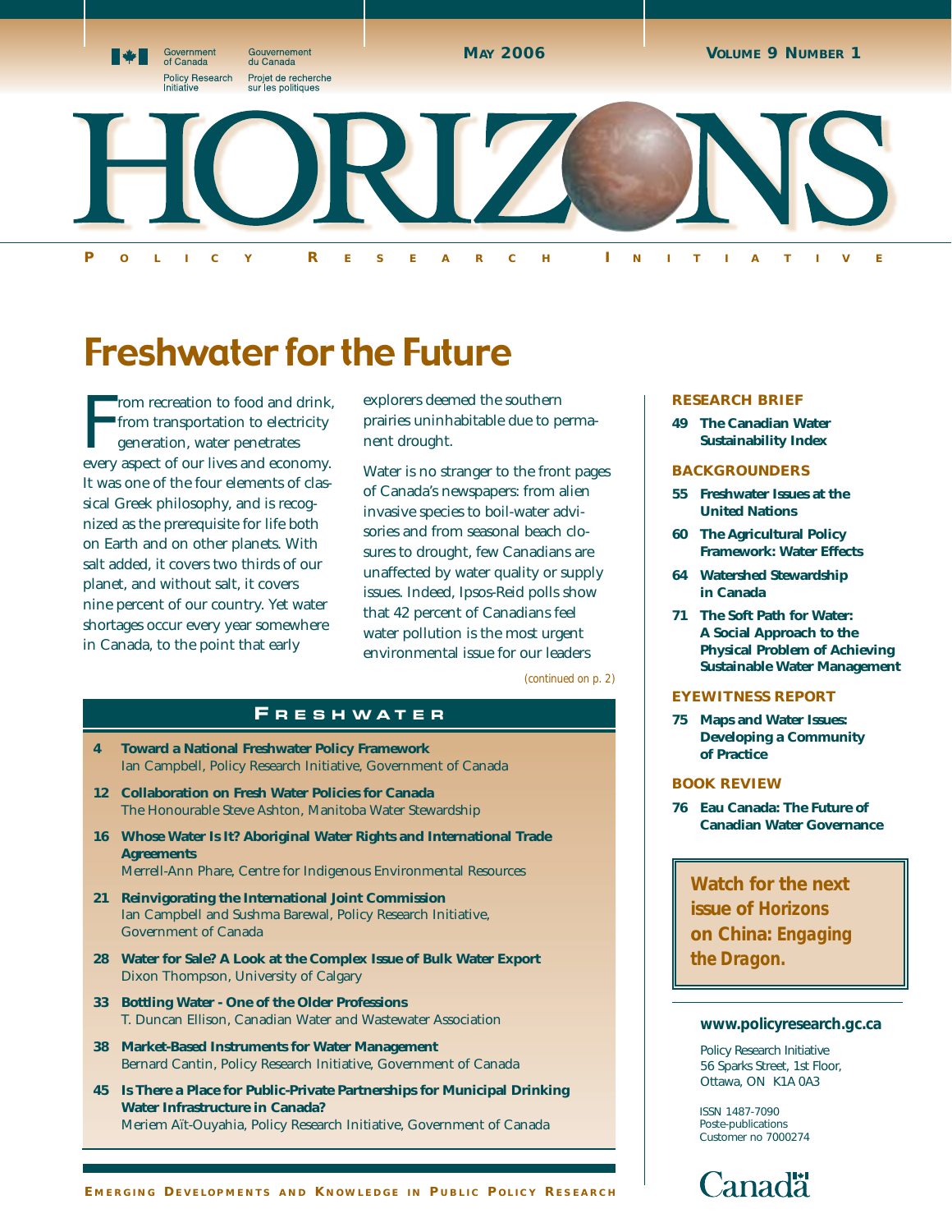Government of Canada / Gouvernement du Canada

Policy Research Initiative / Projet de recherche sur les politiques

MAY 2006 — VOLUME 9 NUMBER 1

# HORIZONS

POLICY RESEARCH INITIATIVE

## Freshwater for the Future

From recreation to food and drink, from transportation to electricity generation, water penetrates every aspect of our lives and economy. It was one of the four elements of classical Greek philosophy, and is recognized as the prerequisite for life both on Earth and on other planets. With salt added, it covers two thirds of our planet, and without salt, it covers nine percent of our country. Yet water shortages occur every year somewhere in Canada, to the point that early explorers deemed the southern prairies uninhabitable due to permanent drought.

Water is no stranger to the front pages of Canada's newspapers: from alien invasive species to boil-water advisories and from seasonal beach closures to drought, few Canadians are unaffected by water quality or supply issues. Indeed, Ipsos-Reid polls show that 42 percent of Canadians feel water pollution is the most urgent environmental issue for our leaders

*(continued on p. 2)*

### FRESHWATER

- **4 Toward a National Freshwater Policy Framework**
  Ian Campbell, Policy Research Initiative, Government of Canada
- **12 Collaboration on Fresh Water Policies for Canada**
  The Honourable Steve Ashton, Manitoba Water Stewardship
- **16 Whose Water Is It? Aboriginal Water Rights and International Trade Agreements**
  Merrell-Ann Phare, Centre for Indigenous Environmental Resources
- **21 Reinvigorating the International Joint Commission**
  Ian Campbell and Sushma Barewal, Policy Research Initiative, Government of Canada
- **28 Water for Sale? A Look at the Complex Issue of Bulk Water Export**
  Dixon Thompson, University of Calgary
- **33 Bottling Water - One of the Older Professions**
  T. Duncan Ellison, Canadian Water and Wastewater Association
- **38 Market-Based Instruments for Water Management**
  Bernard Cantin, Policy Research Initiative, Government of Canada
- **45 Is There a Place for Public-Private Partnerships for Municipal Drinking Water Infrastructure in Canada?**
  Meriem Aït-Ouyahia, Policy Research Initiative, Government of Canada

### RESEARCH BRIEF

- **49 The Canadian Water Sustainability Index**

### BACKGROUNDERS

- **55 Freshwater Issues at the United Nations**
- **60 The Agricultural Policy Framework: Water Effects**
- **64 Watershed Stewardship in Canada**
- **71 The Soft Path for Water: A Social Approach to the Physical Problem of Achieving Sustainable Water Management**

### EYEWITNESS REPORT

- **75 Maps and Water Issues: Developing a Community of Practice**

### BOOK REVIEW

- **76 Eau Canada: The Future of Canadian Water Governance**

**Watch for the next issue of Horizons on China: *Engaging the Dragon.***

**www.policyresearch.gc.ca**

Policy Research Initiative
56 Sparks Street, 1st Floor,
Ottawa, ON K1A 0A3

ISSN 1487-7090
Poste-publications
Customer no 7000274

Canada

EMERGING DEVELOPMENTS AND KNOWLEDGE IN PUBLIC POLICY RESEARCH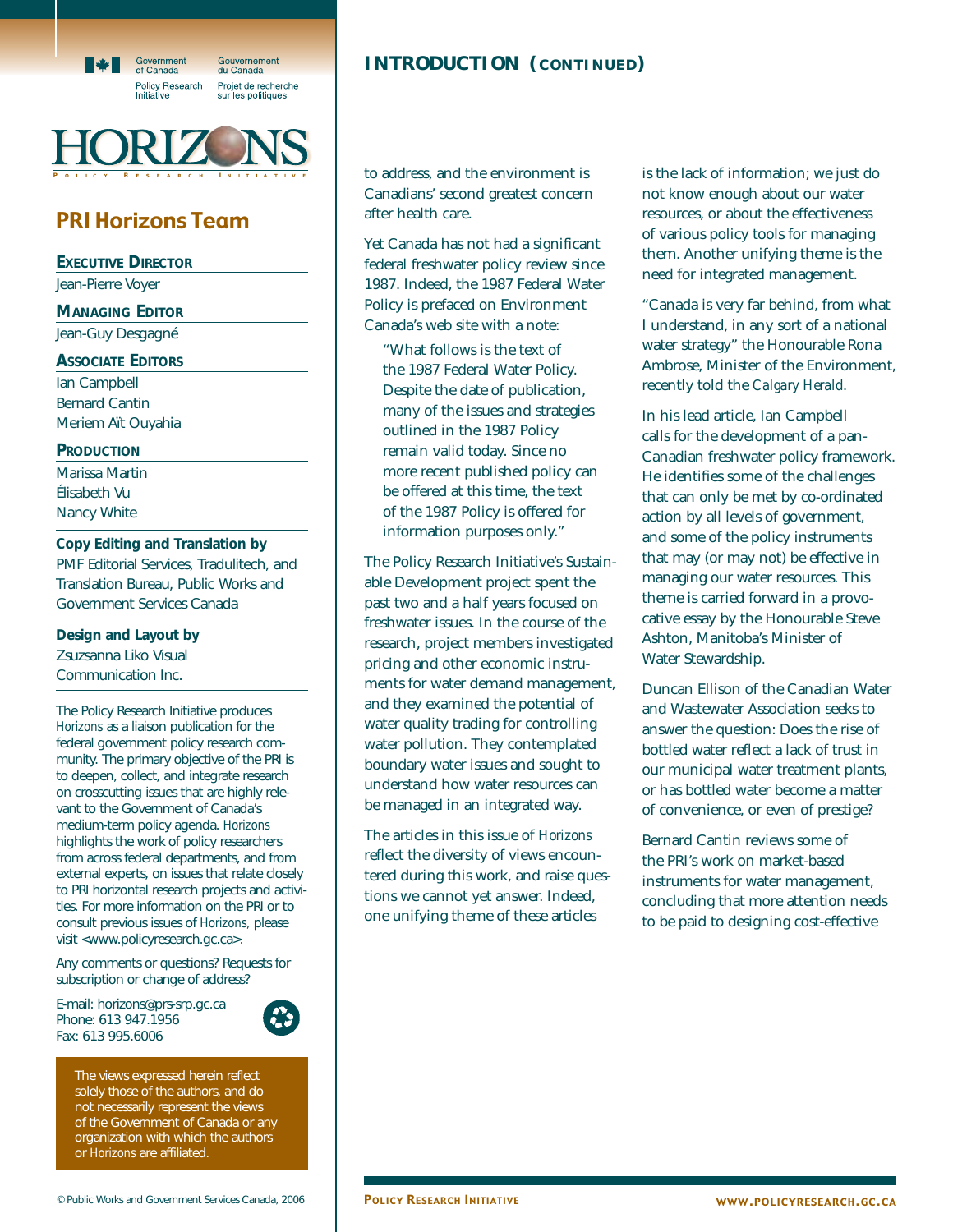## PRI Horizons Team

**Executive Director**
Jean-Pierre Voyer

**Managing Editor**
Jean-Guy Desgagné

**Associate Editors**
Ian Campbell
Bernard Cantin
Meriem Aït Ouyahia

**Production**
Marissa Martin
Élisabeth Vu
Nancy White

**Copy Editing and Translation by**
PMF Editorial Services, Tradulitech, and Translation Bureau, Public Works and Government Services Canada

**Design and Layout by**
Zsuzsanna Liko Visual Communication Inc.

The Policy Research Initiative produces *Horizons* as a liaison publication for the federal government policy research community. The primary objective of the PRI is to deepen, collect, and integrate research on crosscutting issues that are highly relevant to the Government of Canada's medium-term policy agenda. *Horizons* highlights the work of policy researchers from across federal departments, and from external experts, on issues that relate closely to PRI horizontal research projects and activities. For more information on the PRI or to consult previous issues of *Horizons*, please visit <www.policyresearch.gc.ca>.

Any comments or questions? Requests for subscription or change of address?

E-mail: horizons@prs-srp.gc.ca
Phone: 613 947.1956
Fax: 613 995.6006

The views expressed herein reflect solely those of the authors, and do not necessarily represent the views of the Government of Canada or any organization with which the authors or *Horizons* are affiliated.

© Public Works and Government Services Canada, 2006

## INTRODUCTION (CONTINUED)

to address, and the environment is Canadians' second greatest concern after health care.

Yet Canada has not had a significant federal freshwater policy review since 1987. Indeed, the 1987 Federal Water Policy is prefaced on Environment Canada's web site with a note:

> "What follows is the text of the 1987 Federal Water Policy. Despite the date of publication, many of the issues and strategies outlined in the 1987 Policy remain valid today. Since no more recent published policy can be offered at this time, the text of the 1987 Policy is offered for information purposes only."

The Policy Research Initiative's Sustainable Development project spent the past two and a half years focused on freshwater issues. In the course of the research, project members investigated pricing and other economic instruments for water demand management, and they examined the potential of water quality trading for controlling water pollution. They contemplated boundary water issues and sought to understand how water resources can be managed in an integrated way.

The articles in this issue of *Horizons* reflect the diversity of views encountered during this work, and raise questions we cannot yet answer. Indeed, one unifying theme of these articles is the lack of information; we just do not know enough about our water resources, or about the effectiveness of various policy tools for managing them. Another unifying theme is the need for integrated management.

"Canada is very far behind, from what I understand, in any sort of a national water strategy" the Honourable Rona Ambrose, Minister of the Environment, recently told the *Calgary Herald*.

In his lead article, Ian Campbell calls for the development of a pan-Canadian freshwater policy framework. He identifies some of the challenges that can only be met by co-ordinated action by all levels of government, and some of the policy instruments that may (or may not) be effective in managing our water resources. This theme is carried forward in a provocative essay by the Honourable Steve Ashton, Manitoba's Minister of Water Stewardship.

Duncan Ellison of the Canadian Water and Wastewater Association seeks to answer the question: Does the rise of bottled water reflect a lack of trust in our municipal water treatment plants, or has bottled water become a matter of convenience, or even of prestige?

Bernard Cantin reviews some of the PRI's work on market-based instruments for water management, concluding that more attention needs to be paid to designing cost-effective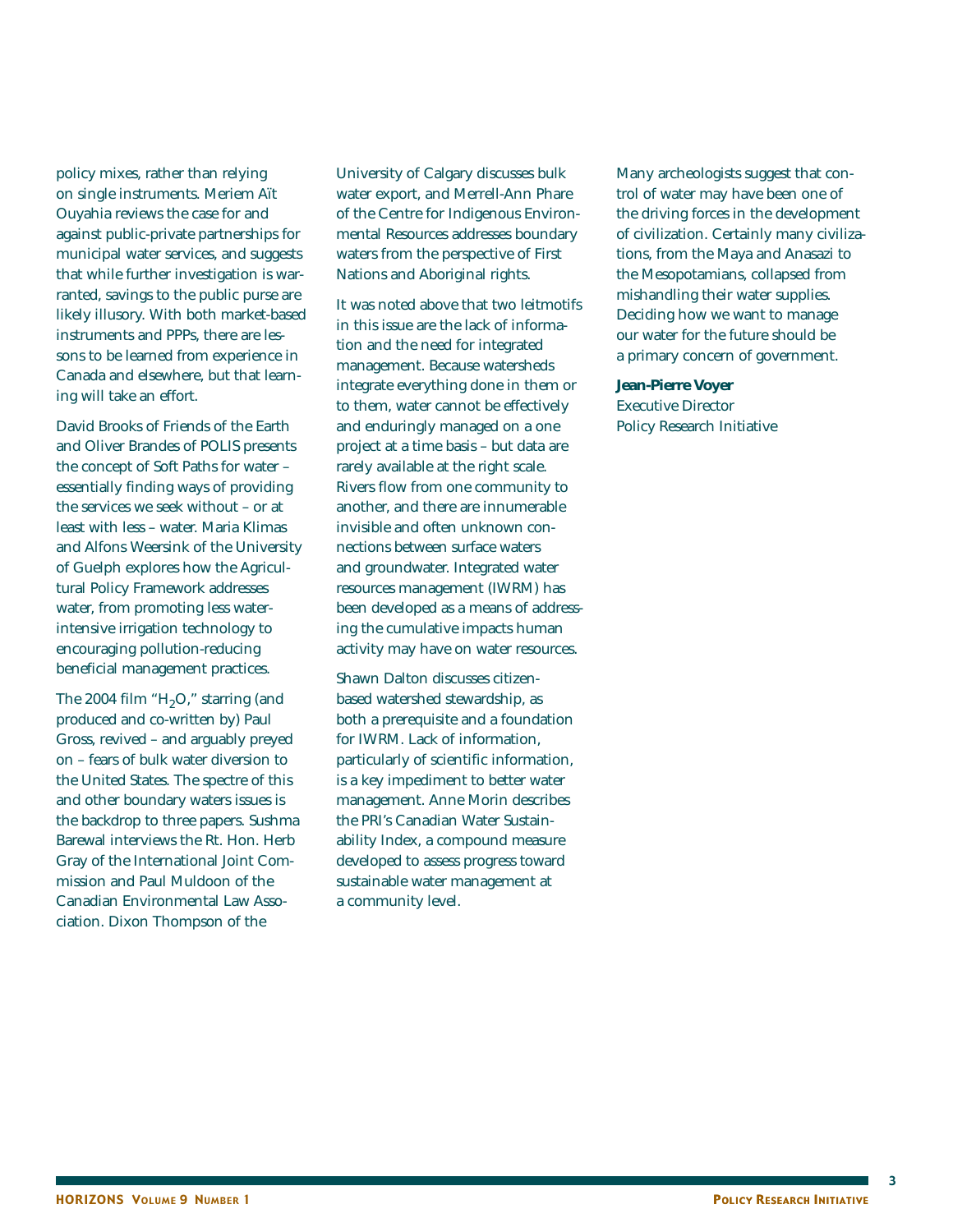policy mixes, rather than relying on single instruments. Meriem Aït Ouyahia reviews the case for and against public-private partnerships for municipal water services, and suggests that while further investigation is warranted, savings to the public purse are likely illusory. With both market-based instruments and PPPs, there are lessons to be learned from experience in Canada and elsewhere, but that learning will take an effort.

David Brooks of Friends of the Earth and Oliver Brandes of POLIS presents the concept of Soft Paths for water – essentially finding ways of providing the services we seek without – or at least with less – water. Maria Klimas and Alfons Weersink of the University of Guelph explores how the Agricultural Policy Framework addresses water, from promoting less water-intensive irrigation technology to encouraging pollution-reducing beneficial management practices.

The 2004 film "$H_2O$," starring (and produced and co-written by) Paul Gross, revived – and arguably preyed on – fears of bulk water diversion to the United States. The spectre of this and other boundary waters issues is the backdrop to three papers. Sushma Barewal interviews the Rt. Hon. Herb Gray of the International Joint Commission and Paul Muldoon of the Canadian Environmental Law Association. Dixon Thompson of the University of Calgary discusses bulk water export, and Merrell-Ann Phare of the Centre for Indigenous Environmental Resources addresses boundary waters from the perspective of First Nations and Aboriginal rights.

It was noted above that two leitmotifs in this issue are the lack of information and the need for integrated management. Because watersheds integrate everything done in them or to them, water cannot be effectively and enduringly managed on a one project at a time basis – but data are rarely available at the right scale. Rivers flow from one community to another, and there are innumerable invisible and often unknown connections between surface waters and groundwater. Integrated water resources management (IWRM) has been developed as a means of addressing the cumulative impacts human activity may have on water resources.

Shawn Dalton discusses citizen-based watershed stewardship, as both a prerequisite and a foundation for IWRM. Lack of information, particularly of scientific information, is a key impediment to better water management. Anne Morin describes the PRI's Canadian Water Sustainability Index, a compound measure developed to assess progress toward sustainable water management at a community level.

Many archeologists suggest that control of water may have been one of the driving forces in the development of civilization. Certainly many civilizations, from the Maya and Anasazi to the Mesopotamians, collapsed from mishandling their water supplies. Deciding how we want to manage our water for the future should be a primary concern of government.

**Jean-Pierre Voyer**
Executive Director
Policy Research Initiative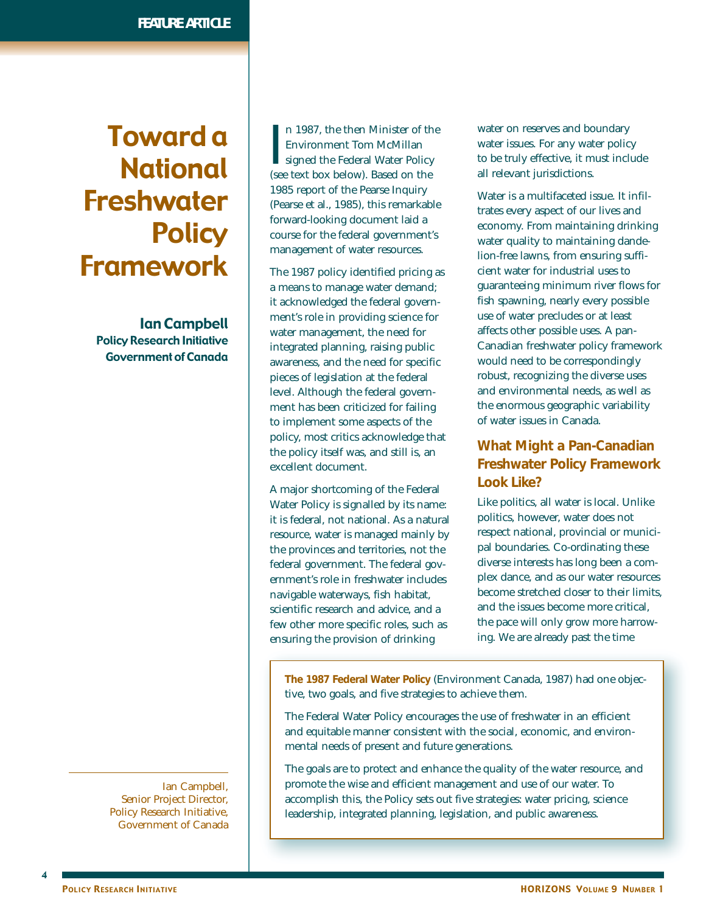FEATURE ARTICLE

# Toward a National Freshwater Policy Framework

**Ian Campbell**
**Policy Research Initiative**
**Government of Canada**

In 1987, the then Minister of the Environment Tom McMillan signed the Federal Water Policy (see text box below). Based on the 1985 report of the Pearse Inquiry (Pearse et al., 1985), this remarkable forward-looking document laid a course for the federal government's management of water resources.

The 1987 policy identified pricing as a means to manage water demand; it acknowledged the federal government's role in providing science for water management, the need for integrated planning, raising public awareness, and the need for specific pieces of legislation at the federal level. Although the federal government has been criticized for failing to implement some aspects of the policy, most critics acknowledge that the policy itself was, and still is, an excellent document.

A major shortcoming of the Federal Water Policy is signalled by its name: it is federal, not national. As a natural resource, water is managed mainly by the provinces and territories, not the federal government. The federal government's role in freshwater includes navigable waterways, fish habitat, scientific research and advice, and a few other more specific roles, such as ensuring the provision of drinking water on reserves and boundary water issues. For any water policy to be truly effective, it must include all relevant jurisdictions.

Water is a multifaceted issue. It infiltrates every aspect of our lives and economy. From maintaining drinking water quality to maintaining dandelion-free lawns, from ensuring sufficient water for industrial uses to guaranteeing minimum river flows for fish spawning, nearly every possible use of water precludes or at least affects other possible uses. A pan-Canadian freshwater policy framework would need to be correspondingly robust, recognizing the diverse uses and environmental needs, as well as the enormous geographic variability of water issues in Canada.

## What Might a Pan-Canadian Freshwater Policy Framework Look Like?

Like politics, all water is local. Unlike politics, however, water does not respect national, provincial or municipal boundaries. Co-ordinating these diverse interests has long been a complex dance, and as our water resources become stretched closer to their limits, and the issues become more critical, the pace will only grow more harrowing. We are already past the time

> **The 1987 Federal Water Policy** (Environment Canada, 1987) had one objective, two goals, and five strategies to achieve them.
>
> The Federal Water Policy encourages the use of freshwater in an efficient and equitable manner consistent with the social, economic, and environmental needs of present and future generations.
>
> The goals are to protect and enhance the quality of the water resource, and promote the wise and efficient management and use of our water. To accomplish this, the Policy sets out five strategies: water pricing, science leadership, integrated planning, legislation, and public awareness.

Ian Campbell, Senior Project Director, Policy Research Initiative, Government of Canada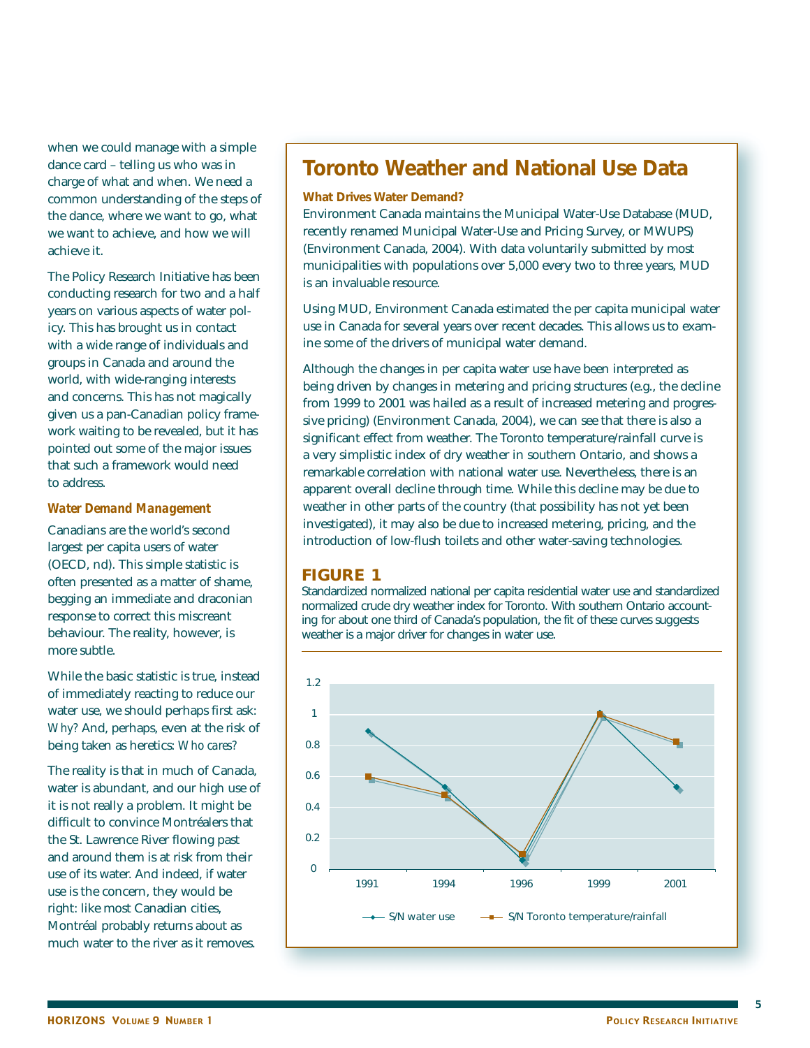when we could manage with a simple dance card – telling us who was in charge of what and when. We need a common understanding of the steps of the dance, where we want to go, what we want to achieve, and how we will achieve it.

The Policy Research Initiative has been conducting research for two and a half years on various aspects of water policy. This has brought us in contact with a wide range of individuals and groups in Canada and around the world, with wide-ranging interests and concerns. This has not magically given us a pan-Canadian policy framework waiting to be revealed, but it has pointed out some of the major issues that such a framework would need to address.

### *Water Demand Management*

Canadians are the world's second largest per capita users of water (OECD, nd). This simple statistic is often presented as a matter of shame, begging an immediate and draconian response to correct this miscreant behaviour. The reality, however, is more subtle.

While the basic statistic is true, instead of immediately reacting to reduce our water use, we should perhaps first ask: *Why*? And, perhaps, even at the risk of being taken as heretics: *Who cares*?

The reality is that in much of Canada, water is abundant, and our high use of it is not really a problem. It might be difficult to convince Montréalers that the St. Lawrence River flowing past and around them is at risk from their use of its water. And indeed, if water use is the concern, they would be right: like most Canadian cities, Montréal probably returns about as much water to the river as it removes.

## Toronto Weather and National Use Data

**What Drives Water Demand?**

Environment Canada maintains the Municipal Water-Use Database (MUD, recently renamed Municipal Water-Use and Pricing Survey, or MWUPS) (Environment Canada, 2004). With data voluntarily submitted by most municipalities with populations over 5,000 every two to three years, MUD is an invaluable resource.

Using MUD, Environment Canada estimated the per capita municipal water use in Canada for several years over recent decades. This allows us to examine some of the drivers of municipal water demand.

Although the changes in per capita water use have been interpreted as being driven by changes in metering and pricing structures (e.g., the decline from 1999 to 2001 was hailed as a result of increased metering and progressive pricing) (Environment Canada, 2004), we can see that there is also a significant effect from weather. The Toronto temperature/rainfall curve is a very simplistic index of dry weather in southern Ontario, and shows a remarkable correlation with national water use. Nevertheless, there is an apparent overall decline through time. While this decline may be due to weather in other parts of the country (that possibility has not yet been investigated), it may also be due to increased metering, pricing, and the introduction of low-flush toilets and other water-saving technologies.

**FIGURE 1**

Standardized normalized national per capita residential water use and standardized normalized crude dry weather index for Toronto. With southern Ontario accounting for about one third of Canada's population, the fit of these curves suggests weather is a major driver for changes in water use.

| Year | S/N water use | S/N Toronto temperature/rainfall |
|---|---|---|
| 1991 | 0.89 | 0.60 |
| 1994 | 0.53 | 0.48 |
| 1996 | 0.06 | 0.10 |
| 1999 | 1 | 1 |
| 2001 | 0.53 | 0.82 |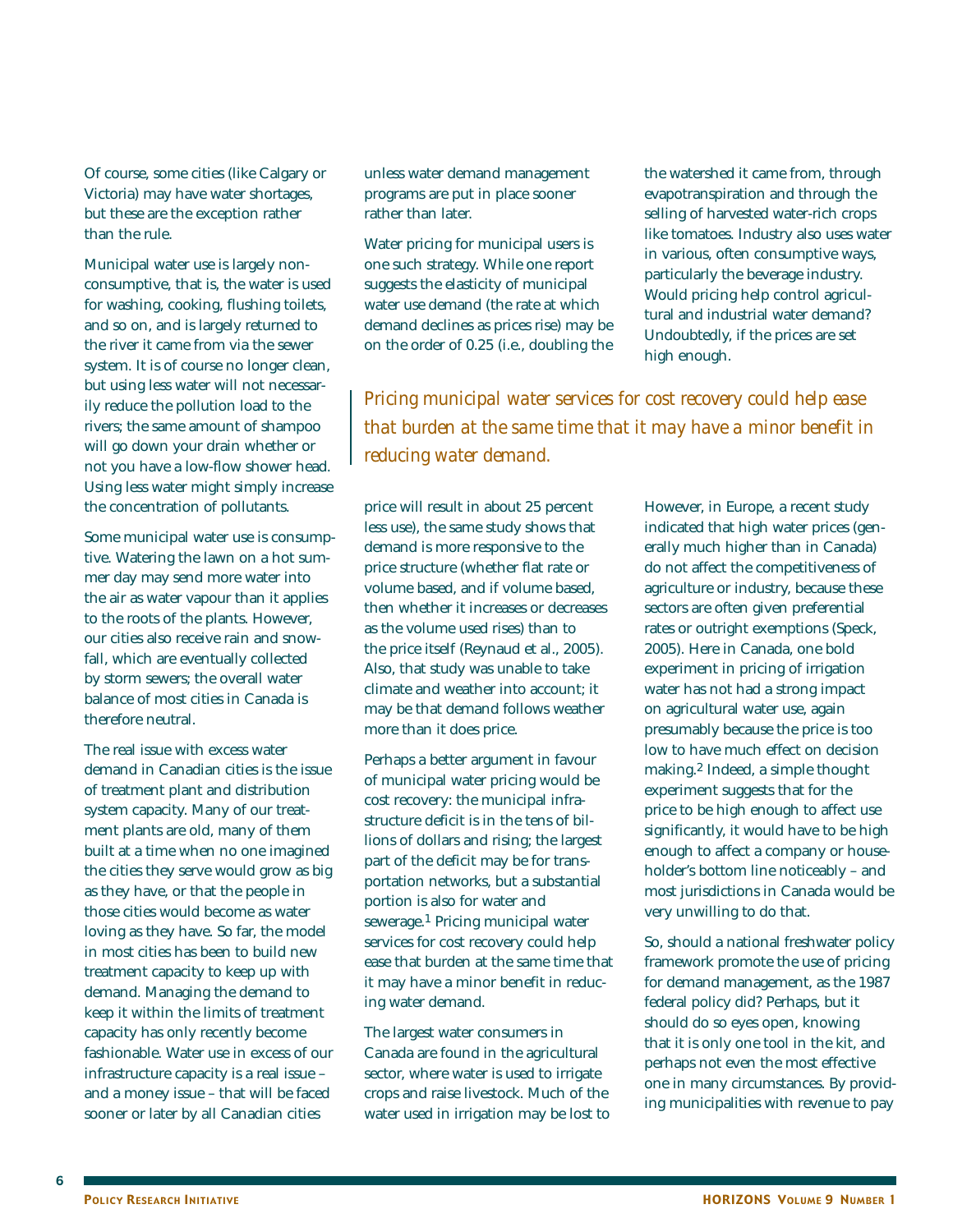Of course, some cities (like Calgary or Victoria) may have water shortages, but these are the exception rather than the rule.

Municipal water use is largely non-consumptive, that is, the water is used for washing, cooking, flushing toilets, and so on, and is largely returned to the river it came from via the sewer system. It is of course no longer clean, but using less water will not necessarily reduce the pollution load to the rivers; the same amount of shampoo will go down your drain whether or not you have a low-flow shower head. Using less water might simply increase the concentration of pollutants.

Some municipal water use is consumptive. Watering the lawn on a hot summer day may send more water into the air as water vapour than it applies to the roots of the plants. However, our cities also receive rain and snowfall, which are eventually collected by storm sewers; the overall water balance of most cities in Canada is therefore neutral.

The real issue with excess water demand in Canadian cities is the issue of treatment plant and distribution system capacity. Many of our treatment plants are old, many of them built at a time when no one imagined the cities they serve would grow as big as they have, or that the people in those cities would become as water loving as they have. So far, the model in most cities has been to build new treatment capacity to keep up with demand. Managing the demand to keep it within the limits of treatment capacity has only recently become fashionable. Water use in excess of our infrastructure capacity is a real issue – and a money issue – that will be faced sooner or later by all Canadian cities unless water demand management programs are put in place sooner rather than later.

Water pricing for municipal users is one such strategy. While one report suggests the elasticity of municipal water use demand (the rate at which demand declines as prices rise) may be on the order of 0.25 (i.e., doubling the price will result in about 25 percent less use), the same study shows that demand is more responsive to the price structure (whether flat rate or volume based, and if volume based, then whether it increases or decreases as the volume used rises) than to the price itself (Reynaud et al., 2005). Also, that study was unable to take climate and weather into account; it may be that demand follows weather more than it does price.

*Pricing municipal water services for cost recovery could help ease that burden at the same time that it may have a minor benefit in reducing water demand.*

Perhaps a better argument in favour of municipal water pricing would be cost recovery: the municipal infrastructure deficit is in the tens of billions of dollars and rising; the largest part of the deficit may be for transportation networks, but a substantial portion is also for water and sewerage.[1] Pricing municipal water services for cost recovery could help ease that burden at the same time that it may have a minor benefit in reducing water demand.

The largest water consumers in Canada are found in the agricultural sector, where water is used to irrigate crops and raise livestock. Much of the water used in irrigation may be lost to the watershed it came from, through evapotranspiration and through the selling of harvested water-rich crops like tomatoes. Industry also uses water in various, often consumptive ways, particularly the beverage industry. Would pricing help control agricultural and industrial water demand? Undoubtedly, if the prices are set high enough.

However, in Europe, a recent study indicated that high water prices (generally much higher than in Canada) do not affect the competitiveness of agriculture or industry, because these sectors are often given preferential rates or outright exemptions (Speck, 2005). Here in Canada, one bold experiment in pricing of irrigation water has not had a strong impact on agricultural water use, again presumably because the price is too low to have much effect on decision making.[2] Indeed, a simple thought experiment suggests that for the price to be high enough to affect use significantly, it would have to be high enough to affect a company or householder's bottom line noticeably – and most jurisdictions in Canada would be very unwilling to do that.

So, should a national freshwater policy framework promote the use of pricing for demand management, as the 1987 federal policy did? Perhaps, but it should do so eyes open, knowing that it is only one tool in the kit, and perhaps not even the most effective one in many circumstances. By providing municipalities with revenue to pay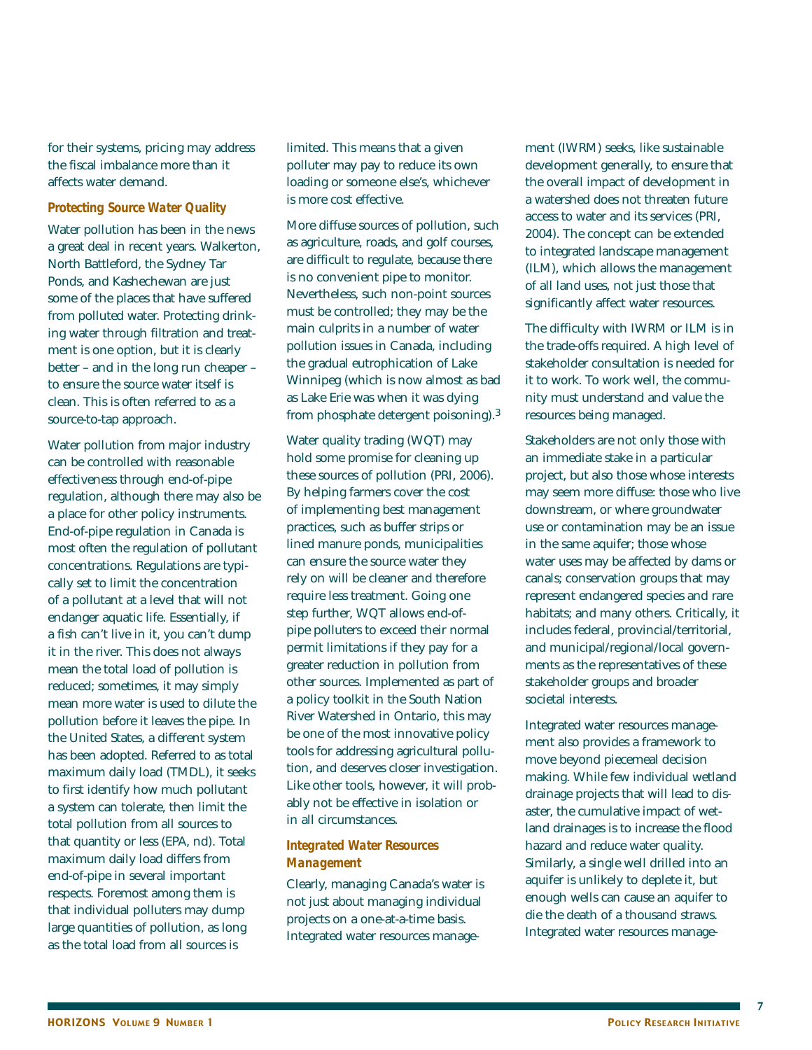for their systems, pricing may address the fiscal imbalance more than it affects water demand.

### *Protecting Source Water Quality*

Water pollution has been in the news a great deal in recent years. Walkerton, North Battleford, the Sydney Tar Ponds, and Kashechewan are just some of the places that have suffered from polluted water. Protecting drinking water through filtration and treatment is one option, but it is clearly better – and in the long run cheaper – to ensure the source water itself is clean. This is often referred to as a source-to-tap approach.

Water pollution from major industry can be controlled with reasonable effectiveness through end-of-pipe regulation, although there may also be a place for other policy instruments. End-of-pipe regulation in Canada is most often the regulation of pollutant concentrations. Regulations are typically set to limit the concentration of a pollutant at a level that will not endanger aquatic life. Essentially, if a fish can't live in it, you can't dump it in the river. This does not always mean the total load of pollution is reduced; sometimes, it may simply mean more water is used to dilute the pollution before it leaves the pipe. In the United States, a different system has been adopted. Referred to as total maximum daily load (TMDL), it seeks to first identify how much pollutant a system can tolerate, then limit the total pollution from all sources to that quantity or less (EPA, nd). Total maximum daily load differs from end-of-pipe in several important respects. Foremost among them is that individual polluters may dump large quantities of pollution, as long as the total load from all sources is limited. This means that a given polluter may pay to reduce its own loading or someone else's, whichever is more cost effective.

More diffuse sources of pollution, such as agriculture, roads, and golf courses, are difficult to regulate, because there is no convenient pipe to monitor. Nevertheless, such non-point sources must be controlled; they may be the main culprits in a number of water pollution issues in Canada, including the gradual eutrophication of Lake Winnipeg (which is now almost as bad as Lake Erie was when it was dying from phosphate detergent poisoning).[3]

Water quality trading (WQT) may hold some promise for cleaning up these sources of pollution (PRI, 2006). By helping farmers cover the cost of implementing best management practices, such as buffer strips or lined manure ponds, municipalities can ensure the source water they rely on will be cleaner and therefore require less treatment. Going one step further, WQT allows end-of-pipe polluters to exceed their normal permit limitations if they pay for a greater reduction in pollution from other sources. Implemented as part of a policy toolkit in the South Nation River Watershed in Ontario, this may be one of the most innovative policy tools for addressing agricultural pollution, and deserves closer investigation. Like other tools, however, it will probably not be effective in isolation or in all circumstances.

### *Integrated Water Resources Management*

Clearly, managing Canada's water is not just about managing individual projects on a one-at-a-time basis. Integrated water resources management (IWRM) seeks, like sustainable development generally, to ensure that the overall impact of development in a watershed does not threaten future access to water and its services (PRI, 2004). The concept can be extended to integrated landscape management (ILM), which allows the management of all land uses, not just those that significantly affect water resources.

The difficulty with IWRM or ILM is in the trade-offs required. A high level of stakeholder consultation is needed for it to work. To work well, the community must understand and value the resources being managed.

Stakeholders are not only those with an immediate stake in a particular project, but also those whose interests may seem more diffuse: those who live downstream, or where groundwater use or contamination may be an issue in the same aquifer; those whose water uses may be affected by dams or canals; conservation groups that may represent endangered species and rare habitats; and many others. Critically, it includes federal, provincial/territorial, and municipal/regional/local governments as the representatives of these stakeholder groups and broader societal interests.

Integrated water resources management also provides a framework to move beyond piecemeal decision making. While few individual wetland drainage projects that will lead to disaster, the cumulative impact of wetland drainages is to increase the flood hazard and reduce water quality. Similarly, a single well drilled into an aquifer is unlikely to deplete it, but enough wells can cause an aquifer to die the death of a thousand straws. Integrated water resources manage-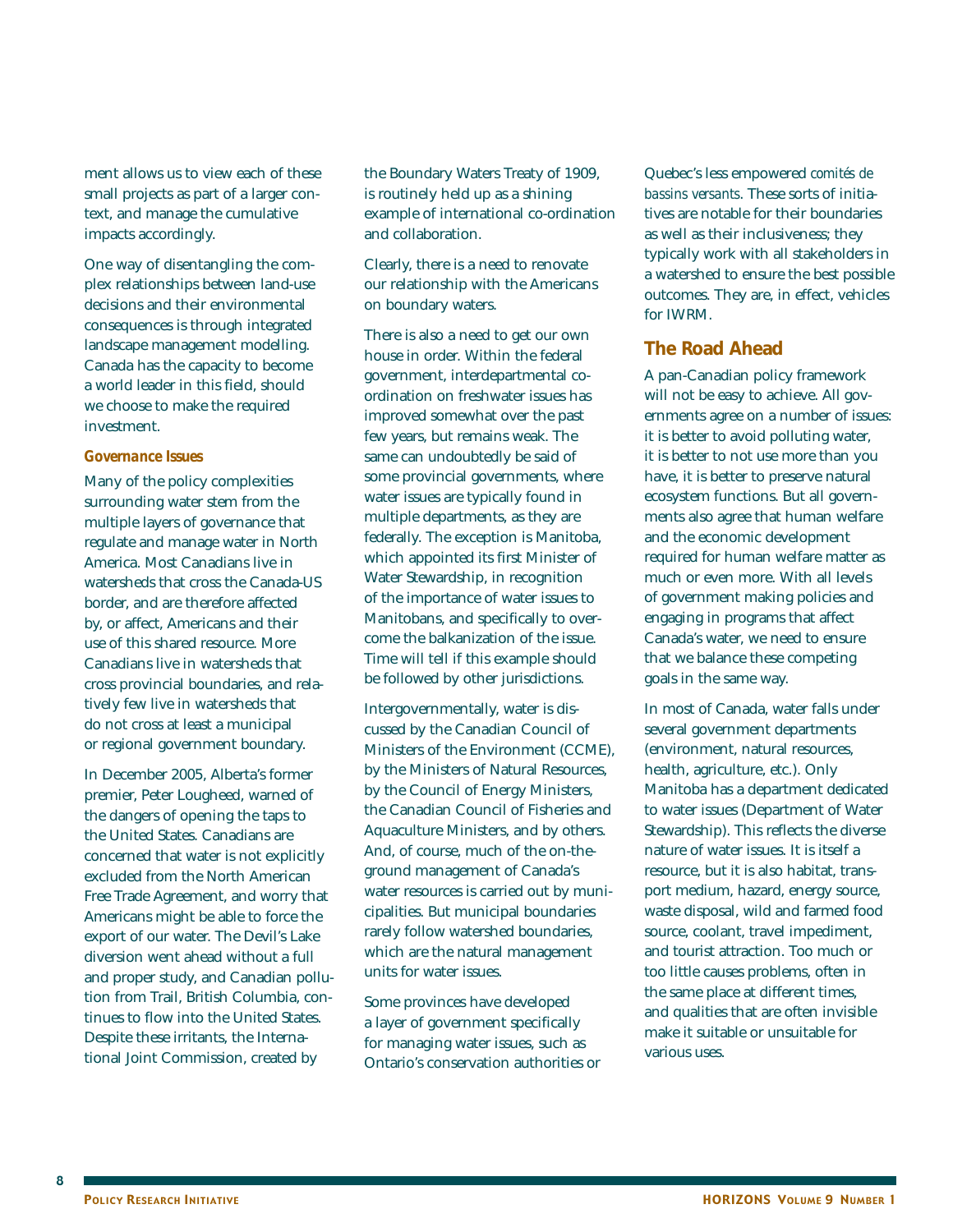ment allows us to view each of these small projects as part of a larger context, and manage the cumulative impacts accordingly.

One way of disentangling the complex relationships between land-use decisions and their environmental consequences is through integrated landscape management modelling. Canada has the capacity to become a world leader in this field, should we choose to make the required investment.

#### *Governance Issues*

Many of the policy complexities surrounding water stem from the multiple layers of governance that regulate and manage water in North America. Most Canadians live in watersheds that cross the Canada-US border, and are therefore affected by, or affect, Americans and their use of this shared resource. More Canadians live in watersheds that cross provincial boundaries, and relatively few live in watersheds that do not cross at least a municipal or regional government boundary.

In December 2005, Alberta's former premier, Peter Lougheed, warned of the dangers of opening the taps to the United States. Canadians are concerned that water is not explicitly excluded from the North American Free Trade Agreement, and worry that Americans might be able to force the export of our water. The Devil's Lake diversion went ahead without a full and proper study, and Canadian pollution from Trail, British Columbia, continues to flow into the United States. Despite these irritants, the International Joint Commission, created by the Boundary Waters Treaty of 1909, is routinely held up as a shining example of international co-ordination and collaboration.

Clearly, there is a need to renovate our relationship with the Americans on boundary waters.

There is also a need to get our own house in order. Within the federal government, interdepartmental co-ordination on freshwater issues has improved somewhat over the past few years, but remains weak. The same can undoubtedly be said of some provincial governments, where water issues are typically found in multiple departments, as they are federally. The exception is Manitoba, which appointed its first Minister of Water Stewardship, in recognition of the importance of water issues to Manitobans, and specifically to overcome the balkanization of the issue. Time will tell if this example should be followed by other jurisdictions.

Intergovernmentally, water is discussed by the Canadian Council of Ministers of the Environment (CCME), by the Ministers of Natural Resources, by the Council of Energy Ministers, the Canadian Council of Fisheries and Aquaculture Ministers, and by others. And, of course, much of the on-the-ground management of Canada's water resources is carried out by municipalities. But municipal boundaries rarely follow watershed boundaries, which are the natural management units for water issues.

Some provinces have developed a layer of government specifically for managing water issues, such as Ontario's conservation authorities or Quebec's less empowered *comités de bassins versants*. These sorts of initiatives are notable for their boundaries as well as their inclusiveness; they typically work with all stakeholders in a watershed to ensure the best possible outcomes. They are, in effect, vehicles for IWRM.

### The Road Ahead

A pan-Canadian policy framework will not be easy to achieve. All governments agree on a number of issues: it is better to avoid polluting water, it is better to not use more than you have, it is better to preserve natural ecosystem functions. But all governments also agree that human welfare and the economic development required for human welfare matter as much or even more. With all levels of government making policies and engaging in programs that affect Canada's water, we need to ensure that we balance these competing goals in the same way.

In most of Canada, water falls under several government departments (environment, natural resources, health, agriculture, etc.). Only Manitoba has a department dedicated to water issues (Department of Water Stewardship). This reflects the diverse nature of water issues. It is itself a resource, but it is also habitat, transport medium, hazard, energy source, waste disposal, wild and farmed food source, coolant, travel impediment, and tourist attraction. Too much or too little causes problems, often in the same place at different times, and qualities that are often invisible make it suitable or unsuitable for various uses.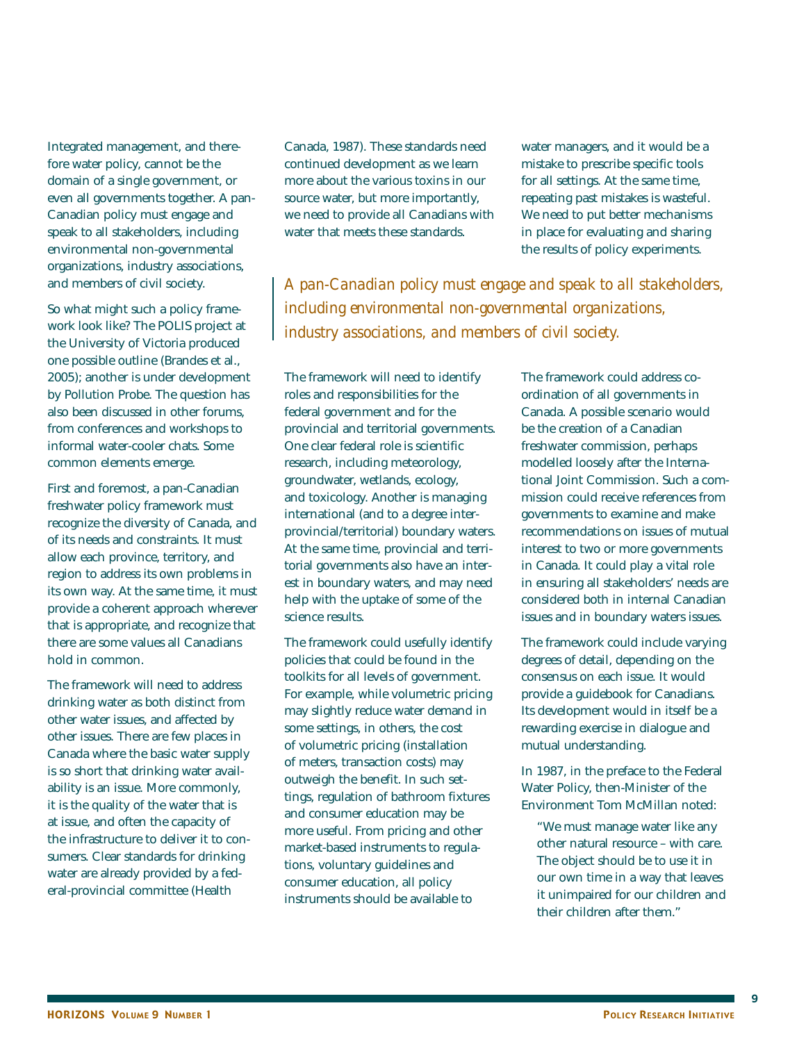Integrated management, and therefore water policy, cannot be the domain of a single government, or even all governments together. A pan-Canadian policy must engage and speak to all stakeholders, including environmental non-governmental organizations, industry associations, and members of civil society.

So what might such a policy framework look like? The POLIS project at the University of Victoria produced one possible outline (Brandes et al., 2005); another is under development by Pollution Probe. The question has also been discussed in other forums, from conferences and workshops to informal water-cooler chats. Some common elements emerge.

First and foremost, a pan-Canadian freshwater policy framework must recognize the diversity of Canada, and of its needs and constraints. It must allow each province, territory, and region to address its own problems in its own way. At the same time, it must provide a coherent approach wherever that is appropriate, and recognize that there are some values all Canadians hold in common.

The framework will need to address drinking water as both distinct from other water issues, and affected by other issues. There are few places in Canada where the basic water supply is so short that drinking water availability is an issue. More commonly, it is the quality of the water that is at issue, and often the capacity of the infrastructure to deliver it to consumers. Clear standards for drinking water are already provided by a federal-provincial committee (Health Canada, 1987). These standards need continued development as we learn more about the various toxins in our source water, but more importantly, we need to provide all Canadians with water that meets these standards.

*A pan-Canadian policy must engage and speak to all stakeholders, including environmental non-governmental organizations, industry associations, and members of civil society.*

The framework will need to identify roles and responsibilities for the federal government and for the provincial and territorial governments. One clear federal role is scientific research, including meteorology, groundwater, wetlands, ecology, and toxicology. Another is managing international (and to a degree interprovincial/territorial) boundary waters. At the same time, provincial and territorial governments also have an interest in boundary waters, and may need help with the uptake of some of the science results.

The framework could usefully identify policies that could be found in the toolkits for all levels of government. For example, while volumetric pricing may slightly reduce water demand in some settings, in others, the cost of volumetric pricing (installation of meters, transaction costs) may outweigh the benefit. In such settings, regulation of bathroom fixtures and consumer education may be more useful. From pricing and other market-based instruments to regulations, voluntary guidelines and consumer education, all policy instruments should be available to water managers, and it would be a mistake to prescribe specific tools for all settings. At the same time, repeating past mistakes is wasteful. We need to put better mechanisms in place for evaluating and sharing the results of policy experiments.

The framework could address co-ordination of all governments in Canada. A possible scenario would be the creation of a Canadian freshwater commission, perhaps modelled loosely after the International Joint Commission. Such a commission could receive references from governments to examine and make recommendations on issues of mutual interest to two or more governments in Canada. It could play a vital role in ensuring all stakeholders' needs are considered both in internal Canadian issues and in boundary waters issues.

The framework could include varying degrees of detail, depending on the consensus on each issue. It would provide a guidebook for Canadians. Its development would in itself be a rewarding exercise in dialogue and mutual understanding.

In 1987, in the preface to the Federal Water Policy, then-Minister of the Environment Tom McMillan noted:

> "We must manage water like any other natural resource – with care. The object should be to use it in our own time in a way that leaves it unimpaired for our children and their children after them."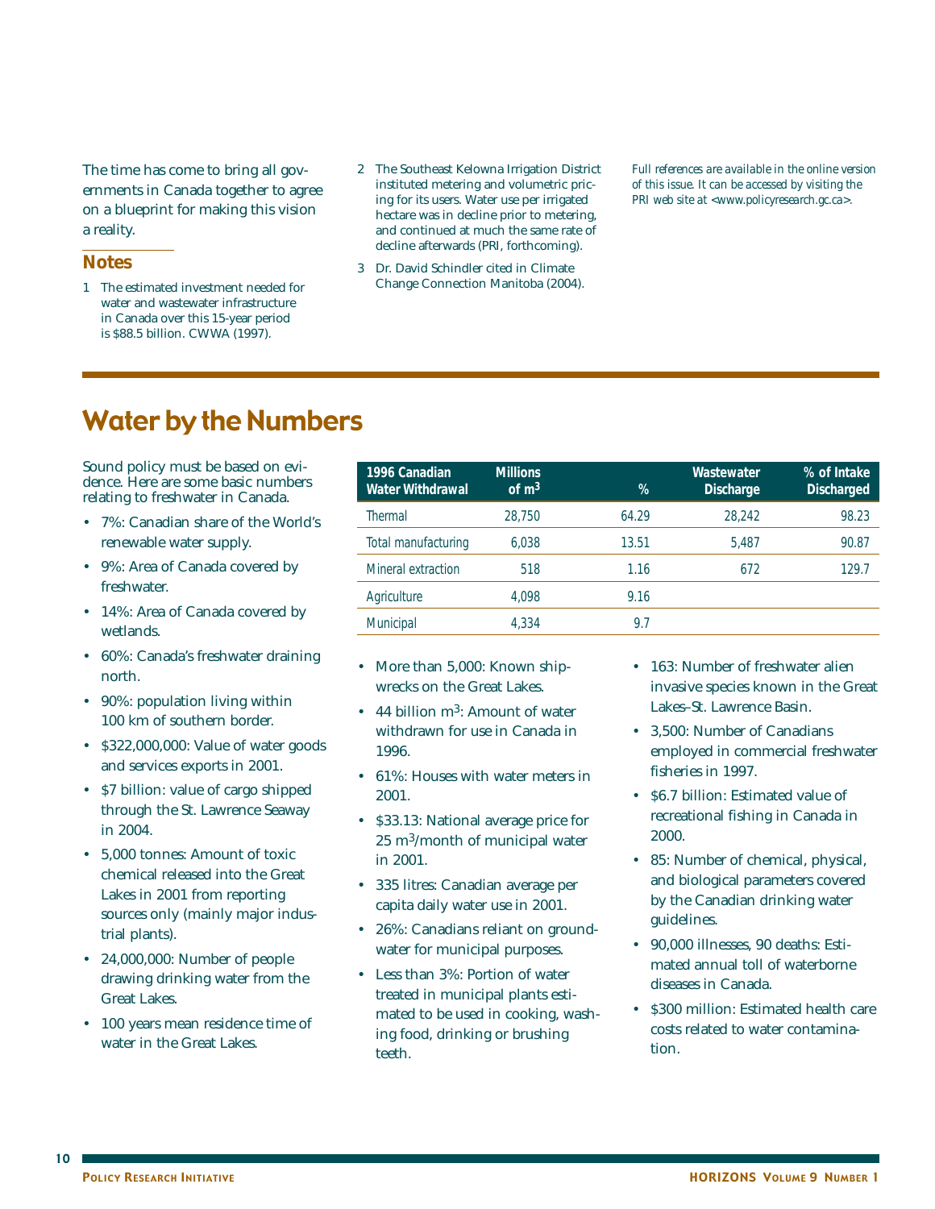The time has come to bring all governments in Canada together to agree on a blueprint for making this vision a reality.

## Notes

1 The estimated investment needed for water and wastewater infrastructure in Canada over this 15-year period is $88.5 billion. CWWA (1997).

2 The Southeast Kelowna Irrigation District instituted metering and volumetric pricing for its users. Water use per irrigated hectare was in decline prior to metering, and continued at much the same rate of decline afterwards (PRI, forthcoming).

3 Dr. David Schindler cited in Climate Change Connection Manitoba (2004).

*Full references are available in the online version of this issue. It can be accessed by visiting the PRI web site at <www.policyresearch.gc.ca>.*

# Water by the Numbers

Sound policy must be based on evidence. Here are some basic numbers relating to freshwater in Canada.

- 7%: Canadian share of the World's renewable water supply.
- 9%: Area of Canada covered by freshwater.
- 14%: Area of Canada covered by wetlands.
- 60%: Canada's freshwater draining north.
- 90%: population living within 100 km of southern border.
- $322,000,000: Value of water goods and services exports in 2001.
- $7 billion: value of cargo shipped through the St. Lawrence Seaway in 2004.
- 5,000 tonnes: Amount of toxic chemical released into the Great Lakes in 2001 from reporting sources only (mainly major industrial plants).
- 24,000,000: Number of people drawing drinking water from the Great Lakes.
- 100 years mean residence time of water in the Great Lakes.

| 1996 Canadian Water Withdrawal | Millions of $m^3$ | % | Wastewater Discharge | % of Intake Discharged |
|---|---|---|---|---|
| Thermal | 28,750 | 64.29 | 28,242 | 98.23 |
| Total manufacturing | 6,038 | 13.51 | 5,487 | 90.87 |
| Mineral extraction | 518 | 1.16 | 672 | 129.7 |
| Agriculture | 4,098 | 9.16 | | |
| Municipal | 4,334 | 9.7 | | |

- More than 5,000: Known shipwrecks on the Great Lakes.
- 44 billion $m^3$: Amount of water withdrawn for use in Canada in 1996.
- 61%: Houses with water meters in 2001.
- $33.13: National average price for 25 $m^3$/month of municipal water in 2001.
- 335 litres: Canadian average per capita daily water use in 2001.
- 26%: Canadians reliant on groundwater for municipal purposes.
- Less than 3%: Portion of water treated in municipal plants estimated to be used in cooking, washing food, drinking or brushing teeth.
- 163: Number of freshwater alien invasive species known in the Great Lakes–St. Lawrence Basin.
- 3,500: Number of Canadians employed in commercial freshwater fisheries in 1997.
- $6.7 billion: Estimated value of recreational fishing in Canada in 2000.
- 85: Number of chemical, physical, and biological parameters covered by the Canadian drinking water guidelines.
- 90,000 illnesses, 90 deaths: Estimated annual toll of waterborne diseases in Canada.
- $300 million: Estimated health care costs related to water contamination.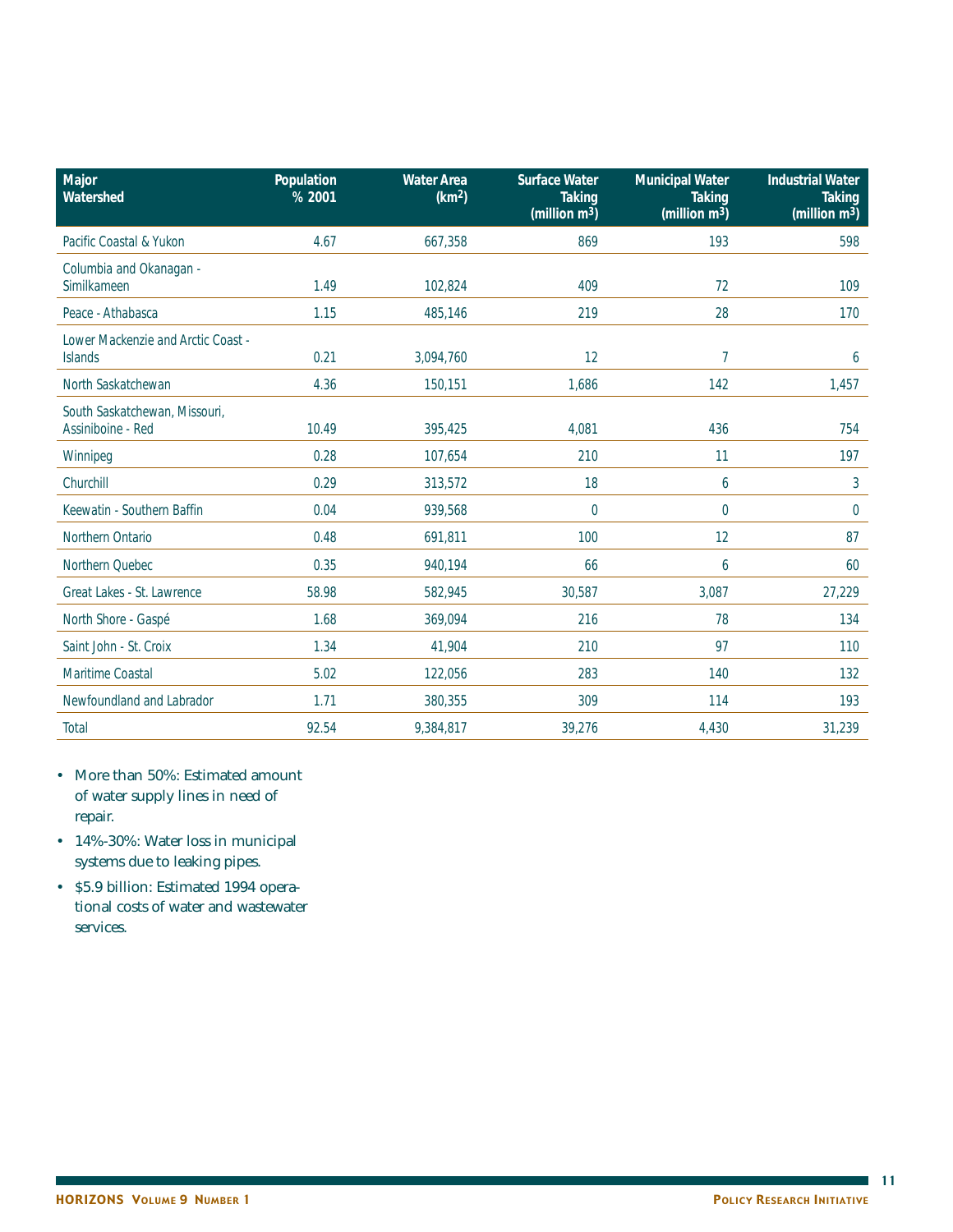| Major Watershed | Population % 2001 | Water Area ($km^2$) | Surface Water Taking (million $m^3$) | Municipal Water Taking (million $m^3$) | Industrial Water Taking (million $m^3$) |
|---|---|---|---|---|---|
| Pacific Coastal & Yukon | 4.67 | 667,358 | 869 | 193 | 598 |
| Columbia and Okanagan - Similkameen | 1.49 | 102,824 | 409 | 72 | 109 |
| Peace - Athabasca | 1.15 | 485,146 | 219 | 28 | 170 |
| Lower Mackenzie and Arctic Coast - Islands | 0.21 | 3,094,760 | 12 | 7 | 6 |
| North Saskatchewan | 4.36 | 150,151 | 1,686 | 142 | 1,457 |
| South Saskatchewan, Missouri, Assiniboine - Red | 10.49 | 395,425 | 4,081 | 436 | 754 |
| Winnipeg | 0.28 | 107,654 | 210 | 11 | 197 |
| Churchill | 0.29 | 313,572 | 18 | 6 | 3 |
| Keewatin - Southern Baffin | 0.04 | 939,568 | 0 | 0 | 0 |
| Northern Ontario | 0.48 | 691,811 | 100 | 12 | 87 |
| Northern Quebec | 0.35 | 940,194 | 66 | 6 | 60 |
| Great Lakes - St. Lawrence | 58.98 | 582,945 | 30,587 | 3,087 | 27,229 |
| North Shore - Gaspé | 1.68 | 369,094 | 216 | 78 | 134 |
| Saint John - St. Croix | 1.34 | 41,904 | 210 | 97 | 110 |
| Maritime Coastal | 5.02 | 122,056 | 283 | 140 | 132 |
| Newfoundland and Labrador | 1.71 | 380,355 | 309 | 114 | 193 |
| Total | 92.54 | 9,384,817 | 39,276 | 4,430 | 31,239 |

- More than 50%: Estimated amount of water supply lines in need of repair.
- 14%-30%: Water loss in municipal systems due to leaking pipes.
- $5.9 billion: Estimated 1994 operational costs of water and wastewater services.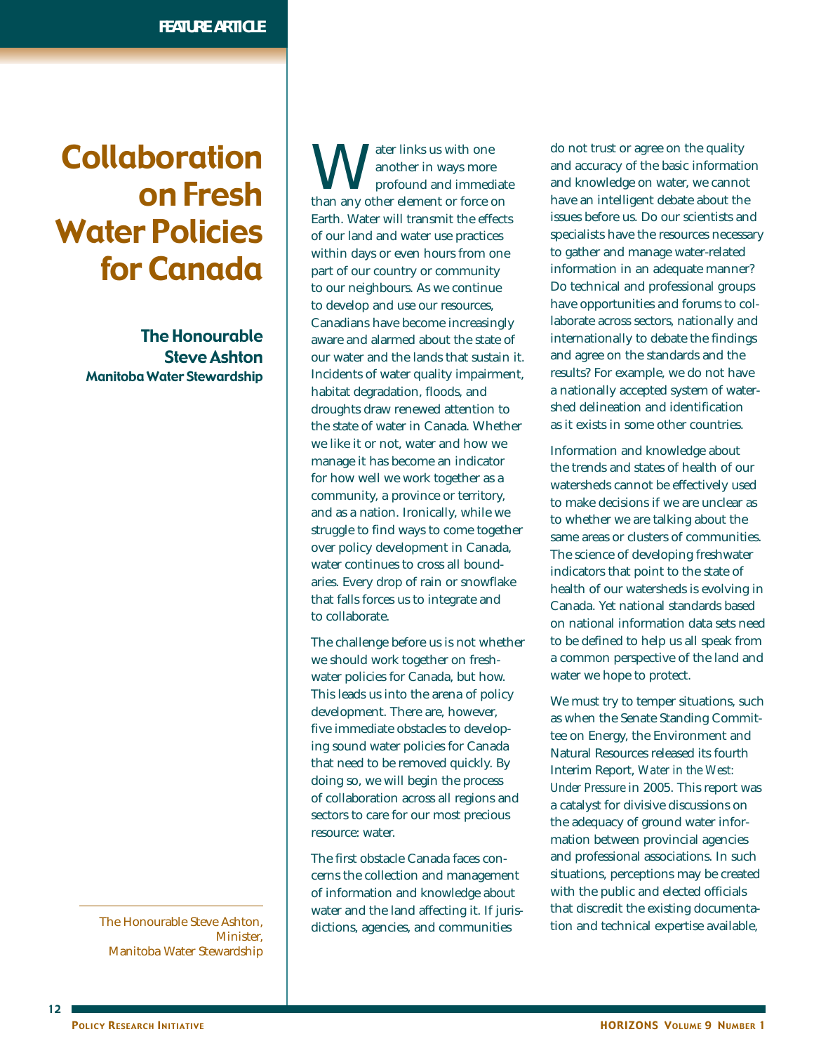# Collaboration on Fresh Water Policies for Canada

**The Honourable Steve Ashton**
**Manitoba Water Stewardship**

The Honourable Steve Ashton, Minister, Manitoba Water Stewardship

Water links us with one another in ways more profound and immediate than any other element or force on Earth. Water will transmit the effects of our land and water use practices within days or even hours from one part of our country or community to our neighbours. As we continue to develop and use our resources, Canadians have become increasingly aware and alarmed about the state of our water and the lands that sustain it. Incidents of water quality impairment, habitat degradation, floods, and droughts draw renewed attention to the state of water in Canada. Whether we like it or not, water and how we manage it has become an indicator for how well we work together as a community, a province or territory, and as a nation. Ironically, while we struggle to find ways to come together over policy development in Canada, water continues to cross all boundaries. Every drop of rain or snowflake that falls forces us to integrate and to collaborate.

The challenge before us is not whether we should work together on freshwater policies for Canada, but how. This leads us into the arena of policy development. There are, however, five immediate obstacles to developing sound water policies for Canada that need to be removed quickly. By doing so, we will begin the process of collaboration across all regions and sectors to care for our most precious resource: water.

The first obstacle Canada faces concerns the collection and management of information and knowledge about water and the land affecting it. If jurisdictions, agencies, and communities do not trust or agree on the quality and accuracy of the basic information and knowledge on water, we cannot have an intelligent debate about the issues before us. Do our scientists and specialists have the resources necessary to gather and manage water-related information in an adequate manner? Do technical and professional groups have opportunities and forums to collaborate across sectors, nationally and internationally to debate the findings and agree on the standards and the results? For example, we do not have a nationally accepted system of watershed delineation and identification as it exists in some other countries.

Information and knowledge about the trends and states of health of our watersheds cannot be effectively used to make decisions if we are unclear as to whether we are talking about the same areas or clusters of communities. The science of developing freshwater indicators that point to the state of health of our watersheds is evolving in Canada. Yet national standards based on national information data sets need to be defined to help us all speak from a common perspective of the land and water we hope to protect.

We must try to temper situations, such as when the Senate Standing Committee on Energy, the Environment and Natural Resources released its fourth Interim Report, *Water in the West: Under Pressure* in 2005. This report was a catalyst for divisive discussions on the adequacy of ground water information between provincial agencies and professional associations. In such situations, perceptions may be created with the public and elected officials that discredit the existing documentation and technical expertise available,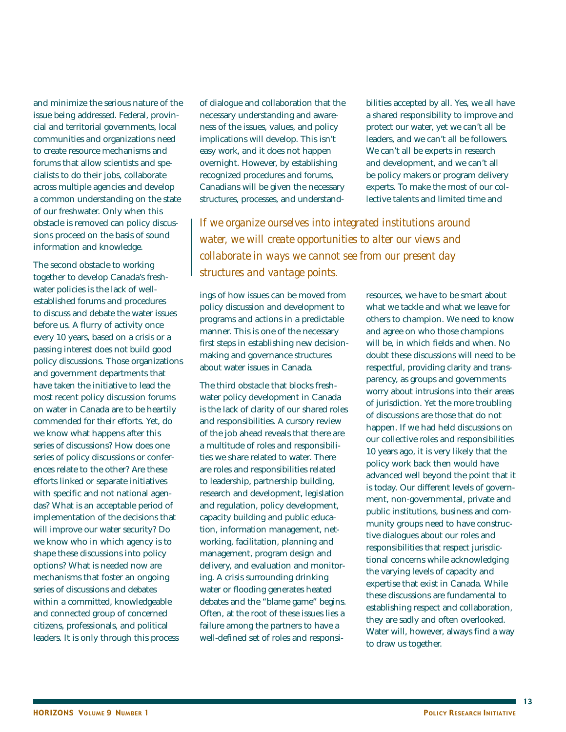and minimize the serious nature of the issue being addressed. Federal, provincial and territorial governments, local communities and organizations need to create resource mechanisms and forums that allow scientists and specialists to do their jobs, collaborate across multiple agencies and develop a common understanding on the state of our freshwater. Only when this obstacle is removed can policy discussions proceed on the basis of sound information and knowledge.

The second obstacle to working together to develop Canada's freshwater policies is the lack of well-established forums and procedures to discuss and debate the water issues before us. A flurry of activity once every 10 years, based on a crisis or a passing interest does not build good policy discussions. Those organizations and government departments that have taken the initiative to lead the most recent policy discussion forums on water in Canada are to be heartily commended for their efforts. Yet, do we know what happens after this series of discussions? How does one series of policy discussions or conferences relate to the other? Are these efforts linked or separate initiatives with specific and not national agendas? What is an acceptable period of implementation of the decisions that will improve our water security? Do we know who in which agency is to shape these discussions into policy options? What is needed now are mechanisms that foster an ongoing series of discussions and debates within a committed, knowledgeable and connected group of concerned citizens, professionals, and political leaders. It is only through this process of dialogue and collaboration that the necessary understanding and awareness of the issues, values, and policy implications will develop. This isn't easy work, and it does not happen overnight. However, by establishing recognized procedures and forums, Canadians will be given the necessary structures, processes, and understandings of how issues can be moved from policy discussion and development to programs and actions in a predictable manner. This is one of the necessary first steps in establishing new decision-making and governance structures about water issues in Canada.

*If we organize ourselves into integrated institutions around water, we will create opportunities to alter our views and collaborate in ways we cannot see from our present day structures and vantage points.*

The third obstacle that blocks freshwater policy development in Canada is the lack of clarity of our shared roles and responsibilities. A cursory review of the job ahead reveals that there are a multitude of roles and responsibilities we share related to water. There are roles and responsibilities related to leadership, partnership building, research and development, legislation and regulation, policy development, capacity building and public education, information management, networking, facilitation, planning and management, program design and delivery, and evaluation and monitoring. A crisis surrounding drinking water or flooding generates heated debates and the "blame game" begins. Often, at the root of these issues lies a failure among the partners to have a well-defined set of roles and responsibilities accepted by all. Yes, we all have a shared responsibility to improve and protect our water, yet we can't all be leaders, and we can't all be followers. We can't all be experts in research and development, and we can't all be policy makers or program delivery experts. To make the most of our collective talents and limited time and resources, we have to be smart about what we tackle and what we leave for others to champion. We need to know and agree on who those champions will be, in which fields and when. No doubt these discussions will need to be respectful, providing clarity and transparency, as groups and governments worry about intrusions into their areas of jurisdiction. Yet the more troubling of discussions are those that do not happen. If we had held discussions on our collective roles and responsibilities 10 years ago, it is very likely that the policy work back then would have advanced well beyond the point that it is today. Our different levels of government, non-governmental, private and public institutions, business and community groups need to have constructive dialogues about our roles and responsibilities that respect jurisdictional concerns while acknowledging the varying levels of capacity and expertise that exist in Canada. While these discussions are fundamental to establishing respect and collaboration, they are sadly and often overlooked. Water will, however, always find a way to draw us together.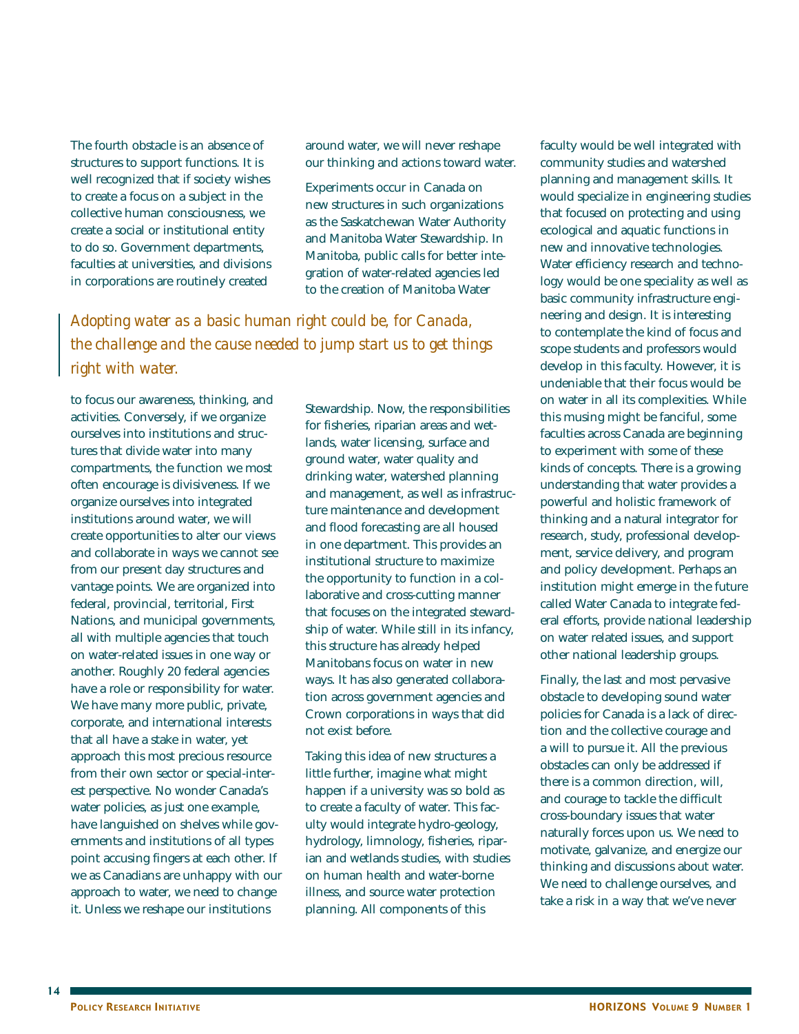The fourth obstacle is an absence of structures to support functions. It is well recognized that if society wishes to create a focus on a subject in the collective human consciousness, we create a social or institutional entity to do so. Government departments, faculties at universities, and divisions in corporations are routinely created to focus our awareness, thinking, and activities. Conversely, if we organize ourselves into institutions and structures that divide water into many compartments, the function we most often encourage is divisiveness. If we organize ourselves into integrated institutions around water, we will create opportunities to alter our views and collaborate in ways we cannot see from our present day structures and vantage points. We are organized into federal, provincial, territorial, First Nations, and municipal governments, all with multiple agencies that touch on water-related issues in one way or another. Roughly 20 federal agencies have a role or responsibility for water. We have many more public, private, corporate, and international interests that all have a stake in water, yet approach this most precious resource from their own sector or special-interest perspective. No wonder Canada's water policies, as just one example, have languished on shelves while governments and institutions of all types point accusing fingers at each other. If we as Canadians are unhappy with our approach to water, we need to change it. Unless we reshape our institutions around water, we will never reshape our thinking and actions toward water.

Experiments occur in Canada on new structures in such organizations as the Saskatchewan Water Authority and Manitoba Water Stewardship. In Manitoba, public calls for better integration of water-related agencies led to the creation of Manitoba Water Stewardship. Now, the responsibilities for fisheries, riparian areas and wetlands, water licensing, surface and ground water, water quality and drinking water, watershed planning and management, as well as infrastructure maintenance and development and flood forecasting are all housed in one department. This provides an institutional structure to maximize the opportunity to function in a collaborative and cross-cutting manner that focuses on the integrated stewardship of water. While still in its infancy, this structure has already helped Manitobans focus on water in new ways. It has also generated collaboration across government agencies and Crown corporations in ways that did not exist before.

> *Adopting water as a basic human right could be, for Canada, the challenge and the cause needed to jump start us to get things right with water.*

Taking this idea of new structures a little further, imagine what might happen if a university was so bold as to create a faculty of water. This faculty would integrate hydro-geology, hydrology, limnology, fisheries, riparian and wetlands studies, with studies on human health and water-borne illness, and source water protection planning. All components of this faculty would be well integrated with community studies and watershed planning and management skills. It would specialize in engineering studies that focused on protecting and using ecological and aquatic functions in new and innovative technologies. Water efficiency research and technology would be one speciality as well as basic community infrastructure engineering and design. It is interesting to contemplate the kind of focus and scope students and professors would develop in this faculty. However, it is undeniable that their focus would be on water in all its complexities. While this musing might be fanciful, some faculties across Canada are beginning to experiment with some of these kinds of concepts. There is a growing understanding that water provides a powerful and holistic framework of thinking and a natural integrator for research, study, professional development, service delivery, and program and policy development. Perhaps an institution might emerge in the future called Water Canada to integrate federal efforts, provide national leadership on water related issues, and support other national leadership groups.

Finally, the last and most pervasive obstacle to developing sound water policies for Canada is a lack of direction and the collective courage and a will to pursue it. All the previous obstacles can only be addressed if there is a common direction, will, and courage to tackle the difficult cross-boundary issues that water naturally forces upon us. We need to motivate, galvanize, and energize our thinking and discussions about water. We need to challenge ourselves, and take a risk in a way that we've never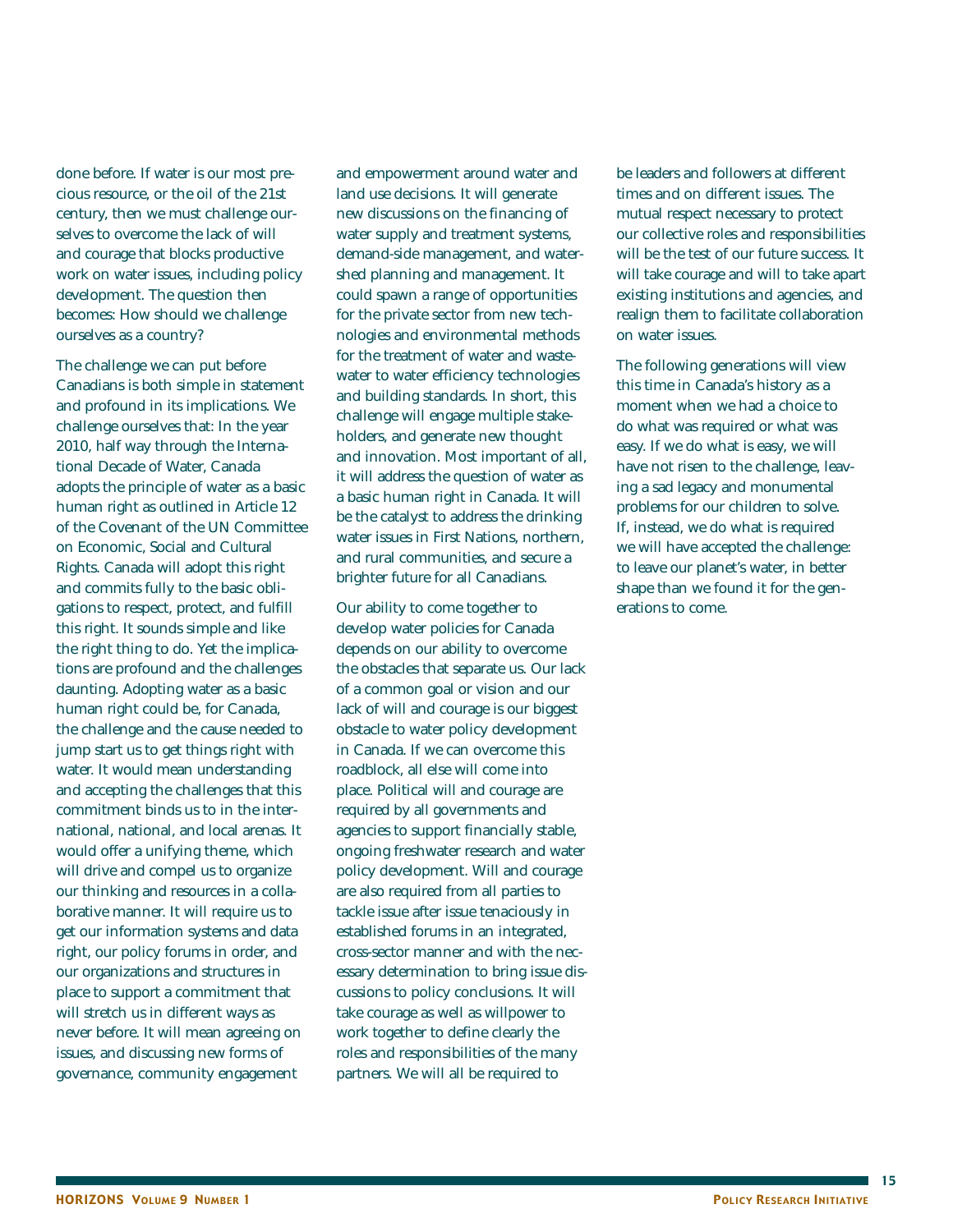done before. If water is our most precious resource, or the oil of the 21st century, then we must challenge ourselves to overcome the lack of will and courage that blocks productive work on water issues, including policy development. The question then becomes: How should we challenge ourselves as a country?

The challenge we can put before Canadians is both simple in statement and profound in its implications. We challenge ourselves that: In the year 2010, half way through the International Decade of Water, Canada adopts the principle of water as a basic human right as outlined in Article 12 of the Covenant of the UN Committee on Economic, Social and Cultural Rights. Canada will adopt this right and commits fully to the basic obligations to respect, protect, and fulfill this right. It sounds simple and like the right thing to do. Yet the implications are profound and the challenges daunting. Adopting water as a basic human right could be, for Canada, the challenge and the cause needed to jump start us to get things right with water. It would mean understanding and accepting the challenges that this commitment binds us to in the international, national, and local arenas. It would offer a unifying theme, which will drive and compel us to organize our thinking and resources in a collaborative manner. It will require us to get our information systems and data right, our policy forums in order, and our organizations and structures in place to support a commitment that will stretch us in different ways as never before. It will mean agreeing on issues, and discussing new forms of governance, community engagement and empowerment around water and land use decisions. It will generate new discussions on the financing of water supply and treatment systems, demand-side management, and watershed planning and management. It could spawn a range of opportunities for the private sector from new technologies and environmental methods for the treatment of water and wastewater to water efficiency technologies and building standards. In short, this challenge will engage multiple stakeholders, and generate new thought and innovation. Most important of all, it will address the question of water as a basic human right in Canada. It will be the catalyst to address the drinking water issues in First Nations, northern, and rural communities, and secure a brighter future for all Canadians.

Our ability to come together to develop water policies for Canada depends on our ability to overcome the obstacles that separate us. Our lack of a common goal or vision and our lack of will and courage is our biggest obstacle to water policy development in Canada. If we can overcome this roadblock, all else will come into place. Political will and courage are required by all governments and agencies to support financially stable, ongoing freshwater research and water policy development. Will and courage are also required from all parties to tackle issue after issue tenaciously in established forums in an integrated, cross-sector manner and with the necessary determination to bring issue discussions to policy conclusions. It will take courage as well as willpower to work together to define clearly the roles and responsibilities of the many partners. We will all be required to be leaders and followers at different times and on different issues. The mutual respect necessary to protect our collective roles and responsibilities will be the test of our future success. It will take courage and will to take apart existing institutions and agencies, and realign them to facilitate collaboration on water issues.

The following generations will view this time in Canada's history as a moment when we had a choice to do what was required or what was easy. If we do what is easy, we will have not risen to the challenge, leaving a sad legacy and monumental problems for our children to solve. If, instead, we do what is required we will have accepted the challenge: to leave our planet's water, in better shape than we found it for the generations to come.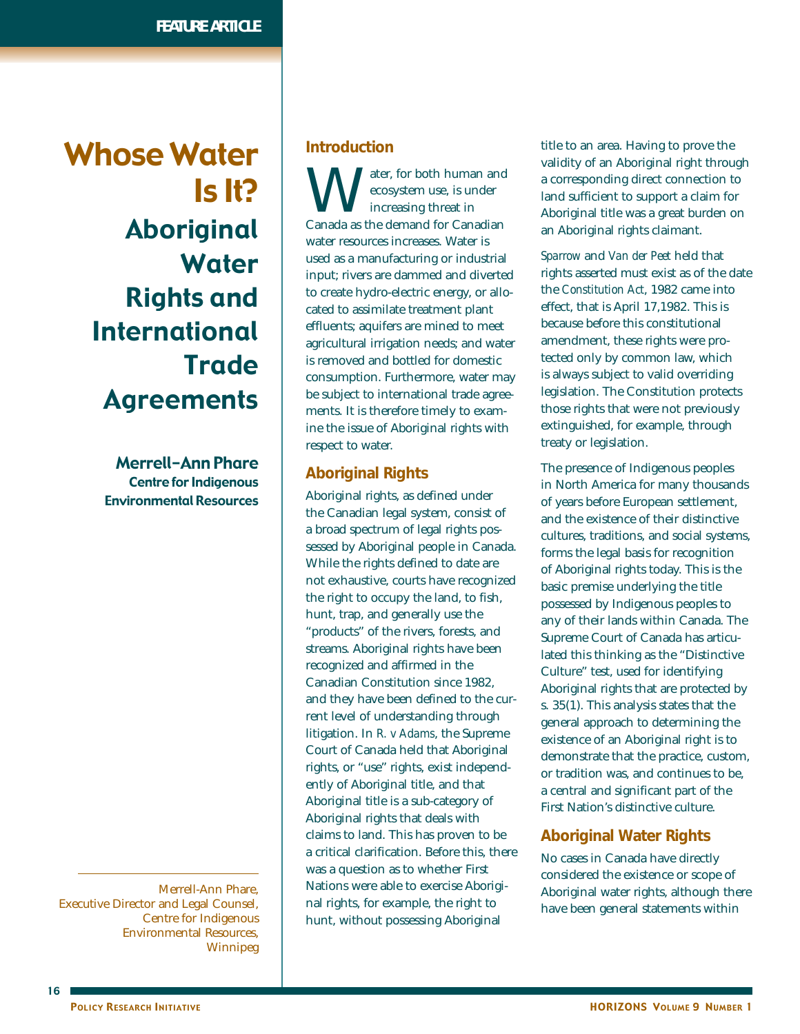FEATURE ARTICLE

# Whose Water Is It? Aboriginal Water Rights and International Trade Agreements

**Merrell-Ann Phare**
**Centre for Indigenous Environmental Resources**

Merrell-Ann Phare, Executive Director and Legal Counsel, Centre for Indigenous Environmental Resources, Winnipeg

## Introduction

Water, for both human and ecosystem use, is under increasing threat in Canada as the demand for Canadian water resources increases. Water is used as a manufacturing or industrial input; rivers are dammed and diverted to create hydro-electric energy, or allocated to assimilate treatment plant effluents; aquifers are mined to meet agricultural irrigation needs; and water is removed and bottled for domestic consumption. Furthermore, water may be subject to international trade agreements. It is therefore timely to examine the issue of Aboriginal rights with respect to water.

## Aboriginal Rights

Aboriginal rights, as defined under the Canadian legal system, consist of a broad spectrum of legal rights possessed by Aboriginal people in Canada. While the rights defined to date are not exhaustive, courts have recognized the right to occupy the land, to fish, hunt, trap, and generally use the "products" of the rivers, forests, and streams. Aboriginal rights have been recognized and affirmed in the Canadian Constitution since 1982, and they have been defined to the current level of understanding through litigation. In *R. v Adams*, the Supreme Court of Canada held that Aboriginal rights, or "use" rights, exist independently of Aboriginal title, and that Aboriginal title is a sub-category of Aboriginal rights that deals with claims to land. This has proven to be a critical clarification. Before this, there was a question as to whether First Nations were able to exercise Aboriginal rights, for example, the right to hunt, without possessing Aboriginal title to an area. Having to prove the validity of an Aboriginal right through a corresponding direct connection to land sufficient to support a claim for Aboriginal title was a great burden on an Aboriginal rights claimant.

*Sparrow* and *Van der Peet* held that rights asserted must exist as of the date the *Constitution Act*, 1982 came into effect, that is April 17,1982. This is because before this constitutional amendment, these rights were protected only by common law, which is always subject to valid overriding legislation. The Constitution protects those rights that were not previously extinguished, for example, through treaty or legislation.

The presence of Indigenous peoples in North America for many thousands of years before European settlement, and the existence of their distinctive cultures, traditions, and social systems, forms the legal basis for recognition of Aboriginal rights today. This is the basic premise underlying the title possessed by Indigenous peoples to any of their lands within Canada. The Supreme Court of Canada has articulated this thinking as the "Distinctive Culture" test, used for identifying Aboriginal rights that are protected by s. 35(1). This analysis states that the general approach to determining the existence of an Aboriginal right is to demonstrate that the practice, custom, or tradition was, and continues to be, a central and significant part of the First Nation's distinctive culture.

## Aboriginal Water Rights

No cases in Canada have directly considered the existence or scope of Aboriginal water rights, although there have been general statements within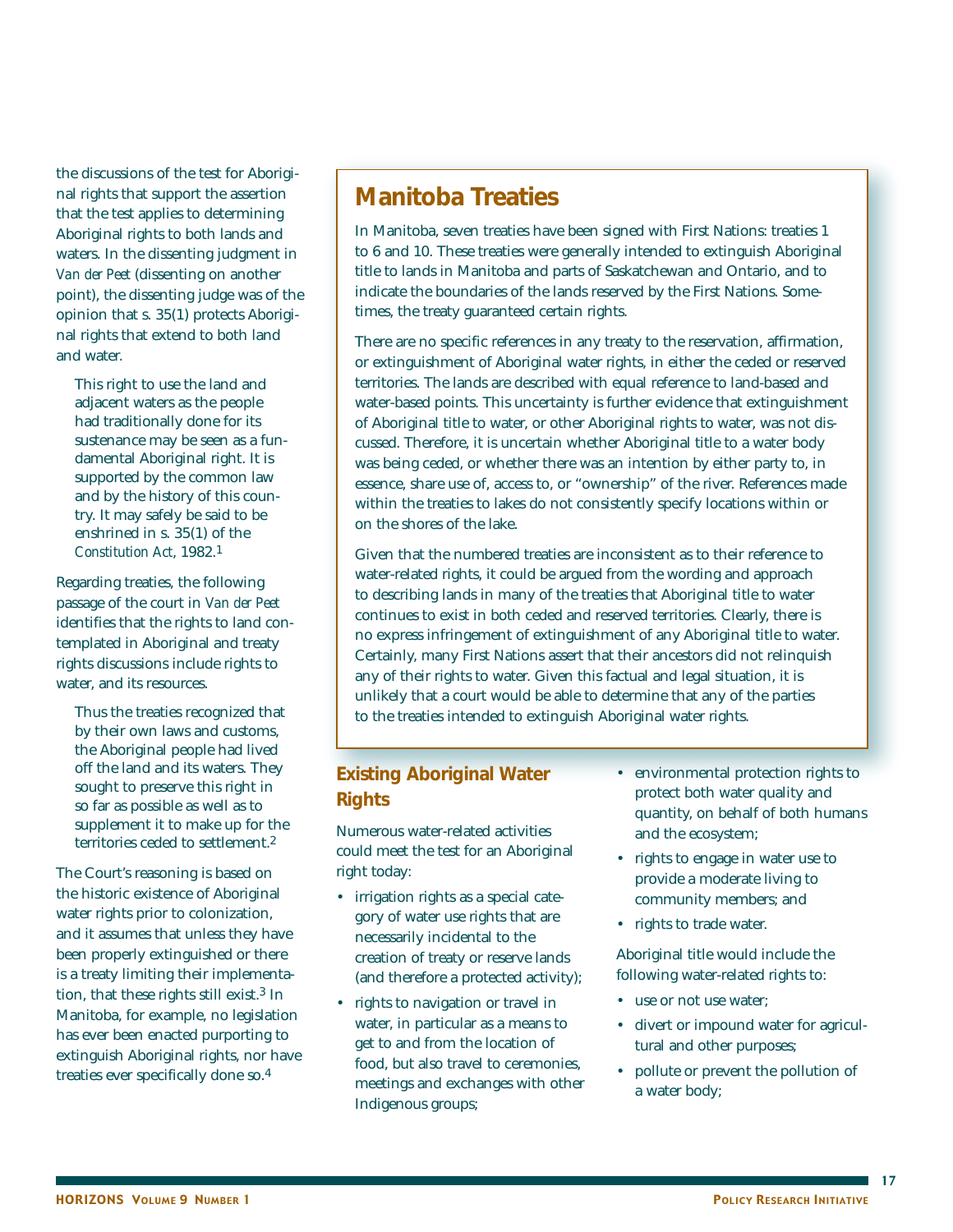the discussions of the test for Aboriginal rights that support the assertion that the test applies to determining Aboriginal rights to both lands and waters. In the dissenting judgment in *Van der Peet* (dissenting on another point), the dissenting judge was of the opinion that s. 35(1) protects Aboriginal rights that extend to both land and water.

> This right to use the land and adjacent waters as the people had traditionally done for its sustenance may be seen as a fundamental Aboriginal right. It is supported by the common law and by the history of this country. It may safely be said to be enshrined in s. 35(1) of the *Constitution Act*, 1982.[1]

Regarding treaties, the following passage of the court in *Van der Peet* identifies that the rights to land contemplated in Aboriginal and treaty rights discussions include rights to water, and its resources.

> Thus the treaties recognized that by their own laws and customs, the Aboriginal people had lived off the land and its waters. They sought to preserve this right in so far as possible as well as to supplement it to make up for the territories ceded to settlement.[2]

The Court's reasoning is based on the historic existence of Aboriginal water rights prior to colonization, and it assumes that unless they have been properly extinguished or there is a treaty limiting their implementation, that these rights still exist.[3] In Manitoba, for example, no legislation has ever been enacted purporting to extinguish Aboriginal rights, nor have treaties ever specifically done so.[4]

## Manitoba Treaties

In Manitoba, seven treaties have been signed with First Nations: treaties 1 to 6 and 10. These treaties were generally intended to extinguish Aboriginal title to lands in Manitoba and parts of Saskatchewan and Ontario, and to indicate the boundaries of the lands reserved by the First Nations. Sometimes, the treaty guaranteed certain rights.

There are no specific references in any treaty to the reservation, affirmation, or extinguishment of Aboriginal water rights, in either the ceded or reserved territories. The lands are described with equal reference to land-based and water-based points. This uncertainty is further evidence that extinguishment of Aboriginal title to water, or other Aboriginal rights to water, was not discussed. Therefore, it is uncertain whether Aboriginal title to a water body was being ceded, or whether there was an intention by either party to, in essence, share use of, access to, or "ownership" of the river. References made within the treaties to lakes do not consistently specify locations within or on the shores of the lake.

Given that the numbered treaties are inconsistent as to their reference to water-related rights, it could be argued from the wording and approach to describing lands in many of the treaties that Aboriginal title to water continues to exist in both ceded and reserved territories. Clearly, there is no express infringement of extinguishment of any Aboriginal title to water. Certainly, many First Nations assert that their ancestors did not relinquish any of their rights to water. Given this factual and legal situation, it is unlikely that a court would be able to determine that any of the parties to the treaties intended to extinguish Aboriginal water rights.

### Existing Aboriginal Water Rights

Numerous water-related activities could meet the test for an Aboriginal right today:

- irrigation rights as a special category of water use rights that are necessarily incidental to the creation of treaty or reserve lands (and therefore a protected activity);
- rights to navigation or travel in water, in particular as a means to get to and from the location of food, but also travel to ceremonies, meetings and exchanges with other Indigenous groups;
- environmental protection rights to protect both water quality and quantity, on behalf of both humans and the ecosystem;
- rights to engage in water use to provide a moderate living to community members; and
- rights to trade water.

Aboriginal title would include the following water-related rights to:

- use or not use water;
- divert or impound water for agricultural and other purposes;
- pollute or prevent the pollution of a water body;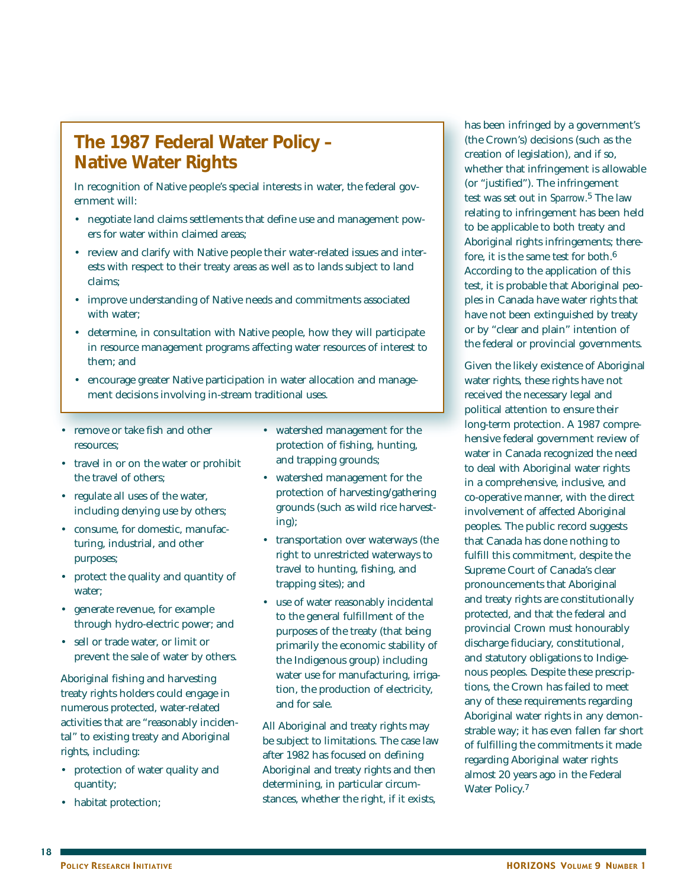## The 1987 Federal Water Policy – Native Water Rights

In recognition of Native people's special interests in water, the federal government will:

- negotiate land claims settlements that define use and management powers for water within claimed areas;
- review and clarify with Native people their water-related issues and interests with respect to their treaty areas as well as to lands subject to land claims;
- improve understanding of Native needs and commitments associated with water;
- determine, in consultation with Native people, how they will participate in resource management programs affecting water resources of interest to them; and
- encourage greater Native participation in water allocation and management decisions involving in-stream traditional uses.

- remove or take fish and other resources;
- travel in or on the water or prohibit the travel of others;
- regulate all uses of the water, including denying use by others;
- consume, for domestic, manufacturing, industrial, and other purposes;
- protect the quality and quantity of water;
- generate revenue, for example through hydro-electric power; and
- sell or trade water, or limit or prevent the sale of water by others.

Aboriginal fishing and harvesting treaty rights holders could engage in numerous protected, water-related activities that are "reasonably incidental" to existing treaty and Aboriginal rights, including:

- protection of water quality and quantity;
- habitat protection;
- watershed management for the protection of fishing, hunting, and trapping grounds;
- watershed management for the protection of harvesting/gathering grounds (such as wild rice harvesting);
- transportation over waterways (the right to unrestricted waterways to travel to hunting, fishing, and trapping sites); and
- use of water reasonably incidental to the general fulfillment of the purposes of the treaty (that being primarily the economic stability of the Indigenous group) including water use for manufacturing, irrigation, the production of electricity, and for sale.

All Aboriginal and treaty rights may be subject to limitations. The case law after 1982 has focused on defining Aboriginal and treaty rights and then determining, in particular circumstances, whether the right, if it exists, has been infringed by a government's (the Crown's) decisions (such as the creation of legislation), and if so, whether that infringement is allowable (or "justified"). The infringement test was set out in *Sparrow*.[5] The law relating to infringement has been held to be applicable to both treaty and Aboriginal rights infringements; therefore, it is the same test for both.[6] According to the application of this test, it is probable that Aboriginal peoples in Canada have water rights that have not been extinguished by treaty or by "clear and plain" intention of the federal or provincial governments.

Given the likely existence of Aboriginal water rights, these rights have not received the necessary legal and political attention to ensure their long-term protection. A 1987 comprehensive federal government review of water in Canada recognized the need to deal with Aboriginal water rights in a comprehensive, inclusive, and co-operative manner, with the direct involvement of affected Aboriginal peoples. The public record suggests that Canada has done nothing to fulfill this commitment, despite the Supreme Court of Canada's clear pronouncements that Aboriginal and treaty rights are constitutionally protected, and that the federal and provincial Crown must honourably discharge fiduciary, constitutional, and statutory obligations to Indigenous peoples. Despite these prescriptions, the Crown has failed to meet any of these requirements regarding Aboriginal water rights in any demonstrable way; it has even fallen far short of fulfilling the commitments it made regarding Aboriginal water rights almost 20 years ago in the Federal Water Policy.[7]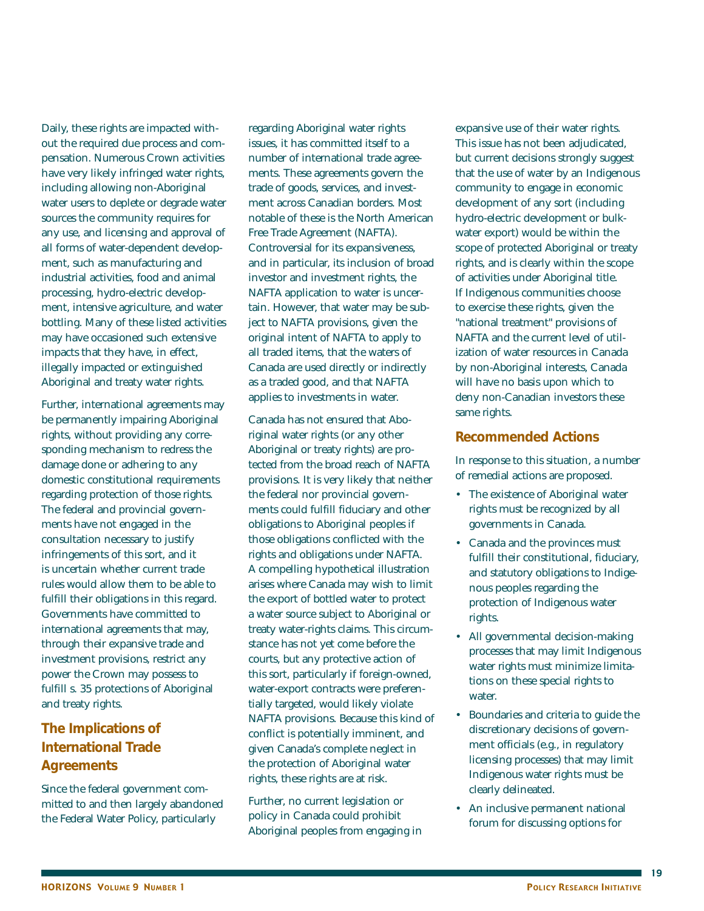Daily, these rights are impacted without the required due process and compensation. Numerous Crown activities have very likely infringed water rights, including allowing non-Aboriginal water users to deplete or degrade water sources the community requires for any use, and licensing and approval of all forms of water-dependent development, such as manufacturing and industrial activities, food and animal processing, hydro-electric development, intensive agriculture, and water bottling. Many of these listed activities may have occasioned such extensive impacts that they have, in effect, illegally impacted or extinguished Aboriginal and treaty water rights.

Further, international agreements may be permanently impairing Aboriginal rights, without providing any corresponding mechanism to redress the damage done or adhering to any domestic constitutional requirements regarding protection of those rights. The federal and provincial governments have not engaged in the consultation necessary to justify infringements of this sort, and it is uncertain whether current trade rules would allow them to be able to fulfill their obligations in this regard. Governments have committed to international agreements that may, through their expansive trade and investment provisions, restrict any power the Crown may possess to fulfill s. 35 protections of Aboriginal and treaty rights.

## The Implications of International Trade Agreements

Since the federal government committed to and then largely abandoned the Federal Water Policy, particularly regarding Aboriginal water rights issues, it has committed itself to a number of international trade agreements. These agreements govern the trade of goods, services, and investment across Canadian borders. Most notable of these is the North American Free Trade Agreement (NAFTA). Controversial for its expansiveness, and in particular, its inclusion of broad investor and investment rights, the NAFTA application to water is uncertain. However, that water may be subject to NAFTA provisions, given the original intent of NAFTA to apply to all traded items, that the waters of Canada are used directly or indirectly as a traded good, and that NAFTA applies to investments in water.

Canada has not ensured that Aboriginal water rights (or any other Aboriginal or treaty rights) are protected from the broad reach of NAFTA provisions. It is very likely that neither the federal nor provincial governments could fulfill fiduciary and other obligations to Aboriginal peoples if those obligations conflicted with the rights and obligations under NAFTA. A compelling hypothetical illustration arises where Canada may wish to limit the export of bottled water to protect a water source subject to Aboriginal or treaty water-rights claims. This circumstance has not yet come before the courts, but any protective action of this sort, particularly if foreign-owned, water-export contracts were preferentially targeted, would likely violate NAFTA provisions. Because this kind of conflict is potentially imminent, and given Canada's complete neglect in the protection of Aboriginal water rights, these rights are at risk.

Further, no current legislation or policy in Canada could prohibit Aboriginal peoples from engaging in expansive use of their water rights. This issue has not been adjudicated, but current decisions strongly suggest that the use of water by an Indigenous community to engage in economic development of any sort (including hydro-electric development or bulk-water export) would be within the scope of protected Aboriginal or treaty rights, and is clearly within the scope of activities under Aboriginal title. If Indigenous communities choose to exercise these rights, given the "national treatment" provisions of NAFTA and the current level of utilization of water resources in Canada by non-Aboriginal interests, Canada will have no basis upon which to deny non-Canadian investors these same rights.

## Recommended Actions

In response to this situation, a number of remedial actions are proposed.

- The existence of Aboriginal water rights must be recognized by all governments in Canada.
- Canada and the provinces must fulfill their constitutional, fiduciary, and statutory obligations to Indigenous peoples regarding the protection of Indigenous water rights.
- All governmental decision-making processes that may limit Indigenous water rights must minimize limitations on these special rights to water.
- Boundaries and criteria to guide the discretionary decisions of government officials (e.g., in regulatory licensing processes) that may limit Indigenous water rights must be clearly delineated.
- An inclusive permanent national forum for discussing options for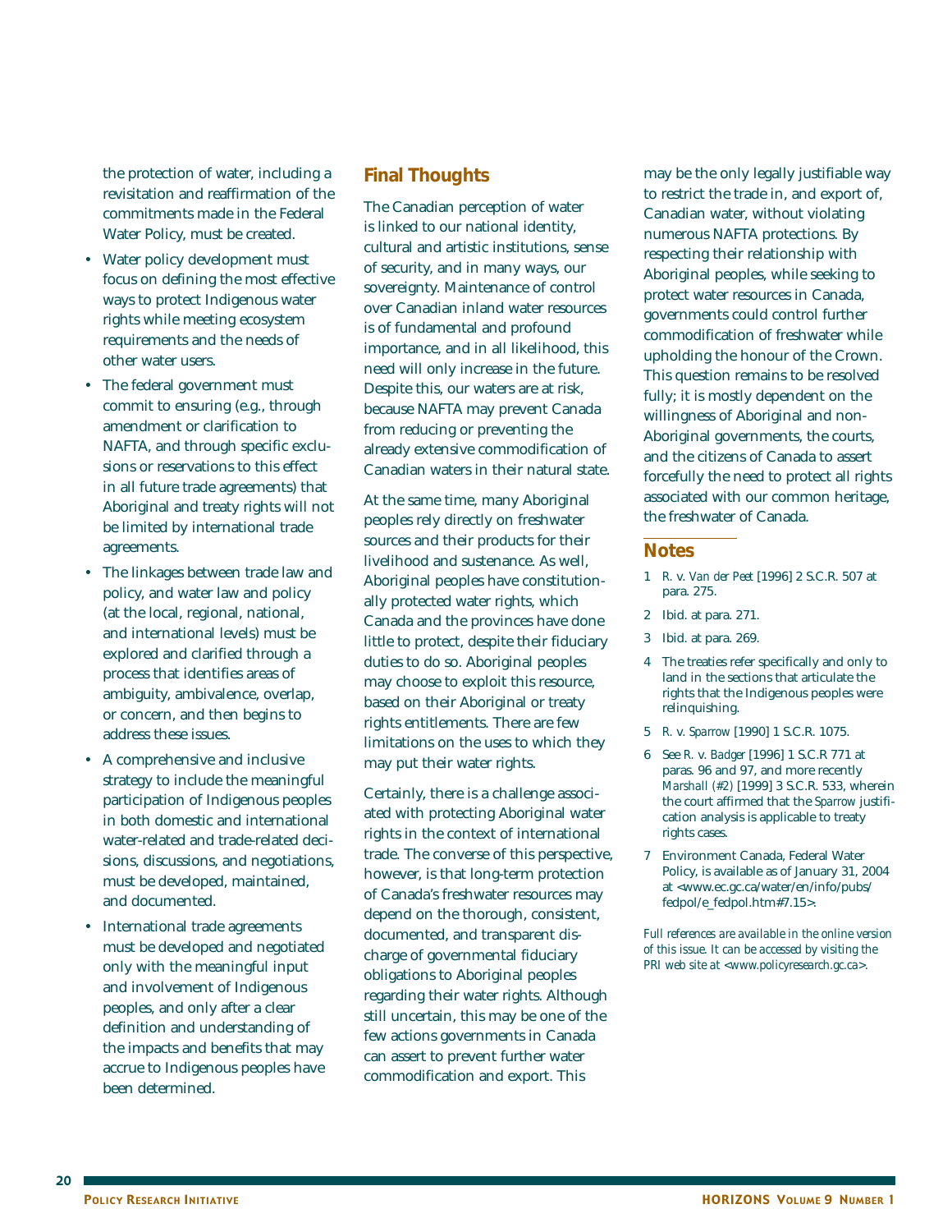the protection of water, including a revisitation and reaffirmation of the commitments made in the Federal Water Policy, must be created.

- Water policy development must focus on defining the most effective ways to protect Indigenous water rights while meeting ecosystem requirements and the needs of other water users.
- The federal government must commit to ensuring (e.g., through amendment or clarification to NAFTA, and through specific exclusions or reservations to this effect in all future trade agreements) that Aboriginal and treaty rights will not be limited by international trade agreements.
- The linkages between trade law and policy, and water law and policy (at the local, regional, national, and international levels) must be explored and clarified through a process that identifies areas of ambiguity, ambivalence, overlap, or concern, and then begins to address these issues.
- A comprehensive and inclusive strategy to include the meaningful participation of Indigenous peoples in both domestic and international water-related and trade-related decisions, discussions, and negotiations, must be developed, maintained, and documented.
- International trade agreements must be developed and negotiated only with the meaningful input and involvement of Indigenous peoples, and only after a clear definition and understanding of the impacts and benefits that may accrue to Indigenous peoples have been determined.

## Final Thoughts

The Canadian perception of water is linked to our national identity, cultural and artistic institutions, sense of security, and in many ways, our sovereignty. Maintenance of control over Canadian inland water resources is of fundamental and profound importance, and in all likelihood, this need will only increase in the future. Despite this, our waters are at risk, because NAFTA may prevent Canada from reducing or preventing the already extensive commodification of Canadian waters in their natural state.

At the same time, many Aboriginal peoples rely directly on freshwater sources and their products for their livelihood and sustenance. As well, Aboriginal peoples have constitutionally protected water rights, which Canada and the provinces have done little to protect, despite their fiduciary duties to do so. Aboriginal peoples may choose to exploit this resource, based on their Aboriginal or treaty rights entitlements. There are few limitations on the uses to which they may put their water rights.

Certainly, there is a challenge associated with protecting Aboriginal water rights in the context of international trade. The converse of this perspective, however, is that long-term protection of Canada's freshwater resources may depend on the thorough, consistent, documented, and transparent discharge of governmental fiduciary obligations to Aboriginal peoples regarding their water rights. Although still uncertain, this may be one of the few actions governments in Canada can assert to prevent further water commodification and export. This may be the only legally justifiable way to restrict the trade in, and export of, Canadian water, without violating numerous NAFTA protections. By respecting their relationship with Aboriginal peoples, while seeking to protect water resources in Canada, governments could control further commodification of freshwater while upholding the honour of the Crown. This question remains to be resolved fully; it is mostly dependent on the willingness of Aboriginal and non-Aboriginal governments, the courts, and the citizens of Canada to assert forcefully the need to protect all rights associated with our common heritage, the freshwater of Canada.

## Notes

1. *R. v. Van der Peet* [1996] 2 S.C.R. 507 at para. 275.
2. Ibid. at para. 271.
3. Ibid. at para. 269.
4. The treaties refer specifically and only to land in the sections that articulate the rights that the Indigenous peoples were relinquishing.
5. *R. v. Sparrow* [1990] 1 S.C.R. 1075.
6. See *R. v. Badger* [1996] 1 S.C.R 771 at paras. 96 and 97, and more recently *Marshall (#2)* [1999] 3 S.C.R. 533, wherein the court affirmed that the *Sparrow* justification analysis is applicable to treaty rights cases.
7. Environment Canada, Federal Water Policy, is available as of January 31, 2004 at <www.ec.gc.ca/water/en/info/pubs/fedpol/e_fedpol.htm#7.15>.

*Full references are available in the online version of this issue. It can be accessed by visiting the PRI web site at <www.policyresearch.gc.ca>.*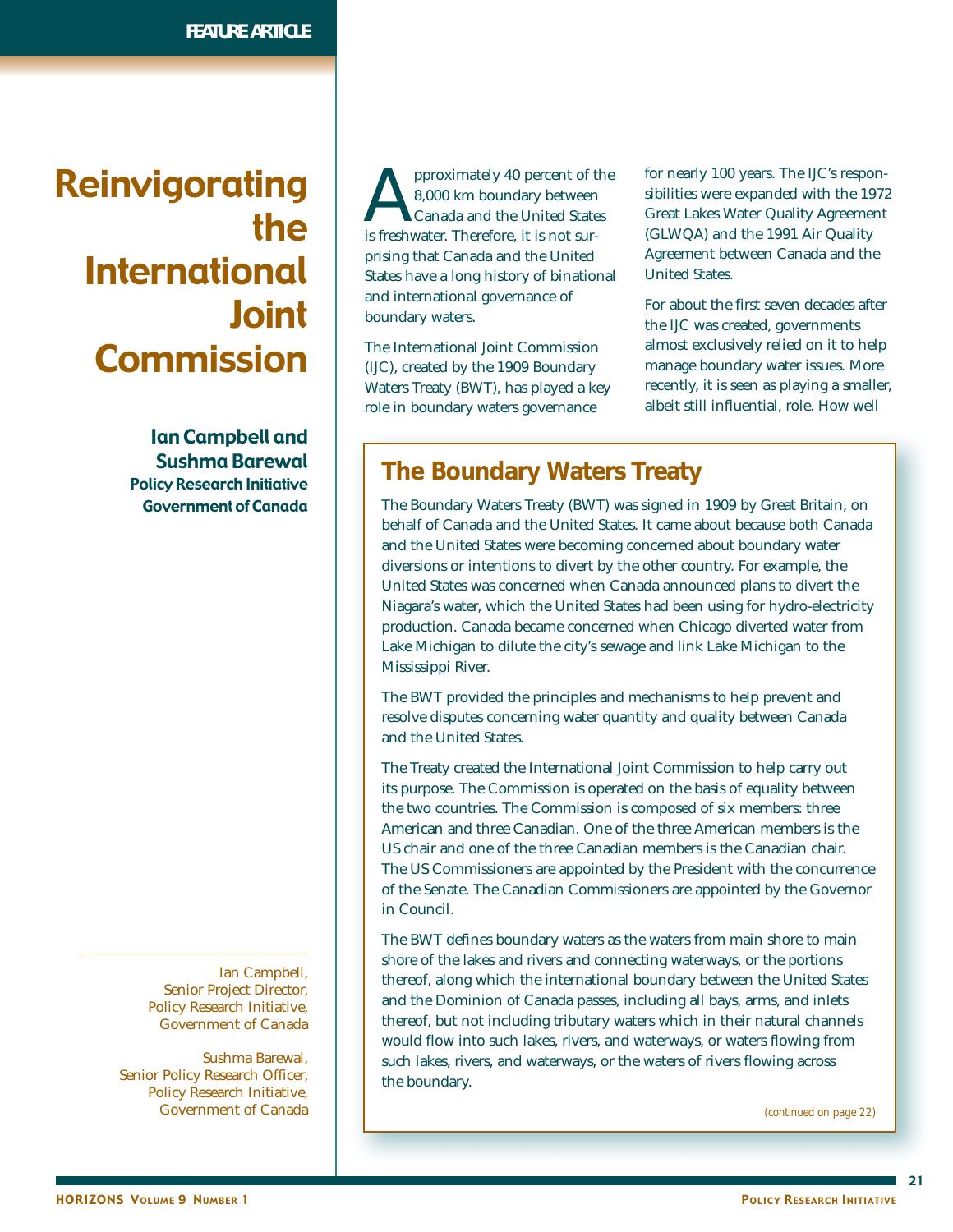# Reinvigorating the International Joint Commission

**Ian Campbell and Sushma Barewal**
**Policy Research Initiative**
**Government of Canada**

Ian Campbell, Senior Project Director, Policy Research Initiative, Government of Canada

Sushma Barewal, Senior Policy Research Officer, Policy Research Initiative, Government of Canada

Approximately 40 percent of the 8,000 km boundary between Canada and the United States is freshwater. Therefore, it is not surprising that Canada and the United States have a long history of binational and international governance of boundary waters.

The International Joint Commission (IJC), created by the 1909 Boundary Waters Treaty (BWT), has played a key role in boundary waters governance for nearly 100 years. The IJC's responsibilities were expanded with the 1972 Great Lakes Water Quality Agreement (GLWQA) and the 1991 Air Quality Agreement between Canada and the United States.

For about the first seven decades after the IJC was created, governments almost exclusively relied on it to help manage boundary water issues. More recently, it is seen as playing a smaller, albeit still influential, role. How well

## The Boundary Waters Treaty

The Boundary Waters Treaty (BWT) was signed in 1909 by Great Britain, on behalf of Canada and the United States. It came about because both Canada and the United States were becoming concerned about boundary water diversions or intentions to divert by the other country. For example, the United States was concerned when Canada announced plans to divert the Niagara's water, which the United States had been using for hydro-electricity production. Canada became concerned when Chicago diverted water from Lake Michigan to dilute the city's sewage and link Lake Michigan to the Mississippi River.

The BWT provided the principles and mechanisms to help prevent and resolve disputes concerning water quantity and quality between Canada and the United States.

The Treaty created the International Joint Commission to help carry out its purpose. The Commission is operated on the basis of equality between the two countries. The Commission is composed of six members: three American and three Canadian. One of the three American members is the US chair and one of the three Canadian members is the Canadian chair. The US Commissioners are appointed by the President with the concurrence of the Senate. The Canadian Commissioners are appointed by the Governor in Council.

The BWT defines boundary waters as the waters from main shore to main shore of the lakes and rivers and connecting waterways, or the portions thereof, along which the international boundary between the United States and the Dominion of Canada passes, including all bays, arms, and inlets thereof, but not including tributary waters which in their natural channels would flow into such lakes, rivers, and waterways, or waters flowing from such lakes, rivers, and waterways, or the waters of rivers flowing across the boundary.

*(continued on page 22)*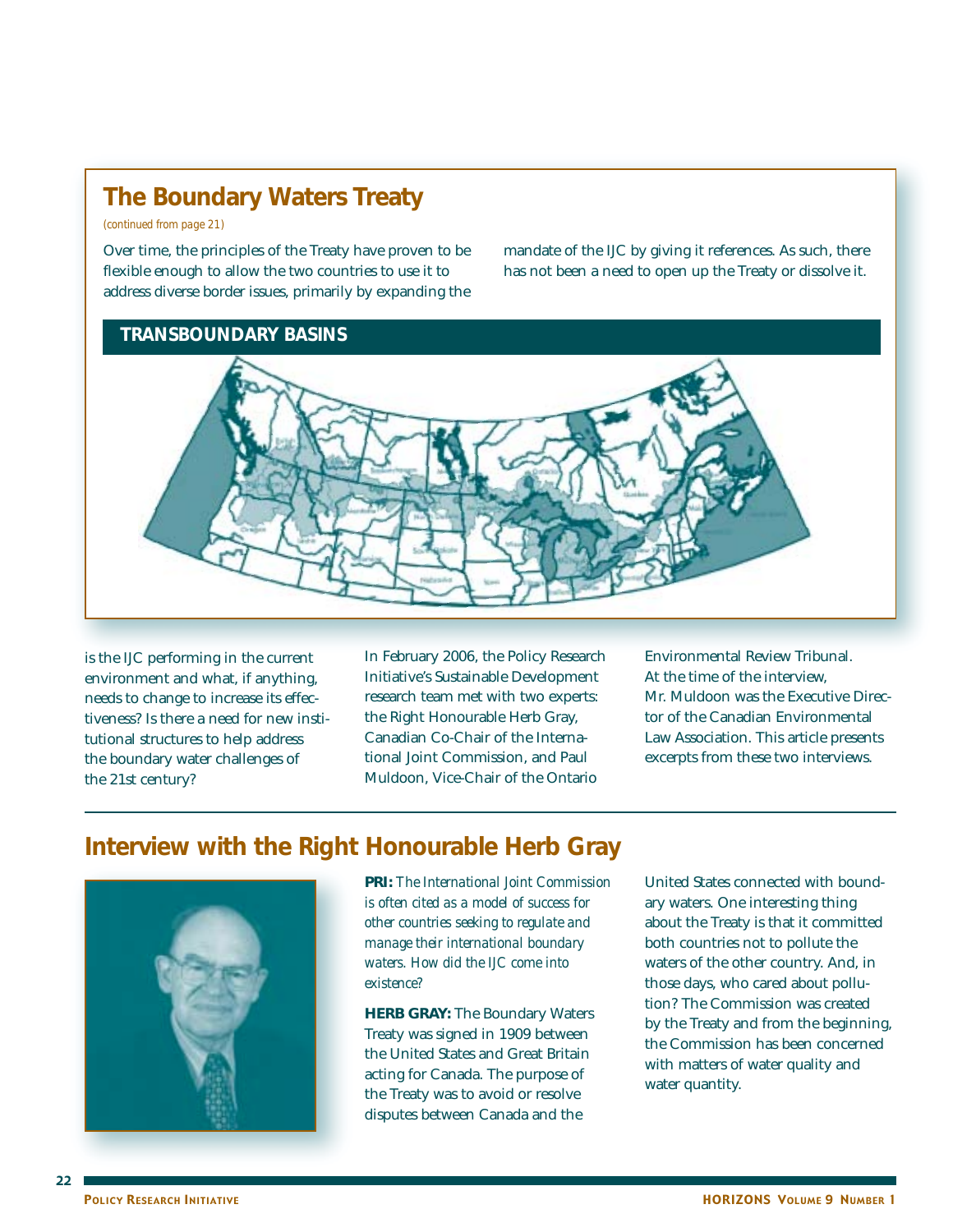## The Boundary Waters Treaty

*(continued from page 21)*

Over time, the principles of the Treaty have proven to be flexible enough to allow the two countries to use it to address diverse border issues, primarily by expanding the mandate of the IJC by giving it references. As such, there has not been a need to open up the Treaty or dissolve it.

**TRANSBOUNDARY BASINS**

is the IJC performing in the current environment and what, if anything, needs to change to increase its effectiveness? Is there a need for new institutional structures to help address the boundary water challenges of the 21st century?

In February 2006, the Policy Research Initiative's Sustainable Development research team met with two experts: the Right Honourable Herb Gray, Canadian Co-Chair of the International Joint Commission, and Paul Muldoon, Vice-Chair of the Ontario Environmental Review Tribunal. At the time of the interview, Mr. Muldoon was the Executive Director of the Canadian Environmental Law Association. This article presents excerpts from these two interviews.

## Interview with the Right Honourable Herb Gray

**PRI:** *The International Joint Commission is often cited as a model of success for other countries seeking to regulate and manage their international boundary waters. How did the IJC come into existence?*

**HERB GRAY:** The Boundary Waters Treaty was signed in 1909 between the United States and Great Britain acting for Canada. The purpose of the Treaty was to avoid or resolve disputes between Canada and the United States connected with boundary waters. One interesting thing about the Treaty is that it committed both countries not to pollute the waters of the other country. And, in those days, who cared about pollution? The Commission was created by the Treaty and from the beginning, the Commission has been concerned with matters of water quality and water quantity.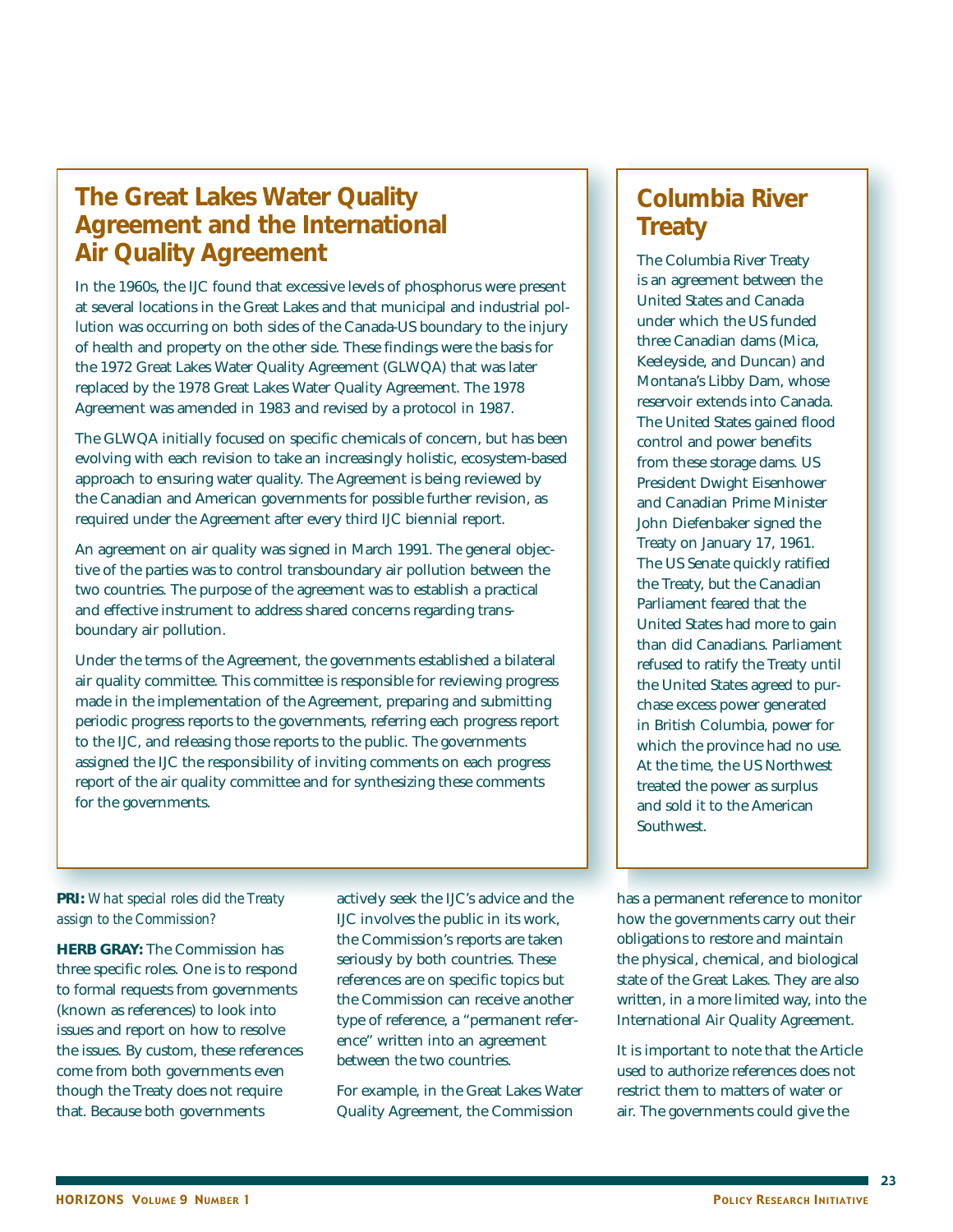## The Great Lakes Water Quality Agreement and the International Air Quality Agreement

In the 1960s, the IJC found that excessive levels of phosphorus were present at several locations in the Great Lakes and that municipal and industrial pollution was occurring on both sides of the Canada-US boundary to the injury of health and property on the other side. These findings were the basis for the 1972 Great Lakes Water Quality Agreement (GLWQA) that was later replaced by the 1978 Great Lakes Water Quality Agreement. The 1978 Agreement was amended in 1983 and revised by a protocol in 1987.

The GLWQA initially focused on specific chemicals of concern, but has been evolving with each revision to take an increasingly holistic, ecosystem-based approach to ensuring water quality. The Agreement is being reviewed by the Canadian and American governments for possible further revision, as required under the Agreement after every third IJC biennial report.

An agreement on air quality was signed in March 1991. The general objective of the parties was to control transboundary air pollution between the two countries. The purpose of the agreement was to establish a practical and effective instrument to address shared concerns regarding transboundary air pollution.

Under the terms of the Agreement, the governments established a bilateral air quality committee. This committee is responsible for reviewing progress made in the implementation of the Agreement, preparing and submitting periodic progress reports to the governments, referring each progress report to the IJC, and releasing those reports to the public. The governments assigned the IJC the responsibility of inviting comments on each progress report of the air quality committee and for synthesizing these comments for the governments.

## Columbia River Treaty

The Columbia River Treaty is an agreement between the United States and Canada under which the US funded three Canadian dams (Mica, Keeleyside, and Duncan) and Montana's Libby Dam, whose reservoir extends into Canada. The United States gained flood control and power benefits from these storage dams. US President Dwight Eisenhower and Canadian Prime Minister John Diefenbaker signed the Treaty on January 17, 1961. The US Senate quickly ratified the Treaty, but the Canadian Parliament feared that the United States had more to gain than did Canadians. Parliament refused to ratify the Treaty until the United States agreed to purchase excess power generated in British Columbia, power for which the province had no use. At the time, the US Northwest treated the power as surplus and sold it to the American Southwest.

**PRI:** *What special roles did the Treaty assign to the Commission?*

**HERB GRAY:** The Commission has three specific roles. One is to respond to formal requests from governments (known as references) to look into issues and report on how to resolve the issues. By custom, these references come from both governments even though the Treaty does not require that. Because both governments actively seek the IJC's advice and the IJC involves the public in its work, the Commission's reports are taken seriously by both countries. These references are on specific topics but the Commission can receive another type of reference, a "permanent reference" written into an agreement between the two countries.

For example, in the Great Lakes Water Quality Agreement, the Commission has a permanent reference to monitor how the governments carry out their obligations to restore and maintain the physical, chemical, and biological state of the Great Lakes. They are also written, in a more limited way, into the International Air Quality Agreement.

It is important to note that the Article used to authorize references does not restrict them to matters of water or air. The governments could give the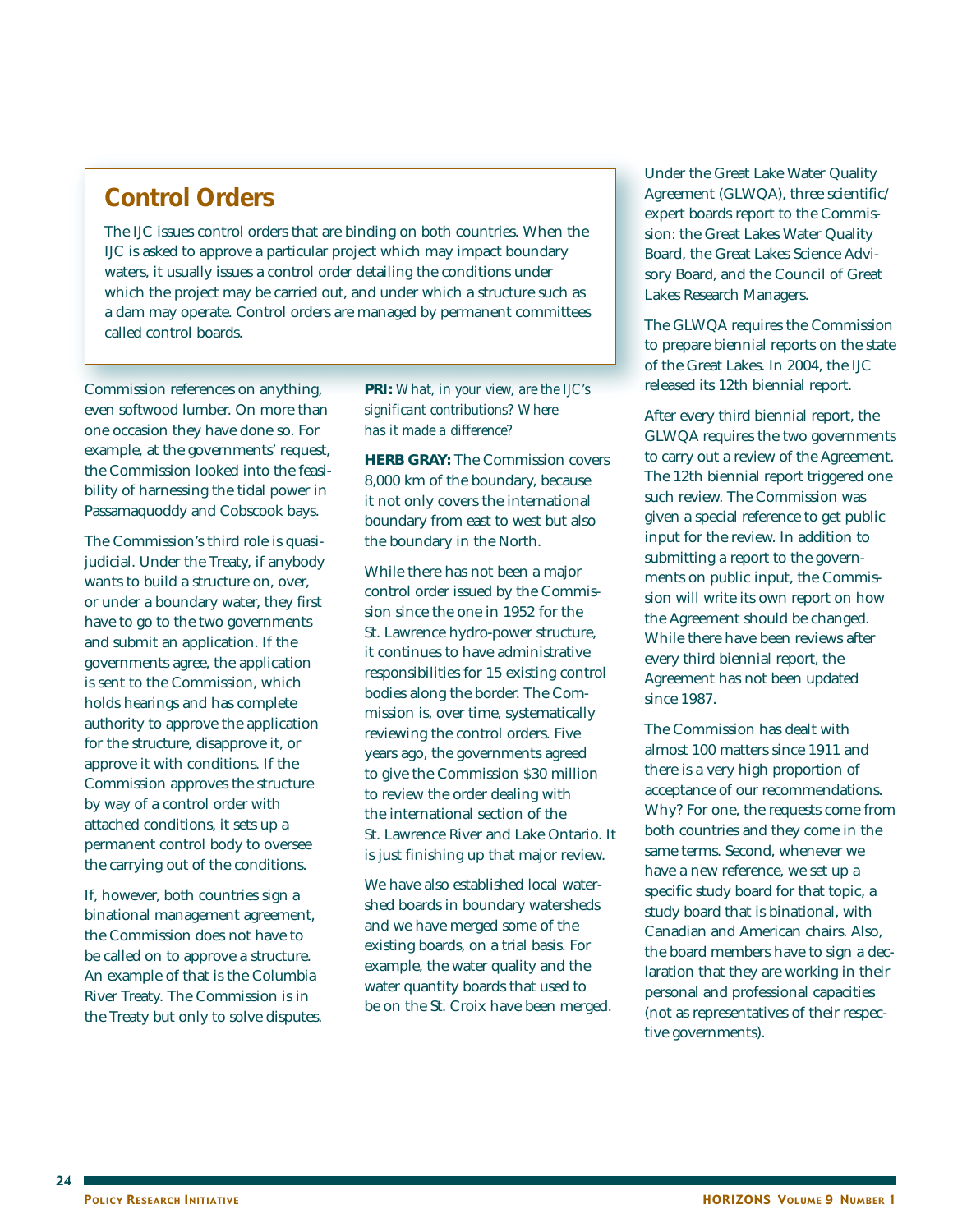## Control Orders

The IJC issues control orders that are binding on both countries. When the IJC is asked to approve a particular project which may impact boundary waters, it usually issues a control order detailing the conditions under which the project may be carried out, and under which a structure such as a dam may operate. Control orders are managed by permanent committees called control boards.

Commission references on anything, even softwood lumber. On more than one occasion they have done so. For example, at the governments' request, the Commission looked into the feasibility of harnessing the tidal power in Passamaquoddy and Cobscook bays.

The Commission's third role is quasi-judicial. Under the Treaty, if anybody wants to build a structure on, over, or under a boundary water, they first have to go to the two governments and submit an application. If the governments agree, the application is sent to the Commission, which holds hearings and has complete authority to approve the application for the structure, disapprove it, or approve it with conditions. If the Commission approves the structure by way of a control order with attached conditions, it sets up a permanent control body to oversee the carrying out of the conditions.

If, however, both countries sign a binational management agreement, the Commission does not have to be called on to approve a structure. An example of that is the Columbia River Treaty. The Commission is in the Treaty but only to solve disputes.

**PRI:** *What, in your view, are the IJC's significant contributions? Where has it made a difference?*

**HERB GRAY:** The Commission covers 8,000 km of the boundary, because it not only covers the international boundary from east to west but also the boundary in the North.

While there has not been a major control order issued by the Commission since the one in 1952 for the St. Lawrence hydro-power structure, it continues to have administrative responsibilities for 15 existing control bodies along the border. The Commission is, over time, systematically reviewing the control orders. Five years ago, the governments agreed to give the Commission $30 million to review the order dealing with the international section of the St. Lawrence River and Lake Ontario. It is just finishing up that major review.

We have also established local watershed boards in boundary watersheds and we have merged some of the existing boards, on a trial basis. For example, the water quality and the water quantity boards that used to be on the St. Croix have been merged.

Under the Great Lake Water Quality Agreement (GLWQA), three scientific/expert boards report to the Commission: the Great Lakes Water Quality Board, the Great Lakes Science Advisory Board, and the Council of Great Lakes Research Managers.

The GLWQA requires the Commission to prepare biennial reports on the state of the Great Lakes. In 2004, the IJC released its 12th biennial report.

After every third biennial report, the GLWQA requires the two governments to carry out a review of the Agreement. The 12th biennial report triggered one such review. The Commission was given a special reference to get public input for the review. In addition to submitting a report to the governments on public input, the Commission will write its own report on how the Agreement should be changed. While there have been reviews after every third biennial report, the Agreement has not been updated since 1987.

The Commission has dealt with almost 100 matters since 1911 and there is a very high proportion of acceptance of our recommendations. Why? For one, the requests come from both countries and they come in the same terms. Second, whenever we have a new reference, we set up a specific study board for that topic, a study board that is binational, with Canadian and American chairs. Also, the board members have to sign a declaration that they are working in their personal and professional capacities (not as representatives of their respective governments).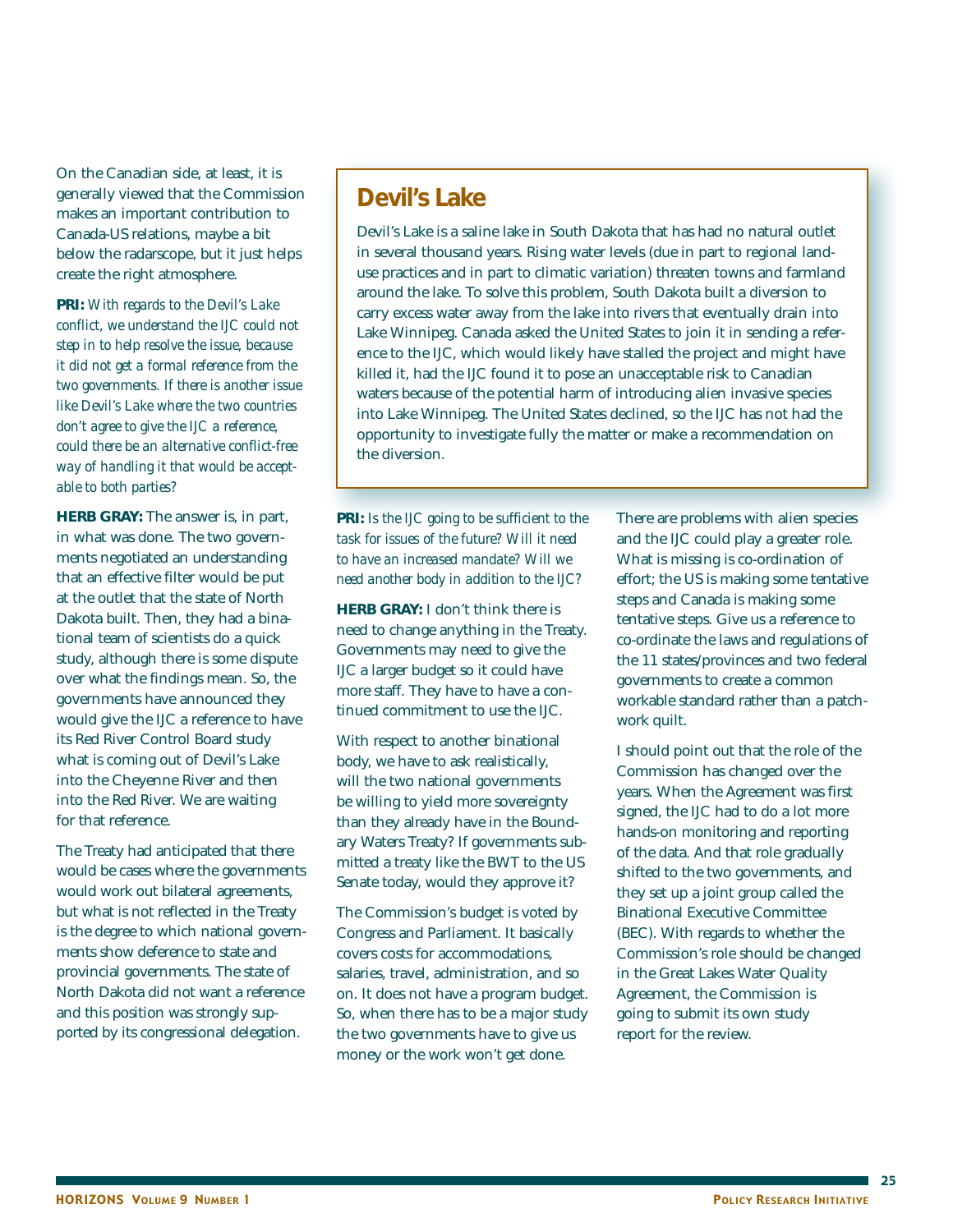On the Canadian side, at least, it is generally viewed that the Commission makes an important contribution to Canada-US relations, maybe a bit below the radarscope, but it just helps create the right atmosphere.

**PRI:** *With regards to the Devil's Lake conflict, we understand the IJC could not step in to help resolve the issue, because it did not get a formal reference from the two governments. If there is another issue like Devil's Lake where the two countries don't agree to give the IJC a reference, could there be an alternative conflict-free way of handling it that would be acceptable to both parties?*

**HERB GRAY:** The answer is, in part, in what was done. The two governments negotiated an understanding that an effective filter would be put at the outlet that the state of North Dakota built. Then, they had a binational team of scientists do a quick study, although there is some dispute over what the findings mean. So, the governments have announced they would give the IJC a reference to have its Red River Control Board study what is coming out of Devil's Lake into the Cheyenne River and then into the Red River. We are waiting for that reference.

The Treaty had anticipated that there would be cases where the governments would work out bilateral agreements, but what is not reflected in the Treaty is the degree to which national governments show deference to state and provincial governments. The state of North Dakota did not want a reference and this position was strongly supported by its congressional delegation.

## Devil's Lake

Devil's Lake is a saline lake in South Dakota that has had no natural outlet in several thousand years. Rising water levels (due in part to regional land-use practices and in part to climatic variation) threaten towns and farmland around the lake. To solve this problem, South Dakota built a diversion to carry excess water away from the lake into rivers that eventually drain into Lake Winnipeg. Canada asked the United States to join it in sending a reference to the IJC, which would likely have stalled the project and might have killed it, had the IJC found it to pose an unacceptable risk to Canadian waters because of the potential harm of introducing alien invasive species into Lake Winnipeg. The United States declined, so the IJC has not had the opportunity to investigate fully the matter or make a recommendation on the diversion.

**PRI:** *Is the IJC going to be sufficient to the task for issues of the future? Will it need to have an increased mandate? Will we need another body in addition to the IJC?*

**HERB GRAY:** I don't think there is need to change anything in the Treaty. Governments may need to give the IJC a larger budget so it could have more staff. They have to have a continued commitment to use the IJC.

With respect to another binational body, we have to ask realistically, will the two national governments be willing to yield more sovereignty than they already have in the Boundary Waters Treaty? If governments submitted a treaty like the BWT to the US Senate today, would they approve it?

The Commission's budget is voted by Congress and Parliament. It basically covers costs for accommodations, salaries, travel, administration, and so on. It does not have a program budget. So, when there has to be a major study the two governments have to give us money or the work won't get done.

There are problems with alien species and the IJC could play a greater role. What is missing is co-ordination of effort; the US is making some tentative steps and Canada is making some tentative steps. Give us a reference to co-ordinate the laws and regulations of the 11 states/provinces and two federal governments to create a common workable standard rather than a patchwork quilt.

I should point out that the role of the Commission has changed over the years. When the Agreement was first signed, the IJC had to do a lot more hands-on monitoring and reporting of the data. And that role gradually shifted to the two governments, and they set up a joint group called the Binational Executive Committee (BEC). With regards to whether the Commission's role should be changed in the Great Lakes Water Quality Agreement, the Commission is going to submit its own study report for the review.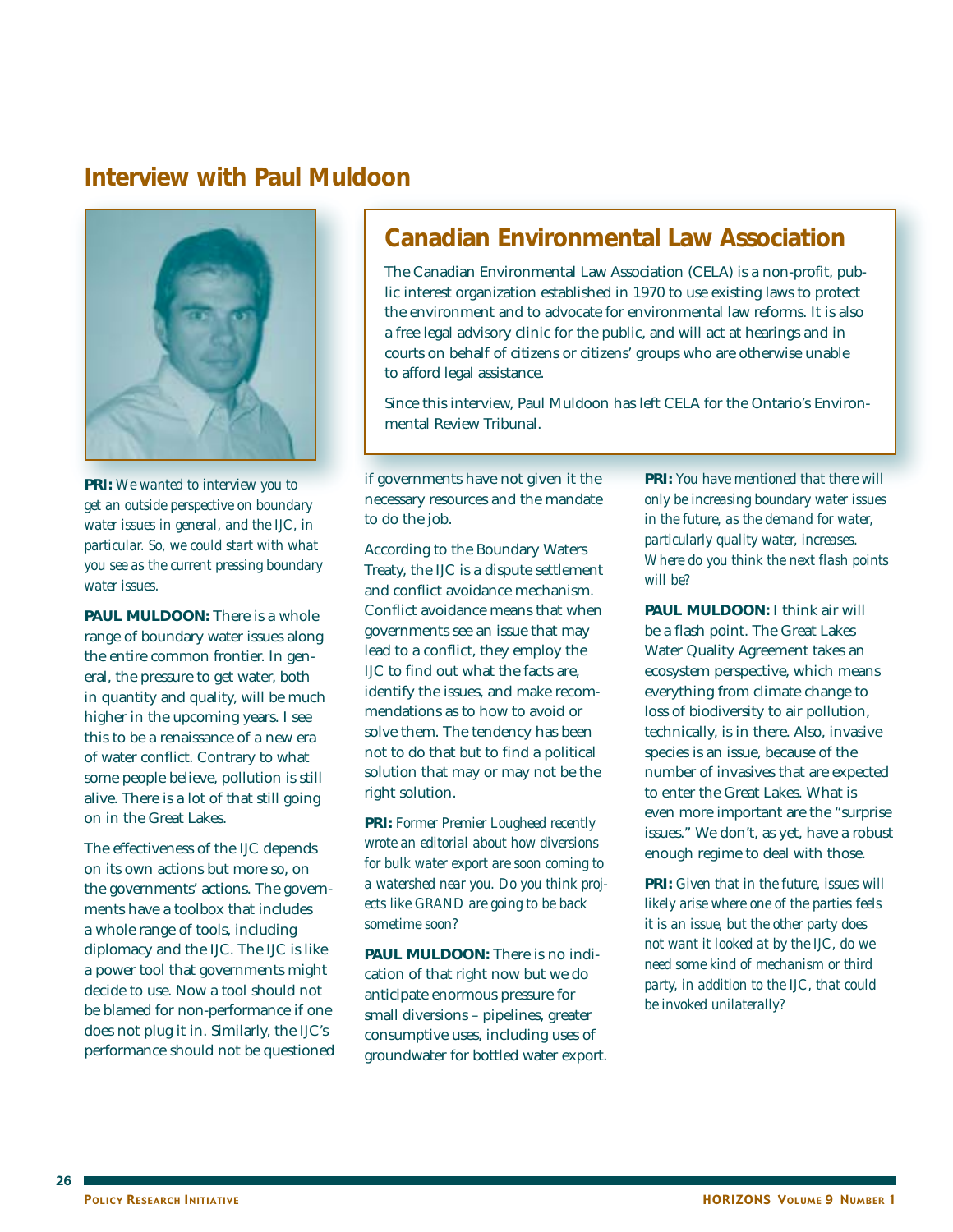## Interview with Paul Muldoon

### Canadian Environmental Law Association

The Canadian Environmental Law Association (CELA) is a non-profit, public interest organization established in 1970 to use existing laws to protect the environment and to advocate for environmental law reforms. It is also a free legal advisory clinic for the public, and will act at hearings and in courts on behalf of citizens or citizens' groups who are otherwise unable to afford legal assistance.

Since this interview, Paul Muldoon has left CELA for the Ontario's Environmental Review Tribunal.

**PRI:** *We wanted to interview you to get an outside perspective on boundary water issues in general, and the IJC, in particular. So, we could start with what you see as the current pressing boundary water issues.*

**PAUL MULDOON:** There is a whole range of boundary water issues along the entire common frontier. In general, the pressure to get water, both in quantity and quality, will be much higher in the upcoming years. I see this to be a renaissance of a new era of water conflict. Contrary to what some people believe, pollution is still alive. There is a lot of that still going on in the Great Lakes.

The effectiveness of the IJC depends on its own actions but more so, on the governments' actions. The governments have a toolbox that includes a whole range of tools, including diplomacy and the IJC. The IJC is like a power tool that governments might decide to use. Now a tool should not be blamed for non-performance if one does not plug it in. Similarly, the IJC's performance should not be questioned if governments have not given it the necessary resources and the mandate to do the job.

According to the Boundary Waters Treaty, the IJC is a dispute settlement and conflict avoidance mechanism. Conflict avoidance means that when governments see an issue that may lead to a conflict, they employ the IJC to find out what the facts are, identify the issues, and make recommendations as to how to avoid or solve them. The tendency has been not to do that but to find a political solution that may or may not be the right solution.

**PRI:** *Former Premier Lougheed recently wrote an editorial about how diversions for bulk water export are soon coming to a watershed near you. Do you think projects like GRAND are going to be back sometime soon?*

**PAUL MULDOON:** There is no indication of that right now but we do anticipate enormous pressure for small diversions – pipelines, greater consumptive uses, including uses of groundwater for bottled water export.

**PRI:** *You have mentioned that there will only be increasing boundary water issues in the future, as the demand for water, particularly quality water, increases. Where do you think the next flash points will be?*

**PAUL MULDOON:** I think air will be a flash point. The Great Lakes Water Quality Agreement takes an ecosystem perspective, which means everything from climate change to loss of biodiversity to air pollution, technically, is in there. Also, invasive species is an issue, because of the number of invasives that are expected to enter the Great Lakes. What is even more important are the "surprise issues." We don't, as yet, have a robust enough regime to deal with those.

**PRI:** *Given that in the future, issues will likely arise where one of the parties feels it is an issue, but the other party does not want it looked at by the IJC, do we need some kind of mechanism or third party, in addition to the IJC, that could be invoked unilaterally?*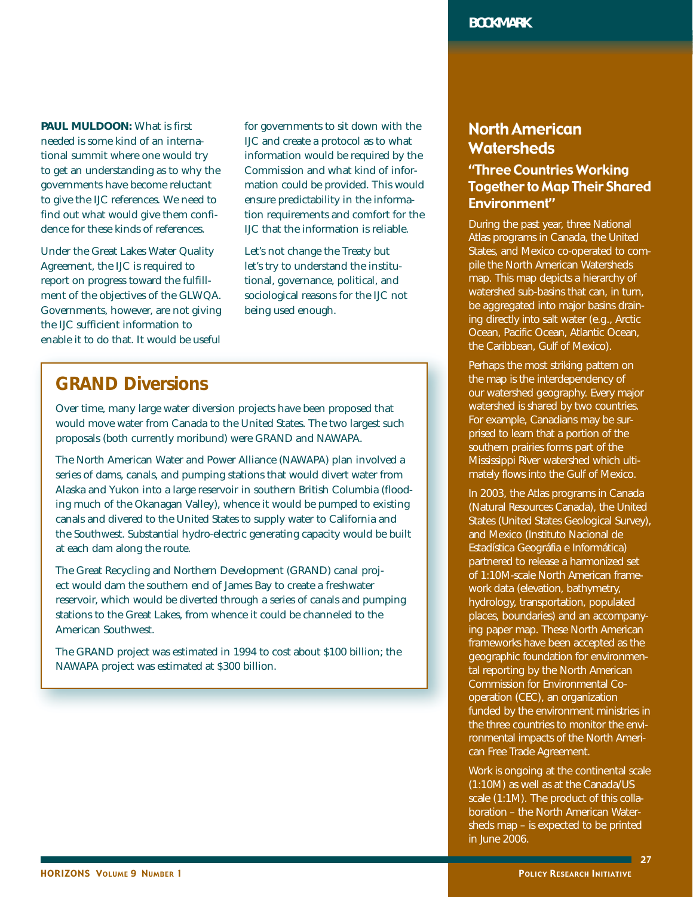**PAUL MULDOON:** What is first needed is some kind of an international summit where one would try to get an understanding as to why the governments have become reluctant to give the IJC references. We need to find out what would give them confidence for these kinds of references.

Under the Great Lakes Water Quality Agreement, the IJC is required to report on progress toward the fulfillment of the objectives of the GLWQA. Governments, however, are not giving the IJC sufficient information to enable it to do that. It would be useful for governments to sit down with the IJC and create a protocol as to what information would be required by the Commission and what kind of information could be provided. This would ensure predictability in the information requirements and comfort for the IJC that the information is reliable.

Let's not change the Treaty but let's try to understand the institutional, governance, political, and sociological reasons for the IJC not being used enough.

## GRAND Diversions

Over time, many large water diversion projects have been proposed that would move water from Canada to the United States. The two largest such proposals (both currently moribund) were GRAND and NAWAPA.

The North American Water and Power Alliance (NAWAPA) plan involved a series of dams, canals, and pumping stations that would divert water from Alaska and Yukon into a large reservoir in southern British Columbia (flooding much of the Okanagan Valley), whence it would be pumped to existing canals and divered to the United States to supply water to California and the Southwest. Substantial hydro-electric generating capacity would be built at each dam along the route.

The Great Recycling and Northern Development (GRAND) canal project would dam the southern end of James Bay to create a freshwater reservoir, which would be diverted through a series of canals and pumping stations to the Great Lakes, from whence it could be channeled to the American Southwest.

The GRAND project was estimated in 1994 to cost about $100 billion; the NAWAPA project was estimated at $300 billion.

## North American Watersheds

### "Three Countries Working Together to Map Their Shared Environment"

During the past year, three National Atlas programs in Canada, the United States, and Mexico co-operated to compile the North American Watersheds map. This map depicts a hierarchy of watershed sub-basins that can, in turn, be aggregated into major basins draining directly into salt water (e.g., Arctic Ocean, Pacific Ocean, Atlantic Ocean, the Caribbean, Gulf of Mexico).

Perhaps the most striking pattern on the map is the interdependency of our watershed geography. Every major watershed is shared by two countries. For example, Canadians may be surprised to learn that a portion of the southern prairies forms part of the Mississippi River watershed which ultimately flows into the Gulf of Mexico.

In 2003, the Atlas programs in Canada (Natural Resources Canada), the United States (United States Geological Survey), and Mexico (Instituto Nacional de Estadística Geográfia e Informática) partnered to release a harmonized set of 1:10M-scale North American framework data (elevation, bathymetry, hydrology, transportation, populated places, boundaries) and an accompanying paper map. These North American frameworks have been accepted as the geographic foundation for environmental reporting by the North American Commission for Environmental Co-operation (CEC), an organization funded by the environment ministries in the three countries to monitor the environmental impacts of the North American Free Trade Agreement.

Work is ongoing at the continental scale (1:10M) as well as at the Canada/US scale (1:1M). The product of this collaboration – the North American Watersheds map – is expected to be printed in June 2006.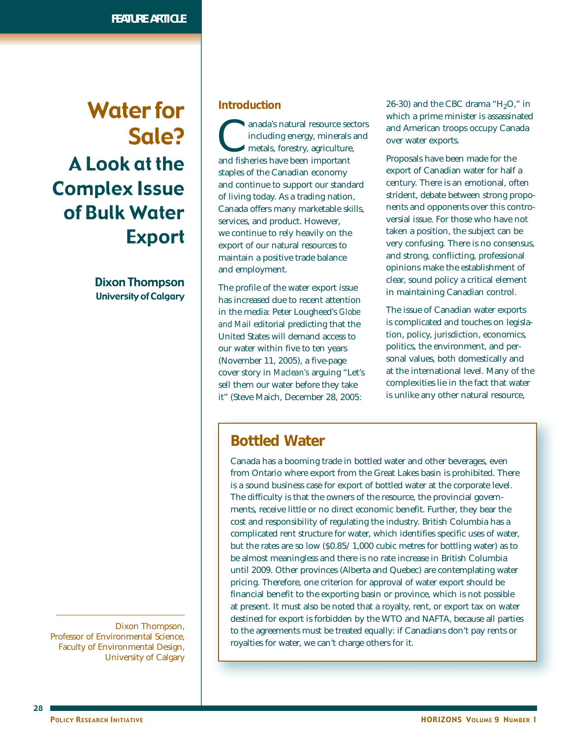FEATURE ARTICLE

# Water for Sale? A Look at the Complex Issue of Bulk Water Export

**Dixon Thompson**
University of Calgary

Dixon Thompson, Professor of Environmental Science, Faculty of Environmental Design, University of Calgary

## Introduction

Canada's natural resource sectors including energy, minerals and metals, forestry, agriculture, and fisheries have been important staples of the Canadian economy and continue to support our standard of living today. As a trading nation, Canada offers many marketable skills, services, and product. However, we continue to rely heavily on the export of our natural resources to maintain a positive trade balance and employment.

The profile of the water export issue has increased due to recent attention in the media: Peter Lougheed's *Globe and Mail* editorial predicting that the United States will demand access to our water within five to ten years (November 11, 2005), a five-page cover story in *Maclean's* arguing "Let's sell them our water before they take it" (Steve Maich, December 28, 2005: 26-30) and the CBC drama "$H_2O$," in which a prime minister is assassinated and American troops occupy Canada over water exports.

Proposals have been made for the export of Canadian water for half a century. There is an emotional, often strident, debate between strong proponents and opponents over this controversial issue. For those who have not taken a position, the subject can be very confusing. There is no consensus, and strong, conflicting, professional opinions make the establishment of clear, sound policy a critical element in maintaining Canadian control.

The issue of Canadian water exports is complicated and touches on legislation, policy, jurisdiction, economics, politics, the environment, and personal values, both domestically and at the international level. Many of the complexities lie in the fact that water is unlike any other natural resource,

> ## Bottled Water
>
> Canada has a booming trade in bottled water and other beverages, even from Ontario where export from the Great Lakes basin is prohibited. There is a sound business case for export of bottled water at the corporate level. The difficulty is that the owners of the resource, the provincial governments, receive little or no direct economic benefit. Further, they bear the cost and responsibility of regulating the industry. British Columbia has a complicated rent structure for water, which identifies specific uses of water, but the rates are so low ($0.85/ 1,000 cubic metres for bottling water) as to be almost meaningless and there is no rate increase in British Columbia until 2009. Other provinces (Alberta and Quebec) are contemplating water pricing. Therefore, one criterion for approval of water export should be financial benefit to the exporting basin or province, which is not possible at present. It must also be noted that a royalty, rent, or export tax on water destined for export is forbidden by the WTO and NAFTA, because all parties to the agreements must be treated equally: if Canadians don't pay rents or royalties for water, we can't charge others for it.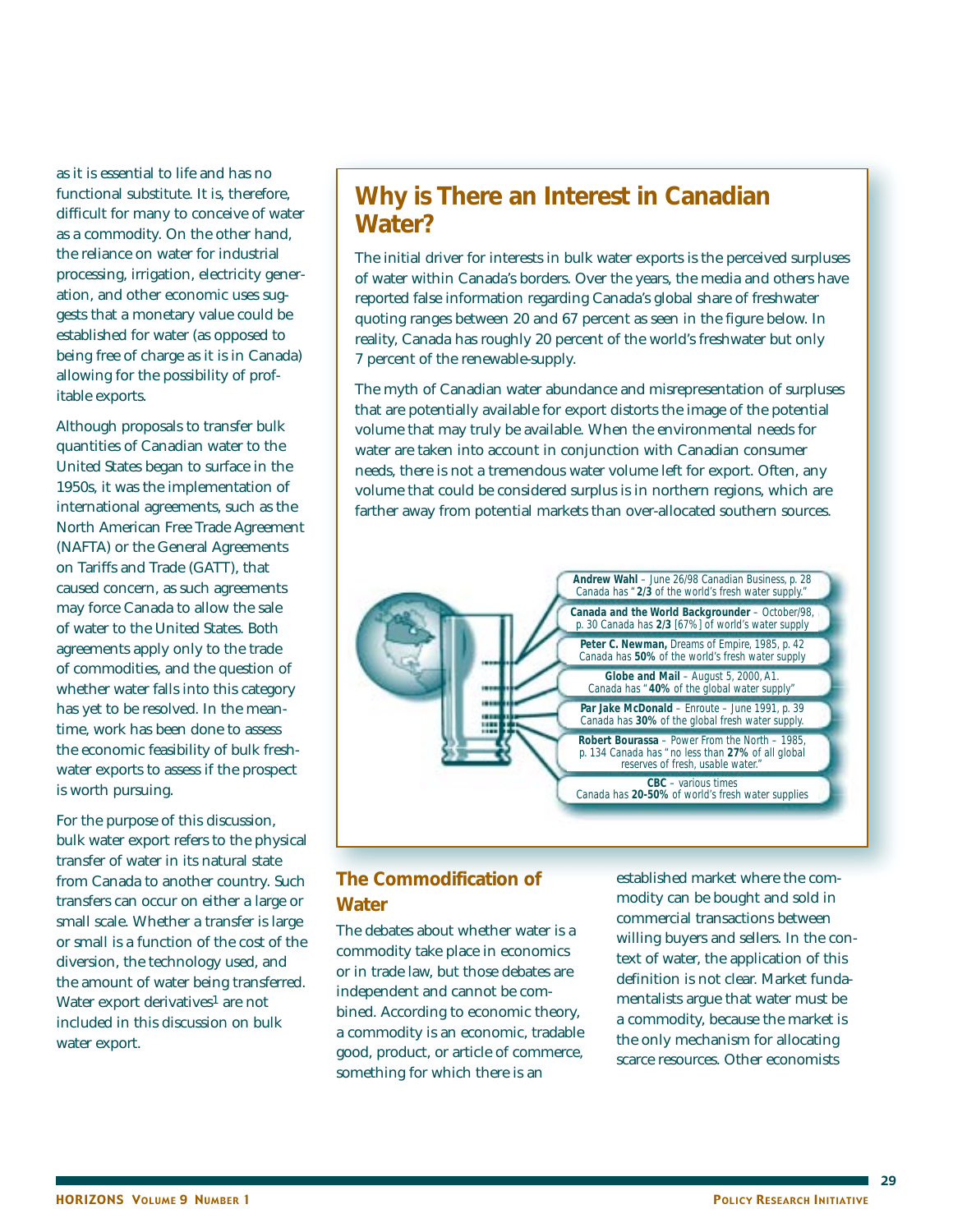as it is essential to life and has no functional substitute. It is, therefore, difficult for many to conceive of water as a commodity. On the other hand, the reliance on water for industrial processing, irrigation, electricity generation, and other economic uses suggests that a monetary value could be established for water (as opposed to being free of charge as it is in Canada) allowing for the possibility of profitable exports.

Although proposals to transfer bulk quantities of Canadian water to the United States began to surface in the 1950s, it was the implementation of international agreements, such as the North American Free Trade Agreement (NAFTA) or the General Agreements on Tariffs and Trade (GATT), that caused concern, as such agreements may force Canada to allow the sale of water to the United States. Both agreements apply only to the trade of commodities, and the question of whether water falls into this category has yet to be resolved. In the meantime, work has been done to assess the economic feasibility of bulk freshwater exports to assess if the prospect is worth pursuing.

For the purpose of this discussion, bulk water export refers to the physical transfer of water in its natural state from Canada to another country. Such transfers can occur on either a large or small scale. Whether a transfer is large or small is a function of the cost of the diversion, the technology used, and the amount of water being transferred. Water export derivatives[1] are not included in this discussion on bulk water export.

## Why is There an Interest in Canadian Water?

The initial driver for interests in bulk water exports is the perceived surpluses of water within Canada's borders. Over the years, the media and others have reported false information regarding Canada's global share of freshwater quoting ranges between 20 and 67 percent as seen in the figure below. In reality, Canada has roughly 20 percent of the world's freshwater but only 7 percent of the renewable-supply.

The myth of Canadian water abundance and misrepresentation of surpluses that are potentially available for export distorts the image of the potential volume that may truly be available. When the environmental needs for water are taken into account in conjunction with Canadian consumer needs, there is not a tremendous water volume left for export. Often, any volume that could be considered surplus is in northern regions, which are farther away from potential markets than over-allocated southern sources.

**Andrew Wahl** – June 26/98 Canadian Business, p. 28
Canada has "**2/3** of the world's fresh water supply."

**Canada and the World Backgrounder** – October/98, p. 30 Canada has **2/3** [67%] of world's water supply

**Peter C. Newman,** Dreams of Empire, 1985, p. 42
Canada has **50%** of the world's fresh water supply

**Globe and Mail** – August 5, 2000, A1.
Canada has "**40%** of the global water supply"

**Par Jake McDonald** – Enroute – June 1991, p. 39
Canada has **30%** of the global fresh water supply.

**Robert Bourassa** – Power From the North – 1985, p. 134 Canada has "no less than **27%** of all global reserves of fresh, usable water."

**CBC** – various times
Canada has **20-50%** of world's fresh water supplies

## The Commodification of Water

The debates about whether water is a commodity take place in economics or in trade law, but those debates are independent and cannot be combined. According to economic theory, a commodity is an economic, tradable good, product, or article of commerce, something for which there is an established market where the commodity can be bought and sold in commercial transactions between willing buyers and sellers. In the context of water, the application of this definition is not clear. Market fundamentalists argue that water must be a commodity, because the market is the only mechanism for allocating scarce resources. Other economists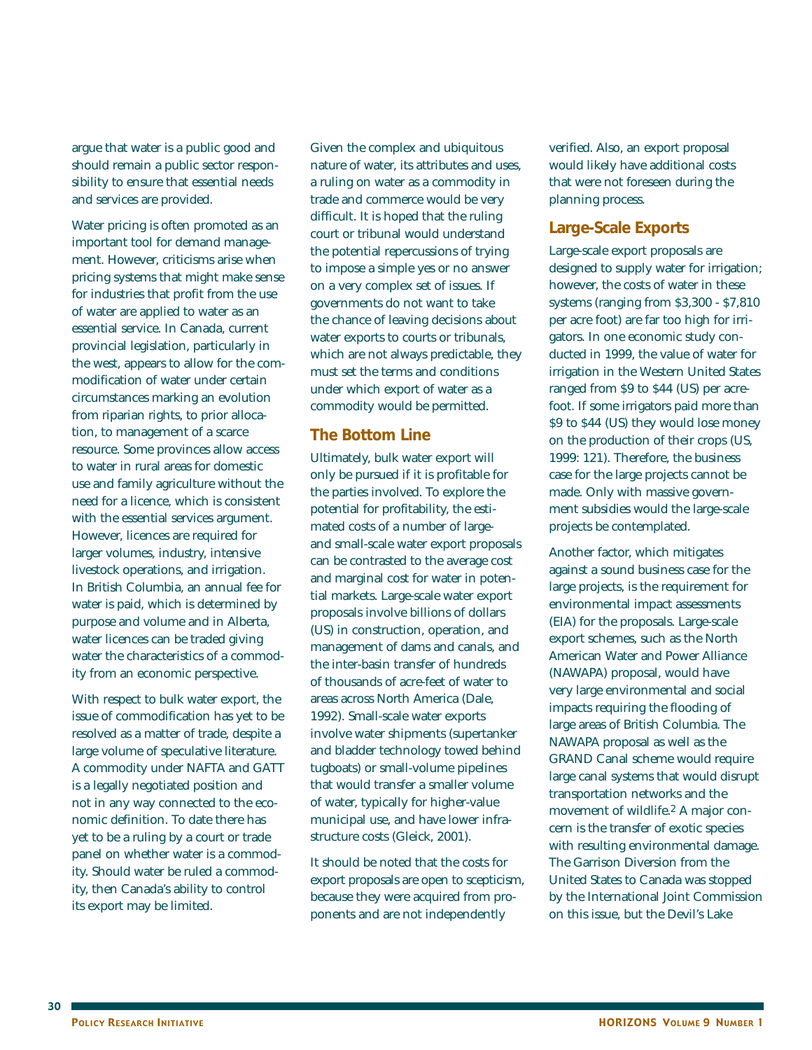argue that water is a public good and should remain a public sector responsibility to ensure that essential needs and services are provided.

Water pricing is often promoted as an important tool for demand management. However, criticisms arise when pricing systems that might make sense for industries that profit from the use of water are applied to water as an essential service. In Canada, current provincial legislation, particularly in the west, appears to allow for the commodification of water under certain circumstances marking an evolution from riparian rights, to prior allocation, to management of a scarce resource. Some provinces allow access to water in rural areas for domestic use and family agriculture without the need for a licence, which is consistent with the essential services argument. However, licences are required for larger volumes, industry, intensive livestock operations, and irrigation. In British Columbia, an annual fee for water is paid, which is determined by purpose and volume and in Alberta, water licences can be traded giving water the characteristics of a commodity from an economic perspective.

With respect to bulk water export, the issue of commodification has yet to be resolved as a matter of trade, despite a large volume of speculative literature. A commodity under NAFTA and GATT is a legally negotiated position and not in any way connected to the economic definition. To date there has yet to be a ruling by a court or trade panel on whether water is a commodity. Should water be ruled a commodity, then Canada's ability to control its export may be limited.

Given the complex and ubiquitous nature of water, its attributes and uses, a ruling on water as a commodity in trade and commerce would be very difficult. It is hoped that the ruling court or tribunal would understand the potential repercussions of trying to impose a simple yes or no answer on a very complex set of issues. If governments do not want to take the chance of leaving decisions about water exports to courts or tribunals, which are not always predictable, they must set the terms and conditions under which export of water as a commodity would be permitted.

## The Bottom Line

Ultimately, bulk water export will only be pursued if it is profitable for the parties involved. To explore the potential for profitability, the estimated costs of a number of large- and small-scale water export proposals can be contrasted to the average cost and marginal cost for water in potential markets. Large-scale water export proposals involve billions of dollars (US) in construction, operation, and management of dams and canals, and the inter-basin transfer of hundreds of thousands of acre-feet of water to areas across North America (Dale, 1992). Small-scale water exports involve water shipments (supertanker and bladder technology towed behind tugboats) or small-volume pipelines that would transfer a smaller volume of water, typically for higher-value municipal use, and have lower infrastructure costs (Gleick, 2001).

It should be noted that the costs for export proposals are open to scepticism, because they were acquired from proponents and are not independently verified. Also, an export proposal would likely have additional costs that were not foreseen during the planning process.

## Large-Scale Exports

Large-scale export proposals are designed to supply water for irrigation; however, the costs of water in these systems (ranging from $3,300 - $7,810 per acre foot) are far too high for irrigators. In one economic study conducted in 1999, the value of water for irrigation in the Western United States ranged from $9 to $44 (US) per acre-foot. If some irrigators paid more than $9 to $44 (US) they would lose money on the production of their crops (US, 1999: 121). Therefore, the business case for the large projects cannot be made. Only with massive government subsidies would the large-scale projects be contemplated.

Another factor, which mitigates against a sound business case for the large projects, is the requirement for environmental impact assessments (EIA) for the proposals. Large-scale export schemes, such as the North American Water and Power Alliance (NAWAPA) proposal, would have very large environmental and social impacts requiring the flooding of large areas of British Columbia. The NAWAPA proposal as well as the GRAND Canal scheme would require large canal systems that would disrupt transportation networks and the movement of wildlife.[2] A major concern is the transfer of exotic species with resulting environmental damage. The Garrison Diversion from the United States to Canada was stopped by the International Joint Commission on this issue, but the Devil's Lake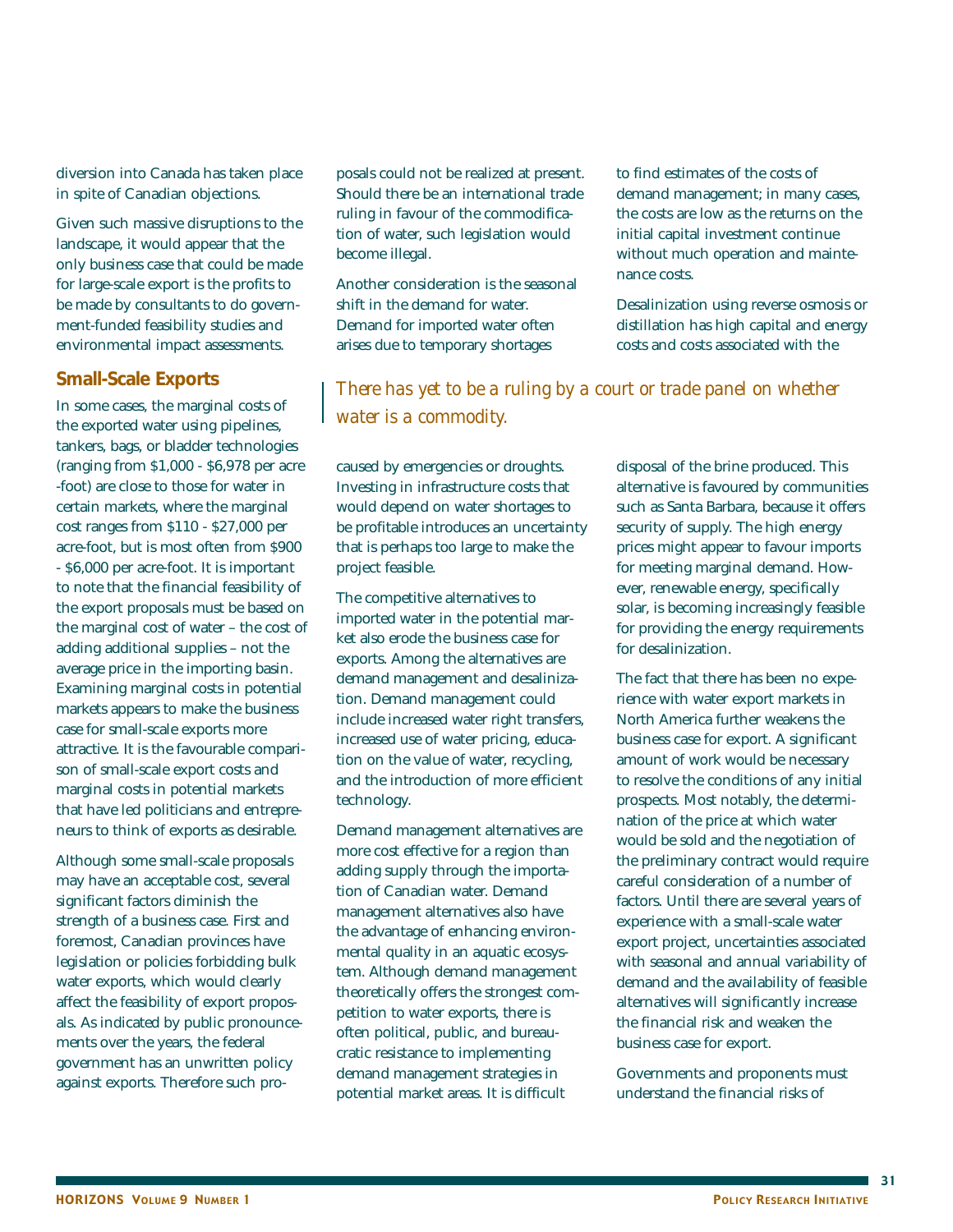diversion into Canada has taken place in spite of Canadian objections.

Given such massive disruptions to the landscape, it would appear that the only business case that could be made for large-scale export is the profits to be made by consultants to do government-funded feasibility studies and environmental impact assessments.

## Small-Scale Exports

In some cases, the marginal costs of the exported water using pipelines, tankers, bags, or bladder technologies (ranging from $1,000 - $6,978 per acre-foot) are close to those for water in certain markets, where the marginal cost ranges from $110 - $27,000 per acre-foot, but is most often from $900 - $6,000 per acre-foot. It is important to note that the financial feasibility of the export proposals must be based on the marginal cost of water – the cost of adding additional supplies – not the average price in the importing basin. Examining marginal costs in potential markets appears to make the business case for small-scale exports more attractive. It is the favourable comparison of small-scale export costs and marginal costs in potential markets that have led politicians and entrepreneurs to think of exports as desirable.

Although some small-scale proposals may have an acceptable cost, several significant factors diminish the strength of a business case. First and foremost, Canadian provinces have legislation or policies forbidding bulk water exports, which would clearly affect the feasibility of export proposals. As indicated by public pronouncements over the years, the federal government has an unwritten policy against exports. Therefore such proposals could not be realized at present. Should there be an international trade ruling in favour of the commodification of water, such legislation would become illegal.

Another consideration is the seasonal shift in the demand for water. Demand for imported water often arises due to temporary shortages caused by emergencies or droughts. Investing in infrastructure costs that would depend on water shortages to be profitable introduces an uncertainty that is perhaps too large to make the project feasible.

*There has yet to be a ruling by a court or trade panel on whether water is a commodity.*

The competitive alternatives to imported water in the potential market also erode the business case for exports. Among the alternatives are demand management and desalinization. Demand management could include increased water right transfers, increased use of water pricing, education on the value of water, recycling, and the introduction of more efficient technology.

Demand management alternatives are more cost effective for a region than adding supply through the importation of Canadian water. Demand management alternatives also have the advantage of enhancing environmental quality in an aquatic ecosystem. Although demand management theoretically offers the strongest competition to water exports, there is often political, public, and bureaucratic resistance to implementing demand management strategies in potential market areas. It is difficult to find estimates of the costs of demand management; in many cases, the costs are low as the returns on the initial capital investment continue without much operation and maintenance costs.

Desalinization using reverse osmosis or distillation has high capital and energy costs and costs associated with the disposal of the brine produced. This alternative is favoured by communities such as Santa Barbara, because it offers security of supply. The high energy prices might appear to favour imports for meeting marginal demand. However, renewable energy, specifically solar, is becoming increasingly feasible for providing the energy requirements for desalinization.

The fact that there has been no experience with water export markets in North America further weakens the business case for export. A significant amount of work would be necessary to resolve the conditions of any initial prospects. Most notably, the determination of the price at which water would be sold and the negotiation of the preliminary contract would require careful consideration of a number of factors. Until there are several years of experience with a small-scale water export project, uncertainties associated with seasonal and annual variability of demand and the availability of feasible alternatives will significantly increase the financial risk and weaken the business case for export.

Governments and proponents must understand the financial risks of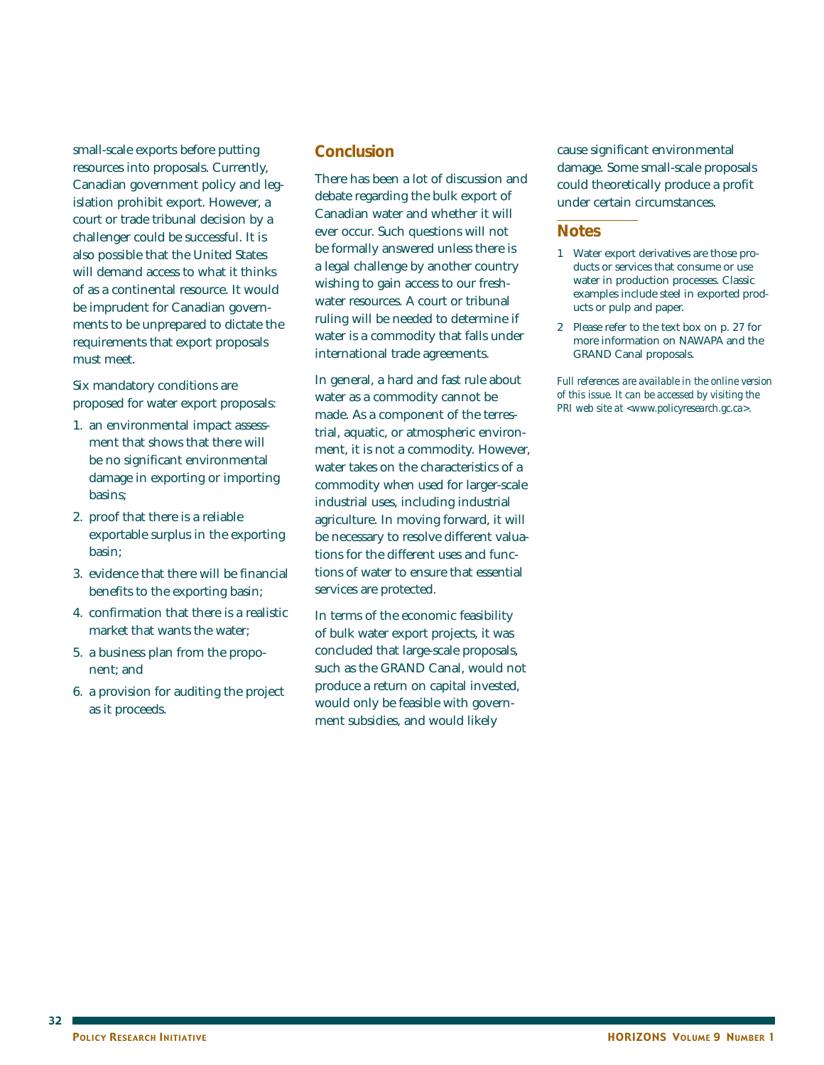small-scale exports before putting resources into proposals. Currently, Canadian government policy and legislation prohibit export. However, a court or trade tribunal decision by a challenger could be successful. It is also possible that the United States will demand access to what it thinks of as a continental resource. It would be imprudent for Canadian governments to be unprepared to dictate the requirements that export proposals must meet.

Six mandatory conditions are proposed for water export proposals:

1. an environmental impact assessment that shows that there will be no significant environmental damage in exporting or importing basins;
2. proof that there is a reliable exportable surplus in the exporting basin;
3. evidence that there will be financial benefits to the exporting basin;
4. confirmation that there is a realistic market that wants the water;
5. a business plan from the proponent; and
6. a provision for auditing the project as it proceeds.

## Conclusion

There has been a lot of discussion and debate regarding the bulk export of Canadian water and whether it will ever occur. Such questions will not be formally answered unless there is a legal challenge by another country wishing to gain access to our freshwater resources. A court or tribunal ruling will be needed to determine if water is a commodity that falls under international trade agreements.

In general, a hard and fast rule about water as a commodity cannot be made. As a component of the terrestrial, aquatic, or atmospheric environment, it is not a commodity. However, water takes on the characteristics of a commodity when used for larger-scale industrial uses, including industrial agriculture. In moving forward, it will be necessary to resolve different valuations for the different uses and functions of water to ensure that essential services are protected.

In terms of the economic feasibility of bulk water export projects, it was concluded that large-scale proposals, such as the GRAND Canal, would not produce a return on capital invested, would only be feasible with government subsidies, and would likely cause significant environmental damage. Some small-scale proposals could theoretically produce a profit under certain circumstances.

## Notes

1 Water export derivatives are those products or services that consume or use water in production processes. Classic examples include steel in exported products or pulp and paper.

2 Please refer to the text box on p. 27 for more information on NAWAPA and the GRAND Canal proposals.

*Full references are available in the online version of this issue. It can be accessed by visiting the PRI web site at <www.policyresearch.gc.ca>.*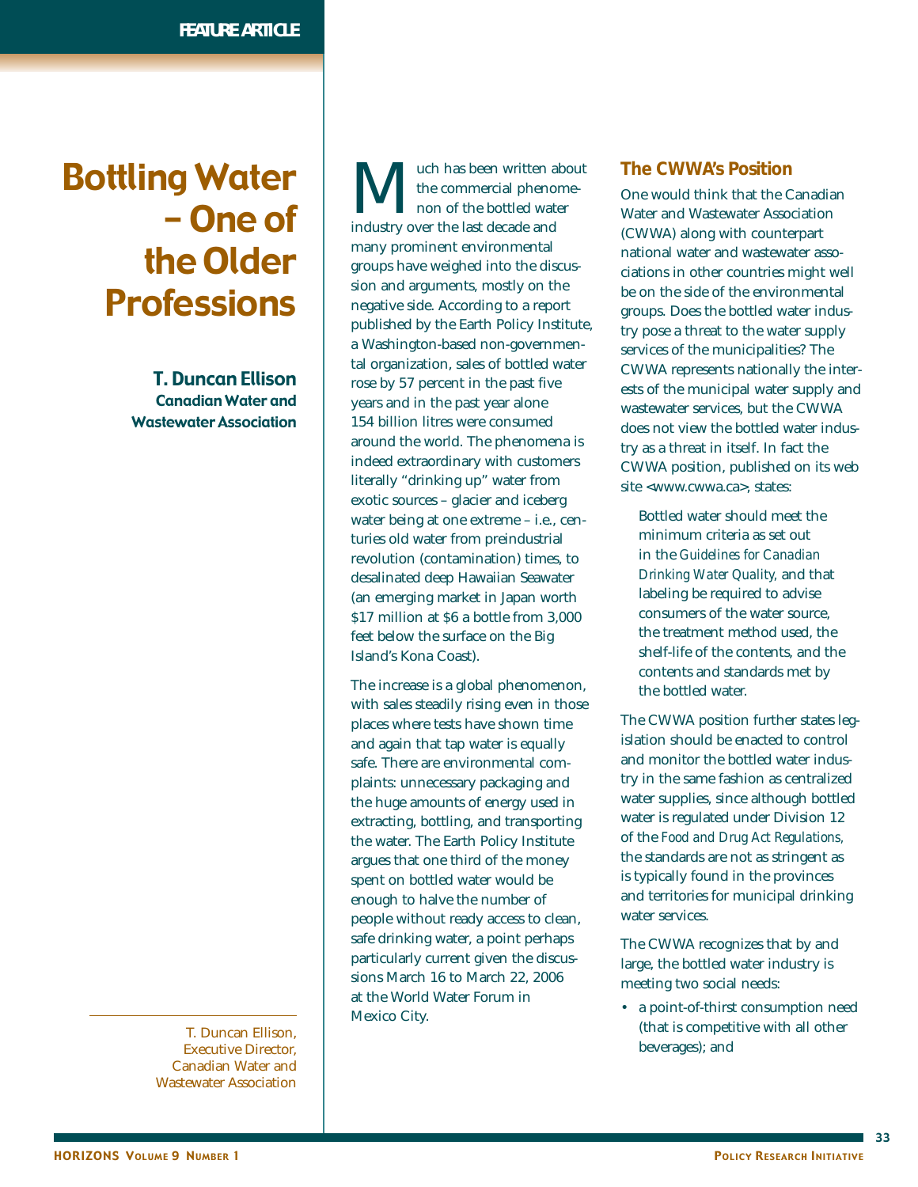FEATURE ARTICLE

# Bottling Water – One of the Older Professions

**T. Duncan Ellison**
**Canadian Water and Wastewater Association**

T. Duncan Ellison, Executive Director, Canadian Water and Wastewater Association

Much has been written about the commercial phenomenon of the bottled water industry over the last decade and many prominent environmental groups have weighed into the discussion and arguments, mostly on the negative side. According to a report published by the Earth Policy Institute, a Washington-based non-governmental organization, sales of bottled water rose by 57 percent in the past five years and in the past year alone 154 billion litres were consumed around the world. The phenomena is indeed extraordinary with customers literally "drinking up" water from exotic sources – glacier and iceberg water being at one extreme – i.e., centuries old water from preindustrial revolution (contamination) times, to desalinated deep Hawaiian Seawater (an emerging market in Japan worth $17 million at $6 a bottle from 3,000 feet below the surface on the Big Island's Kona Coast).

The increase is a global phenomenon, with sales steadily rising even in those places where tests have shown time and again that tap water is equally safe. There are environmental complaints: unnecessary packaging and the huge amounts of energy used in extracting, bottling, and transporting the water. The Earth Policy Institute argues that one third of the money spent on bottled water would be enough to halve the number of people without ready access to clean, safe drinking water, a point perhaps particularly current given the discussions March 16 to March 22, 2006 at the World Water Forum in Mexico City.

## The CWWA's Position

One would think that the Canadian Water and Wastewater Association (CWWA) along with counterpart national water and wastewater associations in other countries might well be on the side of the environmental groups. Does the bottled water industry pose a threat to the water supply services of the municipalities? The CWWA represents nationally the interests of the municipal water supply and wastewater services, but the CWWA does not view the bottled water industry as a threat in itself. In fact the CWWA position, published on its web site <www.cwwa.ca>, states:

> Bottled water should meet the minimum criteria as set out in the *Guidelines for Canadian Drinking Water Quality*, and that labeling be required to advise consumers of the water source, the treatment method used, the shelf-life of the contents, and the contents and standards met by the bottled water.

The CWWA position further states legislation should be enacted to control and monitor the bottled water industry in the same fashion as centralized water supplies, since although bottled water is regulated under Division 12 of the *Food and Drug Act Regulations*, the standards are not as stringent as is typically found in the provinces and territories for municipal drinking water services.

The CWWA recognizes that by and large, the bottled water industry is meeting two social needs:

- a point-of-thirst consumption need (that is competitive with all other beverages); and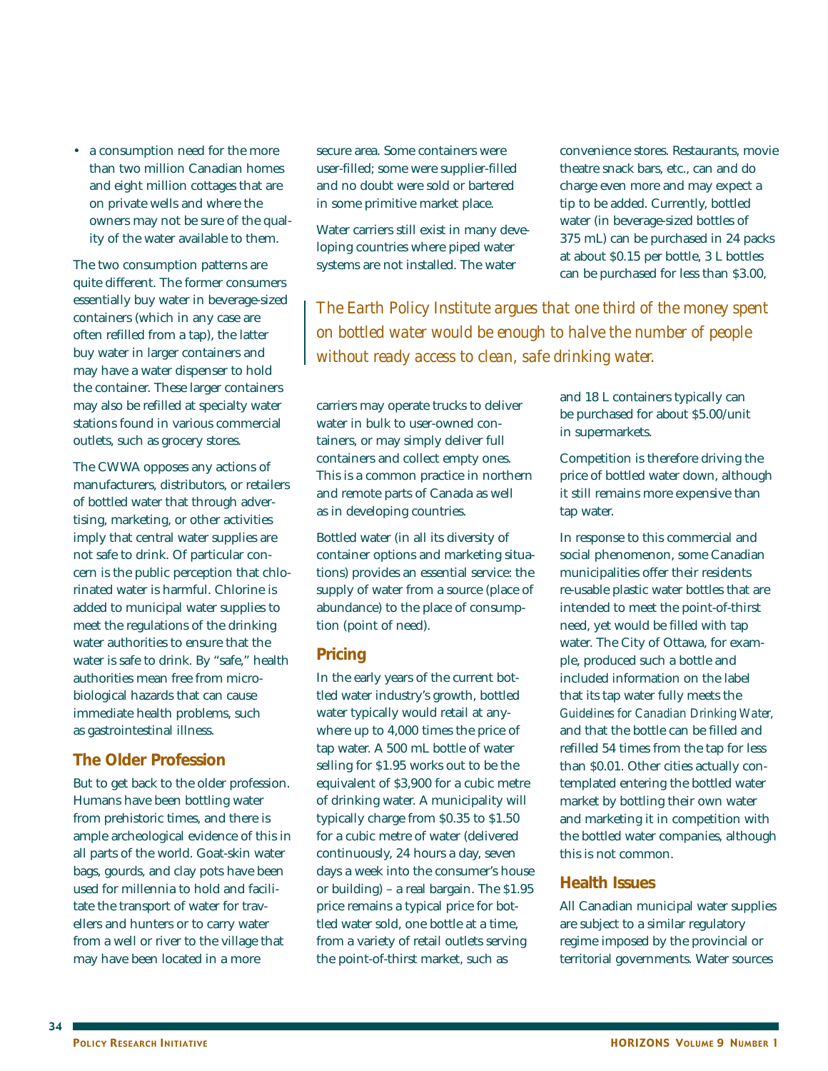- a consumption need for the more than two million Canadian homes and eight million cottages that are on private wells and where the owners may not be sure of the quality of the water available to them.

The two consumption patterns are quite different. The former consumers essentially buy water in beverage-sized containers (which in any case are often refilled from a tap), the latter buy water in larger containers and may have a water dispenser to hold the container. These larger containers may also be refilled at specialty water stations found in various commercial outlets, such as grocery stores.

The CWWA opposes any actions of manufacturers, distributors, or retailers of bottled water that through advertising, marketing, or other activities imply that central water supplies are not safe to drink. Of particular concern is the public perception that chlorinated water is harmful. Chlorine is added to municipal water supplies to meet the regulations of the drinking water authorities to ensure that the water is safe to drink. By "safe," health authorities mean free from microbiological hazards that can cause immediate health problems, such as gastrointestinal illness.

## The Older Profession

But to get back to the older profession. Humans have been bottling water from prehistoric times, and there is ample archeological evidence of this in all parts of the world. Goat-skin water bags, gourds, and clay pots have been used for millennia to hold and facilitate the transport of water for travellers and hunters or to carry water from a well or river to the village that may have been located in a more secure area. Some containers were user-filled; some were supplier-filled and no doubt were sold or bartered in some primitive market place.

Water carriers still exist in many developing countries where piped water systems are not installed. The water carriers may operate trucks to deliver water in bulk to user-owned containers, or may simply deliver full containers and collect empty ones. This is a common practice in northern and remote parts of Canada as well as in developing countries.

Bottled water (in all its diversity of container options and marketing situations) provides an essential service: the supply of water from a source (place of abundance) to the place of consumption (point of need).

> *The Earth Policy Institute argues that one third of the money spent on bottled water would be enough to halve the number of people without ready access to clean, safe drinking water.*

## Pricing

In the early years of the current bottled water industry's growth, bottled water typically would retail at anywhere up to 4,000 times the price of tap water. A 500 mL bottle of water selling for $1.95 works out to be the equivalent of $3,900 for a cubic metre of drinking water. A municipality will typically charge from $0.35 to $1.50 for a cubic metre of water (delivered continuously, 24 hours a day, seven days a week into the consumer's house or building) – a real bargain. The $1.95 price remains a typical price for bottled water sold, one bottle at a time, from a variety of retail outlets serving the point-of-thirst market, such as convenience stores. Restaurants, movie theatre snack bars, etc., can and do charge even more and may expect a tip to be added. Currently, bottled water (in beverage-sized bottles of 375 mL) can be purchased in 24 packs at about $0.15 per bottle, 3 L bottles can be purchased for less than $3.00, and 18 L containers typically can be purchased for about $5.00/unit in supermarkets.

Competition is therefore driving the price of bottled water down, although it still remains more expensive than tap water.

In response to this commercial and social phenomenon, some Canadian municipalities offer their residents re-usable plastic water bottles that are intended to meet the point-of-thirst need, yet would be filled with tap water. The City of Ottawa, for example, produced such a bottle and included information on the label that its tap water fully meets the *Guidelines for Canadian Drinking Water*, and that the bottle can be filled and refilled 54 times from the tap for less than $0.01. Other cities actually contemplated entering the bottled water market by bottling their own water and marketing it in competition with the bottled water companies, although this is not common.

## Health Issues

All Canadian municipal water supplies are subject to a similar regulatory regime imposed by the provincial or territorial governments. Water sources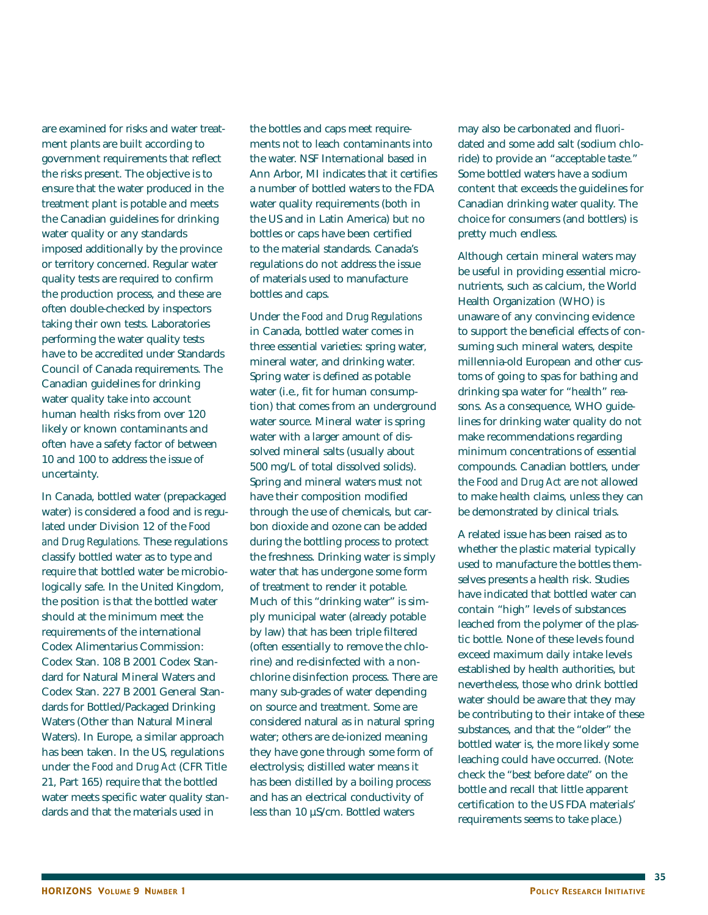are examined for risks and water treatment plants are built according to government requirements that reflect the risks present. The objective is to ensure that the water produced in the treatment plant is potable and meets the Canadian guidelines for drinking water quality or any standards imposed additionally by the province or territory concerned. Regular water quality tests are required to confirm the production process, and these are often double-checked by inspectors taking their own tests. Laboratories performing the water quality tests have to be accredited under Standards Council of Canada requirements. The Canadian guidelines for drinking water quality take into account human health risks from over 120 likely or known contaminants and often have a safety factor of between 10 and 100 to address the issue of uncertainty.

In Canada, bottled water (prepackaged water) is considered a food and is regulated under Division 12 of the *Food and Drug Regulations.* These regulations classify bottled water as to type and require that bottled water be microbiologically safe. In the United Kingdom, the position is that the bottled water should at the minimum meet the requirements of the international Codex Alimentarius Commission: Codex Stan. 108 B 2001 Codex Standard for Natural Mineral Waters and Codex Stan. 227 B 2001 General Standards for Bottled/Packaged Drinking Waters (Other than Natural Mineral Waters). In Europe, a similar approach has been taken. In the US, regulations under the *Food and Drug Act* (CFR Title 21, Part 165) require that the bottled water meets specific water quality standards and that the materials used in the bottles and caps meet requirements not to leach contaminants into the water. NSF International based in Ann Arbor, MI indicates that it certifies a number of bottled waters to the FDA water quality requirements (both in the US and in Latin America) but no bottles or caps have been certified to the material standards. Canada's regulations do not address the issue of materials used to manufacture bottles and caps.

Under the *Food and Drug Regulations* in Canada, bottled water comes in three essential varieties: spring water, mineral water, and drinking water. Spring water is defined as potable water (i.e., fit for human consumption) that comes from an underground water source. Mineral water is spring water with a larger amount of dissolved mineral salts (usually about 500 mg/L of total dissolved solids). Spring and mineral waters must not have their composition modified through the use of chemicals, but carbon dioxide and ozone can be added during the bottling process to protect the freshness. Drinking water is simply water that has undergone some form of treatment to render it potable. Much of this "drinking water" is simply municipal water (already potable by law) that has been triple filtered (often essentially to remove the chlorine) and re-disinfected with a non-chlorine disinfection process. There are many sub-grades of water depending on source and treatment. Some are considered natural as in natural spring water; others are de-ionized meaning they have gone through some form of electrolysis; distilled water means it has been distilled by a boiling process and has an electrical conductivity of less than 10 µS/cm. Bottled waters may also be carbonated and fluoridated and some add salt (sodium chloride) to provide an "acceptable taste." Some bottled waters have a sodium content that exceeds the guidelines for Canadian drinking water quality. The choice for consumers (and bottlers) is pretty much endless.

Although certain mineral waters may be useful in providing essential micronutrients, such as calcium, the World Health Organization (WHO) is unaware of any convincing evidence to support the beneficial effects of consuming such mineral waters, despite millennia-old European and other customs of going to spas for bathing and drinking spa water for "health" reasons. As a consequence, WHO guidelines for drinking water quality do not make recommendations regarding minimum concentrations of essential compounds. Canadian bottlers, under the *Food and Drug Act* are not allowed to make health claims, unless they can be demonstrated by clinical trials.

A related issue has been raised as to whether the plastic material typically used to manufacture the bottles themselves presents a health risk. Studies have indicated that bottled water can contain "high" levels of substances leached from the polymer of the plastic bottle. None of these levels found exceed maximum daily intake levels established by health authorities, but nevertheless, those who drink bottled water should be aware that they may be contributing to their intake of these substances, and that the "older" the bottled water is, the more likely some leaching could have occurred. (Note: check the "best before date" on the bottle and recall that little apparent certification to the US FDA materials' requirements seems to take place.)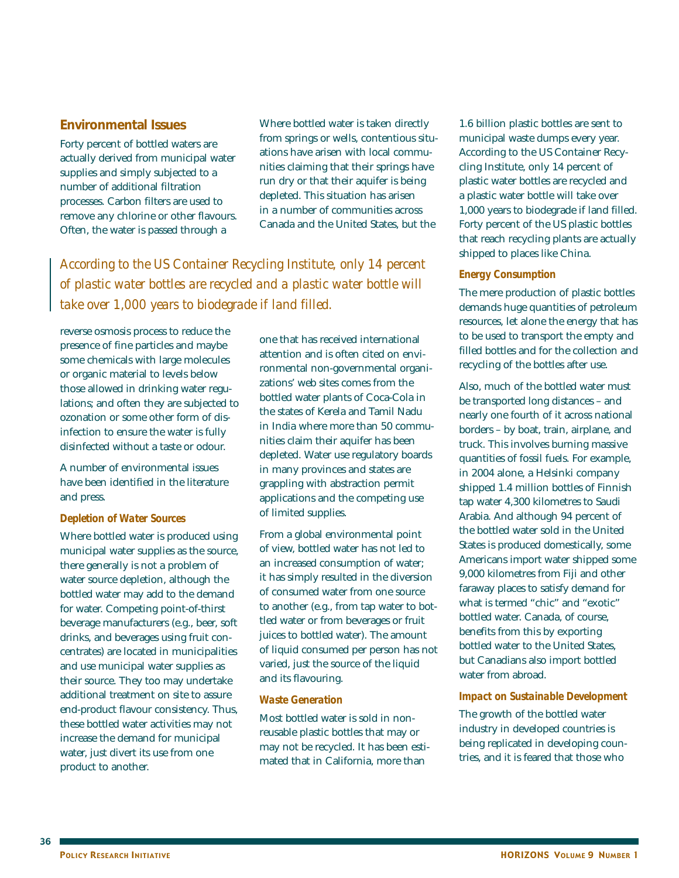## Environmental Issues

Forty percent of bottled waters are actually derived from municipal water supplies and simply subjected to a number of additional filtration processes. Carbon filters are used to remove any chlorine or other flavours. Often, the water is passed through a reverse osmosis process to reduce the presence of fine particles and maybe some chemicals with large molecules or organic material to levels below those allowed in drinking water regulations; and often they are subjected to ozonation or some other form of disinfection to ensure the water is fully disinfected without a taste or odour.

*According to the US Container Recycling Institute, only 14 percent of plastic water bottles are recycled and a plastic water bottle will take over 1,000 years to biodegrade if land filled.*

A number of environmental issues have been identified in the literature and press.

### Depletion of Water Sources

Where bottled water is produced using municipal water supplies as the source, there generally is not a problem of water source depletion, although the bottled water may add to the demand for water. Competing point-of-thirst beverage manufacturers (e.g., beer, soft drinks, and beverages using fruit concentrates) are located in municipalities and use municipal water supplies as their source. They too may undertake additional treatment on site to assure end-product flavour consistency. Thus, these bottled water activities may not increase the demand for municipal water, just divert its use from one product to another.

Where bottled water is taken directly from springs or wells, contentious situations have arisen with local communities claiming that their springs have run dry or that their aquifer is being depleted. This situation has arisen in a number of communities across Canada and the United States, but the one that has received international attention and is often cited on environmental non-governmental organizations' web sites comes from the bottled water plants of Coca-Cola in the states of Kerela and Tamil Nadu in India where more than 50 communities claim their aquifer has been depleted. Water use regulatory boards in many provinces and states are grappling with abstraction permit applications and the competing use of limited supplies.

From a global environmental point of view, bottled water has not led to an increased consumption of water; it has simply resulted in the diversion of consumed water from one source to another (e.g., from tap water to bottled water or from beverages or fruit juices to bottled water). The amount of liquid consumed per person has not varied, just the source of the liquid and its flavouring.

### Waste Generation

Most bottled water is sold in non-reusable plastic bottles that may or may not be recycled. It has been estimated that in California, more than 1.6 billion plastic bottles are sent to municipal waste dumps every year. According to the US Container Recycling Institute, only 14 percent of plastic water bottles are recycled and a plastic water bottle will take over 1,000 years to biodegrade if land filled. Forty percent of the US plastic bottles that reach recycling plants are actually shipped to places like China.

### Energy Consumption

The mere production of plastic bottles demands huge quantities of petroleum resources, let alone the energy that has to be used to transport the empty and filled bottles and for the collection and recycling of the bottles after use.

Also, much of the bottled water must be transported long distances – and nearly one fourth of it across national borders – by boat, train, airplane, and truck. This involves burning massive quantities of fossil fuels. For example, in 2004 alone, a Helsinki company shipped 1.4 million bottles of Finnish tap water 4,300 kilometres to Saudi Arabia. And although 94 percent of the bottled water sold in the United States is produced domestically, some Americans import water shipped some 9,000 kilometres from Fiji and other faraway places to satisfy demand for what is termed "chic" and "exotic" bottled water. Canada, of course, benefits from this by exporting bottled water to the United States, but Canadians also import bottled water from abroad.

### Impact on Sustainable Development

The growth of the bottled water industry in developed countries is being replicated in developing countries, and it is feared that those who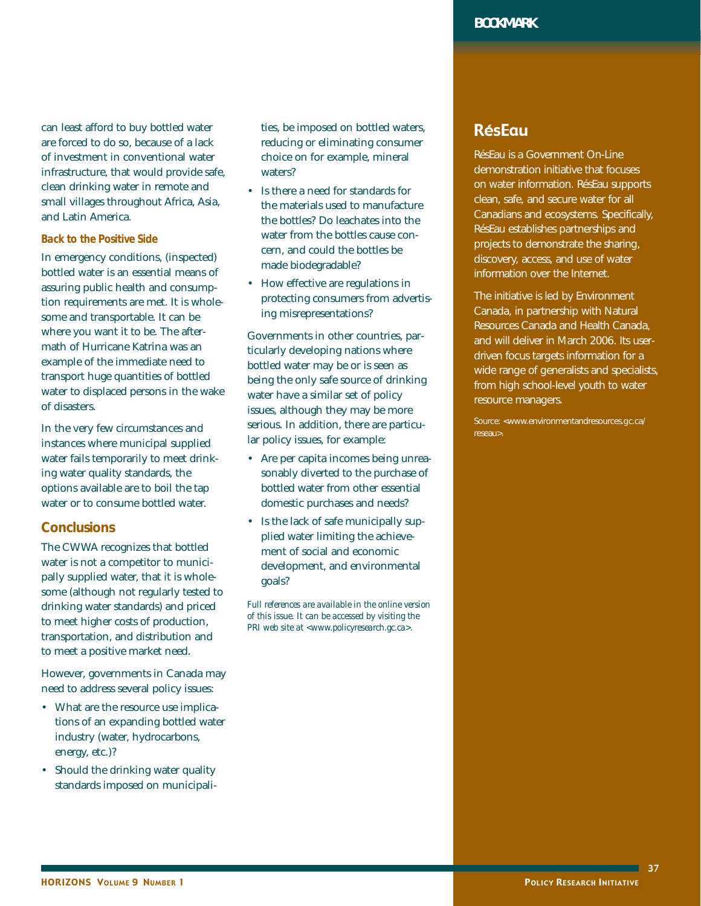can least afford to buy bottled water are forced to do so, because of a lack of investment in conventional water infrastructure, that would provide safe, clean drinking water in remote and small villages throughout Africa, Asia, and Latin America.

### Back to the Positive Side

In emergency conditions, (inspected) bottled water is an essential means of assuring public health and consumption requirements are met. It is wholesome and transportable. It can be where you want it to be. The aftermath of Hurricane Katrina was an example of the immediate need to transport huge quantities of bottled water to displaced persons in the wake of disasters.

In the very few circumstances and instances where municipal supplied water fails temporarily to meet drinking water quality standards, the options available are to boil the tap water or to consume bottled water.

## Conclusions

The CWWA recognizes that bottled water is not a competitor to municipally supplied water, that it is wholesome (although not regularly tested to drinking water standards) and priced to meet higher costs of production, transportation, and distribution and to meet a positive market need.

However, governments in Canada may need to address several policy issues:

- What are the resource use implications of an expanding bottled water industry (water, hydrocarbons, energy, etc.)?
- Should the drinking water quality standards imposed on municipalities, be imposed on bottled waters, reducing or eliminating consumer choice on for example, mineral waters?
- Is there a need for standards for the materials used to manufacture the bottles? Do leachates into the water from the bottles cause concern, and could the bottles be made biodegradable?
- How effective are regulations in protecting consumers from advertising misrepresentations?

Governments in other countries, particularly developing nations where bottled water may be or is seen as being the only safe source of drinking water have a similar set of policy issues, although they may be more serious. In addition, there are particular policy issues, for example:

- Are per capita incomes being unreasonably diverted to the purchase of bottled water from other essential domestic purchases and needs?
- Is the lack of safe municipally supplied water limiting the achievement of social and economic development, and environmental goals?

*Full references are available in the online version of this issue. It can be accessed by visiting the PRI web site at <www.policyresearch.gc.ca>.*

## BOOKMARK

## RésEau

RésEau is a Government On-Line demonstration initiative that focuses on water information. RésEau supports clean, safe, and secure water for all Canadians and ecosystems. Specifically, RésEau establishes partnerships and projects to demonstrate the sharing, discovery, access, and use of water information over the Internet.

The initiative is led by Environment Canada, in partnership with Natural Resources Canada and Health Canada, and will deliver in March 2006. Its user-driven focus targets information for a wide range of generalists and specialists, from high school-level youth to water resource managers.

Source: <www.environmentandresources.gc.ca/reseau>.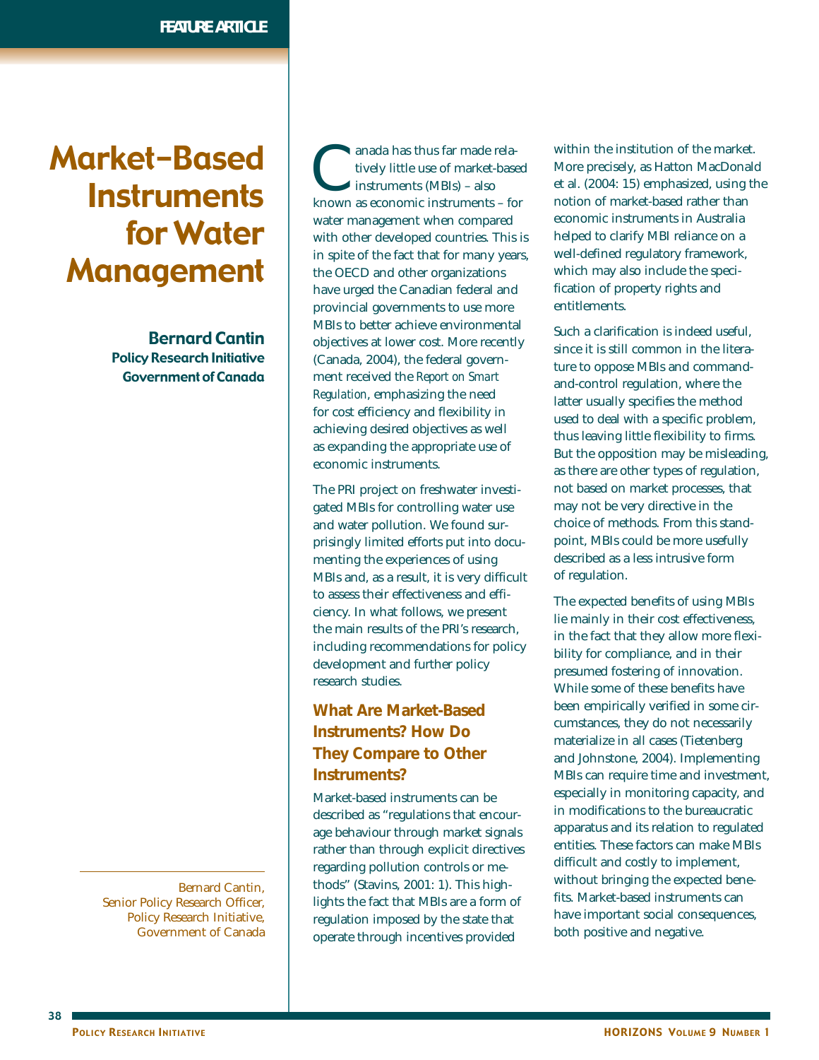# Market-Based Instruments for Water Management

**Bernard Cantin**
**Policy Research Initiative**
**Government of Canada**

Bernard Cantin, Senior Policy Research Officer, Policy Research Initiative, Government of Canada

Canada has thus far made relatively little use of market-based instruments (MBIs) – also known as economic instruments – for water management when compared with other developed countries. This is in spite of the fact that for many years, the OECD and other organizations have urged the Canadian federal and provincial governments to use more MBIs to better achieve environmental objectives at lower cost. More recently (Canada, 2004), the federal government received the *Report on Smart Regulation*, emphasizing the need for cost efficiency and flexibility in achieving desired objectives as well as expanding the appropriate use of economic instruments.

The PRI project on freshwater investigated MBIs for controlling water use and water pollution. We found surprisingly limited efforts put into documenting the experiences of using MBIs and, as a result, it is very difficult to assess their effectiveness and efficiency. In what follows, we present the main results of the PRI's research, including recommendations for policy development and further policy research studies.

## What Are Market-Based Instruments? How Do They Compare to Other Instruments?

Market-based instruments can be described as "regulations that encourage behaviour through market signals rather than through explicit directives regarding pollution controls or methods" (Stavins, 2001: 1). This highlights the fact that MBIs are a form of regulation imposed by the state that operate through incentives provided within the institution of the market. More precisely, as Hatton MacDonald et al. (2004: 15) emphasized, using the notion of market-based rather than economic instruments in Australia helped to clarify MBI reliance on a well-defined regulatory framework, which may also include the specification of property rights and entitlements.

Such a clarification is indeed useful, since it is still common in the literature to oppose MBIs and command-and-control regulation, where the latter usually specifies the method used to deal with a specific problem, thus leaving little flexibility to firms. But the opposition may be misleading, as there are other types of regulation, not based on market processes, that may not be very directive in the choice of methods. From this standpoint, MBIs could be more usefully described as a less intrusive form of regulation.

The expected benefits of using MBIs lie mainly in their cost effectiveness, in the fact that they allow more flexibility for compliance, and in their presumed fostering of innovation. While some of these benefits have been empirically verified in some circumstances, they do not necessarily materialize in all cases (Tietenberg and Johnstone, 2004). Implementing MBIs can require time and investment, especially in monitoring capacity, and in modifications to the bureaucratic apparatus and its relation to regulated entities. These factors can make MBIs difficult and costly to implement, without bringing the expected benefits. Market-based instruments can have important social consequences, both positive and negative.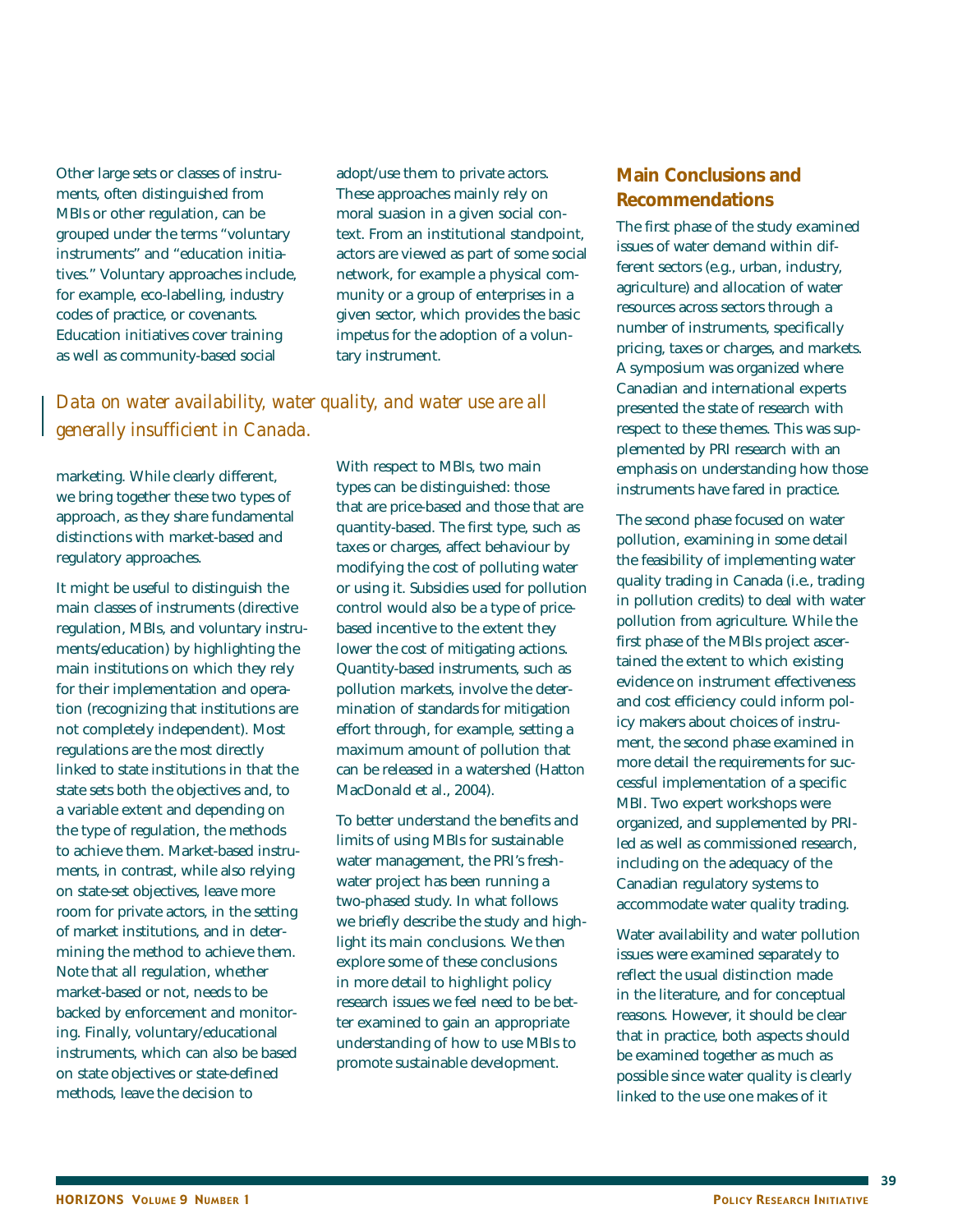Other large sets or classes of instruments, often distinguished from MBIs or other regulation, can be grouped under the terms "voluntary instruments" and "education initiatives." Voluntary approaches include, for example, eco-labelling, industry codes of practice, or covenants. Education initiatives cover training as well as community-based social marketing. While clearly different, we bring together these two types of approach, as they share fundamental distinctions with market-based and regulatory approaches.

It might be useful to distinguish the main classes of instruments (directive regulation, MBIs, and voluntary instruments/education) by highlighting the main institutions on which they rely for their implementation and operation (recognizing that institutions are not completely independent). Most regulations are the most directly linked to state institutions in that the state sets both the objectives and, to a variable extent and depending on the type of regulation, the methods to achieve them. Market-based instruments, in contrast, while also relying on state-set objectives, leave more room for private actors, in the setting of market institutions, and in determining the method to achieve them. Note that all regulation, whether market-based or not, needs to be backed by enforcement and monitoring. Finally, voluntary/educational instruments, which can also be based on state objectives or state-defined methods, leave the decision to adopt/use them to private actors. These approaches mainly rely on moral suasion in a given social context. From an institutional standpoint, actors are viewed as part of some social network, for example a physical community or a group of enterprises in a given sector, which provides the basic impetus for the adoption of a voluntary instrument.

*Data on water availability, water quality, and water use are all generally insufficient in Canada.*

With respect to MBIs, two main types can be distinguished: those that are price-based and those that are quantity-based. The first type, such as taxes or charges, affect behaviour by modifying the cost of polluting water or using it. Subsidies used for pollution control would also be a type of price-based incentive to the extent they lower the cost of mitigating actions. Quantity-based instruments, such as pollution markets, involve the determination of standards for mitigation effort through, for example, setting a maximum amount of pollution that can be released in a watershed (Hatton MacDonald et al., 2004).

To better understand the benefits and limits of using MBIs for sustainable water management, the PRI's freshwater project has been running a two-phased study. In what follows we briefly describe the study and highlight its main conclusions. We then explore some of these conclusions in more detail to highlight policy research issues we feel need to be better examined to gain an appropriate understanding of how to use MBIs to promote sustainable development.

## Main Conclusions and Recommendations

The first phase of the study examined issues of water demand within different sectors (e.g., urban, industry, agriculture) and allocation of water resources across sectors through a number of instruments, specifically pricing, taxes or charges, and markets. A symposium was organized where Canadian and international experts presented the state of research with respect to these themes. This was supplemented by PRI research with an emphasis on understanding how those instruments have fared in practice.

The second phase focused on water pollution, examining in some detail the feasibility of implementing water quality trading in Canada (i.e., trading in pollution credits) to deal with water pollution from agriculture. While the first phase of the MBIs project ascertained the extent to which existing evidence on instrument effectiveness and cost efficiency could inform policy makers about choices of instrument, the second phase examined in more detail the requirements for successful implementation of a specific MBI. Two expert workshops were organized, and supplemented by PRI-led as well as commissioned research, including on the adequacy of the Canadian regulatory systems to accommodate water quality trading.

Water availability and water pollution issues were examined separately to reflect the usual distinction made in the literature, and for conceptual reasons. However, it should be clear that in practice, both aspects should be examined together as much as possible since water quality is clearly linked to the use one makes of it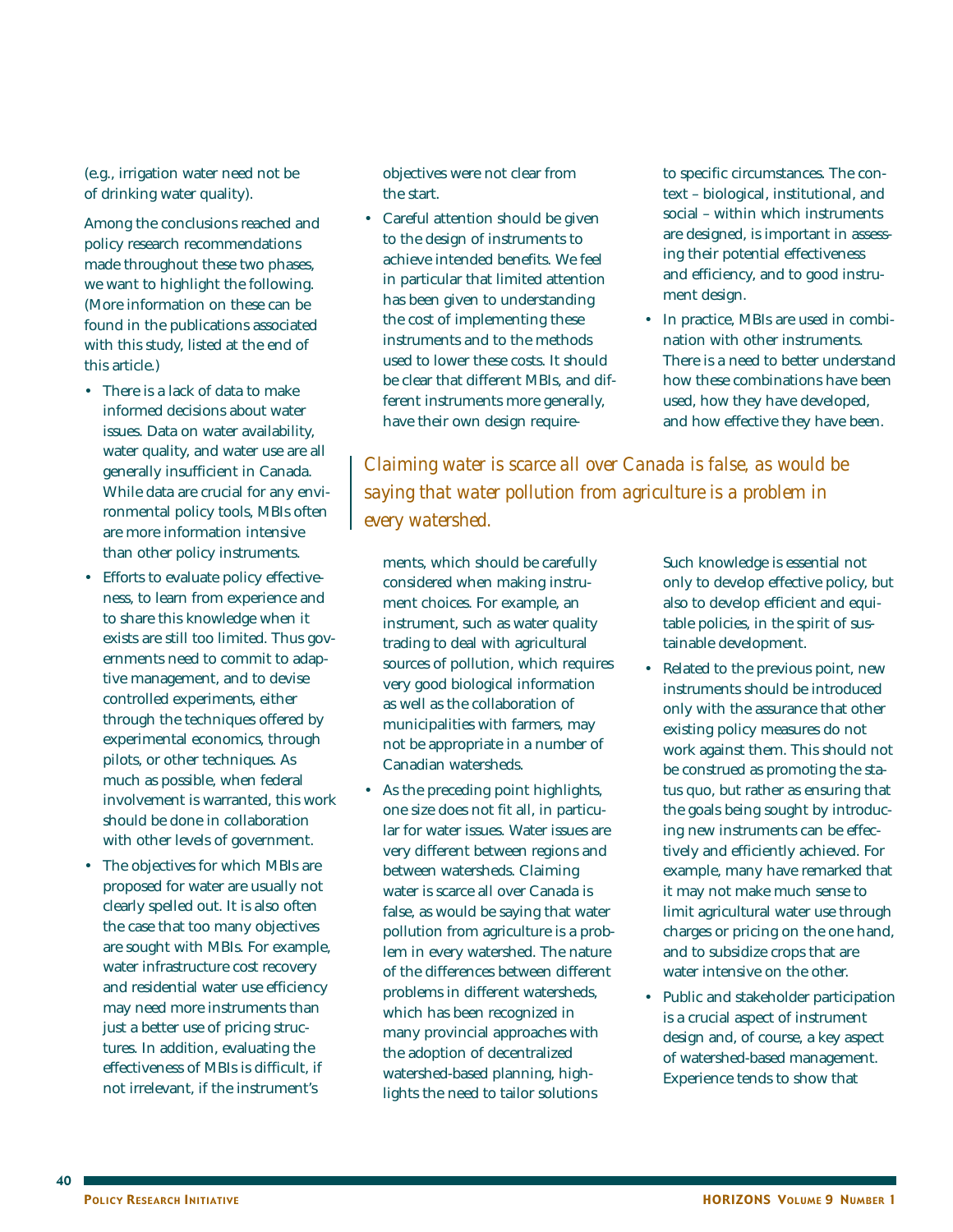(e.g., irrigation water need not be of drinking water quality).

Among the conclusions reached and policy research recommendations made throughout these two phases, we want to highlight the following. (More information on these can be found in the publications associated with this study, listed at the end of this article.)

- There is a lack of data to make informed decisions about water issues. Data on water availability, water quality, and water use are all generally insufficient in Canada. While data are crucial for any environmental policy tools, MBIs often are more information intensive than other policy instruments.
- Efforts to evaluate policy effectiveness, to learn from experience and to share this knowledge when it exists are still too limited. Thus governments need to commit to adaptive management, and to devise controlled experiments, either through the techniques offered by experimental economics, through pilots, or other techniques. As much as possible, when federal involvement is warranted, this work should be done in collaboration with other levels of government.
- The objectives for which MBIs are proposed for water are usually not clearly spelled out. It is also often the case that too many objectives are sought with MBIs. For example, water infrastructure cost recovery and residential water use efficiency may need more instruments than just a better use of pricing structures. In addition, evaluating the effectiveness of MBIs is difficult, if not irrelevant, if the instrument's objectives were not clear from the start.
- Careful attention should be given to the design of instruments to achieve intended benefits. We feel in particular that limited attention has been given to understanding the cost of implementing these instruments and to the methods used to lower these costs. It should be clear that different MBIs, and different instruments more generally, have their own design requirements, which should be carefully considered when making instrument choices. For example, an instrument, such as water quality trading to deal with agricultural sources of pollution, which requires very good biological information as well as the collaboration of municipalities with farmers, may not be appropriate in a number of Canadian watersheds.
- As the preceding point highlights, one size does not fit all, in particular for water issues. Water issues are very different between regions and between watersheds. Claiming water is scarce all over Canada is false, as would be saying that water pollution from agriculture is a problem in every watershed. The nature of the differences between different problems in different watersheds, which has been recognized in many provincial approaches with the adoption of decentralized watershed-based planning, highlights the need to tailor solutions to specific circumstances. The context – biological, institutional, and social – within which instruments are designed, is important in assessing their potential effectiveness and efficiency, and to good instrument design.
- In practice, MBIs are used in combination with other instruments. There is a need to better understand how these combinations have been used, how they have developed, and how effective they have been. Such knowledge is essential not only to develop effective policy, but also to develop efficient and equitable policies, in the spirit of sustainable development.
- Related to the previous point, new instruments should be introduced only with the assurance that other existing policy measures do not work against them. This should not be construed as promoting the status quo, but rather as ensuring that the goals being sought by introducing new instruments can be effectively and efficiently achieved. For example, many have remarked that it may not make much sense to limit agricultural water use through charges or pricing on the one hand, and to subsidize crops that are water intensive on the other.
- Public and stakeholder participation is a crucial aspect of instrument design and, of course, a key aspect of watershed-based management. Experience tends to show that

> *Claiming water is scarce all over Canada is false, as would be saying that water pollution from agriculture is a problem in every watershed.*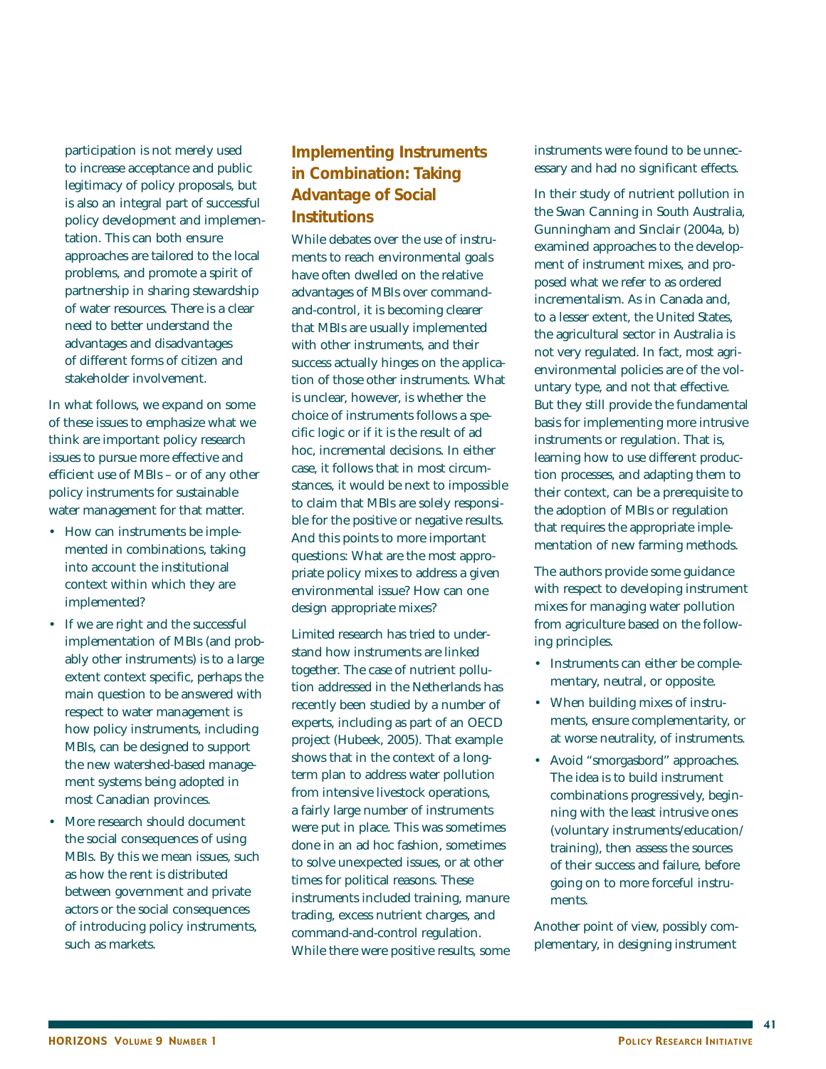participation is not merely used to increase acceptance and public legitimacy of policy proposals, but is also an integral part of successful policy development and implementation. This can both ensure approaches are tailored to the local problems, and promote a spirit of partnership in sharing stewardship of water resources. There is a clear need to better understand the advantages and disadvantages of different forms of citizen and stakeholder involvement.

In what follows, we expand on some of these issues to emphasize what we think are important policy research issues to pursue more effective and efficient use of MBIs – or of any other policy instruments for sustainable water management for that matter.

- How can instruments be implemented in combinations, taking into account the institutional context within which they are implemented?
- If we are right and the successful implementation of MBIs (and probably other instruments) is to a large extent context specific, perhaps the main question to be answered with respect to water management is how policy instruments, including MBIs, can be designed to support the new watershed-based management systems being adopted in most Canadian provinces.
- More research should document the social consequences of using MBIs. By this we mean issues, such as how the rent is distributed between government and private actors or the social consequences of introducing policy instruments, such as markets.

## Implementing Instruments in Combination: Taking Advantage of Social Institutions

While debates over the use of instruments to reach environmental goals have often dwelled on the relative advantages of MBIs over command-and-control, it is becoming clearer that MBIs are usually implemented with other instruments, and their success actually hinges on the application of those other instruments. What is unclear, however, is whether the choice of instruments follows a specific logic or if it is the result of ad hoc, incremental decisions. In either case, it follows that in most circumstances, it would be next to impossible to claim that MBIs are solely responsible for the positive or negative results. And this points to more important questions: What are the most appropriate policy mixes to address a given environmental issue? How can one design appropriate mixes?

Limited research has tried to understand how instruments are linked together. The case of nutrient pollution addressed in the Netherlands has recently been studied by a number of experts, including as part of an OECD project (Hubeek, 2005). That example shows that in the context of a long-term plan to address water pollution from intensive livestock operations, a fairly large number of instruments were put in place. This was sometimes done in an ad hoc fashion, sometimes to solve unexpected issues, or at other times for political reasons. These instruments included training, manure trading, excess nutrient charges, and command-and-control regulation. While there were positive results, some instruments were found to be unnecessary and had no significant effects.

In their study of nutrient pollution in the Swan Canning in South Australia, Gunningham and Sinclair (2004a, b) examined approaches to the development of instrument mixes, and proposed what we refer to as ordered incrementalism. As in Canada and, to a lesser extent, the United States, the agricultural sector in Australia is not very regulated. In fact, most agri-environmental policies are of the voluntary type, and not that effective. But they still provide the fundamental basis for implementing more intrusive instruments or regulation. That is, learning how to use different production processes, and adapting them to their context, can be a prerequisite to the adoption of MBIs or regulation that requires the appropriate implementation of new farming methods.

The authors provide some guidance with respect to developing instrument mixes for managing water pollution from agriculture based on the following principles.

- Instruments can either be complementary, neutral, or opposite.
- When building mixes of instruments, ensure complementarity, or at worse neutrality, of instruments.
- Avoid "smorgasbord" approaches. The idea is to build instrument combinations progressively, beginning with the least intrusive ones (voluntary instruments/education/training), then assess the sources of their success and failure, before going on to more forceful instruments.

Another point of view, possibly complementary, in designing instrument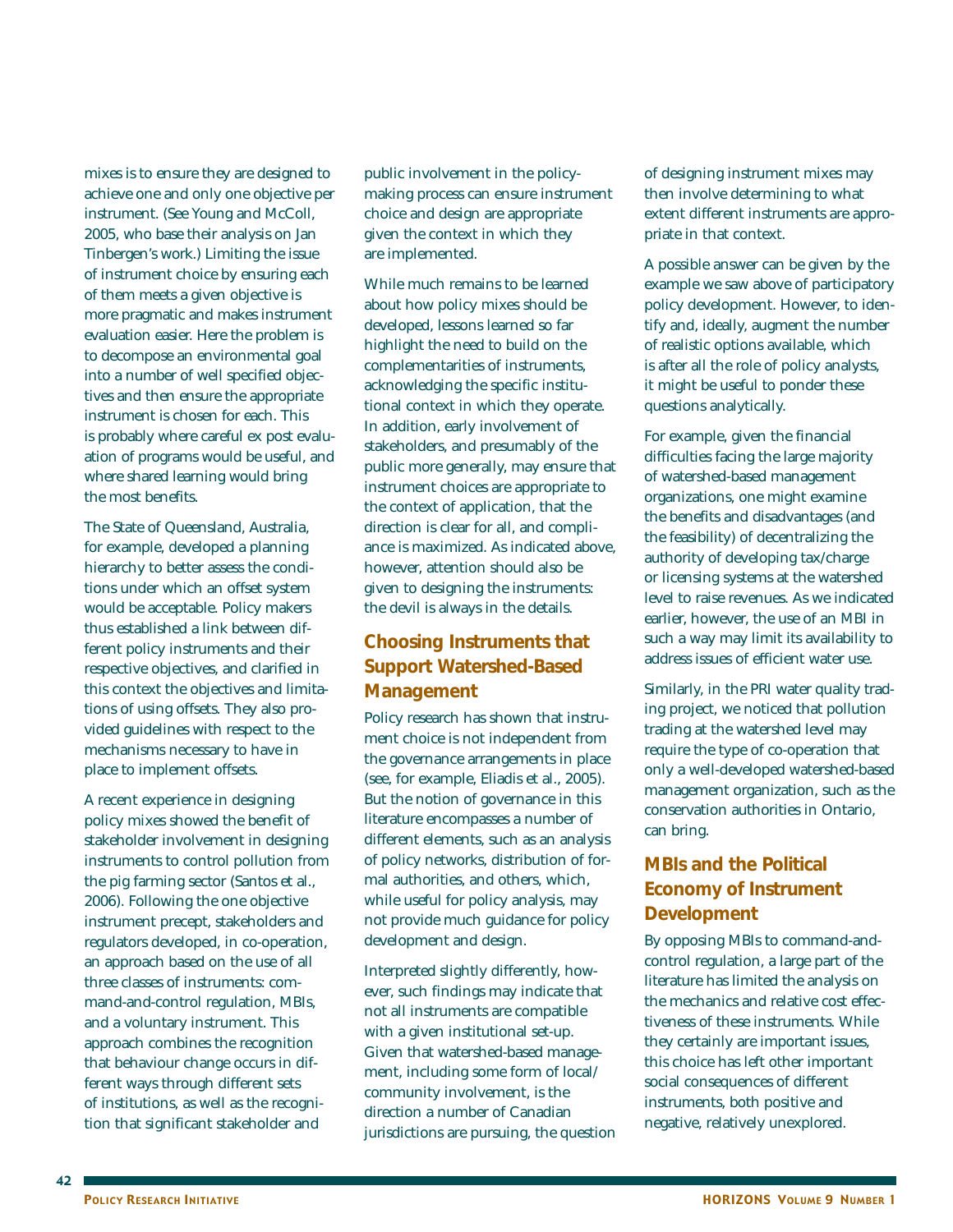mixes is to ensure they are designed to achieve one and only one objective per instrument. (See Young and McColl, 2005, who base their analysis on Jan Tinbergen's work.) Limiting the issue of instrument choice by ensuring each of them meets a given objective is more pragmatic and makes instrument evaluation easier. Here the problem is to decompose an environmental goal into a number of well specified objectives and then ensure the appropriate instrument is chosen for each. This is probably where careful ex post evaluation of programs would be useful, and where shared learning would bring the most benefits.

The State of Queensland, Australia, for example, developed a planning hierarchy to better assess the conditions under which an offset system would be acceptable. Policy makers thus established a link between different policy instruments and their respective objectives, and clarified in this context the objectives and limitations of using offsets. They also provided guidelines with respect to the mechanisms necessary to have in place to implement offsets.

A recent experience in designing policy mixes showed the benefit of stakeholder involvement in designing instruments to control pollution from the pig farming sector (Santos et al., 2006). Following the one objective instrument precept, stakeholders and regulators developed, in co-operation, an approach based on the use of all three classes of instruments: command-and-control regulation, MBIs, and a voluntary instrument. This approach combines the recognition that behaviour change occurs in different ways through different sets of institutions, as well as the recognition that significant stakeholder and public involvement in the policy-making process can ensure instrument choice and design are appropriate given the context in which they are implemented.

While much remains to be learned about how policy mixes should be developed, lessons learned so far highlight the need to build on the complementarities of instruments, acknowledging the specific institutional context in which they operate. In addition, early involvement of stakeholders, and presumably of the public more generally, may ensure that instrument choices are appropriate to the context of application, that the direction is clear for all, and compliance is maximized. As indicated above, however, attention should also be given to designing the instruments: the devil is always in the details.

## Choosing Instruments that Support Watershed-Based Management

Policy research has shown that instrument choice is not independent from the governance arrangements in place (see, for example, Eliadis et al., 2005). But the notion of governance in this literature encompasses a number of different elements, such as an analysis of policy networks, distribution of formal authorities, and others, which, while useful for policy analysis, may not provide much guidance for policy development and design.

Interpreted slightly differently, however, such findings may indicate that not all instruments are compatible with a given institutional set-up. Given that watershed-based management, including some form of local/community involvement, is the direction a number of Canadian jurisdictions are pursuing, the question of designing instrument mixes may then involve determining to what extent different instruments are appropriate in that context.

A possible answer can be given by the example we saw above of participatory policy development. However, to identify and, ideally, augment the number of realistic options available, which is after all the role of policy analysts, it might be useful to ponder these questions analytically.

For example, given the financial difficulties facing the large majority of watershed-based management organizations, one might examine the benefits and disadvantages (and the feasibility) of decentralizing the authority of developing tax/charge or licensing systems at the watershed level to raise revenues. As we indicated earlier, however, the use of an MBI in such a way may limit its availability to address issues of efficient water use.

Similarly, in the PRI water quality trading project, we noticed that pollution trading at the watershed level may require the type of co-operation that only a well-developed watershed-based management organization, such as the conservation authorities in Ontario, can bring.

## MBIs and the Political Economy of Instrument Development

By opposing MBIs to command-and-control regulation, a large part of the literature has limited the analysis on the mechanics and relative cost effectiveness of these instruments. While they certainly are important issues, this choice has left other important social consequences of different instruments, both positive and negative, relatively unexplored.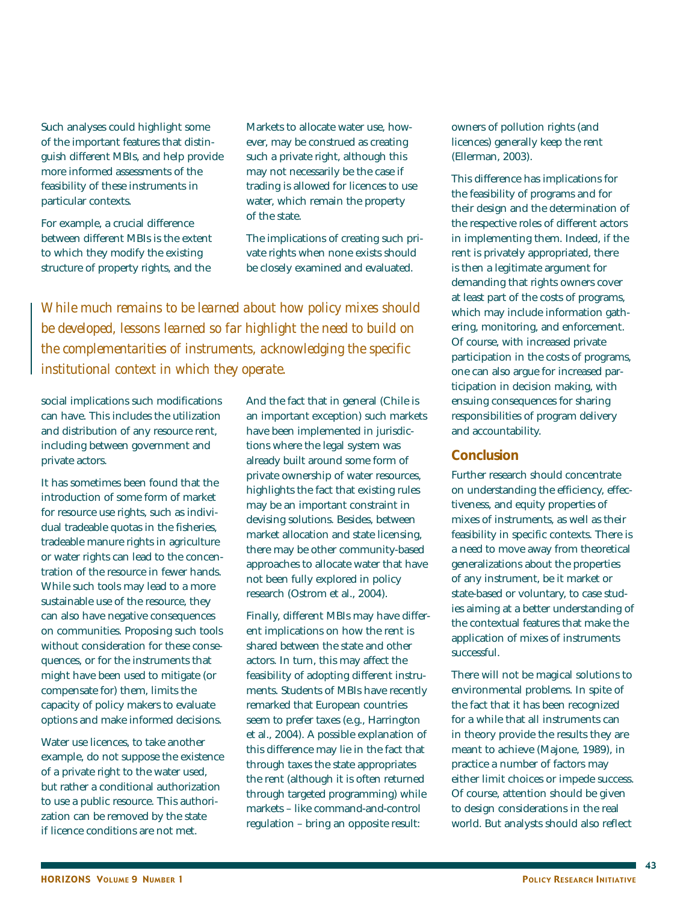Such analyses could highlight some of the important features that distinguish different MBIs, and help provide more informed assessments of the feasibility of these instruments in particular contexts.

For example, a crucial difference between different MBIs is the extent to which they modify the existing structure of property rights, and the social implications such modifications can have. This includes the utilization and distribution of any resource rent, including between government and private actors.

It has sometimes been found that the introduction of some form of market for resource use rights, such as individual tradeable quotas in the fisheries, tradeable manure rights in agriculture or water rights can lead to the concentration of the resource in fewer hands. While such tools may lead to a more sustainable use of the resource, they can also have negative consequences on communities. Proposing such tools without consideration for these consequences, or for the instruments that might have been used to mitigate (or compensate for) them, limits the capacity of policy makers to evaluate options and make informed decisions.

Water use licences, to take another example, do not suppose the existence of a private right to the water used, but rather a conditional authorization to use a public resource. This authorization can be removed by the state if licence conditions are not met. Markets to allocate water use, however, may be construed as creating such a private right, although this may not necessarily be the case if trading is allowed for licences to use water, which remain the property of the state.

The implications of creating such private rights when none exists should be closely examined and evaluated. And the fact that in general (Chile is an important exception) such markets have been implemented in jurisdictions where the legal system was already built around some form of private ownership of water resources, highlights the fact that existing rules may be an important constraint in devising solutions. Besides, between market allocation and state licensing, there may be other community-based approaches to allocate water that have not been fully explored in policy research (Ostrom et al., 2004).

Finally, different MBIs may have different implications on how the rent is shared between the state and other actors. In turn, this may affect the feasibility of adopting different instruments. Students of MBIs have recently remarked that European countries seem to prefer taxes (e.g., Harrington et al., 2004). A possible explanation of this difference may lie in the fact that through taxes the state appropriates the rent (although it is often returned through targeted programming) while markets – like command-and-control regulation – bring an opposite result: owners of pollution rights (and licences) generally keep the rent (Ellerman, 2003).

> *While much remains to be learned about how policy mixes should be developed, lessons learned so far highlight the need to build on the complementarities of instruments, acknowledging the specific institutional context in which they operate.*

This difference has implications for the feasibility of programs and for their design and the determination of the respective roles of different actors in implementing them. Indeed, if the rent is privately appropriated, there is then a legitimate argument for demanding that rights owners cover at least part of the costs of programs, which may include information gathering, monitoring, and enforcement. Of course, with increased private participation in the costs of programs, one can also argue for increased participation in decision making, with ensuing consequences for sharing responsibilities of program delivery and accountability.

## Conclusion

Further research should concentrate on understanding the efficiency, effectiveness, and equity properties of mixes of instruments, as well as their feasibility in specific contexts. There is a need to move away from theoretical generalizations about the properties of any instrument, be it market or state-based or voluntary, to case studies aiming at a better understanding of the contextual features that make the application of mixes of instruments successful.

There will not be magical solutions to environmental problems. In spite of the fact that it has been recognized for a while that all instruments can in theory provide the results they are meant to achieve (Majone, 1989), in practice a number of factors may either limit choices or impede success. Of course, attention should be given to design considerations in the real world. But analysts should also reflect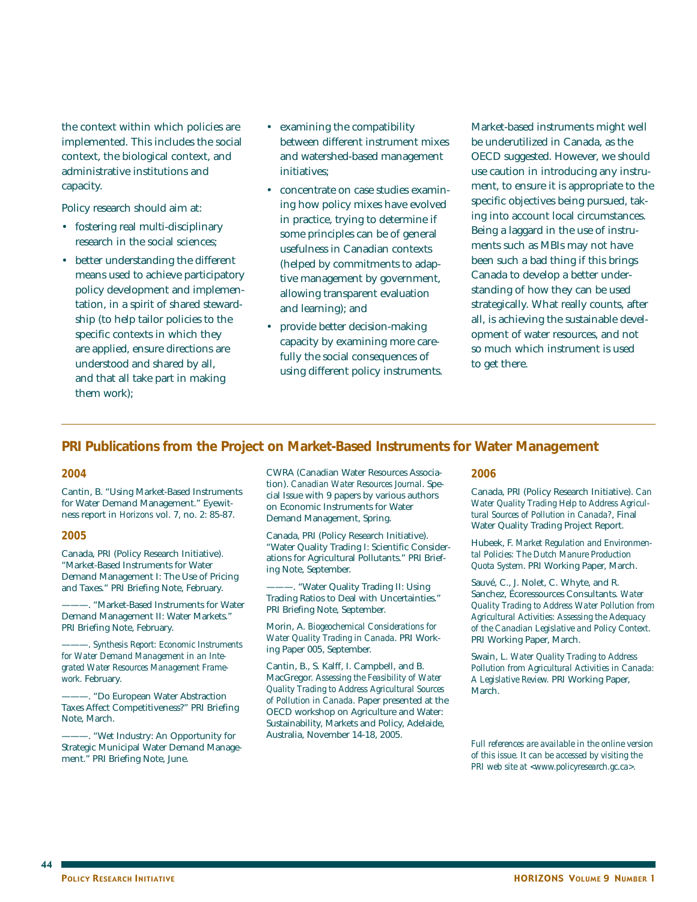the context within which policies are implemented. This includes the social context, the biological context, and administrative institutions and capacity.

Policy research should aim at:

- fostering real multi-disciplinary research in the social sciences;
- better understanding the different means used to achieve participatory policy development and implementation, in a spirit of shared stewardship (to help tailor policies to the specific contexts in which they are applied, ensure directions are understood and shared by all, and that all take part in making them work);
- examining the compatibility between different instrument mixes and watershed-based management initiatives;
- concentrate on case studies examining how policy mixes have evolved in practice, trying to determine if some principles can be of general usefulness in Canadian contexts (helped by commitments to adaptive management by government, allowing transparent evaluation and learning); and
- provide better decision-making capacity by examining more carefully the social consequences of using different policy instruments.

Market-based instruments might well be underutilized in Canada, as the OECD suggested. However, we should use caution in introducing any instrument, to ensure it is appropriate to the specific objectives being pursued, taking into account local circumstances. Being a laggard in the use of instruments such as MBIs may not have been such a bad thing if this brings Canada to develop a better understanding of how they can be used strategically. What really counts, after all, is achieving the sustainable development of water resources, and not so much which instrument is used to get there.

## PRI Publications from the Project on Market-Based Instruments for Water Management

### 2004

Cantin, B. "Using Market-Based Instruments for Water Demand Management." Eyewitness report in *Horizons* vol. 7, no. 2: 85-87.

### 2005

Canada, PRI (Policy Research Initiative). "Market-Based Instruments for Water Demand Management I: The Use of Pricing and Taxes." PRI Briefing Note, February.

———. "Market-Based Instruments for Water Demand Management II: Water Markets." PRI Briefing Note, February.

———. *Synthesis Report: Economic Instruments for Water Demand Management in an Integrated Water Resources Management Framework*. February.

———. "Do European Water Abstraction Taxes Affect Competitiveness?" PRI Briefing Note, March.

———. "Wet Industry: An Opportunity for Strategic Municipal Water Demand Management." PRI Briefing Note, June.

CWRA (Canadian Water Resources Association). *Canadian Water Resources Journal*. Special Issue with 9 papers by various authors on Economic Instruments for Water Demand Management, Spring.

Canada, PRI (Policy Research Initiative). "Water Quality Trading I: Scientific Considerations for Agricultural Pollutants." PRI Briefing Note, September.

———. "Water Quality Trading II: Using Trading Ratios to Deal with Uncertainties." PRI Briefing Note, September.

Morin, A. *Biogeochemical Considerations for Water Quality Trading in Canada*. PRI Working Paper 005, September.

Cantin, B., S. Kalff, I. Campbell, and B. MacGregor. *Assessing the Feasibility of Water Quality Trading to Address Agricultural Sources of Pollution in Canada*. Paper presented at the OECD workshop on Agriculture and Water: Sustainability, Markets and Policy, Adelaide, Australia, November 14-18, 2005.

### 2006

Canada, PRI (Policy Research Initiative). *Can Water Quality Trading Help to Address Agricultural Sources of Pollution in Canada?*, Final Water Quality Trading Project Report.

Hubeek, F. *Market Regulation and Environmental Policies: The Dutch Manure Production Quota System*. PRI Working Paper, March.

Sauvé, C., J. Nolet, C. Whyte, and R. Sanchez, Écoressources Consultants. *Water Quality Trading to Address Water Pollution from Agricultural Activities: Assessing the Adequacy of the Canadian Legislative and Policy Context*. PRI Working Paper, March.

Swain, L. *Water Quality Trading to Address Pollution from Agricultural Activities in Canada: A Legislative Review*. PRI Working Paper, March.

*Full references are available in the online version of this issue. It can be accessed by visiting the PRI web site at <www.policyresearch.gc.ca>.*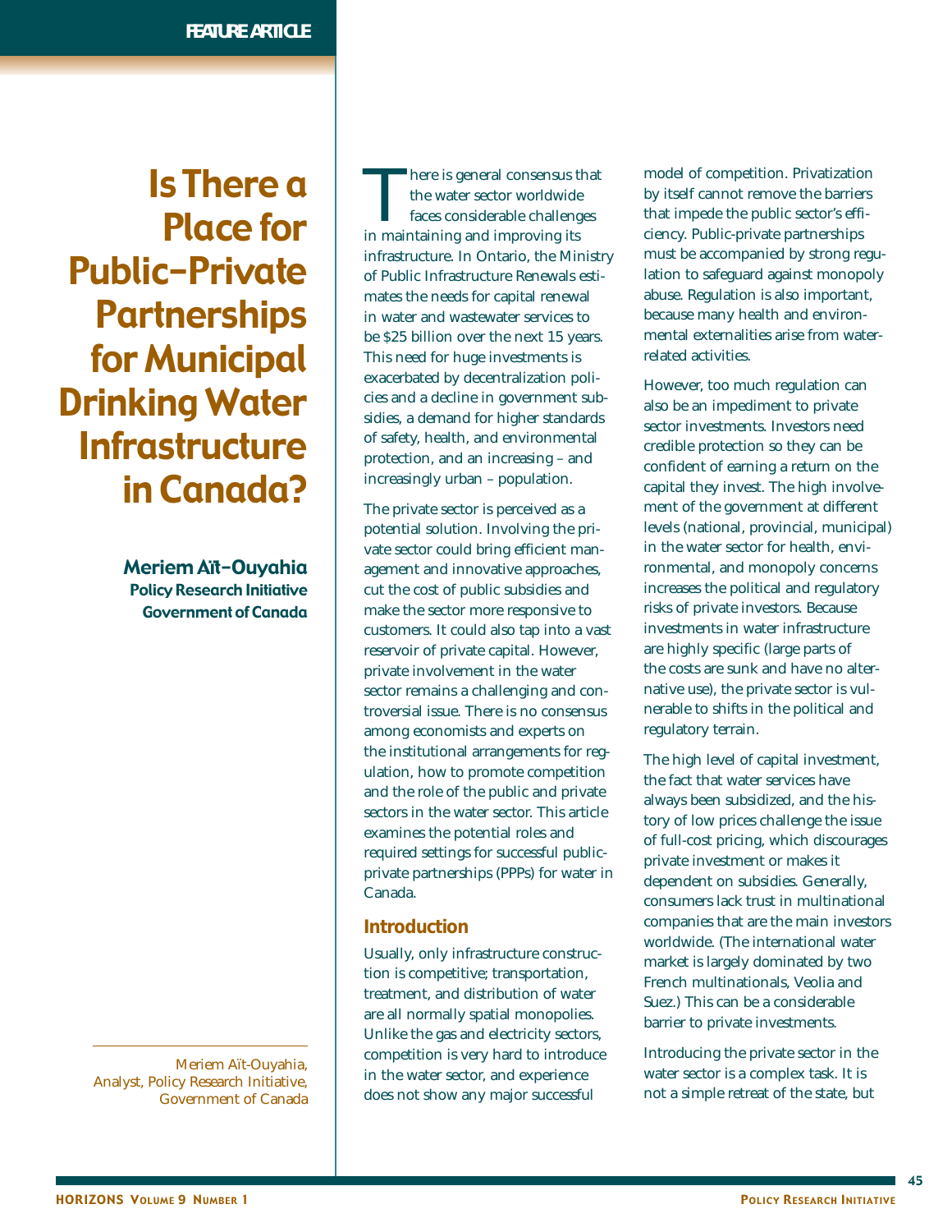FEATURE ARTICLE

# Is There a Place for Public-Private Partnerships for Municipal Drinking Water Infrastructure in Canada?

**Meriem Aït-Ouyahia**
**Policy Research Initiative**
**Government of Canada**

Meriem Aït-Ouyahia, Analyst, Policy Research Initiative, Government of Canada

There is general consensus that the water sector worldwide faces considerable challenges in maintaining and improving its infrastructure. In Ontario, the Ministry of Public Infrastructure Renewals estimates the needs for capital renewal in water and wastewater services to be $25 billion over the next 15 years. This need for huge investments is exacerbated by decentralization policies and a decline in government subsidies, a demand for higher standards of safety, health, and environmental protection, and an increasing – and increasingly urban – population.

The private sector is perceived as a potential solution. Involving the private sector could bring efficient management and innovative approaches, cut the cost of public subsidies and make the sector more responsive to customers. It could also tap into a vast reservoir of private capital. However, private involvement in the water sector remains a challenging and controversial issue. There is no consensus among economists and experts on the institutional arrangements for regulation, how to promote competition and the role of the public and private sectors in the water sector. This article examines the potential roles and required settings for successful public-private partnerships (PPPs) for water in Canada.

## Introduction

Usually, only infrastructure construction is competitive; transportation, treatment, and distribution of water are all normally spatial monopolies. Unlike the gas and electricity sectors, competition is very hard to introduce in the water sector, and experience does not show any major successful model of competition. Privatization by itself cannot remove the barriers that impede the public sector's efficiency. Public-private partnerships must be accompanied by strong regulation to safeguard against monopoly abuse. Regulation is also important, because many health and environmental externalities arise from water-related activities.

However, too much regulation can also be an impediment to private sector investments. Investors need credible protection so they can be confident of earning a return on the capital they invest. The high involvement of the government at different levels (national, provincial, municipal) in the water sector for health, environmental, and monopoly concerns increases the political and regulatory risks of private investors. Because investments in water infrastructure are highly specific (large parts of the costs are sunk and have no alternative use), the private sector is vulnerable to shifts in the political and regulatory terrain.

The high level of capital investment, the fact that water services have always been subsidized, and the history of low prices challenge the issue of full-cost pricing, which discourages private investment or makes it dependent on subsidies. Generally, consumers lack trust in multinational companies that are the main investors worldwide. (The international water market is largely dominated by two French multinationals, Veolia and Suez.) This can be a considerable barrier to private investments.

Introducing the private sector in the water sector is a complex task. It is not a simple retreat of the state, but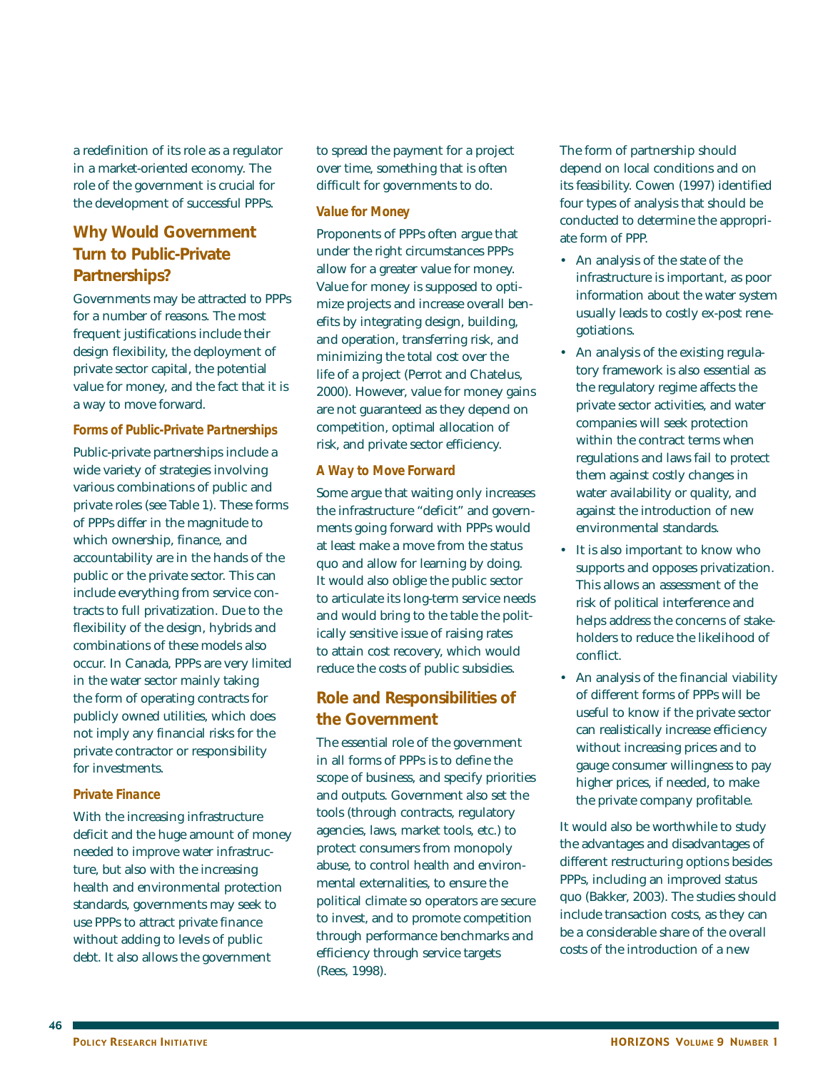a redefinition of its role as a regulator in a market-oriented economy. The role of the government is crucial for the development of successful PPPs.

## Why Would Government Turn to Public-Private Partnerships?

Governments may be attracted to PPPs for a number of reasons. The most frequent justifications include their design flexibility, the deployment of private sector capital, the potential value for money, and the fact that it is a way to move forward.

### *Forms of Public-Private Partnerships*

Public-private partnerships include a wide variety of strategies involving various combinations of public and private roles (see Table 1). These forms of PPPs differ in the magnitude to which ownership, finance, and accountability are in the hands of the public or the private sector. This can include everything from service contracts to full privatization. Due to the flexibility of the design, hybrids and combinations of these models also occur. In Canada, PPPs are very limited in the water sector mainly taking the form of operating contracts for publicly owned utilities, which does not imply any financial risks for the private contractor or responsibility for investments.

### *Private Finance*

With the increasing infrastructure deficit and the huge amount of money needed to improve water infrastructure, but also with the increasing health and environmental protection standards, governments may seek to use PPPs to attract private finance without adding to levels of public debt. It also allows the government to spread the payment for a project over time, something that is often difficult for governments to do.

### *Value for Money*

Proponents of PPPs often argue that under the right circumstances PPPs allow for a greater value for money. Value for money is supposed to optimize projects and increase overall benefits by integrating design, building, and operation, transferring risk, and minimizing the total cost over the life of a project (Perrot and Chatelus, 2000). However, value for money gains are not guaranteed as they depend on competition, optimal allocation of risk, and private sector efficiency.

### *A Way to Move Forward*

Some argue that waiting only increases the infrastructure "deficit" and governments going forward with PPPs would at least make a move from the status quo and allow for learning by doing. It would also oblige the public sector to articulate its long-term service needs and would bring to the table the politically sensitive issue of raising rates to attain cost recovery, which would reduce the costs of public subsidies.

## Role and Responsibilities of the Government

The essential role of the government in all forms of PPPs is to define the scope of business, and specify priorities and outputs. Government also set the tools (through contracts, regulatory agencies, laws, market tools, etc.) to protect consumers from monopoly abuse, to control health and environmental externalities, to ensure the political climate so operators are secure to invest, and to promote competition through performance benchmarks and efficiency through service targets (Rees, 1998).

The form of partnership should depend on local conditions and on its feasibility. Cowen (1997) identified four types of analysis that should be conducted to determine the appropriate form of PPP.

- An analysis of the state of the infrastructure is important, as poor information about the water system usually leads to costly ex-post renegotiations.
- An analysis of the existing regulatory framework is also essential as the regulatory regime affects the private sector activities, and water companies will seek protection within the contract terms when regulations and laws fail to protect them against costly changes in water availability or quality, and against the introduction of new environmental standards.
- It is also important to know who supports and opposes privatization. This allows an assessment of the risk of political interference and helps address the concerns of stakeholders to reduce the likelihood of conflict.
- An analysis of the financial viability of different forms of PPPs will be useful to know if the private sector can realistically increase efficiency without increasing prices and to gauge consumer willingness to pay higher prices, if needed, to make the private company profitable.

It would also be worthwhile to study the advantages and disadvantages of different restructuring options besides PPPs, including an improved status quo (Bakker, 2003). The studies should include transaction costs, as they can be a considerable share of the overall costs of the introduction of a new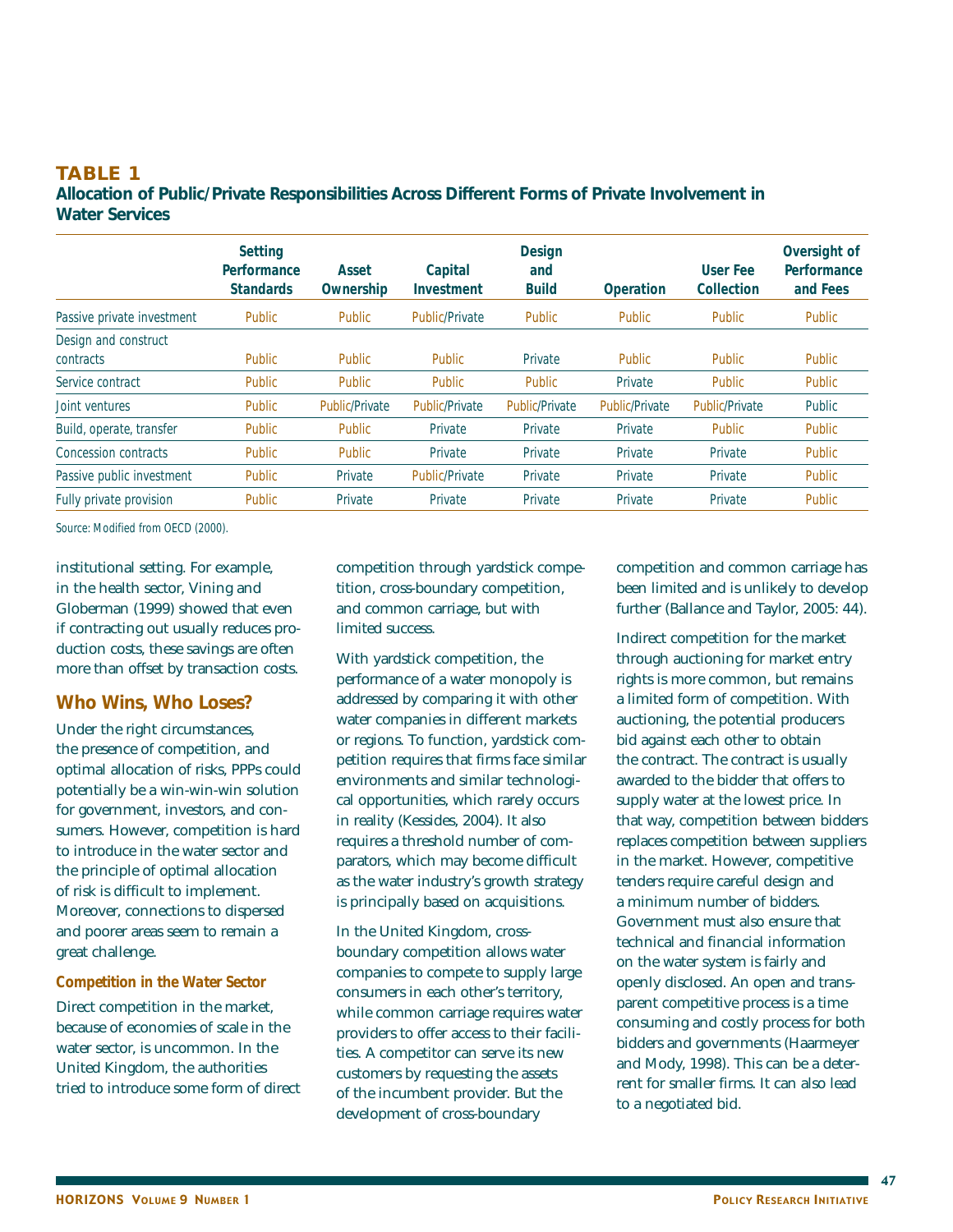**TABLE 1**

**Allocation of Public/Private Responsibilities Across Different Forms of Private Involvement in Water Services**

| | Setting Performance Standards | Asset Ownership | Capital Investment | Design and Build | Operation | User Fee Collection | Oversight of Performance and Fees |
|---|---|---|---|---|---|---|---|
| Passive private investment | Public | Public | Public/Private | Public | Public | Public | Public |
| Design and construct contracts | Public | Public | Public | Private | Public | Public | Public |
| Service contract | Public | Public | Public | Public | Private | Public | Public |
| Joint ventures | Public | Public/Private | Public/Private | Public/Private | Public/Private | Public/Private | Public |
| Build, operate, transfer | Public | Public | Private | Private | Private | Public | Public |
| Concession contracts | Public | Public | Private | Private | Private | Private | Public |
| Passive public investment | Public | Private | Public/Private | Private | Private | Private | Public |
| Fully private provision | Public | Private | Private | Private | Private | Private | Public |

Source: Modified from OECD (2000).

institutional setting. For example, in the health sector, Vining and Globerman (1999) showed that even if contracting out usually reduces production costs, these savings are often more than offset by transaction costs.

## Who Wins, Who Loses?

Under the right circumstances, the presence of competition, and optimal allocation of risks, PPPs could potentially be a win-win-win solution for government, investors, and consumers. However, competition is hard to introduce in the water sector and the principle of optimal allocation of risk is difficult to implement. Moreover, connections to dispersed and poorer areas seem to remain a great challenge.

### Competition in the Water Sector

Direct competition in the market, because of economies of scale in the water sector, is uncommon. In the United Kingdom, the authorities tried to introduce some form of direct competition through yardstick competition, cross-boundary competition, and common carriage, but with limited success.

With yardstick competition, the performance of a water monopoly is addressed by comparing it with other water companies in different markets or regions. To function, yardstick competition requires that firms face similar environments and similar technological opportunities, which rarely occurs in reality (Kessides, 2004). It also requires a threshold number of comparators, which may become difficult as the water industry's growth strategy is principally based on acquisitions.

In the United Kingdom, cross-boundary competition allows water companies to compete to supply large consumers in each other's territory, while common carriage requires water providers to offer access to their facilities. A competitor can serve its new customers by requesting the assets of the incumbent provider. But the development of cross-boundary competition and common carriage has been limited and is unlikely to develop further (Ballance and Taylor, 2005: 44).

Indirect competition for the market through auctioning for market entry rights is more common, but remains a limited form of competition. With auctioning, the potential producers bid against each other to obtain the contract. The contract is usually awarded to the bidder that offers to supply water at the lowest price. In that way, competition between bidders replaces competition between suppliers in the market. However, competitive tenders require careful design and a minimum number of bidders. Government must also ensure that technical and financial information on the water system is fairly and openly disclosed. An open and transparent competitive process is a time consuming and costly process for both bidders and governments (Haarmeyer and Mody, 1998). This can be a deterrent for smaller firms. It can also lead to a negotiated bid.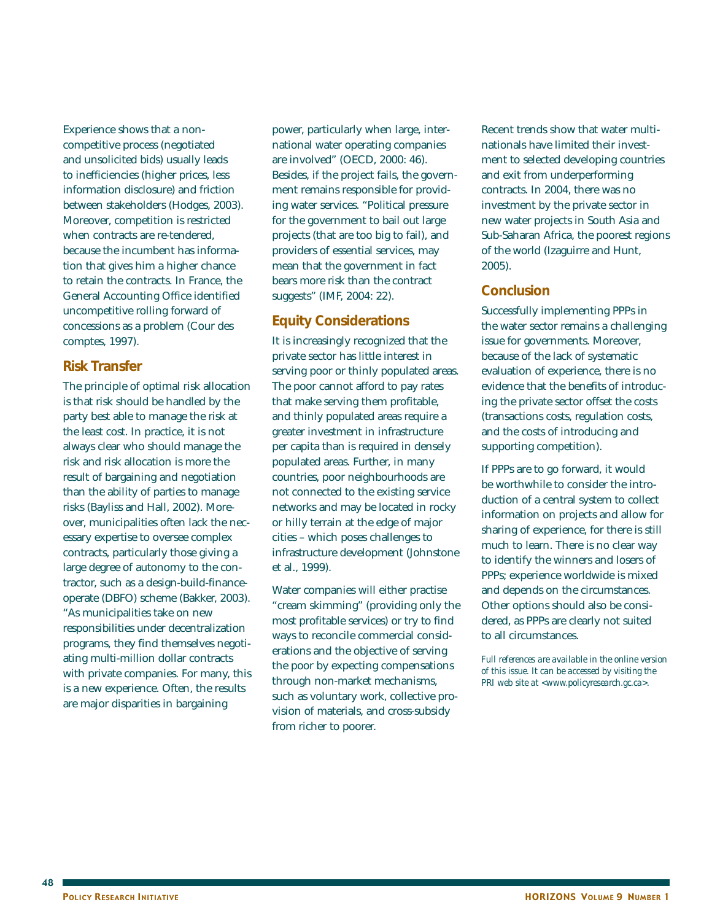Experience shows that a non-competitive process (negotiated and unsolicited bids) usually leads to inefficiencies (higher prices, less information disclosure) and friction between stakeholders (Hodges, 2003). Moreover, competition is restricted when contracts are re-tendered, because the incumbent has information that gives him a higher chance to retain the contracts. In France, the General Accounting Office identified uncompetitive rolling forward of concessions as a problem (Cour des comptes, 1997).

## Risk Transfer

The principle of optimal risk allocation is that risk should be handled by the party best able to manage the risk at the least cost. In practice, it is not always clear who should manage the risk and risk allocation is more the result of bargaining and negotiation than the ability of parties to manage risks (Bayliss and Hall, 2002). Moreover, municipalities often lack the necessary expertise to oversee complex contracts, particularly those giving a large degree of autonomy to the contractor, such as a design-build-finance-operate (DBFO) scheme (Bakker, 2003). "As municipalities take on new responsibilities under decentralization programs, they find themselves negotiating multi-million dollar contracts with private companies. For many, this is a new experience. Often, the results are major disparities in bargaining power, particularly when large, international water operating companies are involved" (OECD, 2000: 46). Besides, if the project fails, the government remains responsible for providing water services. "Political pressure for the government to bail out large projects (that are too big to fail), and providers of essential services, may mean that the government in fact bears more risk than the contract suggests" (IMF, 2004: 22).

## Equity Considerations

It is increasingly recognized that the private sector has little interest in serving poor or thinly populated areas. The poor cannot afford to pay rates that make serving them profitable, and thinly populated areas require a greater investment in infrastructure per capita than is required in densely populated areas. Further, in many countries, poor neighbourhoods are not connected to the existing service networks and may be located in rocky or hilly terrain at the edge of major cities – which poses challenges to infrastructure development (Johnstone et al., 1999).

Water companies will either practise "cream skimming" (providing only the most profitable services) or try to find ways to reconcile commercial considerations and the objective of serving the poor by expecting compensations through non-market mechanisms, such as voluntary work, collective provision of materials, and cross-subsidy from richer to poorer.

Recent trends show that water multinationals have limited their investment to selected developing countries and exit from underperforming contracts. In 2004, there was no investment by the private sector in new water projects in South Asia and Sub-Saharan Africa, the poorest regions of the world (Izaguirre and Hunt, 2005).

## Conclusion

Successfully implementing PPPs in the water sector remains a challenging issue for governments. Moreover, because of the lack of systematic evaluation of experience, there is no evidence that the benefits of introducing the private sector offset the costs (transactions costs, regulation costs, and the costs of introducing and supporting competition).

If PPPs are to go forward, it would be worthwhile to consider the introduction of a central system to collect information on projects and allow for sharing of experience, for there is still much to learn. There is no clear way to identify the winners and losers of PPPs; experience worldwide is mixed and depends on the circumstances. Other options should also be considered, as PPPs are clearly not suited to all circumstances.

*Full references are available in the online version of this issue. It can be accessed by visiting the PRI web site at <www.policyresearch.gc.ca>.*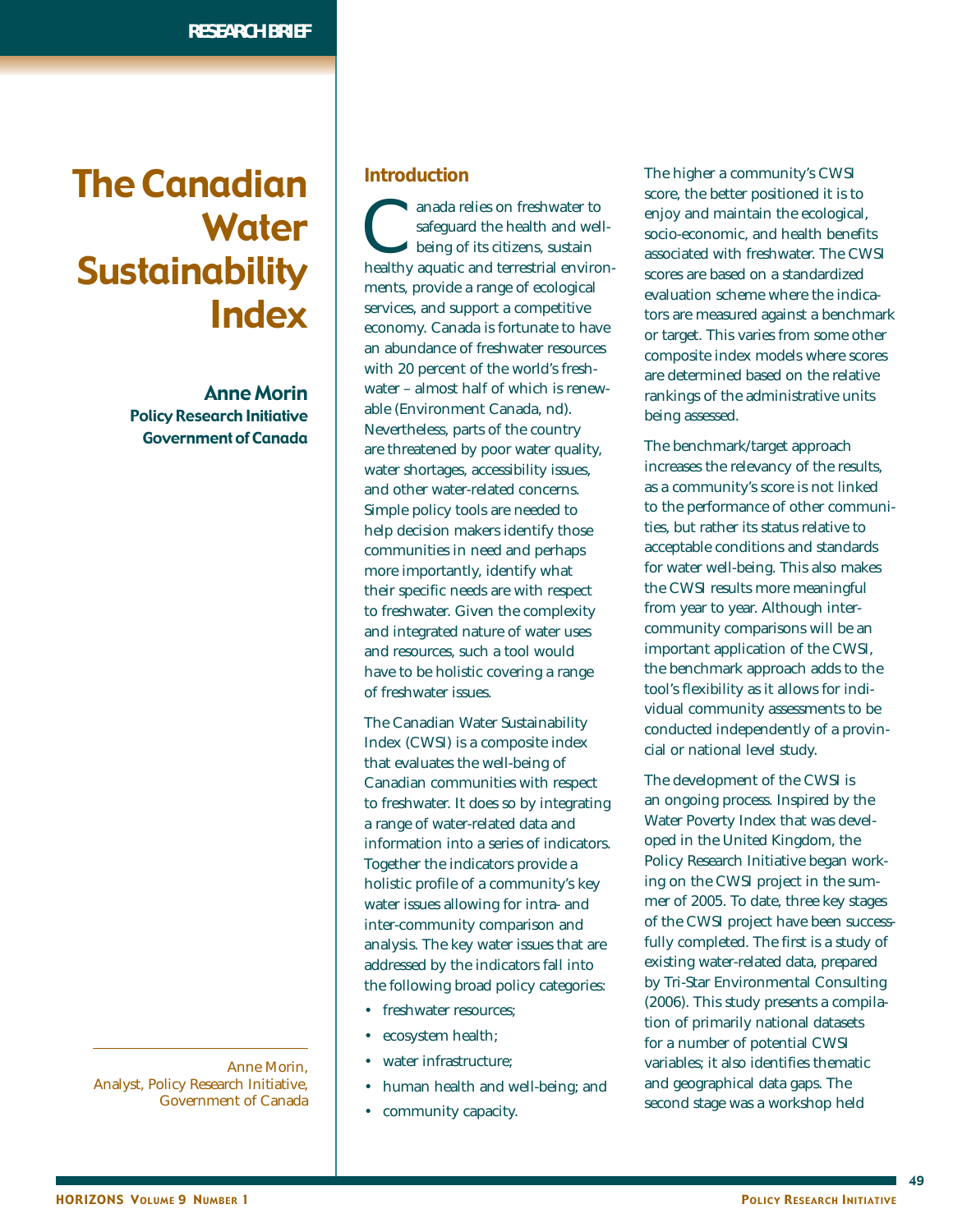RESEARCH BRIEF

# The Canadian Water Sustainability Index

**Anne Morin**
**Policy Research Initiative**
**Government of Canada**

Anne Morin,
Analyst, Policy Research Initiative,
Government of Canada

## Introduction

Canada relies on freshwater to safeguard the health and well-being of its citizens, sustain healthy aquatic and terrestrial environments, provide a range of ecological services, and support a competitive economy. Canada is fortunate to have an abundance of freshwater resources with 20 percent of the world's freshwater – almost half of which is renewable (Environment Canada, nd). Nevertheless, parts of the country are threatened by poor water quality, water shortages, accessibility issues, and other water-related concerns. Simple policy tools are needed to help decision makers identify those communities in need and perhaps more importantly, identify what their specific needs are with respect to freshwater. Given the complexity and integrated nature of water uses and resources, such a tool would have to be holistic covering a range of freshwater issues.

The Canadian Water Sustainability Index (CWSI) is a composite index that evaluates the well-being of Canadian communities with respect to freshwater. It does so by integrating a range of water-related data and information into a series of indicators. Together the indicators provide a holistic profile of a community's key water issues allowing for intra- and inter-community comparison and analysis. The key water issues that are addressed by the indicators fall into the following broad policy categories:

- freshwater resources;
- ecosystem health;
- water infrastructure;
- human health and well-being; and
- community capacity.

The higher a community's CWSI score, the better positioned it is to enjoy and maintain the ecological, socio-economic, and health benefits associated with freshwater. The CWSI scores are based on a standardized evaluation scheme where the indicators are measured against a benchmark or target. This varies from some other composite index models where scores are determined based on the relative rankings of the administrative units being assessed.

The benchmark/target approach increases the relevancy of the results, as a community's score is not linked to the performance of other communities, but rather its status relative to acceptable conditions and standards for water well-being. This also makes the CWSI results more meaningful from year to year. Although inter-community comparisons will be an important application of the CWSI, the benchmark approach adds to the tool's flexibility as it allows for individual community assessments to be conducted independently of a provincial or national level study.

The development of the CWSI is an ongoing process. Inspired by the Water Poverty Index that was developed in the United Kingdom, the Policy Research Initiative began working on the CWSI project in the summer of 2005. To date, three key stages of the CWSI project have been successfully completed. The first is a study of existing water-related data, prepared by Tri-Star Environmental Consulting (2006). This study presents a compilation of primarily national datasets for a number of potential CWSI variables; it also identifies thematic and geographical data gaps. The second stage was a workshop held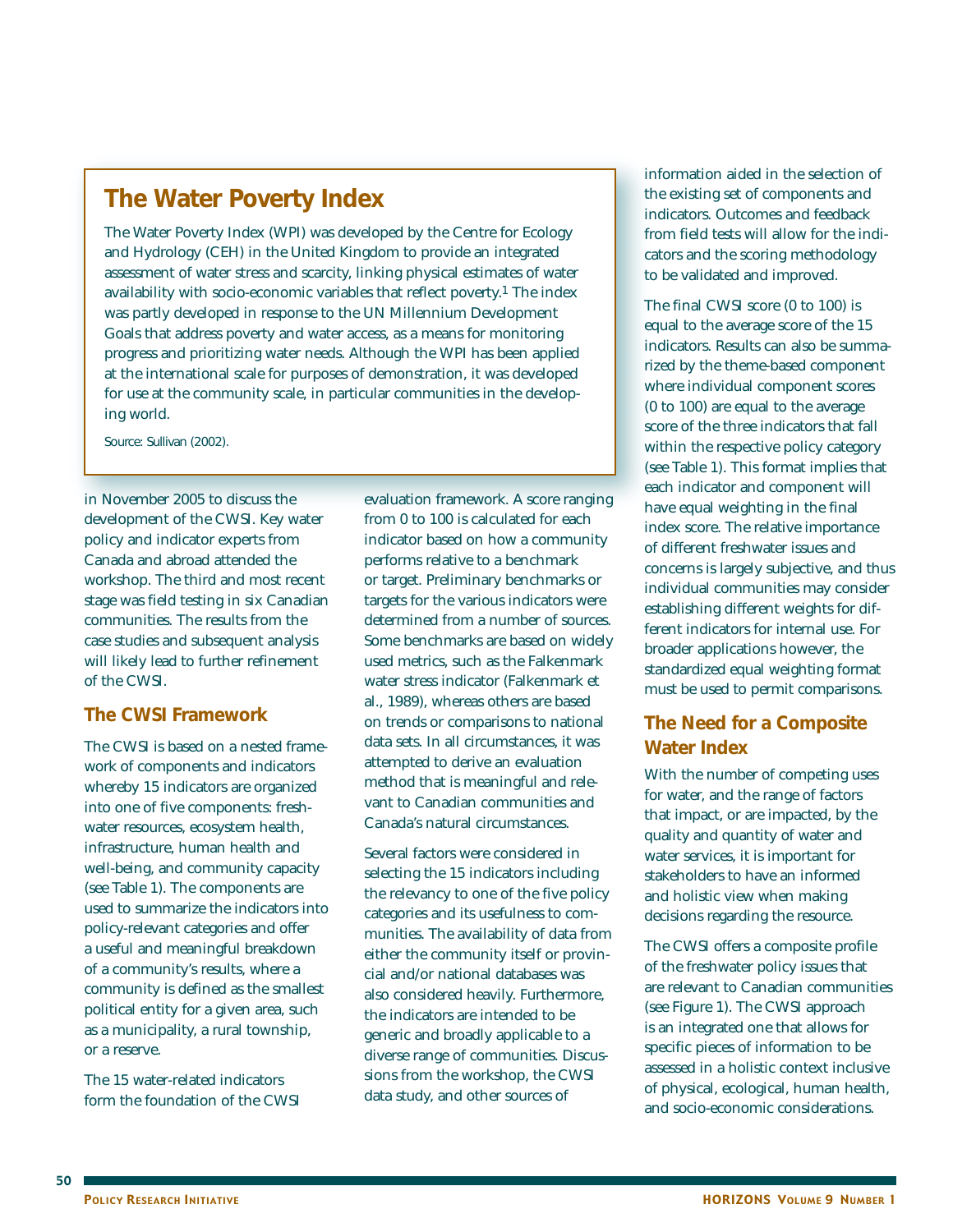## The Water Poverty Index

The Water Poverty Index (WPI) was developed by the Centre for Ecology and Hydrology (CEH) in the United Kingdom to provide an integrated assessment of water stress and scarcity, linking physical estimates of water availability with socio-economic variables that reflect poverty.[1] The index was partly developed in response to the UN Millennium Development Goals that address poverty and water access, as a means for monitoring progress and prioritizing water needs. Although the WPI has been applied at the international scale for purposes of demonstration, it was developed for use at the community scale, in particular communities in the developing world.

Source: Sullivan (2002).

in November 2005 to discuss the development of the CWSI. Key water policy and indicator experts from Canada and abroad attended the workshop. The third and most recent stage was field testing in six Canadian communities. The results from the case studies and subsequent analysis will likely lead to further refinement of the CWSI.

### The CWSI Framework

The CWSI is based on a nested framework of components and indicators whereby 15 indicators are organized into one of five components: freshwater resources, ecosystem health, infrastructure, human health and well-being, and community capacity (see Table 1). The components are used to summarize the indicators into policy-relevant categories and offer a useful and meaningful breakdown of a community's results, where a community is defined as the smallest political entity for a given area, such as a municipality, a rural township, or a reserve.

The 15 water-related indicators form the foundation of the CWSI evaluation framework. A score ranging from 0 to 100 is calculated for each indicator based on how a community performs relative to a benchmark or target. Preliminary benchmarks or targets for the various indicators were determined from a number of sources. Some benchmarks are based on widely used metrics, such as the Falkenmark water stress indicator (Falkenmark et al., 1989), whereas others are based on trends or comparisons to national data sets. In all circumstances, it was attempted to derive an evaluation method that is meaningful and relevant to Canadian communities and Canada's natural circumstances.

Several factors were considered in selecting the 15 indicators including the relevancy to one of the five policy categories and its usefulness to communities. The availability of data from either the community itself or provincial and/or national databases was also considered heavily. Furthermore, the indicators are intended to be generic and broadly applicable to a diverse range of communities. Discussions from the workshop, the CWSI data study, and other sources of information aided in the selection of the existing set of components and indicators. Outcomes and feedback from field tests will allow for the indicators and the scoring methodology to be validated and improved.

The final CWSI score (0 to 100) is equal to the average score of the 15 indicators. Results can also be summarized by the theme-based component where individual component scores (0 to 100) are equal to the average score of the three indicators that fall within the respective policy category (see Table 1). This format implies that each indicator and component will have equal weighting in the final index score. The relative importance of different freshwater issues and concerns is largely subjective, and thus individual communities may consider establishing different weights for different indicators for internal use. For broader applications however, the standardized equal weighting format must be used to permit comparisons.

### The Need for a Composite Water Index

With the number of competing uses for water, and the range of factors that impact, or are impacted, by the quality and quantity of water and water services, it is important for stakeholders to have an informed and holistic view when making decisions regarding the resource.

The CWSI offers a composite profile of the freshwater policy issues that are relevant to Canadian communities (see Figure 1). The CWSI approach is an integrated one that allows for specific pieces of information to be assessed in a holistic context inclusive of physical, ecological, human health, and socio-economic considerations.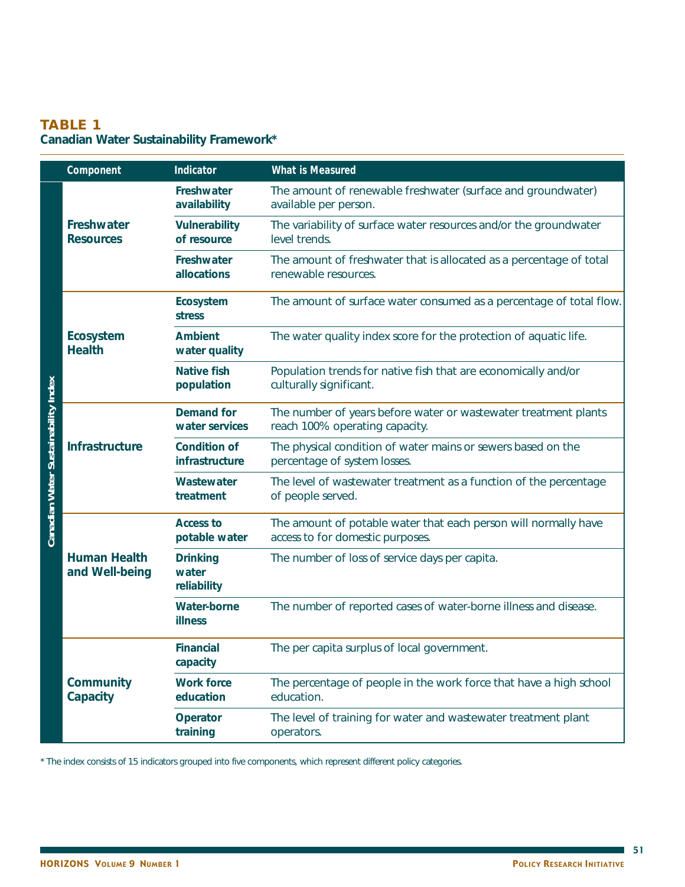**TABLE 1**
**Canadian Water Sustainability Framework***

| | Component | Indicator | What is Measured |
|---|---|---|---|
| Canadian Water Sustainability Index | **Freshwater Resources** | **Freshwater availability** | The amount of renewable freshwater (surface and groundwater) available per person. |
| | | **Vulnerability of resource** | The variability of surface water resources and/or the groundwater level trends. |
| | | **Freshwater allocations** | The amount of freshwater that is allocated as a percentage of total renewable resources. |
| | **Ecosystem Health** | **Ecosystem stress** | The amount of surface water consumed as a percentage of total flow. |
| | | **Ambient water quality** | The water quality index score for the protection of aquatic life. |
| | | **Native fish population** | Population trends for native fish that are economically and/or culturally significant. |
| | **Infrastructure** | **Demand for water services** | The number of years before water or wastewater treatment plants reach 100% operating capacity. |
| | | **Condition of infrastructure** | The physical condition of water mains or sewers based on the percentage of system losses. |
| | | **Wastewater treatment** | The level of wastewater treatment as a function of the percentage of people served. |
| | **Human Health and Well-being** | **Access to potable water** | The amount of potable water that each person will normally have access to for domestic purposes. |
| | | **Drinking water reliability** | The number of loss of service days per capita. |
| | | **Water-borne illness** | The number of reported cases of water-borne illness and disease. |
| | **Community Capacity** | **Financial capacity** | The per capita surplus of local government. |
| | | **Work force education** | The percentage of people in the work force that have a high school education. |
| | | **Operator training** | The level of training for water and wastewater treatment plant operators. |

* The index consists of 15 indicators grouped into five components, which represent different policy categories.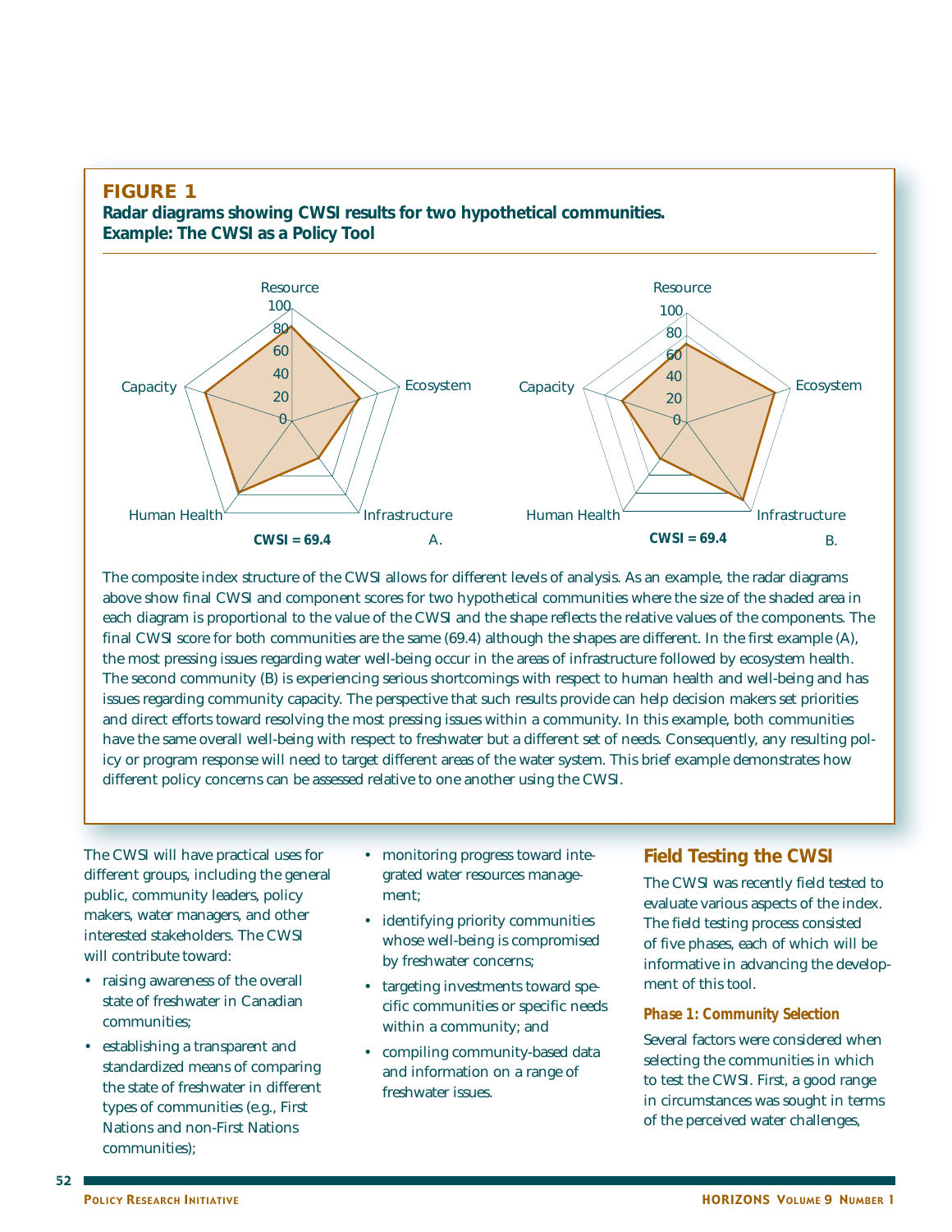## FIGURE 1

**Radar diagrams showing CWSI results for two hypothetical communities. Example: The CWSI as a Policy Tool**

**CWSI = 69.4** A.

**CWSI = 69.4** B.

The composite index structure of the CWSI allows for different levels of analysis. As an example, the radar diagrams above show final CWSI and component scores for two hypothetical communities where the size of the shaded area in each diagram is proportional to the value of the CWSI and the shape reflects the relative values of the components. The final CWSI score for both communities are the same (69.4) although the shapes are different. In the first example (A), the most pressing issues regarding water well-being occur in the areas of infrastructure followed by ecosystem health. The second community (B) is experiencing serious shortcomings with respect to human health and well-being and has issues regarding community capacity. The perspective that such results provide can help decision makers set priorities and direct efforts toward resolving the most pressing issues within a community. In this example, both communities have the same overall well-being with respect to freshwater but a different set of needs. Consequently, any resulting policy or program response will need to target different areas of the water system. This brief example demonstrates how different policy concerns can be assessed relative to one another using the CWSI.

The CWSI will have practical uses for different groups, including the general public, community leaders, policy makers, water managers, and other interested stakeholders. The CWSI will contribute toward:

- raising awareness of the overall state of freshwater in Canadian communities;
- establishing a transparent and standardized means of comparing the state of freshwater in different types of communities (e.g., First Nations and non-First Nations communities);
- monitoring progress toward integrated water resources management;
- identifying priority communities whose well-being is compromised by freshwater concerns;
- targeting investments toward specific communities or specific needs within a community; and
- compiling community-based data and information on a range of freshwater issues.

## Field Testing the CWSI

The CWSI was recently field tested to evaluate various aspects of the index. The field testing process consisted of five phases, each of which will be informative in advancing the development of this tool.

### *Phase 1: Community Selection*

Several factors were considered when selecting the communities in which to test the CWSI. First, a good range in circumstances was sought in terms of the perceived water challenges,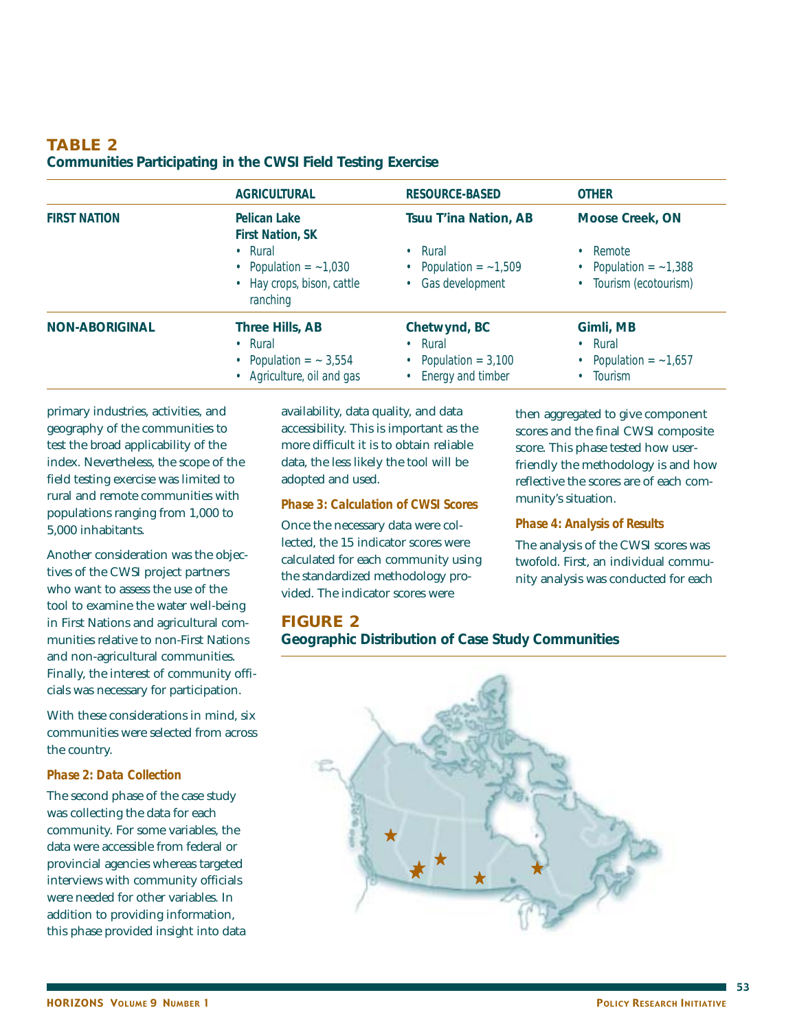**TABLE 2**
**Communities Participating in the CWSI Field Testing Exercise**

| | AGRICULTURAL | RESOURCE-BASED | OTHER |
|---|---|---|---|
| **FIRST NATION** | **Pelican Lake First Nation, SK**<br>• Rural<br>• Population = ~1,030<br>• Hay crops, bison, cattle ranching | **Tsuu T'ina Nation, AB**<br>• Rural<br>• Population = ~1,509<br>• Gas development | **Moose Creek, ON**<br>• Remote<br>• Population = ~1,388<br>• Tourism (ecotourism) |
| **NON-ABORIGINAL** | **Three Hills, AB**<br>• Rural<br>• Population = ~ 3,554<br>• Agriculture, oil and gas | **Chetwynd, BC**<br>• Rural<br>• Population = 3,100<br>• Energy and timber | **Gimli, MB**<br>• Rural<br>• Population = ~1,657<br>• Tourism |

primary industries, activities, and geography of the communities to test the broad applicability of the index. Nevertheless, the scope of the field testing exercise was limited to rural and remote communities with populations ranging from 1,000 to 5,000 inhabitants.

Another consideration was the objectives of the CWSI project partners who want to assess the use of the tool to examine the water well-being in First Nations and agricultural communities relative to non-First Nations and non-agricultural communities. Finally, the interest of community officials was necessary for participation.

With these considerations in mind, six communities were selected from across the country.

***Phase 2: Data Collection***

The second phase of the case study was collecting the data for each community. For some variables, the data were accessible from federal or provincial agencies whereas targeted interviews with community officials were needed for other variables. In addition to providing information, this phase provided insight into data availability, data quality, and data accessibility. This is important as the more difficult it is to obtain reliable data, the less likely the tool will be adopted and used.

***Phase 3: Calculation of CWSI Scores***

Once the necessary data were collected, the 15 indicator scores were calculated for each community using the standardized methodology provided. The indicator scores were then aggregated to give component scores and the final CWSI composite score. This phase tested how user-friendly the methodology is and how reflective the scores are of each community's situation.

***Phase 4: Analysis of Results***

The analysis of the CWSI scores was twofold. First, an individual community analysis was conducted for each

**FIGURE 2**
**Geographic Distribution of Case Study Communities**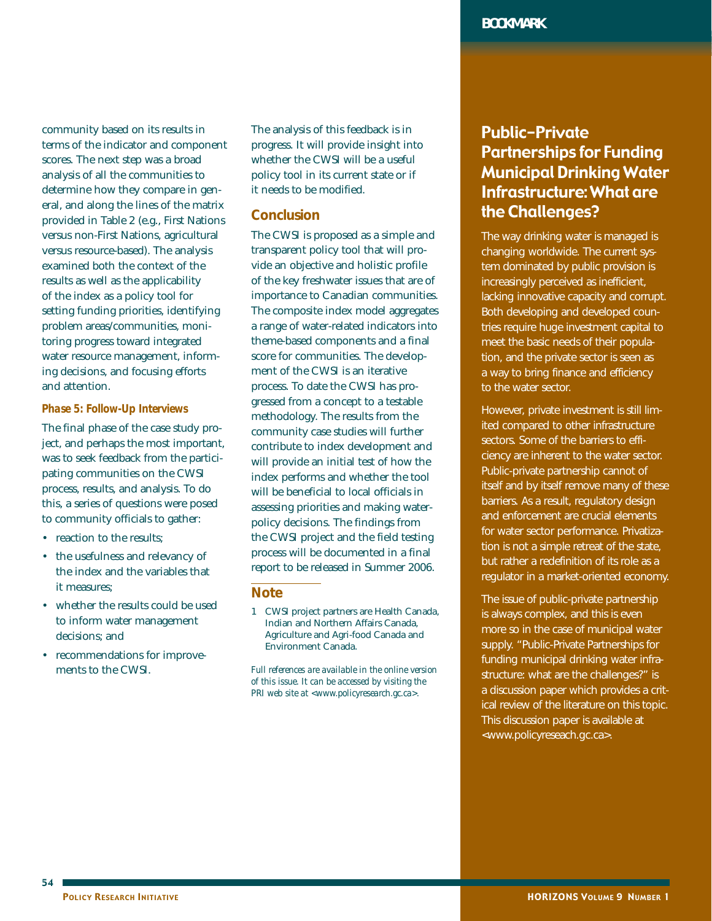community based on its results in terms of the indicator and component scores. The next step was a broad analysis of all the communities to determine how they compare in general, and along the lines of the matrix provided in Table 2 (e.g., First Nations versus non-First Nations, agricultural versus resource-based). The analysis examined both the context of the results as well as the applicability of the index as a policy tool for setting funding priorities, identifying problem areas/communities, monitoring progress toward integrated water resource management, informing decisions, and focusing efforts and attention.

#### *Phase 5: Follow-Up Interviews*

The final phase of the case study project, and perhaps the most important, was to seek feedback from the participating communities on the CWSI process, results, and analysis. To do this, a series of questions were posed to community officials to gather:

- reaction to the results;
- the usefulness and relevancy of the index and the variables that it measures;
- whether the results could be used to inform water management decisions; and
- recommendations for improvements to the CWSI.

The analysis of this feedback is in progress. It will provide insight into whether the CWSI will be a useful policy tool in its current state or if it needs to be modified.

### Conclusion

The CWSI is proposed as a simple and transparent policy tool that will provide an objective and holistic profile of the key freshwater issues that are of importance to Canadian communities. The composite index model aggregates a range of water-related indicators into theme-based components and a final score for communities. The development of the CWSI is an iterative process. To date the CWSI has progressed from a concept to a testable methodology. The results from the community case studies will further contribute to index development and will provide an initial test of how the index performs and whether the tool will be beneficial to local officials in assessing priorities and making water-policy decisions. The findings from the CWSI project and the field testing process will be documented in a final report to be released in Summer 2006.

### Note

1 CWSI project partners are Health Canada, Indian and Northern Affairs Canada, Agriculture and Agri-food Canada and Environment Canada.

*Full references are available in the online version of this issue. It can be accessed by visiting the PRI web site at <www.policyresearch.gc.ca>.*

## Public-Private Partnerships for Funding Municipal Drinking Water Infrastructure: What are the Challenges?

The way drinking water is managed is changing worldwide. The current system dominated by public provision is increasingly perceived as inefficient, lacking innovative capacity and corrupt. Both developing and developed countries require huge investment capital to meet the basic needs of their population, and the private sector is seen as a way to bring finance and efficiency to the water sector.

However, private investment is still limited compared to other infrastructure sectors. Some of the barriers to efficiency are inherent to the water sector. Public-private partnership cannot of itself and by itself remove many of these barriers. As a result, regulatory design and enforcement are crucial elements for water sector performance. Privatization is not a simple retreat of the state, but rather a redefinition of its role as a regulator in a market-oriented economy.

The issue of public-private partnership is always complex, and this is even more so in the case of municipal water supply. "Public-Private Partnerships for funding municipal drinking water infrastructure: what are the challenges?" is a discussion paper which provides a critical review of the literature on this topic. This discussion paper is available at <www.policyreseach.gc.ca>.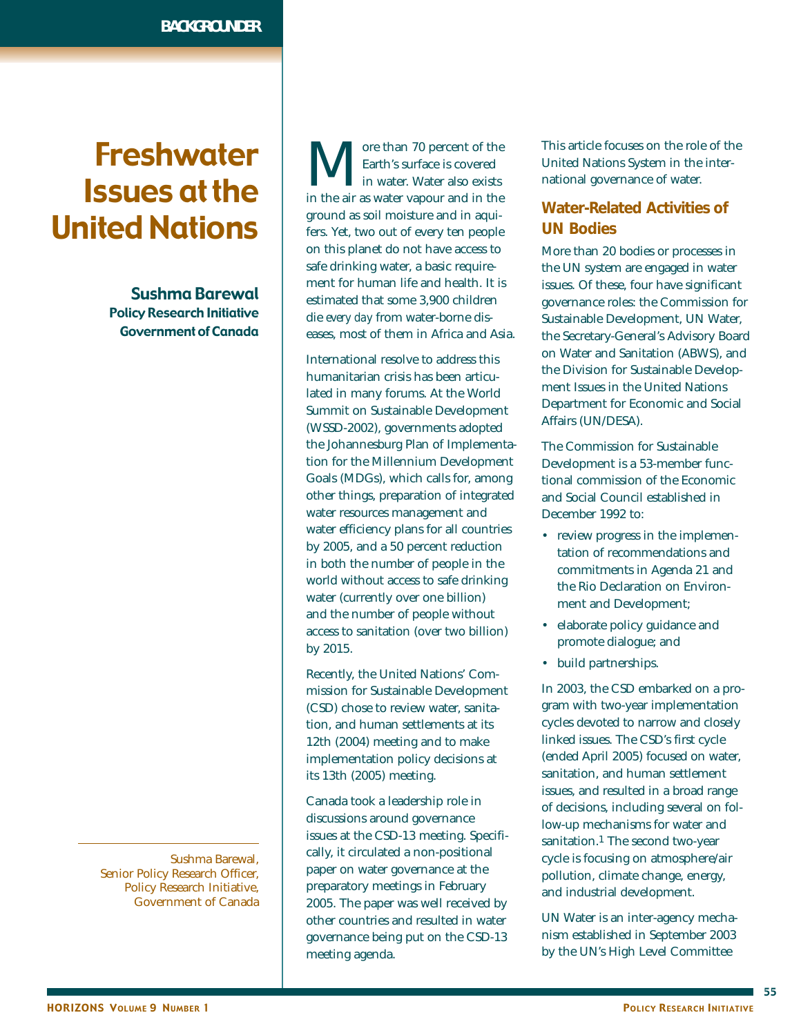BACKGROUNDER

# Freshwater Issues at the United Nations

**Sushma Barewal**
**Policy Research Initiative**
**Government of Canada**

More than 70 percent of the Earth's surface is covered in water. Water also exists in the air as water vapour and in the ground as soil moisture and in aquifers. Yet, two out of every ten people on this planet do not have access to safe drinking water, a basic requirement for human life and health. It is estimated that some 3,900 children die *every day* from water-borne diseases, most of them in Africa and Asia.

International resolve to address this humanitarian crisis has been articulated in many forums. At the World Summit on Sustainable Development (WSSD-2002), governments adopted the Johannesburg Plan of Implementation for the Millennium Development Goals (MDGs), which calls for, among other things, preparation of integrated water resources management and water efficiency plans for all countries by 2005, and a 50 percent reduction in both the number of people in the world without access to safe drinking water (currently over one billion) and the number of people without access to sanitation (over two billion) by 2015.

Recently, the United Nations' Commission for Sustainable Development (CSD) chose to review water, sanitation, and human settlements at its 12th (2004) meeting and to make implementation policy decisions at its 13th (2005) meeting.

Canada took a leadership role in discussions around governance issues at the CSD-13 meeting. Specifically, it circulated a non-positional paper on water governance at the preparatory meetings in February 2005. The paper was well received by other countries and resulted in water governance being put on the CSD-13 meeting agenda.

This article focuses on the role of the United Nations System in the international governance of water.

## Water-Related Activities of UN Bodies

More than 20 bodies or processes in the UN system are engaged in water issues. Of these, four have significant governance roles: the Commission for Sustainable Development, UN Water, the Secretary-General's Advisory Board on Water and Sanitation (ABWS), and the Division for Sustainable Development Issues in the United Nations Department for Economic and Social Affairs (UN/DESA).

The Commission for Sustainable Development is a 53-member functional commission of the Economic and Social Council established in December 1992 to:

- review progress in the implementation of recommendations and commitments in Agenda 21 and the Rio Declaration on Environment and Development;
- elaborate policy guidance and promote dialogue; and
- build partnerships.

In 2003, the CSD embarked on a program with two-year implementation cycles devoted to narrow and closely linked issues. The CSD's first cycle (ended April 2005) focused on water, sanitation, and human settlement issues, and resulted in a broad range of decisions, including several on follow-up mechanisms for water and sanitation.[1] The second two-year cycle is focusing on atmosphere/air pollution, climate change, energy, and industrial development.

UN Water is an inter-agency mechanism established in September 2003 by the UN's High Level Committee

Sushma Barewal, Senior Policy Research Officer, Policy Research Initiative, Government of Canada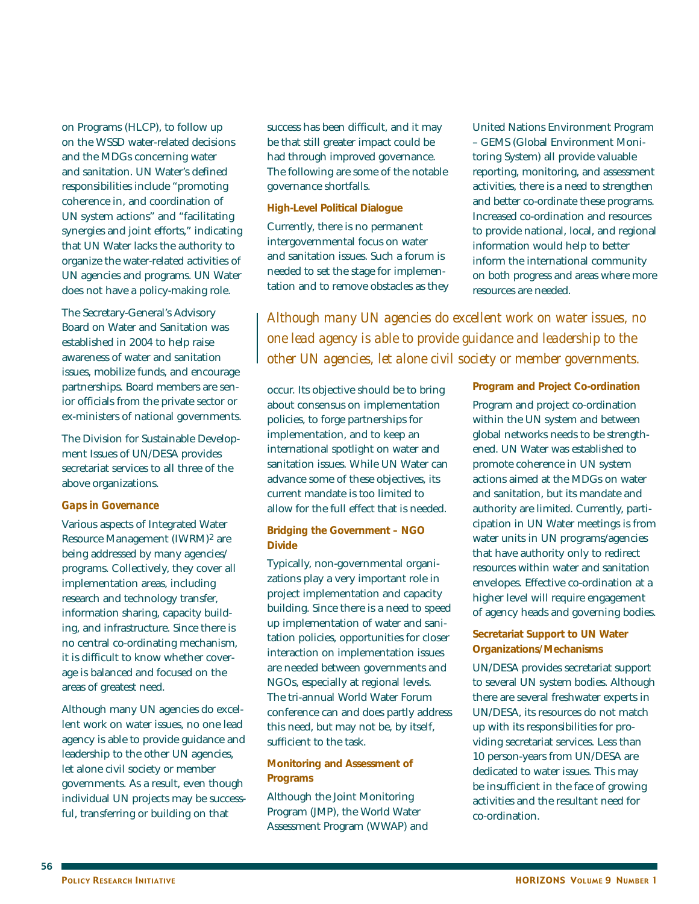on Programs (HLCP), to follow up on the WSSD water-related decisions and the MDGs concerning water and sanitation. UN Water's defined responsibilities include "promoting coherence in, and coordination of UN system actions" and "facilitating synergies and joint efforts," indicating that UN Water lacks the authority to organize the water-related activities of UN agencies and programs. UN Water does not have a policy-making role.

The Secretary-General's Advisory Board on Water and Sanitation was established in 2004 to help raise awareness of water and sanitation issues, mobilize funds, and encourage partnerships. Board members are senior officials from the private sector or ex-ministers of national governments.

The Division for Sustainable Development Issues of UN/DESA provides secretariat services to all three of the above organizations.

### *Gaps in Governance*

Various aspects of Integrated Water Resource Management (IWRM)[2] are being addressed by many agencies/programs. Collectively, they cover all implementation areas, including research and technology transfer, information sharing, capacity building, and infrastructure. Since there is no central co-ordinating mechanism, it is difficult to know whether coverage is balanced and focused on the areas of greatest need.

Although many UN agencies do excellent work on water issues, no one lead agency is able to provide guidance and leadership to the other UN agencies, let alone civil society or member governments. As a result, even though individual UN projects may be successful, transferring or building on that success has been difficult, and it may be that still greater impact could be had through improved governance. The following are some of the notable governance shortfalls.

#### High-Level Political Dialogue

Currently, there is no permanent intergovernmental focus on water and sanitation issues. Such a forum is needed to set the stage for implementation and to remove obstacles as they occur. Its objective should be to bring about consensus on implementation policies, to forge partnerships for implementation, and to keep an international spotlight on water and sanitation issues. While UN Water can advance some of these objectives, its current mandate is too limited to allow for the full effect that is needed.

#### Bridging the Government – NGO Divide

Typically, non-governmental organizations play a very important role in project implementation and capacity building. Since there is a need to speed up implementation of water and sanitation policies, opportunities for closer interaction on implementation issues are needed between governments and NGOs, especially at regional levels. The tri-annual World Water Forum conference can and does partly address this need, but may not be, by itself, sufficient to the task.

#### Monitoring and Assessment of Programs

Although the Joint Monitoring Program (JMP), the World Water Assessment Program (WWAP) and United Nations Environment Program – GEMS (Global Environment Monitoring System) all provide valuable reporting, monitoring, and assessment activities, there is a need to strengthen and better co-ordinate these programs. Increased co-ordination and resources to provide national, local, and regional information would help to better inform the international community on both progress and areas where more resources are needed.

> *Although many UN agencies do excellent work on water issues, no one lead agency is able to provide guidance and leadership to the other UN agencies, let alone civil society or member governments.*

#### Program and Project Co-ordination

Program and project co-ordination within the UN system and between global networks needs to be strengthened. UN Water was established to promote coherence in UN system actions aimed at the MDGs on water and sanitation, but its mandate and authority are limited. Currently, participation in UN Water meetings is from water units in UN programs/agencies that have authority only to redirect resources within water and sanitation envelopes. Effective co-ordination at a higher level will require engagement of agency heads and governing bodies.

#### Secretariat Support to UN Water Organizations/Mechanisms

UN/DESA provides secretariat support to several UN system bodies. Although there are several freshwater experts in UN/DESA, its resources do not match up with its responsibilities for providing secretariat services. Less than 10 person-years from UN/DESA are dedicated to water issues. This may be insufficient in the face of growing activities and the resultant need for co-ordination.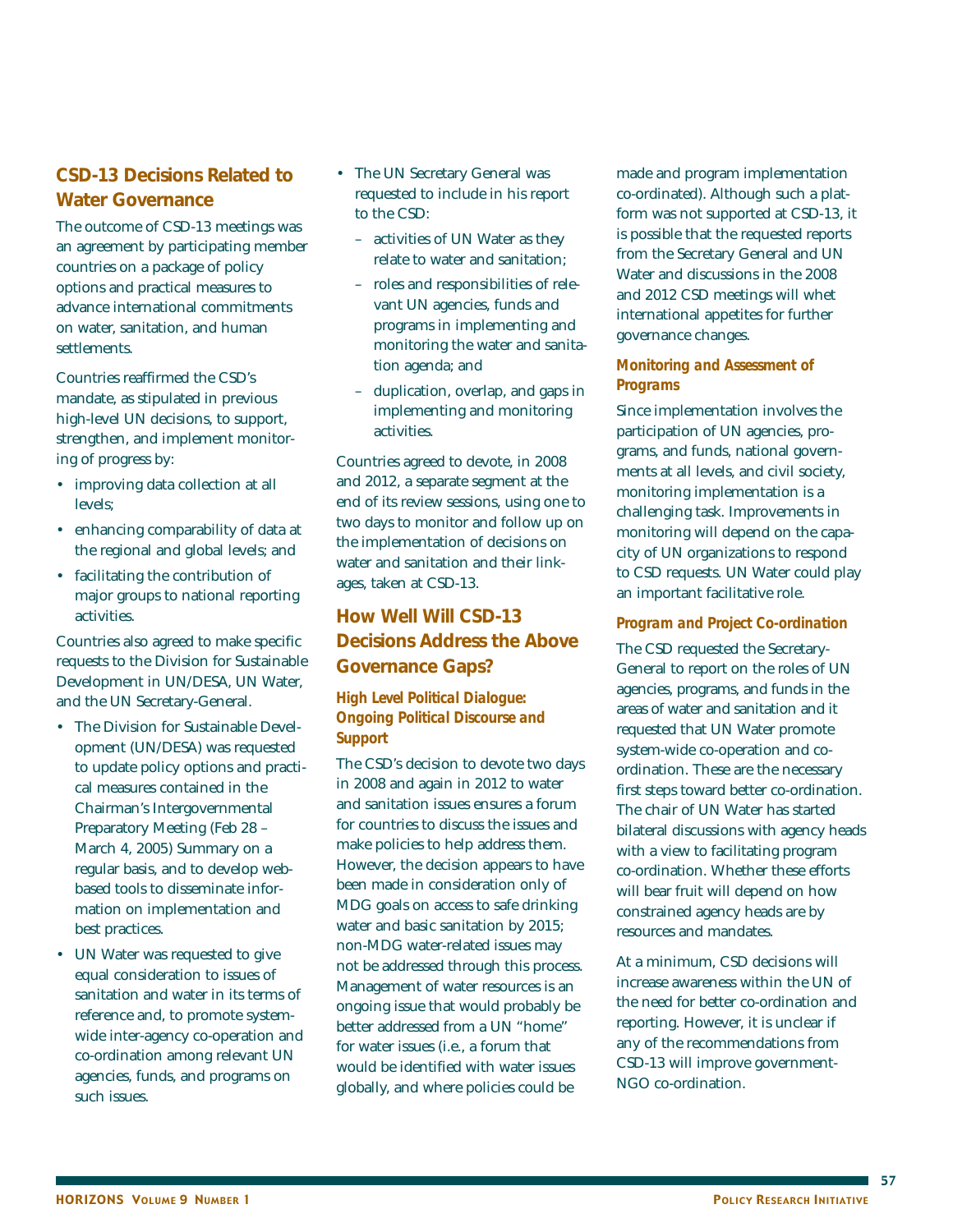## CSD-13 Decisions Related to Water Governance

The outcome of CSD-13 meetings was an agreement by participating member countries on a package of policy options and practical measures to advance international commitments on water, sanitation, and human settlements.

Countries reaffirmed the CSD's mandate, as stipulated in previous high-level UN decisions, to support, strengthen, and implement monitoring of progress by:

- improving data collection at all levels;
- enhancing comparability of data at the regional and global levels; and
- facilitating the contribution of major groups to national reporting activities.

Countries also agreed to make specific requests to the Division for Sustainable Development in UN/DESA, UN Water, and the UN Secretary-General.

- The Division for Sustainable Development (UN/DESA) was requested to update policy options and practical measures contained in the Chairman's Intergovernmental Preparatory Meeting (Feb 28 – March 4, 2005) Summary on a regular basis, and to develop web-based tools to disseminate information on implementation and best practices.
- UN Water was requested to give equal consideration to issues of sanitation and water in its terms of reference and, to promote system-wide inter-agency co-operation and co-ordination among relevant UN agencies, funds, and programs on such issues.
- The UN Secretary General was requested to include in his report to the CSD:
  - activities of UN Water as they relate to water and sanitation;
  - roles and responsibilities of relevant UN agencies, funds and programs in implementing and monitoring the water and sanitation agenda; and
  - duplication, overlap, and gaps in implementing and monitoring activities.

Countries agreed to devote, in 2008 and 2012, a separate segment at the end of its review sessions, using one to two days to monitor and follow up on the implementation of decisions on water and sanitation and their linkages, taken at CSD-13.

## How Well Will CSD-13 Decisions Address the Above Governance Gaps?

### *High Level Political Dialogue: Ongoing Political Discourse and Support*

The CSD's decision to devote two days in 2008 and again in 2012 to water and sanitation issues ensures a forum for countries to discuss the issues and make policies to help address them. However, the decision appears to have been made in consideration only of MDG goals on access to safe drinking water and basic sanitation by 2015; non-MDG water-related issues may not be addressed through this process. Management of water resources is an ongoing issue that would probably be better addressed from a UN "home" for water issues (i.e., a forum that would be identified with water issues globally, and where policies could be made and program implementation co-ordinated). Although such a platform was not supported at CSD-13, it is possible that the requested reports from the Secretary General and UN Water and discussions in the 2008 and 2012 CSD meetings will whet international appetites for further governance changes.

### *Monitoring and Assessment of Programs*

Since implementation involves the participation of UN agencies, programs, and funds, national governments at all levels, and civil society, monitoring implementation is a challenging task. Improvements in monitoring will depend on the capacity of UN organizations to respond to CSD requests. UN Water could play an important facilitative role.

### *Program and Project Co-ordination*

The CSD requested the Secretary-General to report on the roles of UN agencies, programs, and funds in the areas of water and sanitation and it requested that UN Water promote system-wide co-operation and co-ordination. These are the necessary first steps toward better co-ordination. The chair of UN Water has started bilateral discussions with agency heads with a view to facilitating program co-ordination. Whether these efforts will bear fruit will depend on how constrained agency heads are by resources and mandates.

At a minimum, CSD decisions will increase awareness within the UN of the need for better co-ordination and reporting. However, it is unclear if any of the recommendations from CSD-13 will improve government-NGO co-ordination.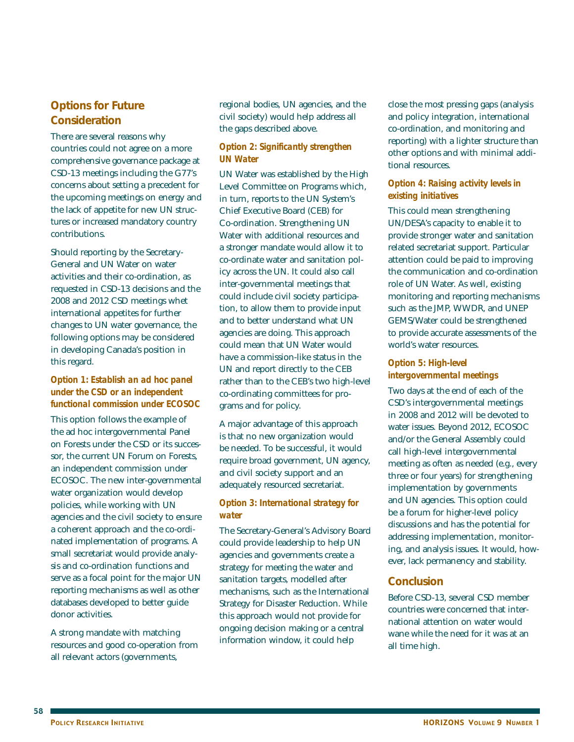## Options for Future Consideration

There are several reasons why countries could not agree on a more comprehensive governance package at CSD-13 meetings including the G77's concerns about setting a precedent for the upcoming meetings on energy and the lack of appetite for new UN structures or increased mandatory country contributions.

Should reporting by the Secretary-General and UN Water on water activities and their co-ordination, as requested in CSD-13 decisions and the 2008 and 2012 CSD meetings whet international appetites for further changes to UN water governance, the following options may be considered in developing Canada's position in this regard.

### *Option 1: Establish an ad hoc panel under the CSD or an independent functional commission under ECOSOC*

This option follows the example of the ad hoc intergovernmental Panel on Forests under the CSD or its successor, the current UN Forum on Forests, an independent commission under ECOSOC. The new inter-governmental water organization would develop policies, while working with UN agencies and the civil society to ensure a coherent approach and the co-ordinated implementation of programs. A small secretariat would provide analysis and co-ordination functions and serve as a focal point for the major UN reporting mechanisms as well as other databases developed to better guide donor activities.

A strong mandate with matching resources and good co-operation from all relevant actors (governments, regional bodies, UN agencies, and the civil society) would help address all the gaps described above.

### *Option 2: Significantly strengthen UN Water*

UN Water was established by the High Level Committee on Programs which, in turn, reports to the UN System's Chief Executive Board (CEB) for Co-ordination. Strengthening UN Water with additional resources and a stronger mandate would allow it to co-ordinate water and sanitation policy across the UN. It could also call inter-governmental meetings that could include civil society participation, to allow them to provide input and to better understand what UN agencies are doing. This approach could mean that UN Water would have a commission-like status in the UN and report directly to the CEB rather than to the CEB's two high-level co-ordinating committees for programs and for policy.

A major advantage of this approach is that no new organization would be needed. To be successful, it would require broad government, UN agency, and civil society support and an adequately resourced secretariat.

### *Option 3: International strategy for water*

The Secretary-General's Advisory Board could provide leadership to help UN agencies and governments create a strategy for meeting the water and sanitation targets, modelled after mechanisms, such as the International Strategy for Disaster Reduction. While this approach would not provide for ongoing decision making or a central information window, it could help close the most pressing gaps (analysis and policy integration, international co-ordination, and monitoring and reporting) with a lighter structure than other options and with minimal additional resources.

### *Option 4: Raising activity levels in existing initiatives*

This could mean strengthening UN/DESA's capacity to enable it to provide stronger water and sanitation related secretariat support. Particular attention could be paid to improving the communication and co-ordination role of UN Water. As well, existing monitoring and reporting mechanisms such as the JMP, WWDR, and UNEP GEMS/Water could be strengthened to provide accurate assessments of the world's water resources.

### *Option 5: High-level intergovernmental meetings*

Two days at the end of each of the CSD's intergovernmental meetings in 2008 and 2012 will be devoted to water issues. Beyond 2012, ECOSOC and/or the General Assembly could call high-level intergovernmental meeting as often as needed (e.g., every three or four years) for strengthening implementation by governments and UN agencies. This option could be a forum for higher-level policy discussions and has the potential for addressing implementation, monitoring, and analysis issues. It would, however, lack permanency and stability.

## Conclusion

Before CSD-13, several CSD member countries were concerned that international attention on water would wane while the need for it was at an all time high.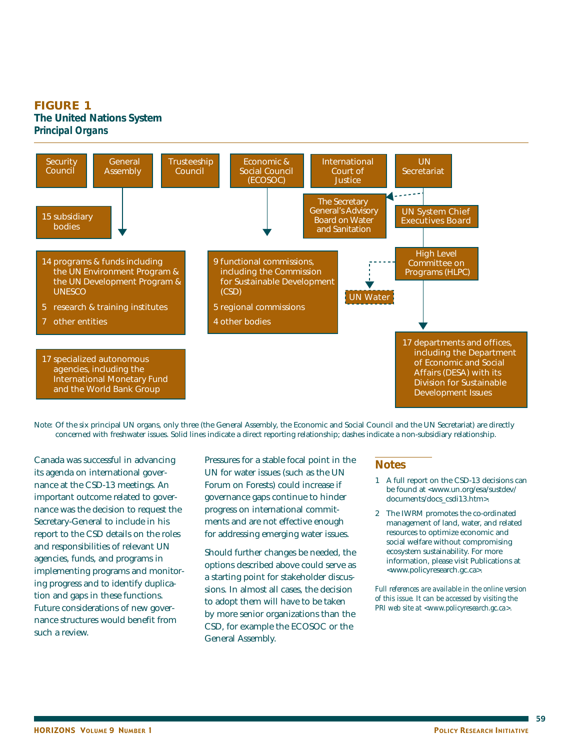**FIGURE 1**
**The United Nations System**
***Principal Organs***

Security Council

General Assembly

- 15 subsidiary bodies
- 14 programs & funds including the UN Environment Program & the UN Development Program & UNESCO
- 5 research & training institutes
- 7 other entities
- 17 specialized autonomous agencies, including the International Monetary Fund and the World Bank Group

Trusteeship Council

Economic & Social Council (ECOSOC)

- 9 functional commissions, including the Commission for Sustainable Development (CSD)
- 5 regional commissions
- 4 other bodies

International Court of Justice

UN Secretariat

- The Secretary General's Advisory Board on Water and Sanitation
- UN System Chief Executives Board
- High Level Committee on Programs (HLPC)
- UN Water
- 17 departments and offices, including the Department of Economic and Social Affairs (DESA) with its Division for Sustainable Development Issues

Note: Of the six principal UN organs, only three (the General Assembly, the Economic and Social Council and the UN Secretariat) are directly concerned with freshwater issues. Solid lines indicate a direct reporting relationship; dashes indicate a non-subsidiary relationship.

Canada was successful in advancing its agenda on international governance at the CSD-13 meetings. An important outcome related to governance was the decision to request the Secretary-General to include in his report to the CSD details on the roles and responsibilities of relevant UN agencies, funds, and programs in implementing programs and monitoring progress and to identify duplication and gaps in these functions. Future considerations of new governance structures would benefit from such a review.

Pressures for a stable focal point in the UN for water issues (such as the UN Forum on Forests) could increase if governance gaps continue to hinder progress on international commitments and are not effective enough for addressing emerging water issues.

Should further changes be needed, the options described above could serve as a starting point for stakeholder discussions. In almost all cases, the decision to adopt them will have to be taken by more senior organizations than the CSD, for example the ECOSOC or the General Assembly.

## Notes

1 A full report on the CSD-13 decisions can be found at <www.un.org/esa/sustdev/documents/docs_csdi13.htm>.

2 The IWRM promotes the co-ordinated management of land, water, and related resources to optimize economic and social welfare without compromising ecosystem sustainability. For more information, please visit Publications at <www.policyresearch.gc.ca>.

*Full references are available in the online version of this issue. It can be accessed by visiting the PRI web site at <www.policyresearch.gc.ca>.*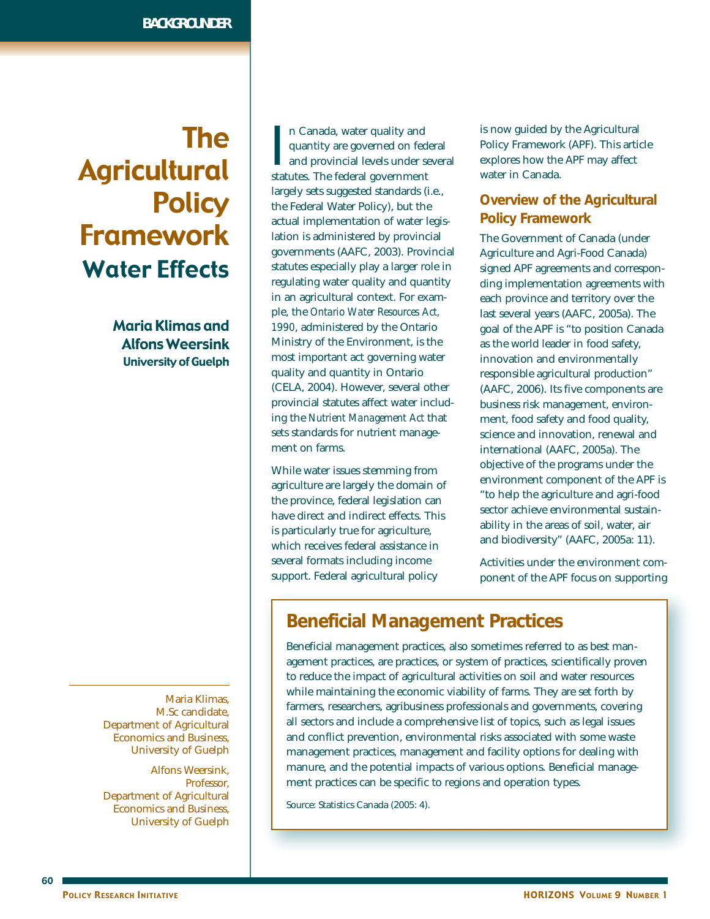BACKGROUNDER

# The Agricultural Policy Framework

## Water Effects

**Maria Klimas and Alfons Weersink**
**University of Guelph**

Maria Klimas, M.Sc candidate, Department of Agricultural Economics and Business, University of Guelph

Alfons Weersink, Professor, Department of Agricultural Economics and Business, University of Guelph

In Canada, water quality and quantity are governed on federal and provincial levels under several statutes. The federal government largely sets suggested standards (i.e., the Federal Water Policy), but the actual implementation of water legislation is administered by provincial governments (AAFC, 2003). Provincial statutes especially play a larger role in regulating water quality and quantity in an agricultural context. For example, the *Ontario Water Resources Act, 1990*, administered by the Ontario Ministry of the Environment, is the most important act governing water quality and quantity in Ontario (CELA, 2004). However, several other provincial statutes affect water including the *Nutrient Management Act* that sets standards for nutrient management on farms.

While water issues stemming from agriculture are largely the domain of the province, federal legislation can have direct and indirect effects. This is particularly true for agriculture, which receives federal assistance in several formats including income support. Federal agricultural policy is now guided by the Agricultural Policy Framework (APF). This article explores how the APF may affect water in Canada.

### Overview of the Agricultural Policy Framework

The Government of Canada (under Agriculture and Agri-Food Canada) signed APF agreements and corresponding implementation agreements with each province and territory over the last several years (AAFC, 2005a). The goal of the APF is "to position Canada as the world leader in food safety, innovation and environmentally responsible agricultural production" (AAFC, 2006). Its five components are business risk management, environment, food safety and food quality, science and innovation, renewal and international (AAFC, 2005a). The objective of the programs under the environment component of the APF is "to help the agriculture and agri-food sector achieve environmental sustainability in the areas of soil, water, air and biodiversity" (AAFC, 2005a: 11).

Activities under the environment component of the APF focus on supporting

> ### Beneficial Management Practices
>
> Beneficial management practices, also sometimes referred to as best management practices, are practices, or system of practices, scientifically proven to reduce the impact of agricultural activities on soil and water resources while maintaining the economic viability of farms. They are set forth by farmers, researchers, agribusiness professionals and governments, covering all sectors and include a comprehensive list of topics, such as legal issues and conflict prevention, environmental risks associated with some waste management practices, management and facility options for dealing with manure, and the potential impacts of various options. Beneficial management practices can be specific to regions and operation types.
>
> Source: Statistics Canada (2005: 4).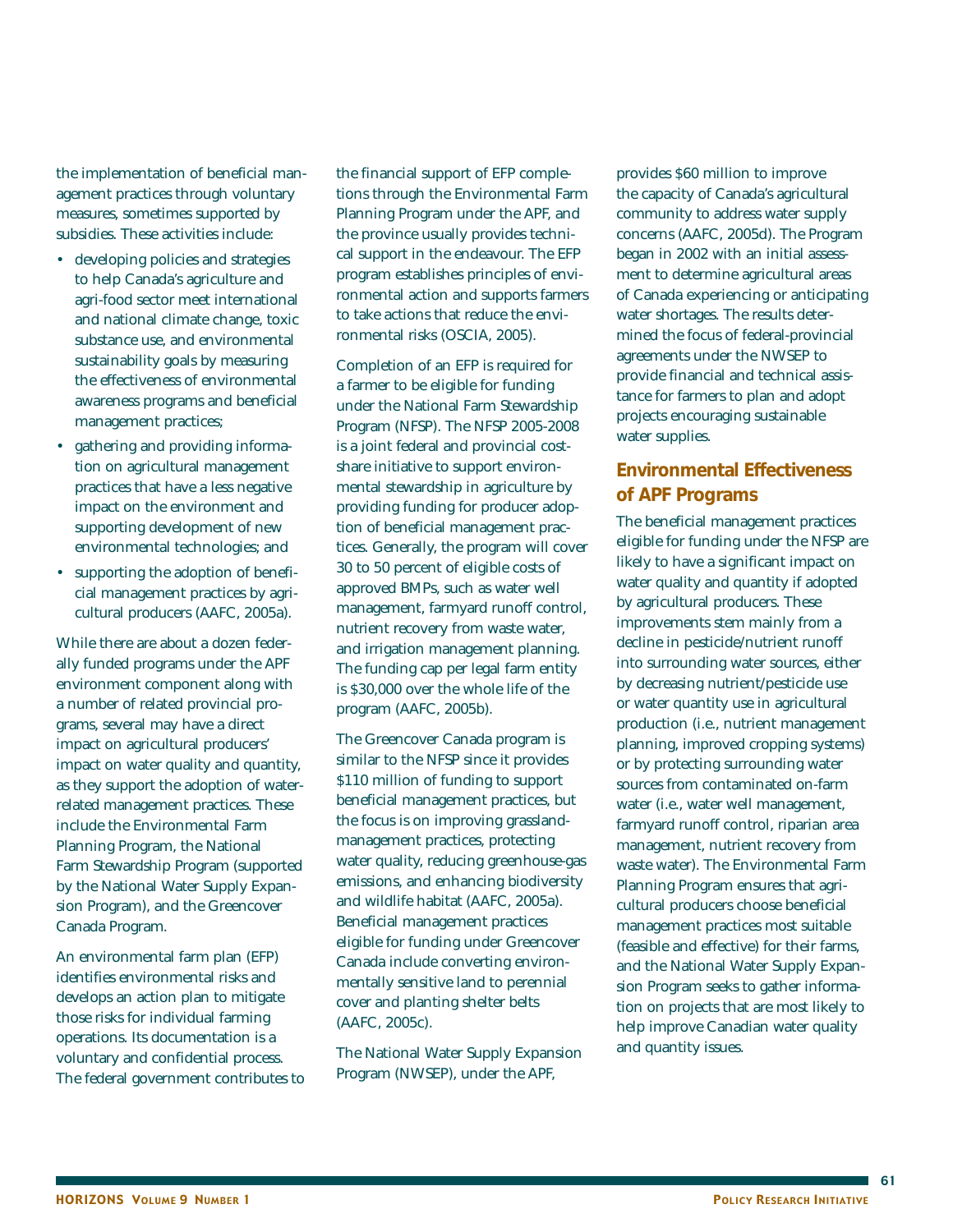the implementation of beneficial management practices through voluntary measures, sometimes supported by subsidies. These activities include:

- developing policies and strategies to help Canada's agriculture and agri-food sector meet international and national climate change, toxic substance use, and environmental sustainability goals by measuring the effectiveness of environmental awareness programs and beneficial management practices;
- gathering and providing information on agricultural management practices that have a less negative impact on the environment and supporting development of new environmental technologies; and
- supporting the adoption of beneficial management practices by agricultural producers (AAFC, 2005a).

While there are about a dozen federally funded programs under the APF environment component along with a number of related provincial programs, several may have a direct impact on agricultural producers' impact on water quality and quantity, as they support the adoption of water-related management practices. These include the Environmental Farm Planning Program, the National Farm Stewardship Program (supported by the National Water Supply Expansion Program), and the Greencover Canada Program.

An environmental farm plan (EFP) identifies environmental risks and develops an action plan to mitigate those risks for individual farming operations. Its documentation is a voluntary and confidential process. The federal government contributes to the financial support of EFP completions through the Environmental Farm Planning Program under the APF, and the province usually provides technical support in the endeavour. The EFP program establishes principles of environmental action and supports farmers to take actions that reduce the environmental risks (OSCIA, 2005).

Completion of an EFP is required for a farmer to be eligible for funding under the National Farm Stewardship Program (NFSP). The NFSP 2005-2008 is a joint federal and provincial cost-share initiative to support environmental stewardship in agriculture by providing funding for producer adoption of beneficial management practices. Generally, the program will cover 30 to 50 percent of eligible costs of approved BMPs, such as water well management, farmyard runoff control, nutrient recovery from waste water, and irrigation management planning. The funding cap per legal farm entity is $30,000 over the whole life of the program (AAFC, 2005b).

The Greencover Canada program is similar to the NFSP since it provides $110 million of funding to support beneficial management practices, but the focus is on improving grassland-management practices, protecting water quality, reducing greenhouse-gas emissions, and enhancing biodiversity and wildlife habitat (AAFC, 2005a). Beneficial management practices eligible for funding under Greencover Canada include converting environmentally sensitive land to perennial cover and planting shelter belts (AAFC, 2005c).

The National Water Supply Expansion Program (NWSEP), under the APF, provides $60 million to improve the capacity of Canada's agricultural community to address water supply concerns (AAFC, 2005d). The Program began in 2002 with an initial assessment to determine agricultural areas of Canada experiencing or anticipating water shortages. The results determined the focus of federal-provincial agreements under the NWSEP to provide financial and technical assistance for farmers to plan and adopt projects encouraging sustainable water supplies.

## Environmental Effectiveness of APF Programs

The beneficial management practices eligible for funding under the NFSP are likely to have a significant impact on water quality and quantity if adopted by agricultural producers. These improvements stem mainly from a decline in pesticide/nutrient runoff into surrounding water sources, either by decreasing nutrient/pesticide use or water quantity use in agricultural production (i.e., nutrient management planning, improved cropping systems) or by protecting surrounding water sources from contaminated on-farm water (i.e., water well management, farmyard runoff control, riparian area management, nutrient recovery from waste water). The Environmental Farm Planning Program ensures that agricultural producers choose beneficial management practices most suitable (feasible and effective) for their farms, and the National Water Supply Expansion Program seeks to gather information on projects that are most likely to help improve Canadian water quality and quantity issues.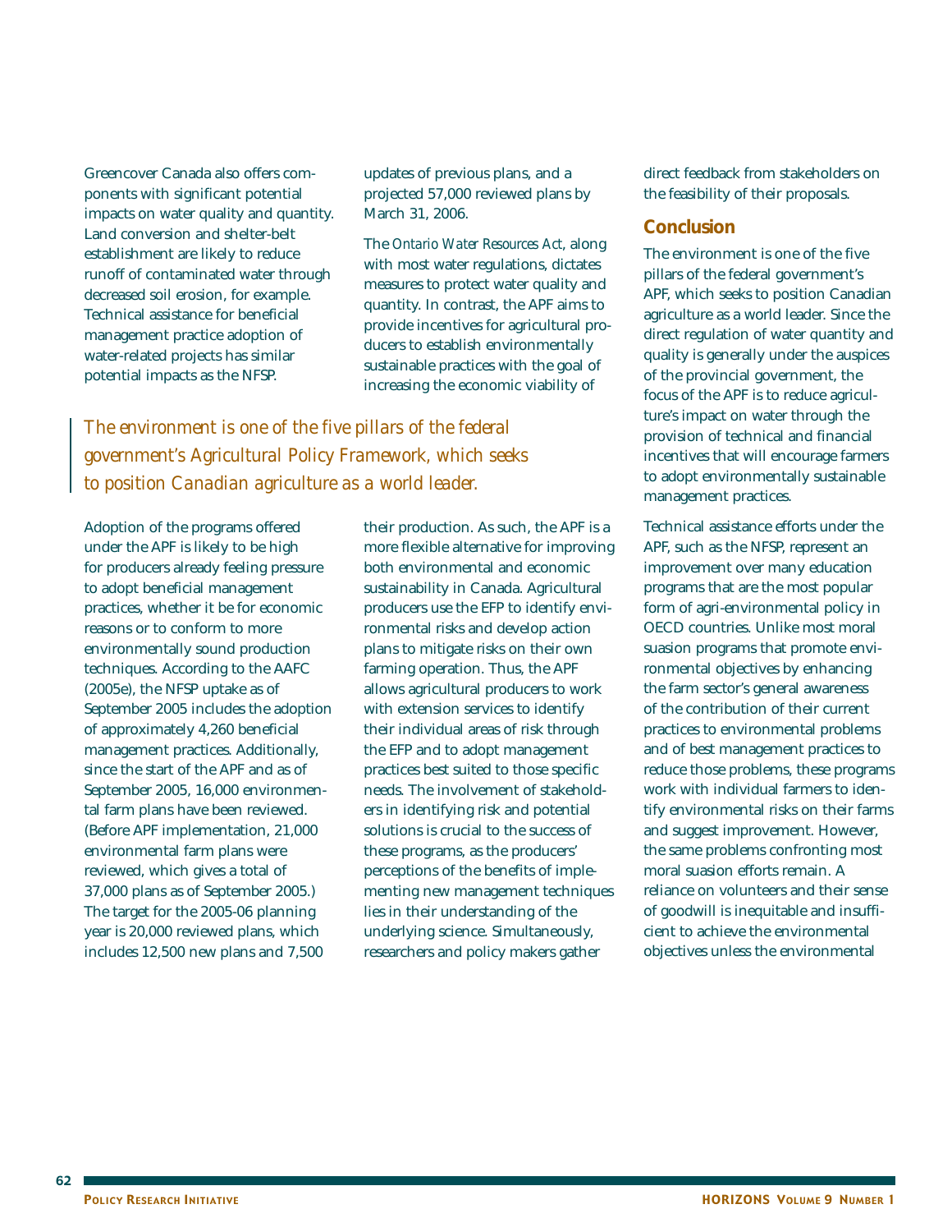Greencover Canada also offers components with significant potential impacts on water quality and quantity. Land conversion and shelter-belt establishment are likely to reduce runoff of contaminated water through decreased soil erosion, for example. Technical assistance for beneficial management practice adoption of water-related projects has similar potential impacts as the NFSP.

> *The environment is one of the five pillars of the federal government's Agricultural Policy Framework, which seeks to position Canadian agriculture as a world leader.*

Adoption of the programs offered under the APF is likely to be high for producers already feeling pressure to adopt beneficial management practices, whether it be for economic reasons or to conform to more environmentally sound production techniques. According to the AAFC (2005e), the NFSP uptake as of September 2005 includes the adoption of approximately 4,260 beneficial management practices. Additionally, since the start of the APF and as of September 2005, 16,000 environmental farm plans have been reviewed. (Before APF implementation, 21,000 environmental farm plans were reviewed, which gives a total of 37,000 plans as of September 2005.) The target for the 2005-06 planning year is 20,000 reviewed plans, which includes 12,500 new plans and 7,500 updates of previous plans, and a projected 57,000 reviewed plans by March 31, 2006.

The *Ontario Water Resources Act*, along with most water regulations, dictates measures to protect water quality and quantity. In contrast, the APF aims to provide incentives for agricultural producers to establish environmentally sustainable practices with the goal of increasing the economic viability of their production. As such, the APF is a more flexible alternative for improving both environmental and economic sustainability in Canada. Agricultural producers use the EFP to identify environmental risks and develop action plans to mitigate risks on their own farming operation. Thus, the APF allows agricultural producers to work with extension services to identify their individual areas of risk through the EFP and to adopt management practices best suited to those specific needs. The involvement of stakeholders in identifying risk and potential solutions is crucial to the success of these programs, as the producers' perceptions of the benefits of implementing new management techniques lies in their understanding of the underlying science. Simultaneously, researchers and policy makers gather direct feedback from stakeholders on the feasibility of their proposals.

## Conclusion

The environment is one of the five pillars of the federal government's APF, which seeks to position Canadian agriculture as a world leader. Since the direct regulation of water quantity and quality is generally under the auspices of the provincial government, the focus of the APF is to reduce agriculture's impact on water through the provision of technical and financial incentives that will encourage farmers to adopt environmentally sustainable management practices.

Technical assistance efforts under the APF, such as the NFSP, represent an improvement over many education programs that are the most popular form of agri-environmental policy in OECD countries. Unlike most moral suasion programs that promote environmental objectives by enhancing the farm sector's general awareness of the contribution of their current practices to environmental problems and of best management practices to reduce those problems, these programs work with individual farmers to identify environmental risks on their farms and suggest improvement. However, the same problems confronting most moral suasion efforts remain. A reliance on volunteers and their sense of goodwill is inequitable and insufficient to achieve the environmental objectives unless the environmental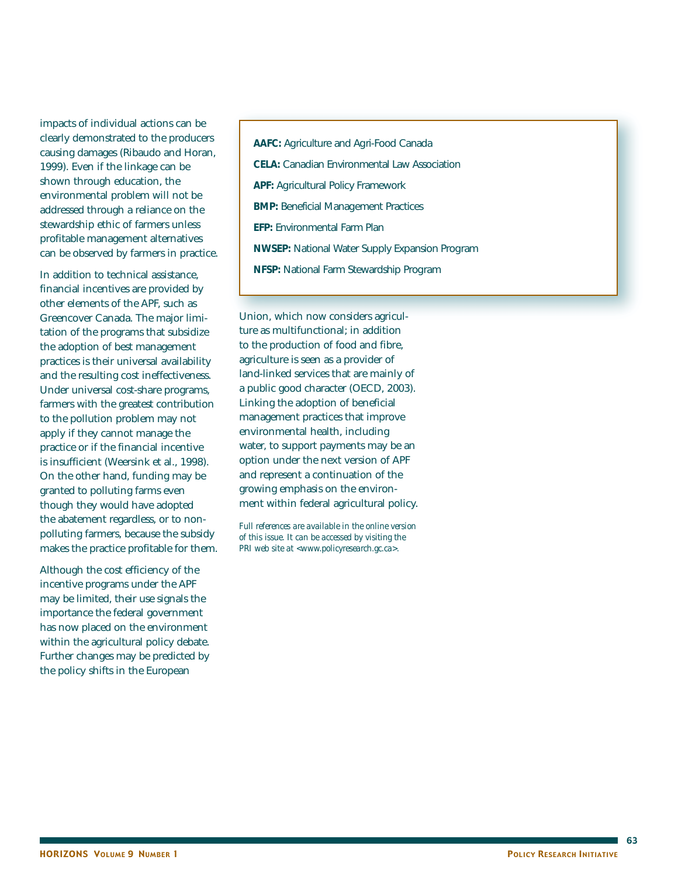impacts of individual actions can be clearly demonstrated to the producers causing damages (Ribaudo and Horan, 1999). Even if the linkage can be shown through education, the environmental problem will not be addressed through a reliance on the stewardship ethic of farmers unless profitable management alternatives can be observed by farmers in practice.

In addition to technical assistance, financial incentives are provided by other elements of the APF, such as Greencover Canada. The major limitation of the programs that subsidize the adoption of best management practices is their universal availability and the resulting cost ineffectiveness. Under universal cost-share programs, farmers with the greatest contribution to the pollution problem may not apply if they cannot manage the practice or if the financial incentive is insufficient (Weersink et al., 1998). On the other hand, funding may be granted to polluting farms even though they would have adopted the abatement regardless, or to non-polluting farmers, because the subsidy makes the practice profitable for them.

Although the cost efficiency of the incentive programs under the APF may be limited, their use signals the importance the federal government has now placed on the environment within the agricultural policy debate. Further changes may be predicted by the policy shifts in the European Union, which now considers agriculture as multifunctional; in addition to the production of food and fibre, agriculture is seen as a provider of land-linked services that are mainly of a public good character (OECD, 2003). Linking the adoption of beneficial management practices that improve environmental health, including water, to support payments may be an option under the next version of APF and represent a continuation of the growing emphasis on the environment within federal agricultural policy.

*Full references are available in the online version of this issue. It can be accessed by visiting the PRI web site at <www.policyresearch.gc.ca>.*

**AAFC:** Agriculture and Agri-Food Canada

**CELA:** Canadian Environmental Law Association

**APF:** Agricultural Policy Framework

**BMP:** Beneficial Management Practices

**EFP:** Environmental Farm Plan

**NWSEP:** National Water Supply Expansion Program

**NFSP:** National Farm Stewardship Program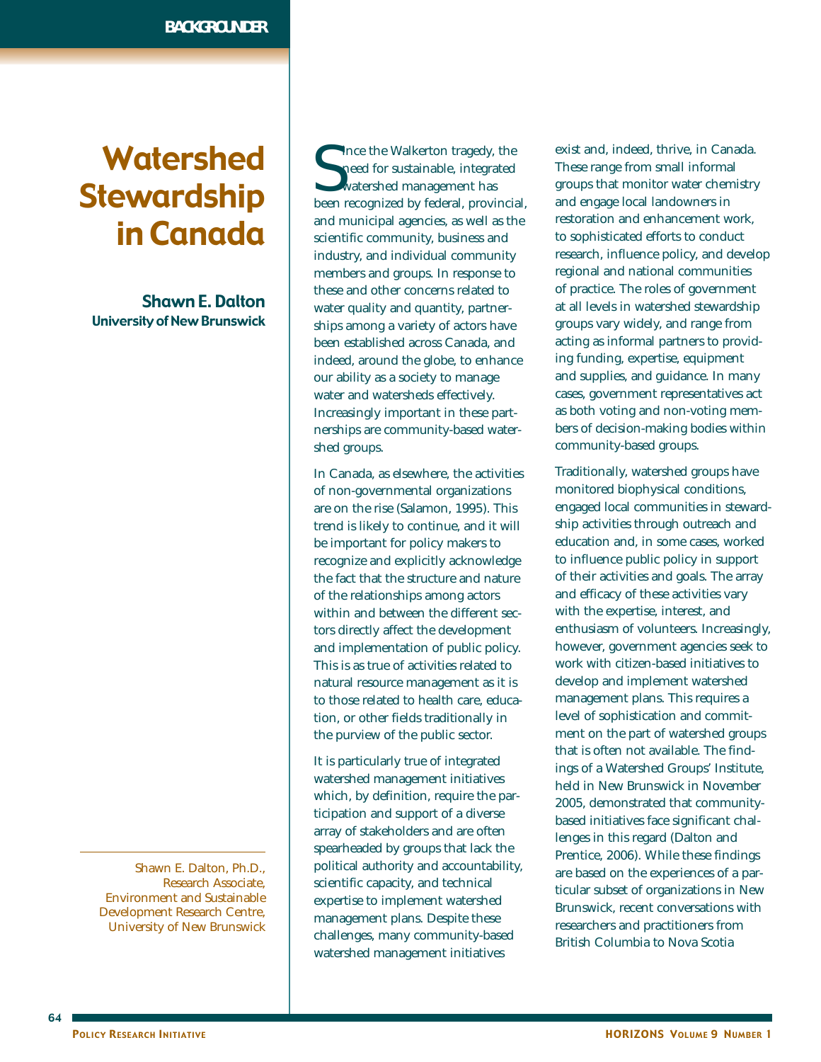BACKGROUNDER

# Watershed Stewardship in Canada

**Shawn E. Dalton**
**University of New Brunswick**

Shawn E. Dalton, Ph.D., Research Associate, Environment and Sustainable Development Research Centre, University of New Brunswick

Since the Walkerton tragedy, the need for sustainable, integrated watershed management has been recognized by federal, provincial, and municipal agencies, as well as the scientific community, business and industry, and individual community members and groups. In response to these and other concerns related to water quality and quantity, partnerships among a variety of actors have been established across Canada, and indeed, around the globe, to enhance our ability as a society to manage water and watersheds effectively. Increasingly important in these partnerships are community-based watershed groups.

In Canada, as elsewhere, the activities of non-governmental organizations are on the rise (Salamon, 1995). This trend is likely to continue, and it will be important for policy makers to recognize and explicitly acknowledge the fact that the structure and nature of the relationships among actors within and between the different sectors directly affect the development and implementation of public policy. This is as true of activities related to natural resource management as it is to those related to health care, education, or other fields traditionally in the purview of the public sector.

It is particularly true of integrated watershed management initiatives which, by definition, require the participation and support of a diverse array of stakeholders and are often spearheaded by groups that lack the political authority and accountability, scientific capacity, and technical expertise to implement watershed management plans. Despite these challenges, many community-based watershed management initiatives exist and, indeed, thrive, in Canada. These range from small informal groups that monitor water chemistry and engage local landowners in restoration and enhancement work, to sophisticated efforts to conduct research, influence policy, and develop regional and national communities of practice. The roles of government at all levels in watershed stewardship groups vary widely, and range from acting as informal partners to providing funding, expertise, equipment and supplies, and guidance. In many cases, government representatives act as both voting and non-voting members of decision-making bodies within community-based groups.

Traditionally, watershed groups have monitored biophysical conditions, engaged local communities in stewardship activities through outreach and education and, in some cases, worked to influence public policy in support of their activities and goals. The array and efficacy of these activities vary with the expertise, interest, and enthusiasm of volunteers. Increasingly, however, government agencies seek to work with citizen-based initiatives to develop and implement watershed management plans. This requires a level of sophistication and commitment on the part of watershed groups that is often not available. The findings of a Watershed Groups' Institute, held in New Brunswick in November 2005, demonstrated that community-based initiatives face significant challenges in this regard (Dalton and Prentice, 2006). While these findings are based on the experiences of a particular subset of organizations in New Brunswick, recent conversations with researchers and practitioners from British Columbia to Nova Scotia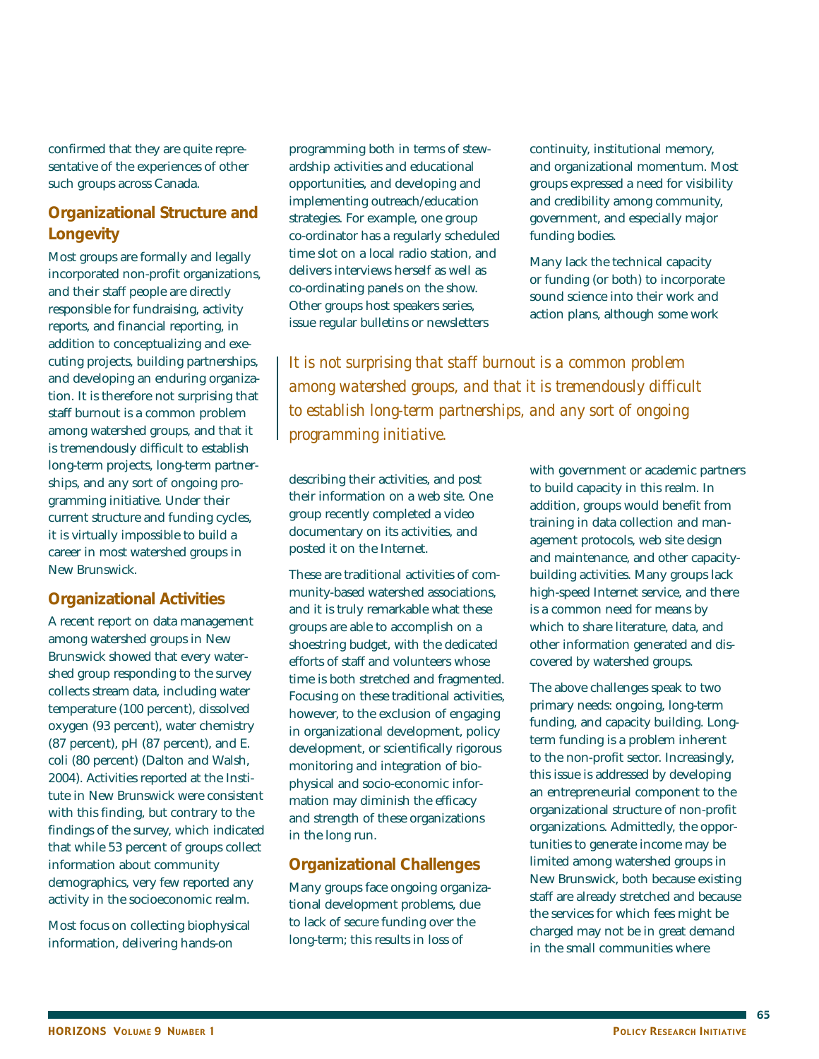confirmed that they are quite representative of the experiences of other such groups across Canada.

## Organizational Structure and Longevity

Most groups are formally and legally incorporated non-profit organizations, and their staff people are directly responsible for fundraising, activity reports, and financial reporting, in addition to conceptualizing and executing projects, building partnerships, and developing an enduring organization. It is therefore not surprising that staff burnout is a common problem among watershed groups, and that it is tremendously difficult to establish long-term projects, long-term partnerships, and any sort of ongoing programming initiative. Under their current structure and funding cycles, it is virtually impossible to build a career in most watershed groups in New Brunswick.

## Organizational Activities

A recent report on data management among watershed groups in New Brunswick showed that every watershed group responding to the survey collects stream data, including water temperature (100 percent), dissolved oxygen (93 percent), water chemistry (87 percent), pH (87 percent), and E. coli (80 percent) (Dalton and Walsh, 2004). Activities reported at the Institute in New Brunswick were consistent with this finding, but contrary to the findings of the survey, which indicated that while 53 percent of groups collect information about community demographics, very few reported any activity in the socioeconomic realm.

Most focus on collecting biophysical information, delivering hands-on programming both in terms of stewardship activities and educational opportunities, and developing and implementing outreach/education strategies. For example, one group co-ordinator has a regularly scheduled time slot on a local radio station, and delivers interviews herself as well as co-ordinating panels on the show. Other groups host speakers series, issue regular bulletins or newsletters describing their activities, and post their information on a web site. One group recently completed a video documentary on its activities, and posted it on the Internet.

*It is not surprising that staff burnout is a common problem among watershed groups, and that it is tremendously difficult to establish long-term partnerships, and any sort of ongoing programming initiative.*

These are traditional activities of community-based watershed associations, and it is truly remarkable what these groups are able to accomplish on a shoestring budget, with the dedicated efforts of staff and volunteers whose time is both stretched and fragmented. Focusing on these traditional activities, however, to the exclusion of engaging in organizational development, policy development, or scientifically rigorous monitoring and integration of biophysical and socio-economic information may diminish the efficacy and strength of these organizations in the long run.

## Organizational Challenges

Many groups face ongoing organizational development problems, due to lack of secure funding over the long-term; this results in loss of continuity, institutional memory, and organizational momentum. Most groups expressed a need for visibility and credibility among community, government, and especially major funding bodies.

Many lack the technical capacity or funding (or both) to incorporate sound science into their work and action plans, although some work with government or academic partners to build capacity in this realm. In addition, groups would benefit from training in data collection and management protocols, web site design and maintenance, and other capacity-building activities. Many groups lack high-speed Internet service, and there is a common need for means by which to share literature, data, and other information generated and discovered by watershed groups.

The above challenges speak to two primary needs: ongoing, long-term funding, and capacity building. Long-term funding is a problem inherent to the non-profit sector. Increasingly, this issue is addressed by developing an entrepreneurial component to the organizational structure of non-profit organizations. Admittedly, the opportunities to generate income may be limited among watershed groups in New Brunswick, both because existing staff are already stretched and because the services for which fees might be charged may not be in great demand in the small communities where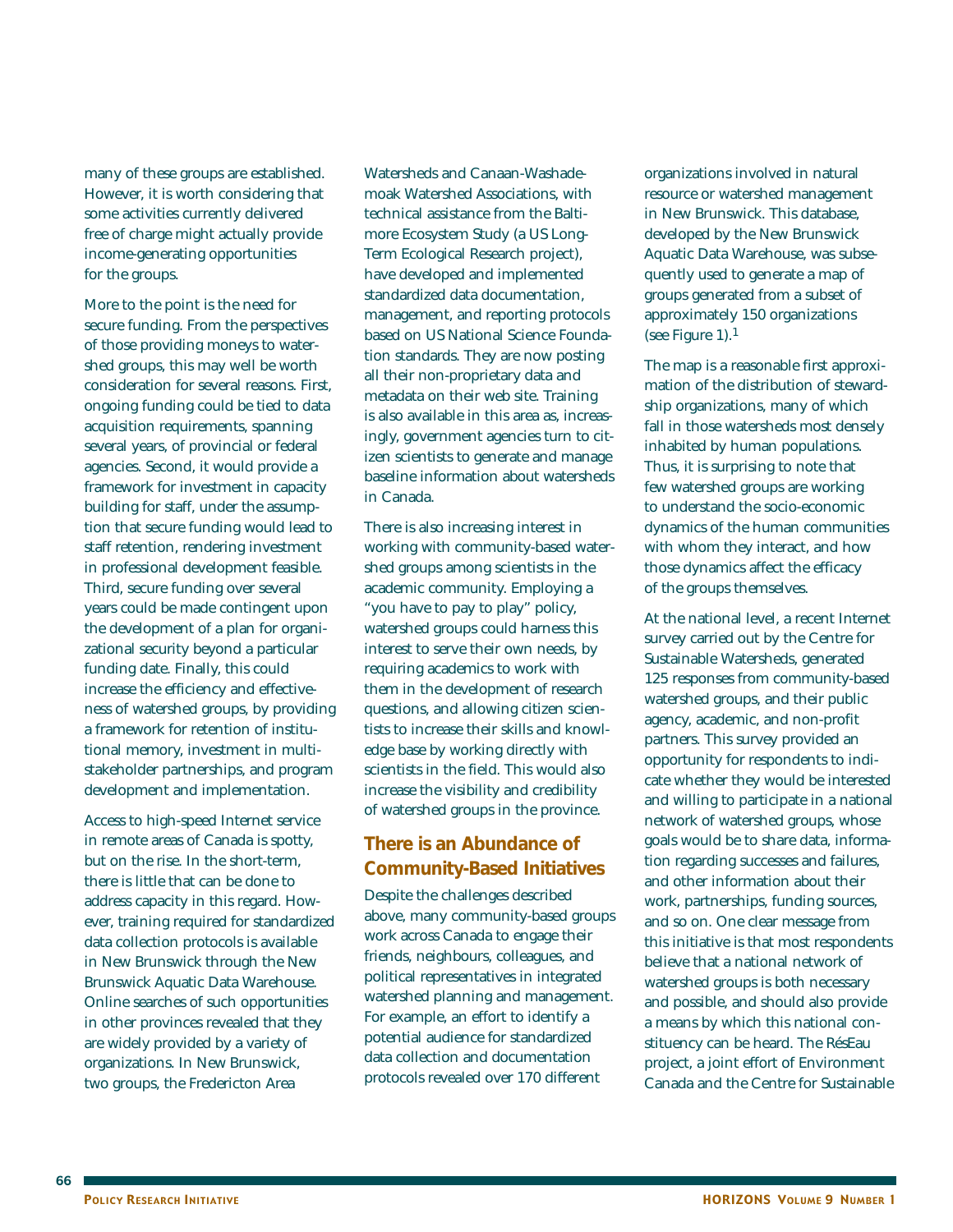many of these groups are established. However, it is worth considering that some activities currently delivered free of charge might actually provide income-generating opportunities for the groups.

More to the point is the need for secure funding. From the perspectives of those providing moneys to watershed groups, this may well be worth consideration for several reasons. First, ongoing funding could be tied to data acquisition requirements, spanning several years, of provincial or federal agencies. Second, it would provide a framework for investment in capacity building for staff, under the assumption that secure funding would lead to staff retention, rendering investment in professional development feasible. Third, secure funding over several years could be made contingent upon the development of a plan for organizational security beyond a particular funding date. Finally, this could increase the efficiency and effectiveness of watershed groups, by providing a framework for retention of institutional memory, investment in multistakeholder partnerships, and program development and implementation.

Access to high-speed Internet service in remote areas of Canada is spotty, but on the rise. In the short-term, there is little that can be done to address capacity in this regard. However, training required for standardized data collection protocols is available in New Brunswick through the New Brunswick Aquatic Data Warehouse. Online searches of such opportunities in other provinces revealed that they are widely provided by a variety of organizations. In New Brunswick, two groups, the Fredericton Area Watersheds and Canaan-Washademoak Watershed Associations, with technical assistance from the Baltimore Ecosystem Study (a US Long-Term Ecological Research project), have developed and implemented standardized data documentation, management, and reporting protocols based on US National Science Foundation standards. They are now posting all their non-proprietary data and metadata on their web site. Training is also available in this area as, increasingly, government agencies turn to citizen scientists to generate and manage baseline information about watersheds in Canada.

There is also increasing interest in working with community-based watershed groups among scientists in the academic community. Employing a "you have to pay to play" policy, watershed groups could harness this interest to serve their own needs, by requiring academics to work with them in the development of research questions, and allowing citizen scientists to increase their skills and knowledge base by working directly with scientists in the field. This would also increase the visibility and credibility of watershed groups in the province.

## There is an Abundance of Community-Based Initiatives

Despite the challenges described above, many community-based groups work across Canada to engage their friends, neighbours, colleagues, and political representatives in integrated watershed planning and management. For example, an effort to identify a potential audience for standardized data collection and documentation protocols revealed over 170 different organizations involved in natural resource or watershed management in New Brunswick. This database, developed by the New Brunswick Aquatic Data Warehouse, was subsequently used to generate a map of groups generated from a subset of approximately 150 organizations (see Figure 1).[1]

The map is a reasonable first approximation of the distribution of stewardship organizations, many of which fall in those watersheds most densely inhabited by human populations. Thus, it is surprising to note that few watershed groups are working to understand the socio-economic dynamics of the human communities with whom they interact, and how those dynamics affect the efficacy of the groups themselves.

At the national level, a recent Internet survey carried out by the Centre for Sustainable Watersheds, generated 125 responses from community-based watershed groups, and their public agency, academic, and non-profit partners. This survey provided an opportunity for respondents to indicate whether they would be interested and willing to participate in a national network of watershed groups, whose goals would be to share data, information regarding successes and failures, and other information about their work, partnerships, funding sources, and so on. One clear message from this initiative is that most respondents believe that a national network of watershed groups is both necessary and possible, and should also provide a means by which this national constituency can be heard. The RésEau project, a joint effort of Environment Canada and the Centre for Sustainable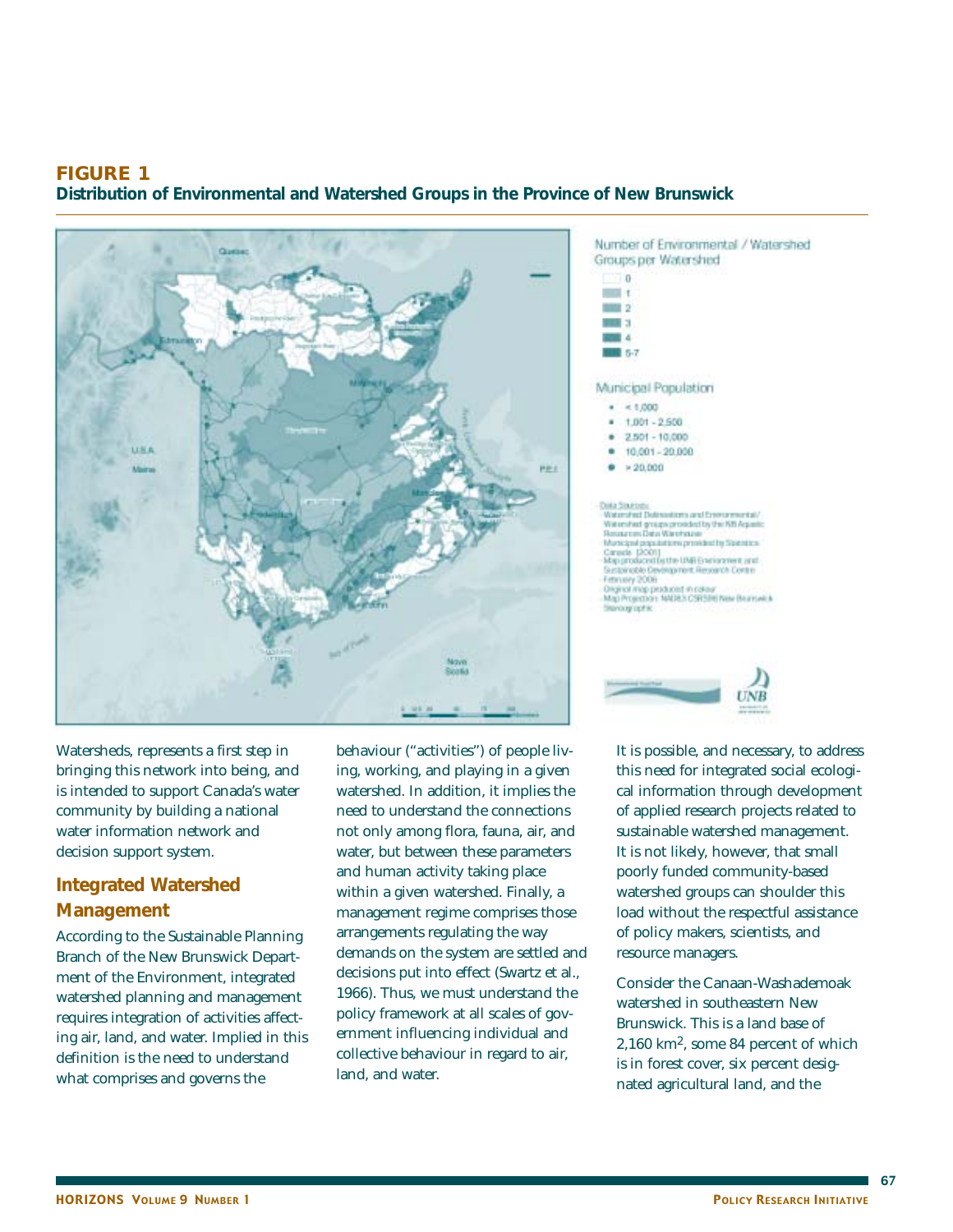**FIGURE 1**
**Distribution of Environmental and Watershed Groups in the Province of New Brunswick**

Watersheds, represents a first step in bringing this network into being, and is intended to support Canada's water community by building a national water information network and decision support system.

## Integrated Watershed Management

According to the Sustainable Planning Branch of the New Brunswick Department of the Environment, integrated watershed planning and management requires integration of activities affecting air, land, and water. Implied in this definition is the need to understand what comprises and governs the behaviour ("activities") of people living, working, and playing in a given watershed. In addition, it implies the need to understand the connections not only among flora, fauna, air, and water, but between these parameters and human activity taking place within a given watershed. Finally, a management regime comprises those arrangements regulating the way demands on the system are settled and decisions put into effect (Swartz et al., 1966). Thus, we must understand the policy framework at all scales of government influencing individual and collective behaviour in regard to air, land, and water.

It is possible, and necessary, to address this need for integrated social ecological information through development of applied research projects related to sustainable watershed management. It is not likely, however, that small poorly funded community-based watershed groups can shoulder this load without the respectful assistance of policy makers, scientists, and resource managers.

Consider the Canaan-Washademoak watershed in southeastern New Brunswick. This is a land base of 2,160 km$^2$, some 84 percent of which is in forest cover, six percent designated agricultural land, and the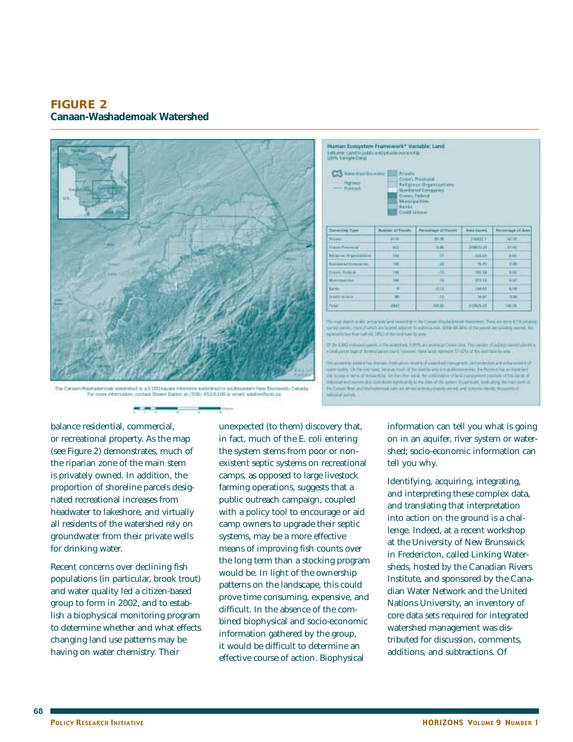## FIGURE 2
### Canaan-Washademoak Watershed

The Canaan-Washademoak watershed is a 2160 square kilometre watershed in southeastern New Brunswick, Canada. For more information, contact Shawn Dalton at (506) 452-6108 or email: sdalton@unb.ca

balance residential, commercial, or recreational property. As the map (see Figure 2) demonstrates, much of the riparian zone of the main stem is privately owned. In addition, the proportion of shoreline parcels designated recreational increases from headwater to lakeshore, and virtually all residents of the watershed rely on groundwater from their private wells for drinking water.

Recent concerns over declining fish populations (in particular, brook trout) and water quality led a citizen-based group to form in 2002, and to establish a biophysical monitoring program to determine whether and what effects changing land use patterns may be having on water chemistry. Their unexpected (to them) discovery that, in fact, much of the E. coli entering the system stems from poor or non-existent septic systems on recreational camps, as opposed to large livestock farming operations, suggests that a public outreach campaign, coupled with a policy tool to encourage or aid camp owners to upgrade their septic systems, may be a more effective means of improving fish counts over the long term than a stocking program would be. In light of the ownership patterns on the landscape, this could prove time consuming, expensive, and difficult. In the absence of the combined biophysical and socio-economic information gathered by the group, it would be difficult to determine an effective course of action. Biophysical information can tell you what is going on in an aquifer, river system or watershed; socio-economic information can tell you why.

Identifying, acquiring, integrating, and interpreting these complex data, and translating that interpretation into action on the ground is a challenge. Indeed, at a recent workshop at the University of New Brunswick in Fredericton, called Linking Watersheds, hosted by the Canadian Rivers Institute, and sponsored by the Canadian Water Network and the United Nations University, an inventory of core data sets required for integrated watershed management was distributed for discussion, comments, additions, and subtractions. Of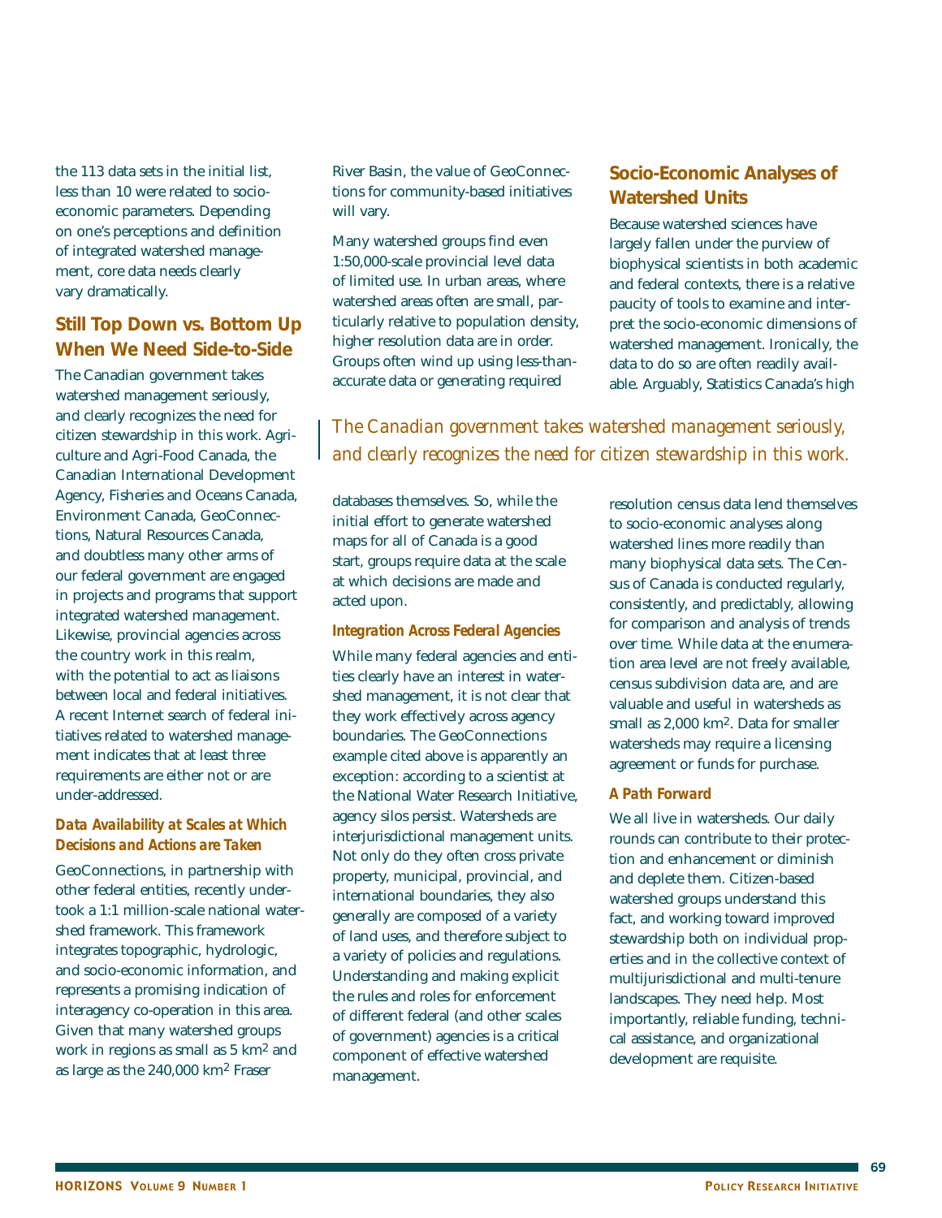the 113 data sets in the initial list, less than 10 were related to socio-economic parameters. Depending on one's perceptions and definition of integrated watershed management, core data needs clearly vary dramatically.

## Still Top Down vs. Bottom Up When We Need Side-to-Side

The Canadian government takes watershed management seriously, and clearly recognizes the need for citizen stewardship in this work. Agriculture and Agri-Food Canada, the Canadian International Development Agency, Fisheries and Oceans Canada, Environment Canada, GeoConnections, Natural Resources Canada, and doubtless many other arms of our federal government are engaged in projects and programs that support integrated watershed management. Likewise, provincial agencies across the country work in this realm, with the potential to act as liaisons between local and federal initiatives. A recent Internet search of federal initiatives related to watershed management indicates that at least three requirements are either not or are under-addressed.

### *Data Availability at Scales at Which Decisions and Actions are Taken*

GeoConnections, in partnership with other federal entities, recently undertook a 1:1 million-scale national watershed framework. This framework integrates topographic, hydrologic, and socio-economic information, and represents a promising indication of interagency co-operation in this area. Given that many watershed groups work in regions as small as 5 km$^2$ and as large as the 240,000 km$^2$ Fraser River Basin, the value of GeoConnections for community-based initiatives will vary.

Many watershed groups find even 1:50,000-scale provincial level data of limited use. In urban areas, where watershed areas often are small, particularly relative to population density, higher resolution data are in order. Groups often wind up using less-than-accurate data or generating required databases themselves. So, while the initial effort to generate watershed maps for all of Canada is a good start, groups require data at the scale at which decisions are made and acted upon.

*The Canadian government takes watershed management seriously, and clearly recognizes the need for citizen stewardship in this work.*

### *Integration Across Federal Agencies*

While many federal agencies and entities clearly have an interest in watershed management, it is not clear that they work effectively across agency boundaries. The GeoConnections example cited above is apparently an exception: according to a scientist at the National Water Research Initiative, agency silos persist. Watersheds are interjurisdictional management units. Not only do they often cross private property, municipal, provincial, and international boundaries, they also generally are composed of a variety of land uses, and therefore subject to a variety of policies and regulations. Understanding and making explicit the rules and roles for enforcement of different federal (and other scales of government) agencies is a critical component of effective watershed management.

## Socio-Economic Analyses of Watershed Units

Because watershed sciences have largely fallen under the purview of biophysical scientists in both academic and federal contexts, there is a relative paucity of tools to examine and interpret the socio-economic dimensions of watershed management. Ironically, the data to do so are often readily available. Arguably, Statistics Canada's high resolution census data lend themselves to socio-economic analyses along watershed lines more readily than many biophysical data sets. The Census of Canada is conducted regularly, consistently, and predictably, allowing for comparison and analysis of trends over time. While data at the enumeration area level are not freely available, census subdivision data are, and are valuable and useful in watersheds as small as 2,000 km$^2$. Data for smaller watersheds may require a licensing agreement or funds for purchase.

### *A Path Forward*

We all live in watersheds. Our daily rounds can contribute to their protection and enhancement or diminish and deplete them. Citizen-based watershed groups understand this fact, and working toward improved stewardship both on individual properties and in the collective context of multijurisdictional and multi-tenure landscapes. They need help. Most importantly, reliable funding, technical assistance, and organizational development are requisite.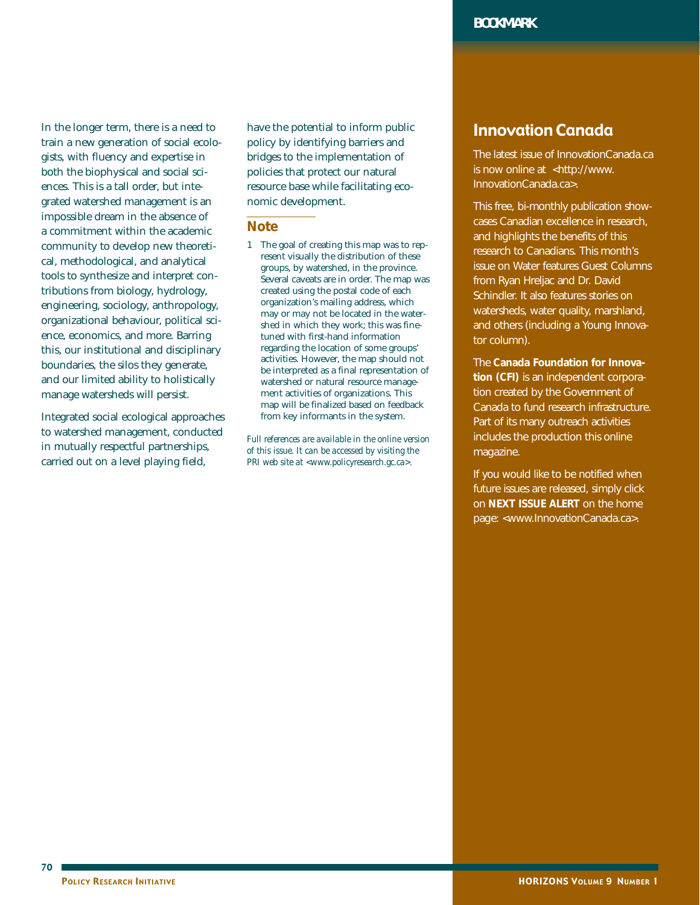In the longer term, there is a need to train a new generation of social ecologists, with fluency and expertise in both the biophysical and social sciences. This is a tall order, but integrated watershed management is an impossible dream in the absence of a commitment within the academic community to develop new theoretical, methodological, and analytical tools to synthesize and interpret contributions from biology, hydrology, engineering, sociology, anthropology, organizational behaviour, political science, economics, and more. Barring this, our institutional and disciplinary boundaries, the silos they generate, and our limited ability to holistically manage watersheds will persist.

Integrated social ecological approaches to watershed management, conducted in mutually respectful partnerships, carried out on a level playing field, have the potential to inform public policy by identifying barriers and bridges to the implementation of policies that protect our natural resource base while facilitating economic development.

## Note

1 The goal of creating this map was to represent visually the distribution of these groups, by watershed, in the province. Several caveats are in order. The map was created using the postal code of each organization's mailing address, which may or may not be located in the watershed in which they work; this was fine-tuned with first-hand information regarding the location of some groups' activities. However, the map should not be interpreted as a final representation of watershed or natural resource management activities of organizations. This map will be finalized based on feedback from key informants in the system.

*Full references are available in the online version of this issue. It can be accessed by visiting the PRI web site at <www.policyresearch.gc.ca>.*

**BOOKMARK**

## Innovation Canada

The latest issue of InnovationCanada.ca is now online at <http://www.InnovationCanada.ca>.

This free, bi-monthly publication showcases Canadian excellence in research, and highlights the benefits of this research to Canadians. This month's issue on Water features Guest Columns from Ryan Hreljac and Dr. David Schindler. It also features stories on watersheds, water quality, marshland, and others (including a Young Innovator column).

The **Canada Foundation for Innovation (CFI)** is an independent corporation created by the Government of Canada to fund research infrastructure. Part of its many outreach activities includes the production this online magazine.

If you would like to be notified when future issues are released, simply click on **NEXT ISSUE ALERT** on the home page: <www.InnovationCanada.ca>.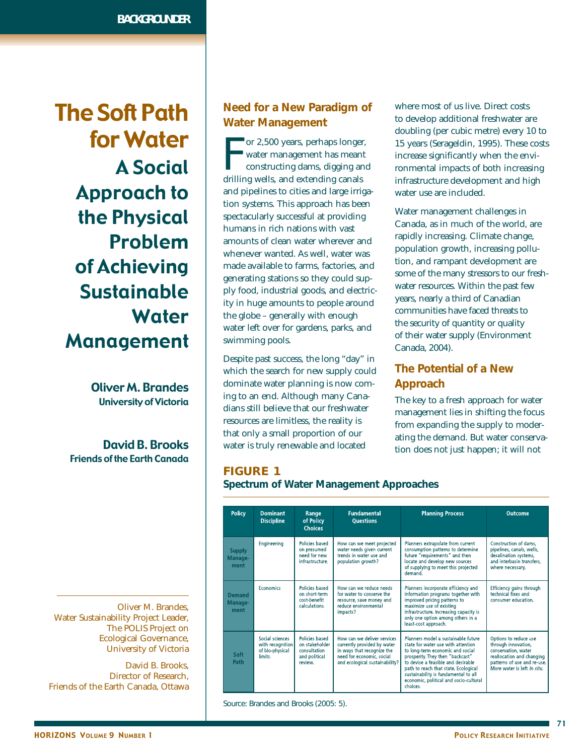BACKGROUNDER

# The Soft Path for Water

## A Social Approach to the Physical Problem of Achieving Sustainable Water Management

**Oliver M. Brandes**
University of Victoria

**David B. Brooks**
Friends of the Earth Canada

Oliver M. Brandes, Water Sustainability Project Leader, The POLIS Project on Ecological Governance, University of Victoria

David B. Brooks, Director of Research, Friends of the Earth Canada, Ottawa

### Need for a New Paradigm of Water Management

For 2,500 years, perhaps longer, water management has meant constructing dams, digging and drilling wells, and extending canals and pipelines to cities and large irrigation systems. This approach has been spectacularly successful at providing humans in rich nations with vast amounts of clean water wherever and whenever wanted. As well, water was made available to farms, factories, and generating stations so they could supply food, industrial goods, and electricity in huge amounts to people around the globe – generally with enough water left over for gardens, parks, and swimming pools.

Despite past success, the long "day" in which the search for new supply could dominate water planning is now coming to an end. Although many Canadians still believe that our freshwater resources are limitless, the reality is that only a small proportion of our water is truly renewable and located where most of us live. Direct costs to develop additional freshwater are doubling (per cubic metre) every 10 to 15 years (Serageldin, 1995). These costs increase significantly when the environmental impacts of both increasing infrastructure development and high water use are included.

Water management challenges in Canada, as in much of the world, are rapidly increasing. Climate change, population growth, increasing pollution, and rampant development are some of the many stressors to our freshwater resources. Within the past few years, nearly a third of Canadian communities have faced threats to the security of quantity or quality of their water supply (Environment Canada, 2004).

### The Potential of a New Approach

The key to a fresh approach for water management lies in shifting the focus from expanding the supply to moderating the demand. But water conservation does not just happen; it will not

**FIGURE 1**
**Spectrum of Water Management Approaches**

| Policy | Dominant Discipline | Range of Policy Choices | Fundamental Questions | Planning Process | Outcome |
|---|---|---|---|---|---|
| Supply Management | Engineering | Policies based on presumed need for new infrastructure. | How can we meet projected water needs given current trends in water use and population growth? | Planners extrapolate from current consumption patterns to determine future "requirements" and then locate and develop new sources of supplying to meet this projected demand. | Construction of dams, pipelines, canals, wells, desalination systems, and interbasin transfers, where necessary. |
| Demand Management | Economics | Policies based on short-term cost-benefit calculations. | How can we reduce needs for water to conserve the resource, save money and reduce environmental impacts? | Planners incorporate efficiency and information programs together with improved pricing patterns to maximize use of existing infrastructure. Increasing capacity is only one option among others in a least-cost approach. | Efficiency gains through technical fixes and consumer education. |
| Soft Path | Social sciences with recognition of bio-physical limits. | Policies based on stakeholder consultation and political review. | How can we deliver services currently provided by water in ways that recognize the need for economic, social and ecological sustainability? | Planners model a sustainable future state for water use with attention to long-term economic and social prosperity. They then "backcast" to devise a feasible and desirable path to reach that state. Ecological sustainability is fundamental to all economic, political and socio-cultural choices. | Options to reduce use through innovation, conservation, water reallocation and changing patterns of use and re-use. More water is left *in situ*. |

Source: Brandes and Brooks (2005: 5).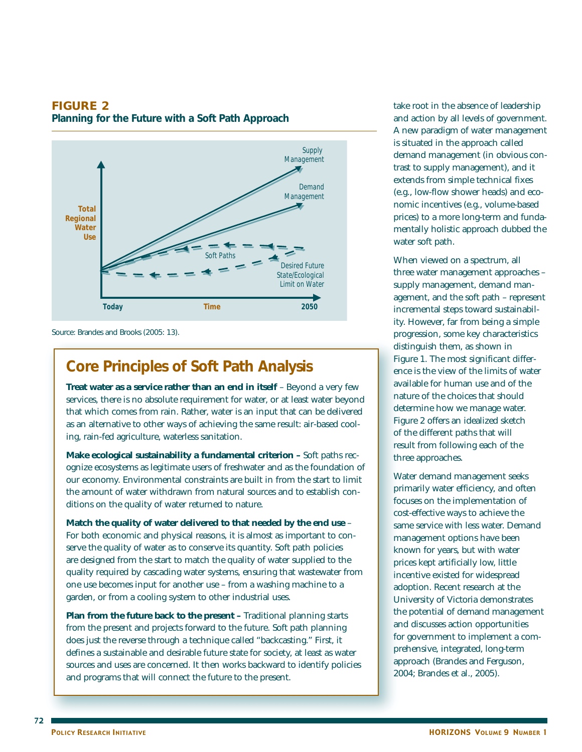**FIGURE 2**
**Planning for the Future with a Soft Path Approach**

Source: Brandes and Brooks (2005: 13).

## Core Principles of Soft Path Analysis

**Treat water as a service rather than an end in itself** – Beyond a very few services, there is no absolute requirement for water, or at least water beyond that which comes from rain. Rather, water is an input that can be delivered as an alternative to other ways of achieving the same result: air-based cooling, rain-fed agriculture, waterless sanitation.

**Make ecological sustainability a fundamental criterion –** Soft paths recognize ecosystems as legitimate users of freshwater and as the foundation of our economy. Environmental constraints are built in from the start to limit the amount of water withdrawn from natural sources and to establish conditions on the quality of water returned to nature.

**Match the quality of water delivered to that needed by the end use** – For both economic and physical reasons, it is almost as important to conserve the quality of water as to conserve its quantity. Soft path policies are designed from the start to match the quality of water supplied to the quality required by cascading water systems, ensuring that wastewater from one use becomes input for another use – from a washing machine to a garden, or from a cooling system to other industrial uses.

**Plan from the future back to the present –** Traditional planning starts from the present and projects forward to the future. Soft path planning does just the reverse through a technique called "backcasting." First, it defines a sustainable and desirable future state for society, at least as water sources and uses are concerned. It then works backward to identify policies and programs that will connect the future to the present.

take root in the absence of leadership and action by all levels of government. A new paradigm of water management is situated in the approach called demand management (in obvious contrast to supply management), and it extends from simple technical fixes (e.g., low-flow shower heads) and economic incentives (e.g., volume-based prices) to a more long-term and fundamentally holistic approach dubbed the water soft path.

When viewed on a spectrum, all three water management approaches – supply management, demand management, and the soft path – represent incremental steps toward sustainability. However, far from being a simple progression, some key characteristics distinguish them, as shown in Figure 1. The most significant difference is the view of the limits of water available for human use and of the nature of the choices that should determine how we manage water. Figure 2 offers an idealized sketch of the different paths that will result from following each of the three approaches.

Water demand management seeks primarily water efficiency, and often focuses on the implementation of cost-effective ways to achieve the same service with less water. Demand management options have been known for years, but with water prices kept artificially low, little incentive existed for widespread adoption. Recent research at the University of Victoria demonstrates the potential of demand management and discusses action opportunities for government to implement a comprehensive, integrated, long-term approach (Brandes and Ferguson, 2004; Brandes et al., 2005).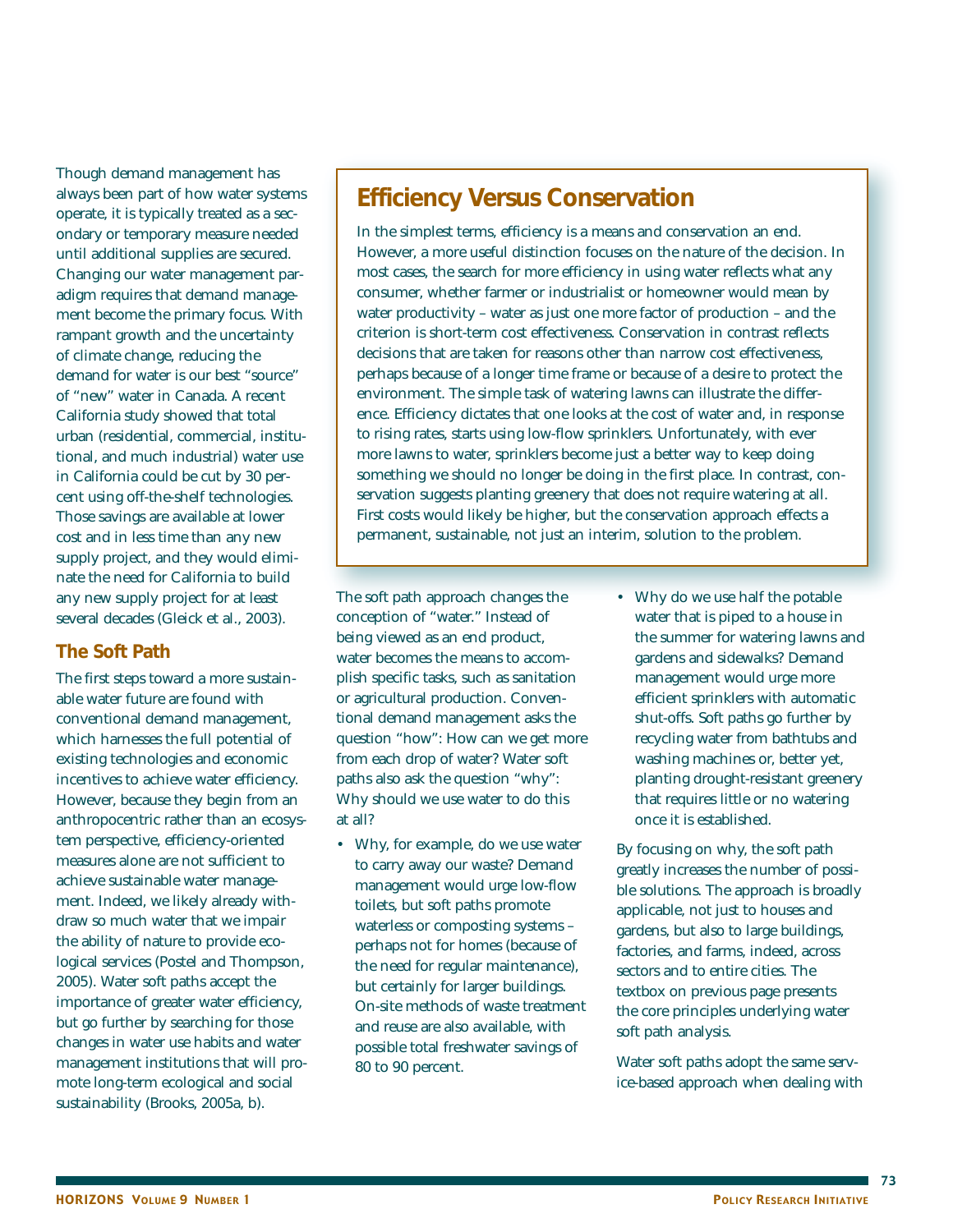Though demand management has always been part of how water systems operate, it is typically treated as a secondary or temporary measure needed until additional supplies are secured. Changing our water management paradigm requires that demand management become the primary focus. With rampant growth and the uncertainty of climate change, reducing the demand for water is our best "source" of "new" water in Canada. A recent California study showed that total urban (residential, commercial, institutional, and much industrial) water use in California could be cut by 30 percent using off-the-shelf technologies. Those savings are available at lower cost and in less time than any new supply project, and they would eliminate the need for California to build any new supply project for at least several decades (Gleick et al., 2003).

## The Soft Path

The first steps toward a more sustainable water future are found with conventional demand management, which harnesses the full potential of existing technologies and economic incentives to achieve water efficiency. However, because they begin from an anthropocentric rather than an ecosystem perspective, efficiency-oriented measures alone are not sufficient to achieve sustainable water management. Indeed, we likely already withdraw so much water that we impair the ability of nature to provide ecological services (Postel and Thompson, 2005). Water soft paths accept the importance of greater water efficiency, but go further by searching for those changes in water use habits and water management institutions that will promote long-term ecological and social sustainability (Brooks, 2005a, b).

> ## Efficiency Versus Conservation
>
> In the simplest terms, efficiency is a means and conservation an end. However, a more useful distinction focuses on the nature of the decision. In most cases, the search for more efficiency in using water reflects what any consumer, whether farmer or industrialist or homeowner would mean by water productivity – water as just one more factor of production – and the criterion is short-term cost effectiveness. Conservation in contrast reflects decisions that are taken for reasons other than narrow cost effectiveness, perhaps because of a longer time frame or because of a desire to protect the environment. The simple task of watering lawns can illustrate the difference. Efficiency dictates that one looks at the cost of water and, in response to rising rates, starts using low-flow sprinklers. Unfortunately, with ever more lawns to water, sprinklers become just a better way to keep doing something we should no longer be doing in the first place. In contrast, conservation suggests planting greenery that does not require watering at all. First costs would likely be higher, but the conservation approach effects a permanent, sustainable, not just an interim, solution to the problem.

The soft path approach changes the conception of "water." Instead of being viewed as an end product, water becomes the means to accomplish specific tasks, such as sanitation or agricultural production. Conventional demand management asks the question "how": How can we get more from each drop of water? Water soft paths also ask the question "why": Why should we use water to do this at all?

- Why, for example, do we use water to carry away our waste? Demand management would urge low-flow toilets, but soft paths promote waterless or composting systems – perhaps not for homes (because of the need for regular maintenance), but certainly for larger buildings. On-site methods of waste treatment and reuse are also available, with possible total freshwater savings of 80 to 90 percent.
- Why do we use half the potable water that is piped to a house in the summer for watering lawns and gardens and sidewalks? Demand management would urge more efficient sprinklers with automatic shut-offs. Soft paths go further by recycling water from bathtubs and washing machines or, better yet, planting drought-resistant greenery that requires little or no watering once it is established.

By focusing on why, the soft path greatly increases the number of possible solutions. The approach is broadly applicable, not just to houses and gardens, but also to large buildings, factories, and farms, indeed, across sectors and to entire cities. The textbox on previous page presents the core principles underlying water soft path analysis.

Water soft paths adopt the same service-based approach when dealing with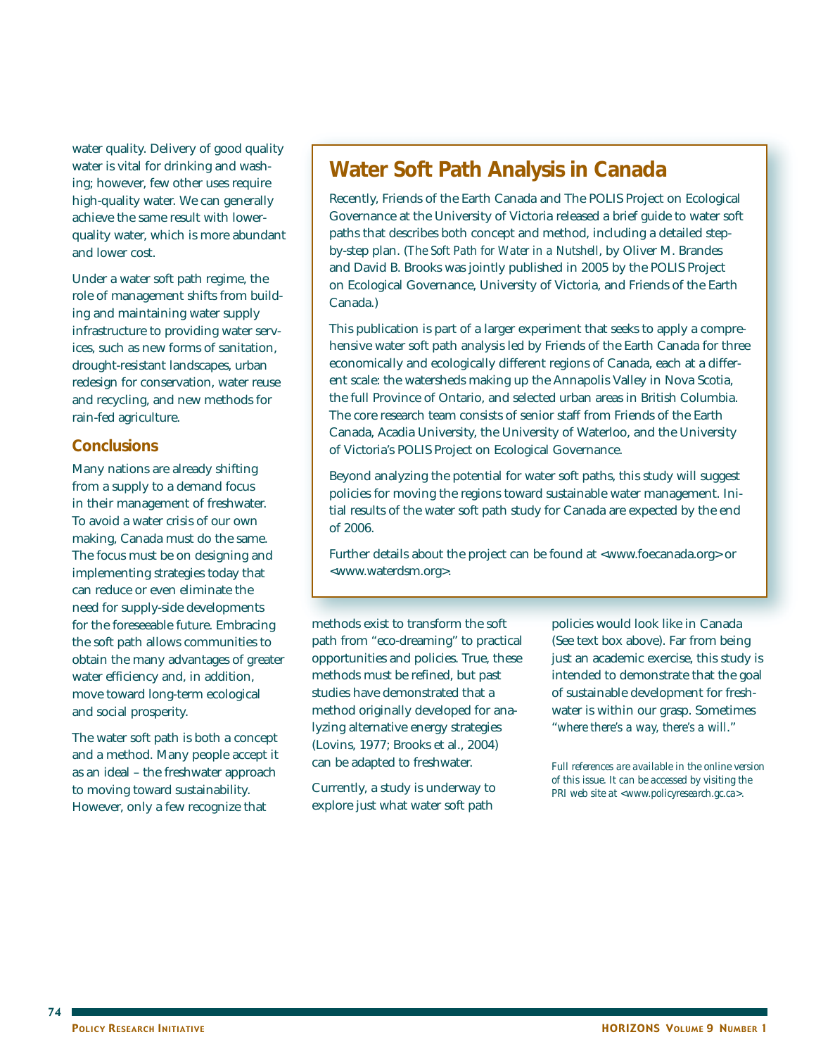water quality. Delivery of good quality water is vital for drinking and washing; however, few other uses require high-quality water. We can generally achieve the same result with lower-quality water, which is more abundant and lower cost.

Under a water soft path regime, the role of management shifts from building and maintaining water supply infrastructure to providing water services, such as new forms of sanitation, drought-resistant landscapes, urban redesign for conservation, water reuse and recycling, and new methods for rain-fed agriculture.

## Conclusions

Many nations are already shifting from a supply to a demand focus in their management of freshwater. To avoid a water crisis of our own making, Canada must do the same. The focus must be on designing and implementing strategies today that can reduce or even eliminate the need for supply-side developments for the foreseeable future. Embracing the soft path allows communities to obtain the many advantages of greater water efficiency and, in addition, move toward long-term ecological and social prosperity.

The water soft path is both a concept and a method. Many people accept it as an ideal – the freshwater approach to moving toward sustainability. However, only a few recognize that methods exist to transform the soft path from "eco-dreaming" to practical opportunities and policies. True, these methods must be refined, but past studies have demonstrated that a method originally developed for analyzing alternative energy strategies (Lovins, 1977; Brooks et al., 2004) can be adapted to freshwater.

Currently, a study is underway to explore just what water soft path policies would look like in Canada (See text box above). Far from being just an academic exercise, this study is intended to demonstrate that the goal of sustainable development for freshwater is within our grasp. Sometimes *"where there's a way, there's a will."*

*Full references are available in the online version of this issue. It can be accessed by visiting the PRI web site at <www.policyresearch.gc.ca>.*

## Water Soft Path Analysis in Canada

Recently, Friends of the Earth Canada and The POLIS Project on Ecological Governance at the University of Victoria released a brief guide to water soft paths that describes both concept and method, including a detailed step-by-step plan. (*The Soft Path for Water in a Nutshell*, by Oliver M. Brandes and David B. Brooks was jointly published in 2005 by the POLIS Project on Ecological Governance, University of Victoria, and Friends of the Earth Canada.)

This publication is part of a larger experiment that seeks to apply a comprehensive water soft path analysis led by Friends of the Earth Canada for three economically and ecologically different regions of Canada, each at a different scale: the watersheds making up the Annapolis Valley in Nova Scotia, the full Province of Ontario, and selected urban areas in British Columbia. The core research team consists of senior staff from Friends of the Earth Canada, Acadia University, the University of Waterloo, and the University of Victoria's POLIS Project on Ecological Governance.

Beyond analyzing the potential for water soft paths, this study will suggest policies for moving the regions toward sustainable water management. Initial results of the water soft path study for Canada are expected by the end of 2006.

Further details about the project can be found at <www.foecanada.org> or <www.waterdsm.org>.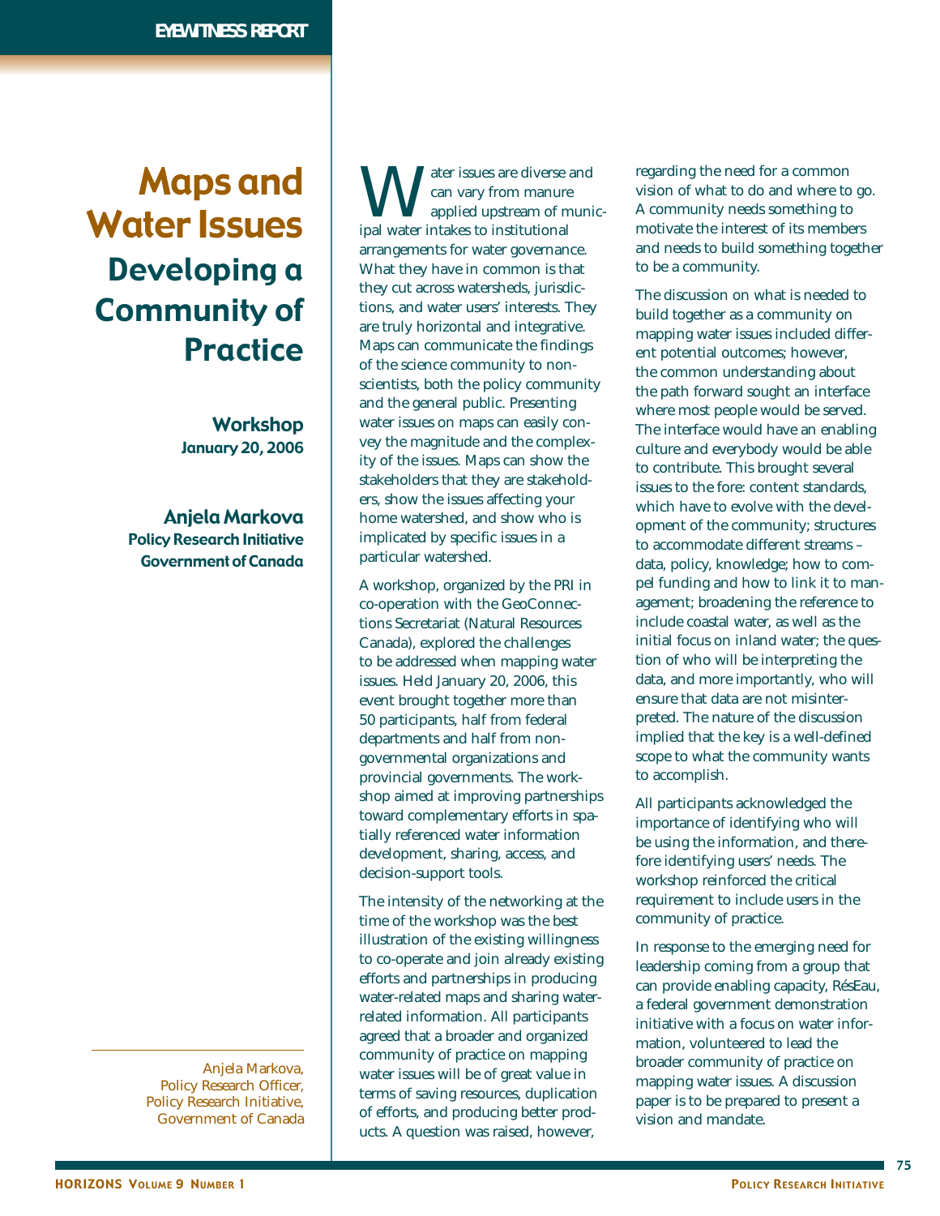EYEWITNESS REPORT

# Maps and Water Issues

## Developing a Community of Practice

**Workshop**
**January 20, 2006**

**Anjela Markova**
**Policy Research Initiative**
**Government of Canada**

Water issues are diverse and can vary from manure applied upstream of municipal water intakes to institutional arrangements for water governance. What they have in common is that they cut across watersheds, jurisdictions, and water users' interests. They are truly horizontal and integrative. Maps can communicate the findings of the science community to non-scientists, both the policy community and the general public. Presenting water issues on maps can easily convey the magnitude and the complexity of the issues. Maps can show the stakeholders that they are stakeholders, show the issues affecting your home watershed, and show who is implicated by specific issues in a particular watershed.

A workshop, organized by the PRI in co-operation with the GeoConnections Secretariat (Natural Resources Canada), explored the challenges to be addressed when mapping water issues. Held January 20, 2006, this event brought together more than 50 participants, half from federal departments and half from non-governmental organizations and provincial governments. The workshop aimed at improving partnerships toward complementary efforts in spatially referenced water information development, sharing, access, and decision-support tools.

The intensity of the networking at the time of the workshop was the best illustration of the existing willingness to co-operate and join already existing efforts and partnerships in producing water-related maps and sharing water-related information. All participants agreed that a broader and organized community of practice on mapping water issues will be of great value in terms of saving resources, duplication of efforts, and producing better products. A question was raised, however, regarding the need for a common vision of what to do and where to go. A community needs something to motivate the interest of its members and needs to build something together to be a community.

The discussion on what is needed to build together as a community on mapping water issues included different potential outcomes; however, the common understanding about the path forward sought an interface where most people would be served. The interface would have an enabling culture and everybody would be able to contribute. This brought several issues to the fore: content standards, which have to evolve with the development of the community; structures to accommodate different streams – data, policy, knowledge; how to compel funding and how to link it to management; broadening the reference to include coastal water, as well as the initial focus on inland water; the question of who will be interpreting the data, and more importantly, who will ensure that data are not misinterpreted. The nature of the discussion implied that the key is a well-defined scope to what the community wants to accomplish.

All participants acknowledged the importance of identifying who will be using the information, and therefore identifying users' needs. The workshop reinforced the critical requirement to include users in the community of practice.

In response to the emerging need for leadership coming from a group that can provide enabling capacity, RésEau, a federal government demonstration initiative with a focus on water information, volunteered to lead the broader community of practice on mapping water issues. A discussion paper is to be prepared to present a vision and mandate.

---

Anjela Markova, Policy Research Officer, Policy Research Initiative, Government of Canada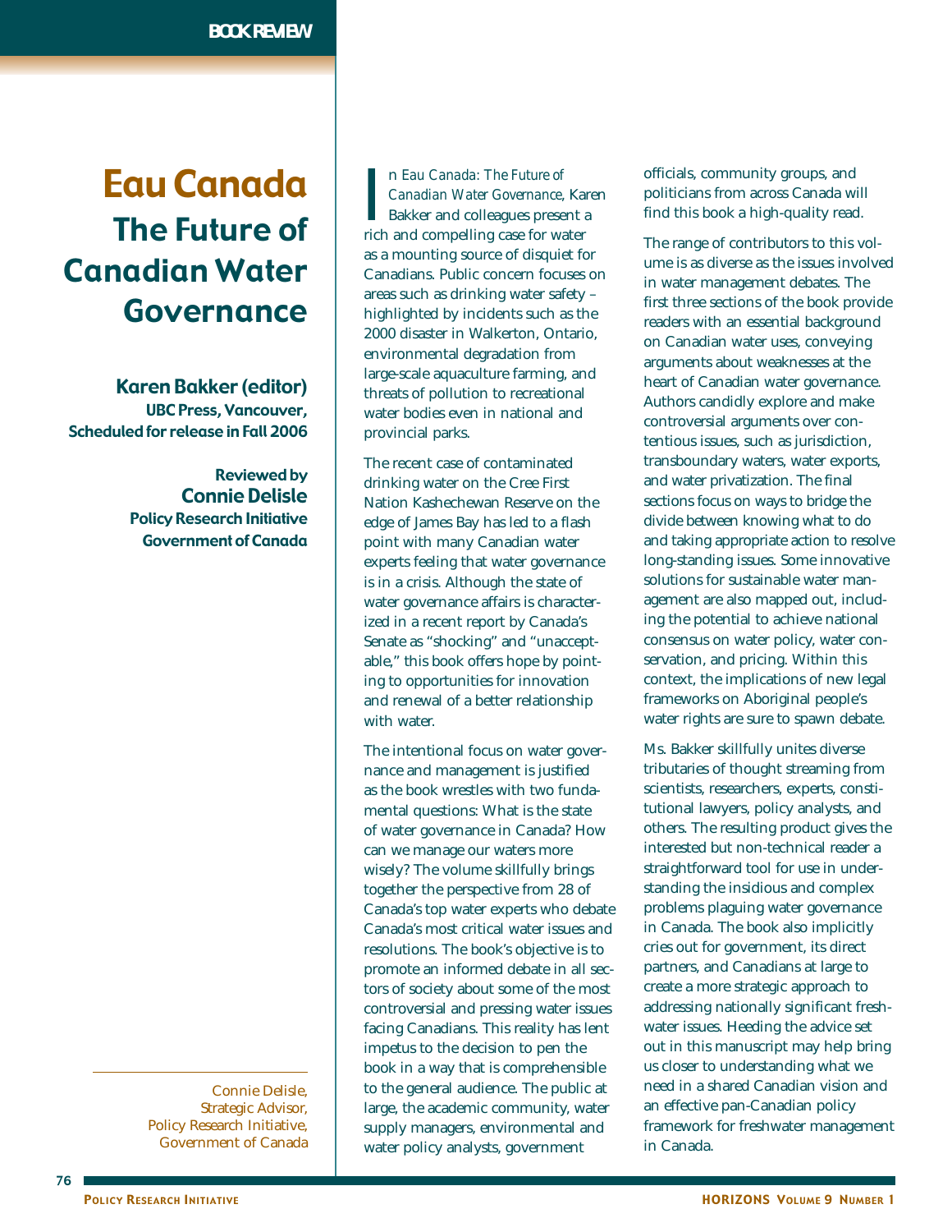BOOK REVIEW

# Eau Canada
## The Future of Canadian Water Governance

**Karen Bakker (editor)**
**UBC Press, Vancouver, Scheduled for release in Fall 2006**

**Reviewed by Connie Delisle**
**Policy Research Initiative**
**Government of Canada**

In *Eau Canada: The Future of Canadian Water Governance*, Karen Bakker and colleagues present a rich and compelling case for water as a mounting source of disquiet for Canadians. Public concern focuses on areas such as drinking water safety – highlighted by incidents such as the 2000 disaster in Walkerton, Ontario, environmental degradation from large-scale aquaculture farming, and threats of pollution to recreational water bodies even in national and provincial parks.

The recent case of contaminated drinking water on the Cree First Nation Kashechewan Reserve on the edge of James Bay has led to a flash point with many Canadian water experts feeling that water governance is in a crisis. Although the state of water governance affairs is characterized in a recent report by Canada's Senate as "shocking" and "unacceptable," this book offers hope by pointing to opportunities for innovation and renewal of a better relationship with water.

The intentional focus on water governance and management is justified as the book wrestles with two fundamental questions: What is the state of water governance in Canada? How can we manage our waters more wisely? The volume skillfully brings together the perspective from 28 of Canada's top water experts who debate Canada's most critical water issues and resolutions. The book's objective is to promote an informed debate in all sectors of society about some of the most controversial and pressing water issues facing Canadians. This reality has lent impetus to the decision to pen the book in a way that is comprehensible to the general audience. The public at large, the academic community, water supply managers, environmental and water policy analysts, government officials, community groups, and politicians from across Canada will find this book a high-quality read.

The range of contributors to this volume is as diverse as the issues involved in water management debates. The first three sections of the book provide readers with an essential background on Canadian water uses, conveying arguments about weaknesses at the heart of Canadian water governance. Authors candidly explore and make controversial arguments over contentious issues, such as jurisdiction, transboundary waters, water exports, and water privatization. The final sections focus on ways to bridge the divide between knowing what to do and taking appropriate action to resolve long-standing issues. Some innovative solutions for sustainable water management are also mapped out, including the potential to achieve national consensus on water policy, water conservation, and pricing. Within this context, the implications of new legal frameworks on Aboriginal people's water rights are sure to spawn debate.

Ms. Bakker skillfully unites diverse tributaries of thought streaming from scientists, researchers, experts, constitutional lawyers, policy analysts, and others. The resulting product gives the interested but non-technical reader a straightforward tool for use in understanding the insidious and complex problems plaguing water governance in Canada. The book also implicitly cries out for government, its direct partners, and Canadians at large to create a more strategic approach to addressing nationally significant freshwater issues. Heeding the advice set out in this manuscript may help bring us closer to understanding what we need in a shared Canadian vision and an effective pan-Canadian policy framework for freshwater management in Canada.

---

Connie Delisle, Strategic Advisor, Policy Research Initiative, Government of Canada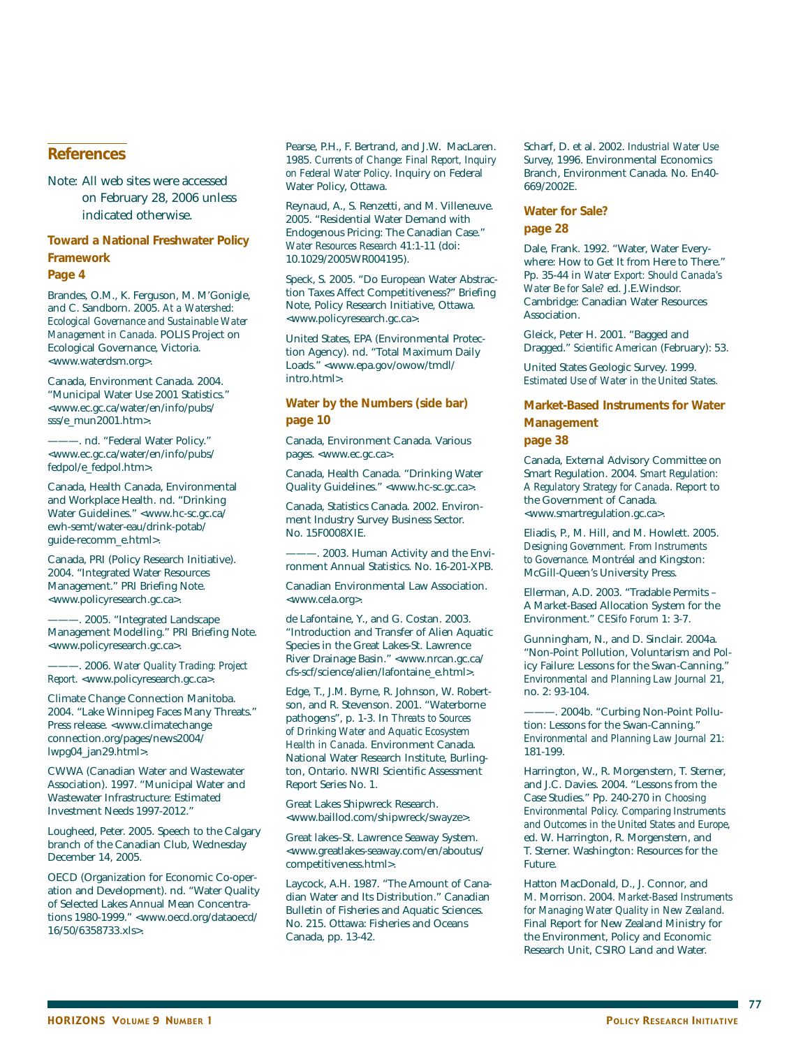## References

Note: All web sites were accessed on February 28, 2006 unless indicated otherwise.

### Toward a National Freshwater Policy Framework
### Page 4

Brandes, O.M., K. Ferguson, M. M'Gonigle, and C. Sandborn. 2005. *At a Watershed: Ecological Governance and Sustainable Water Management in Canada.* POLIS Project on Ecological Governance, Victoria. <www.waterdsm.org>.

Canada, Environment Canada. 2004. "Municipal Water Use 2001 Statistics." <www.ec.gc.ca/water/en/info/pubs/sss/e_mun2001.htm>.

———. nd. "Federal Water Policy." <www.ec.gc.ca/water/en/info/pubs/fedpol/e_fedpol.htm>.

Canada, Health Canada, Environmental and Workplace Health. nd. "Drinking Water Guidelines." <www.hc-sc.gc.ca/ewh-semt/water-eau/drink-potab/guide-recomm_e.html>.

Canada, PRI (Policy Research Initiative). 2004. "Integrated Water Resources Management." PRI Briefing Note. <www.policyresearch.gc.ca>.

———. 2005. "Integrated Landscape Management Modelling." PRI Briefing Note. <www.policyresearch.gc.ca>.

———. 2006. *Water Quality Trading: Project Report.* <www.policyresearch.gc.ca>.

Climate Change Connection Manitoba. 2004. "Lake Winnipeg Faces Many Threats." Press release. <www.climatechange connection.org/pages/news2004/lwpg04_jan29.html>.

CWWA (Canadian Water and Wastewater Association). 1997. "Municipal Water and Wastewater Infrastructure: Estimated Investment Needs 1997-2012."

Lougheed, Peter. 2005. Speech to the Calgary branch of the Canadian Club, Wednesday December 14, 2005.

OECD (Organization for Economic Co-operation and Development). nd. "Water Quality of Selected Lakes Annual Mean Concentrations 1980-1999." <www.oecd.org/dataoecd/16/50/6358733.xls>.

Pearse, P.H., F. Bertrand, and J.W. MacLaren. 1985. *Currents of Change: Final Report, Inquiry on Federal Water Policy.* Inquiry on Federal Water Policy, Ottawa.

Reynaud, A., S. Renzetti, and M. Villeneuve. 2005. "Residential Water Demand with Endogenous Pricing: The Canadian Case." *Water Resources Research* 41:1-11 (doi: 10.1029/2005WR004195).

Speck, S. 2005. "Do European Water Abstraction Taxes Affect Competitiveness?" Briefing Note, Policy Research Initiative, Ottawa. <www.policyresearch.gc.ca>.

United States, EPA (Environmental Protection Agency). nd. "Total Maximum Daily Loads." <www.epa.gov/owow/tmdl/intro.html>.

### Water by the Numbers (side bar)
### page 10

Canada, Environment Canada. Various pages. <www.ec.gc.ca>.

Canada, Health Canada. "Drinking Water Quality Guidelines." <www.hc-sc.gc.ca>.

Canada, Statistics Canada. 2002. Environment Industry Survey Business Sector. No. 15F0008XIE.

———. 2003. Human Activity and the Environment Annual Statistics. No. 16-201-XPB.

Canadian Environmental Law Association. <www.cela.org>.

de Lafontaine, Y., and G. Costan. 2003. "Introduction and Transfer of Alien Aquatic Species in the Great Lakes-St. Lawrence River Drainage Basin." <www.nrcan.gc.ca/cfs-scf/science/alien/lafontaine_e.html>.

Edge, T., J.M. Byrne, R. Johnson, W. Robertson, and R. Stevenson. 2001. "Waterborne pathogens", p. 1-3. In *Threats to Sources of Drinking Water and Aquatic Ecosystem Health in Canada.* Environment Canada. National Water Research Institute, Burlington, Ontario. NWRI Scientific Assessment Report Series No. 1.

Great Lakes Shipwreck Research. <www.baillod.com/shipwreck/swayze>.

Great lakes–St. Lawrence Seaway System. <www.greatlakes-seaway.com/en/aboutus/competitiveness.html>.

Laycock, A.H. 1987. "The Amount of Canadian Water and Its Distribution." Canadian Bulletin of Fisheries and Aquatic Sciences. No. 215. Ottawa: Fisheries and Oceans Canada, pp. 13-42.

Scharf, D. et al. 2002. *Industrial Water Use Survey,* 1996. Environmental Economics Branch, Environment Canada. No. En40-669/2002E.

### Water for Sale?
### page 28

Dale, Frank. 1992. "Water, Water Everywhere: How to Get It from Here to There." Pp. 35-44 in *Water Export: Should Canada's Water Be for Sale?* ed. J.E.Windsor. Cambridge: Canadian Water Resources Association.

Gleick, Peter H. 2001. "Bagged and Dragged." *Scientific American* (February): 53.

United States Geologic Survey. 1999. *Estimated Use of Water in the United States.*

### Market-Based Instruments for Water Management
### page 38

Canada, External Advisory Committee on Smart Regulation. 2004. *Smart Regulation: A Regulatory Strategy for Canada.* Report to the Government of Canada. <www.smartregulation.gc.ca>.

Eliadis, P., M. Hill, and M. Howlett. 2005. *Designing Government. From Instruments to Governance.* Montréal and Kingston: McGill-Queen's University Press.

Ellerman, A.D. 2003. "Tradable Permits – A Market-Based Allocation System for the Environment." *CESifo Forum* 1: 3-7.

Gunningham, N., and D. Sinclair. 2004a. "Non-Point Pollution, Voluntarism and Policy Failure: Lessons for the Swan-Canning." *Environmental and Planning Law Journal* 21, no. 2: 93-104.

———. 2004b. "Curbing Non-Point Pollution: Lessons for the Swan-Canning." *Environmental and Planning Law Journal* 21: 181-199.

Harrington, W., R. Morgenstern, T. Sterner, and J.C. Davies. 2004. "Lessons from the Case Studies." Pp. 240-270 in *Choosing Environmental Policy. Comparing Instruments and Outcomes in the United States and Europe,* ed. W. Harrington, R. Morgenstern, and T. Sterner. Washington: Resources for the Future.

Hatton MacDonald, D., J. Connor, and M. Morrison. 2004. *Market-Based Instruments for Managing Water Quality in New Zealand.* Final Report for New Zealand Ministry for the Environment, Policy and Economic Research Unit, CSIRO Land and Water.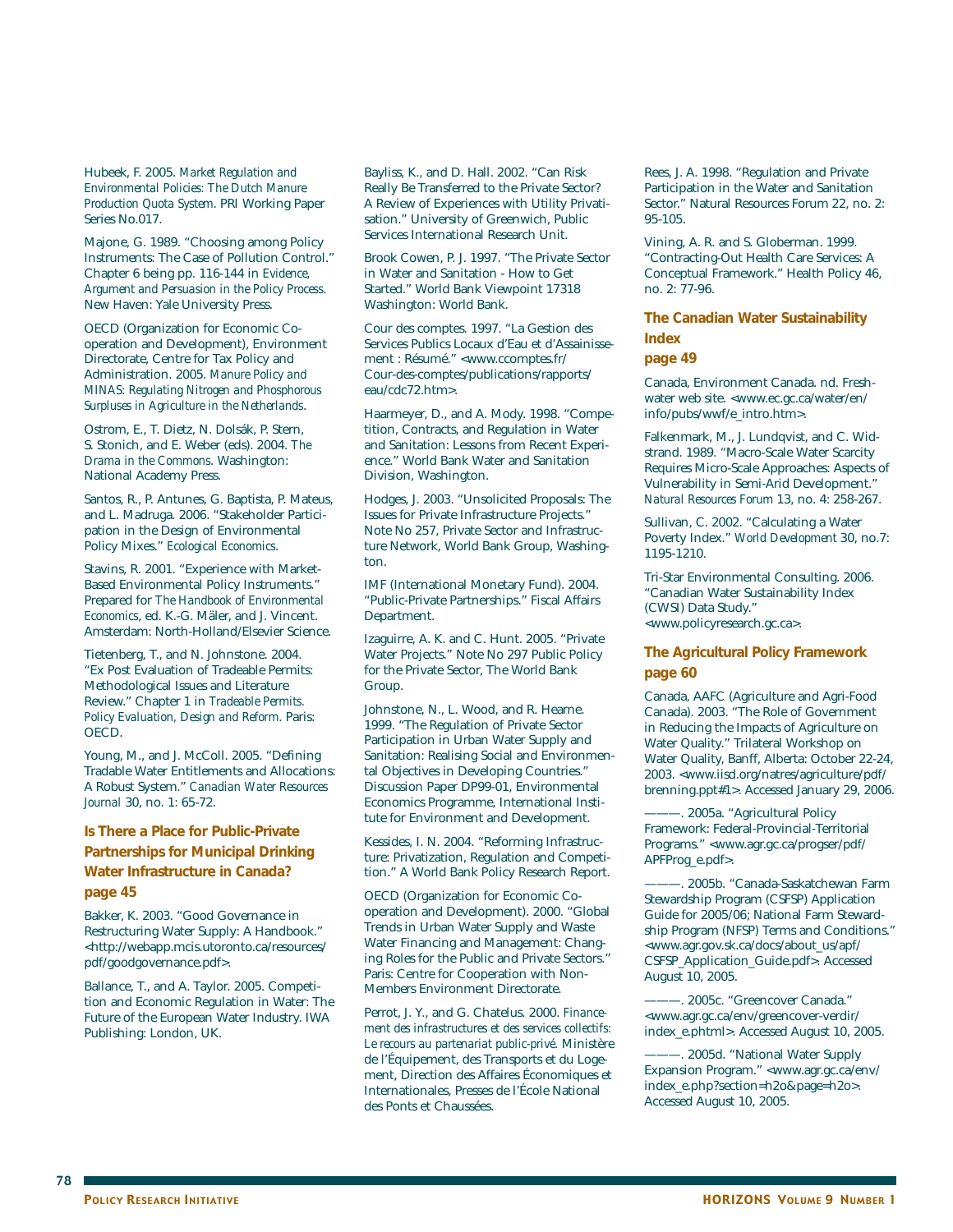Hubeek, F. 2005. *Market Regulation and Environmental Policies: The Dutch Manure Production Quota System*. PRI Working Paper Series No.017.

Majone, G. 1989. “Choosing among Policy Instruments: The Case of Pollution Control.” Chapter 6 being pp. 116-144 in *Evidence, Argument and Persuasion in the Policy Process*. New Haven: Yale University Press.

OECD (Organization for Economic Co-operation and Development), Environment Directorate, Centre for Tax Policy and Administration. 2005. *Manure Policy and MINAS: Regulating Nitrogen and Phosphorous Surpluses in Agriculture in the Netherlands*.

Ostrom, E., T. Dietz, N. Dolsák, P. Stern, S. Stonich, and E. Weber (eds). 2004. *The Drama in the Commons*. Washington: National Academy Press.

Santos, R., P. Antunes, G. Baptista, P. Mateus, and L. Madruga. 2006. “Stakeholder Participation in the Design of Environmental Policy Mixes.” *Ecological Economics*.

Stavins, R. 2001. “Experience with Market-Based Environmental Policy Instruments.” Prepared for *The Handbook of Environmental Economics*, ed. K.-G. Mäler, and J. Vincent. Amsterdam: North-Holland/Elsevier Science.

Tietenberg, T., and N. Johnstone. 2004. “Ex Post Evaluation of Tradeable Permits: Methodological Issues and Literature Review.” Chapter 1 in *Tradeable Permits. Policy Evaluation, Design and Reform*. Paris: OECD.

Young, M., and J. McColl. 2005. “Defining Tradable Water Entitlements and Allocations: A Robust System.” *Canadian Water Resources Journal* 30, no. 1: 65-72.

## Is There a Place for Public-Private Partnerships for Municipal Drinking Water Infrastructure in Canada? page 45

Bakker, K. 2003. “Good Governance in Restructuring Water Supply: A Handbook.” <http://webapp.mcis.utoronto.ca/resources/pdf/goodgovernance.pdf>.

Ballance, T., and A. Taylor. 2005. Competition and Economic Regulation in Water: The Future of the European Water Industry. IWA Publishing: London, UK.

Bayliss, K., and D. Hall. 2002. “Can Risk Really Be Transferred to the Private Sector? A Review of Experiences with Utility Privatisation.” University of Greenwich, Public Services International Research Unit.

Brook Cowen, P. J. 1997. “The Private Sector in Water and Sanitation - How to Get Started.” World Bank Viewpoint 17318 Washington: World Bank.

Cour des comptes. 1997. “La Gestion des Services Publics Locaux d’Eau et d’Assainissement : Résumé.” <www.ccomptes.fr/Cour-des-comptes/publications/rapports/eau/cdc72.htm>.

Haarmeyer, D., and A. Mody. 1998. “Competition, Contracts, and Regulation in Water and Sanitation: Lessons from Recent Experience.” World Bank Water and Sanitation Division, Washington.

Hodges, J. 2003. “Unsolicited Proposals: The Issues for Private Infrastructure Projects.” Note No 257, Private Sector and Infrastructure Network, World Bank Group, Washington.

IMF (International Monetary Fund). 2004. “Public-Private Partnerships.” Fiscal Affairs Department.

Izaguirre, A. K. and C. Hunt. 2005. “Private Water Projects.” Note No 297 Public Policy for the Private Sector, The World Bank Group.

Johnstone, N., L. Wood, and R. Hearne. 1999. “The Regulation of Private Sector Participation in Urban Water Supply and Sanitation: Realising Social and Environmental Objectives in Developing Countries.” Discussion Paper DP99-01, Environmental Economics Programme, International Institute for Environment and Development.

Kessides, I. N. 2004. “Reforming Infrastructure: Privatization, Regulation and Competition.” A World Bank Policy Research Report.

OECD (Organization for Economic Co-operation and Development). 2000. “Global Trends in Urban Water Supply and Waste Water Financing and Management: Changing Roles for the Public and Private Sectors.” Paris: Centre for Cooperation with Non-Members Environment Directorate.

Perrot, J. Y., and G. Chatelus. 2000. *Financement des infrastructures et des services collectifs: Le recours au partenariat public-privé*. Ministère de l’Équipement, des Transports et du Logement, Direction des Affaires Économiques et Internationales, Presses de l’École National des Ponts et Chaussées.

Rees, J. A. 1998. “Regulation and Private Participation in the Water and Sanitation Sector.” Natural Resources Forum 22, no. 2: 95-105.

Vining, A. R. and S. Globerman. 1999. “Contracting-Out Health Care Services: A Conceptual Framework.” Health Policy 46, no. 2: 77-96.

## The Canadian Water Sustainability Index page 49

Canada, Environment Canada. nd. Freshwater web site. <www.ec.gc.ca/water/en/info/pubs/wwf/e_intro.htm>.

Falkenmark, M., J. Lundqvist, and C. Widstrand. 1989. “Macro-Scale Water Scarcity Requires Micro-Scale Approaches: Aspects of Vulnerability in Semi-Arid Development.” *Natural Resources Forum* 13, no. 4: 258-267.

Sullivan, C. 2002. “Calculating a Water Poverty Index.” *World Development* 30, no.7: 1195-1210.

Tri-Star Environmental Consulting. 2006. “Canadian Water Sustainability Index (CWSI) Data Study.” <www.policyresearch.gc.ca>.

## The Agricultural Policy Framework page 60

Canada, AAFC (Agriculture and Agri-Food Canada). 2003. “The Role of Government in Reducing the Impacts of Agriculture on Water Quality.” Trilateral Workshop on Water Quality, Banff, Alberta: October 22-24, 2003. <www.iisd.org/natres/agriculture/pdf/brenning.ppt#1>. Accessed January 29, 2006.

———. 2005a. “Agricultural Policy Framework: Federal-Provincial-Territorial Programs.” <www.agr.gc.ca/progser/pdf/APFProg_e.pdf>.

———. 2005b. “Canada-Saskatchewan Farm Stewardship Program (CSFSP) Application Guide for 2005/06; National Farm Stewardship Program (NFSP) Terms and Conditions.” <www.agr.gov.sk.ca/docs/about_us/apf/CSFSP_Application_Guide.pdf>. Accessed August 10, 2005.

———. 2005c. “Greencover Canada.” <www.agr.gc.ca/env/greencover-verdir/index_e.phtml>. Accessed August 10, 2005.

———. 2005d. “National Water Supply Expansion Program.” <www.agr.gc.ca/env/index_e.php?section=h2o&page=h2o>. Accessed August 10, 2005.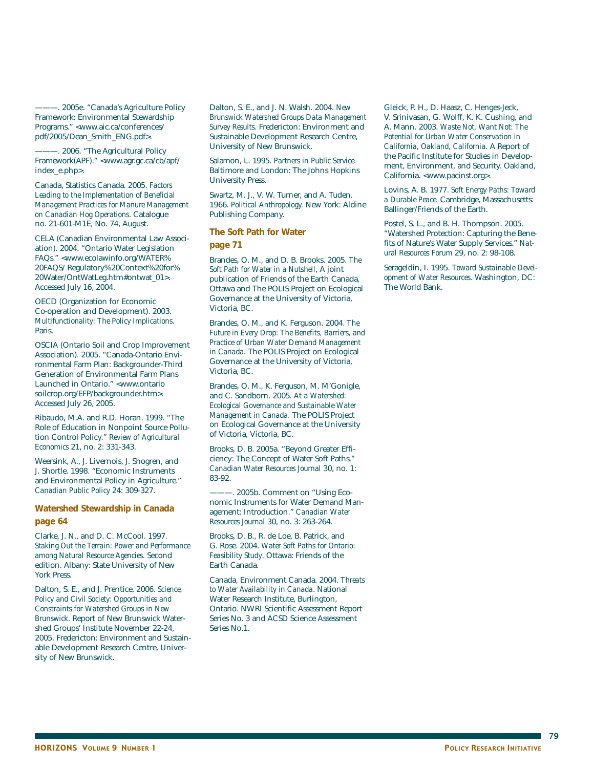———. 2005e. "Canada's Agriculture Policy Framework: Environmental Stewardship Programs." <www.aic.ca/conferences/pdf/2005/Dean_Smith_ENG.pdf>.

———. 2006. "The Agricultural Policy Framework(APF)." <www.agr.gc.ca/cb/apf/index_e.php>.

Canada, Statistics Canada. 2005. *Factors Leading to the Implementation of Beneficial Management Practices for Manure Management on Canadian Hog Operations*. Catalogue no. 21-601-M1E, No. 74, August.

CELA (Canadian Environmental Law Association). 2004. "Ontario Water Legislation FAQs." <www.ecolawinfo.org/WATER%20FAQS/ Regulatory%20Context%20for%20Water/OntWatLeg.htm#ontwat_01>. Accessed July 16, 2004.

OECD (Organization for Economic Co-operation and Development). 2003. *Multifunctionality: The Policy Implications*. Paris.

OSCIA (Ontario Soil and Crop Improvement Association). 2005. "Canada-Ontario Environmental Farm Plan: Backgrounder-Third Generation of Environmental Farm Plans Launched in Ontario." <www.ontariosoilcrop.org/EFP/backgrounder.htm>. Accessed July 26, 2005.

Ribaudo, M.A. and R.D. Horan. 1999. "The Role of Education in Nonpoint Source Pollution Control Policy." *Review of Agricultural Economics* 21, no. 2: 331-343.

Weersink, A., J. Livernois, J. Shogren, and J. Shortle. 1998. "Economic Instruments and Environmental Policy in Agriculture." *Canadian Public Policy* 24: 309-327.

### Watershed Stewardship in Canada page 64

Clarke, J. N., and D. C. McCool. 1997. *Staking Out the Terrain: Power and Performance among Natural Resource Agencies*. Second edition. Albany: State University of New York Press.

Dalton, S. E., and J. Prentice. 2006. *Science, Policy and Civil Society: Opportunities and Constraints for Watershed Groups in New Brunswick*. Report of New Brunswick Watershed Groups' Institute November 22-24, 2005. Fredericton: Environment and Sustainable Development Research Centre, University of New Brunswick.

Dalton, S. E., and J. N. Walsh. 2004. *New Brunswick Watershed Groups Data Management Survey Results*. Fredericton: Environment and Sustainable Development Research Centre, University of New Brunswick.

Salamon, L. 1995. *Partners in Public Service*. Baltimore and London: The Johns Hopkins University Press.

Swartz, M. J., V. W. Turner, and A. Tuden. 1966. *Political Anthropology*. New York: Aldine Publishing Company.

### The Soft Path for Water page 71

Brandes, O. M., and D. B. Brooks. 2005. *The Soft Path for Water in a Nutshell*, A joint publication of Friends of the Earth Canada, Ottawa and The POLIS Project on Ecological Governance at the University of Victoria, Victoria, BC.

Brandes, O. M., and K. Ferguson. 2004. *The Future in Every Drop: The Benefits, Barriers, and Practice of Urban Water Demand Management in Canada*. The POLIS Project on Ecological Governance at the University of Victoria, Victoria, BC.

Brandes, O. M., K. Ferguson, M. M'Gonigle, and C. Sandborn. 2005. *At a Watershed: Ecological Governance and Sustainable Water Management in Canada*. The POLIS Project on Ecological Governance at the University of Victoria, Victoria, BC.

Brooks, D. B. 2005a. "Beyond Greater Efficiency: The Concept of Water Soft Paths." *Canadian Water Resources Journal* 30, no. 1: 83-92.

———. 2005b. Comment on "Using Economic Instruments for Water Demand Management: Introduction." *Canadian Water Resources Journal* 30, no. 3: 263-264.

Brooks, D. B., R. de Loe, B. Patrick, and G. Rose. 2004. *Water Soft Paths for Ontario: Feasibility Study*. Ottawa: Friends of the Earth Canada.

Canada, Environment Canada. 2004. *Threats to Water Availability in Canada*. National Water Research Institute, Burlington, Ontario. NWRI Scientific Assessment Report Series No. 3 and ACSD Science Assessment Series No.1.

Gleick, P. H., D. Haasz, C. Henges-Jeck, V. Srinivasan, G. Wolff, K. K. Cushing, and A. Mann. 2003. *Waste Not, Want Not: The Potential for Urban Water Conservation in California, Oakland, California*. A Report of the Pacific Institute for Studies in Development, Environment, and Security. Oakland, California. <www.pacinst.org>.

Lovins, A. B. 1977. *Soft Energy Paths: Toward a Durable Peace*. Cambridge, Massachusetts: Ballinger/Friends of the Earth.

Postel, S. L., and B. H. Thompson. 2005. "Watershed Protection: Capturing the Benefits of Nature's Water Supply Services." *Natural Resources Forum* 29, no. 2: 98-108.

Serageldin, I. 1995. *Toward Sustainable Development of Water Resources*. Washington, DC: The World Bank.